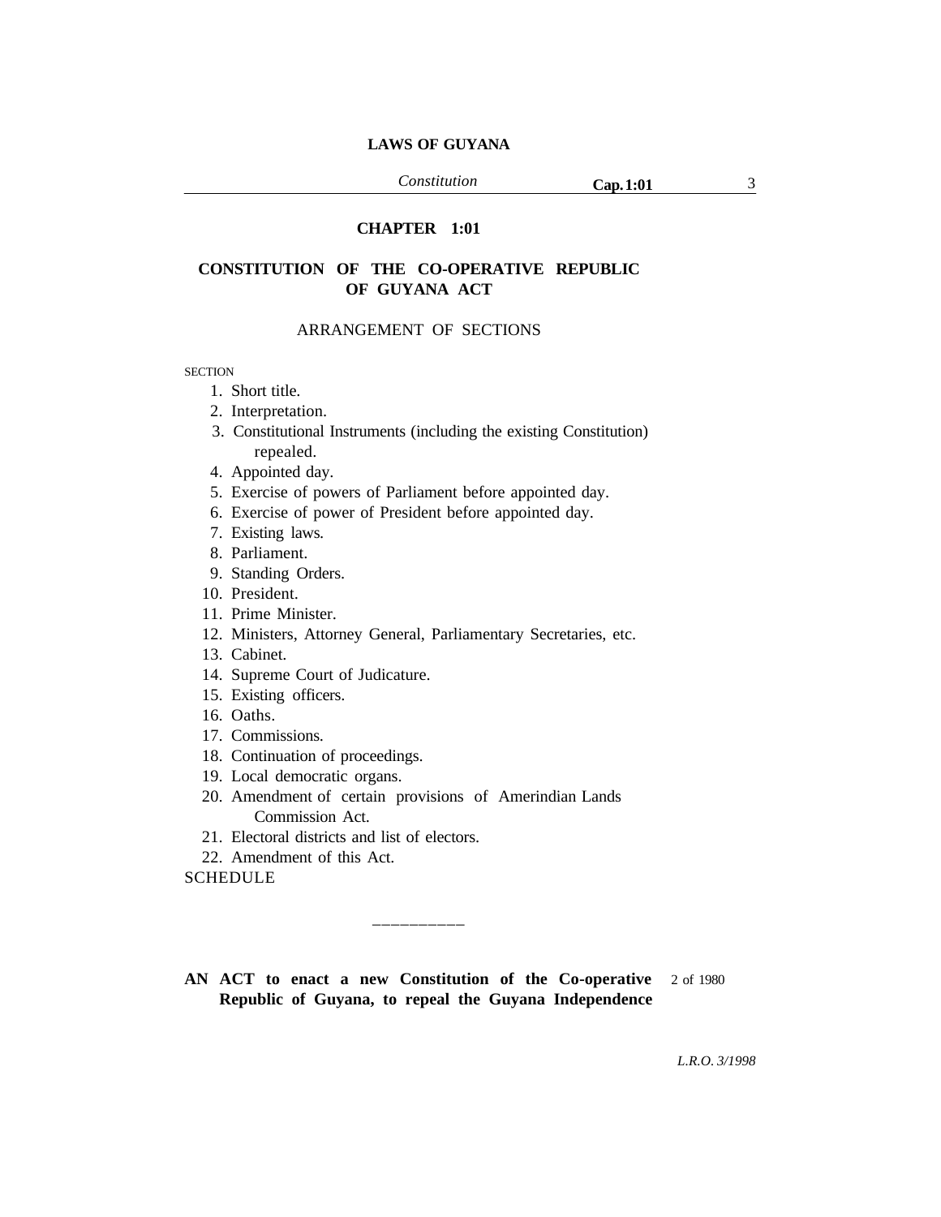# CHAPTER 1:01

## CONSTITUTION OF THE CO-OPERATIVE REPUBLIC OF GUYANA ACT

ARRANGEMENT OF SECTIONS

SECTION

1. Short title.
2. Interpretation.
3. Constitutional Instruments (including the existing Constitution) repealed.
4. Appointed day.
5. Exercise of powers of Parliament before appointed day.
6. Exercise of power of President before appointed day.
7. Existing laws.
8. Parliament.
9. Standing Orders.
10. President.
11. Prime Minister.
12. Ministers, Attorney General, Parliamentary Secretaries, etc.
13. Cabinet.
14. Supreme Court of Judicature.
15. Existing officers.
16. Oaths.
17. Commissions.
18. Continuation of proceedings.
19. Local democratic organs.
20. Amendment of certain provisions of Amerindian Lands Commission Act.
21. Electoral districts and list of electors.
22. Amendment of this Act.

SCHEDULE

---

**AN ACT to enact a new Constitution of the Co-operative Republic of Guyana, to repeal the Guyana Independence** 2 of 1980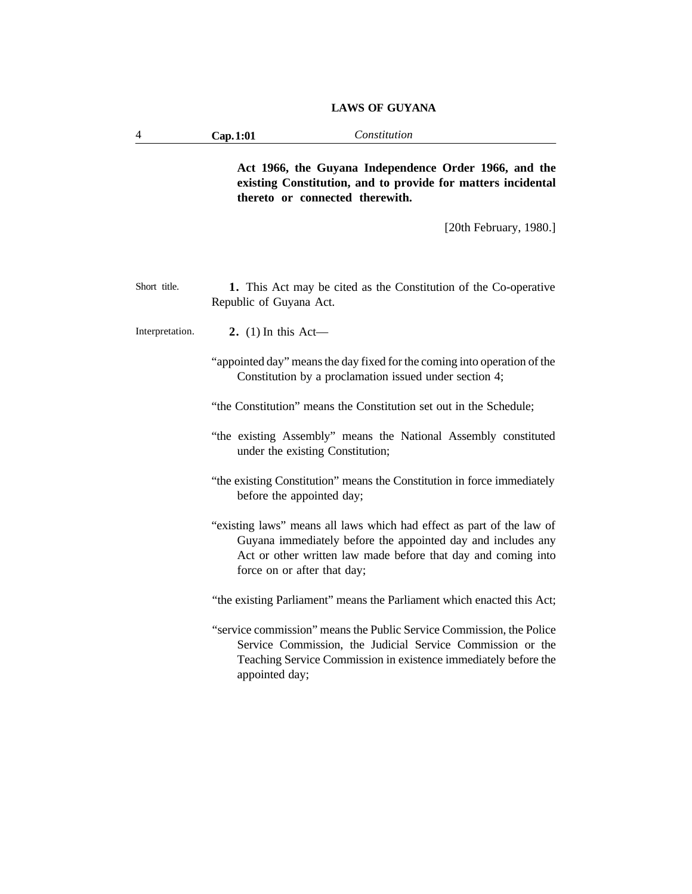**Act 1966, the Guyana Independence Order 1966, and the existing Constitution, and to provide for matters incidental thereto or connected therewith.**

[20th February, 1980.]

Short title.

**1.** This Act may be cited as the Constitution of the Co-operative Republic of Guyana Act.

Interpretation.

**2.** (1) In this Act—

"appointed day" means the day fixed for the coming into operation of the Constitution by a proclamation issued under section 4;

"the Constitution" means the Constitution set out in the Schedule;

"the existing Assembly" means the National Assembly constituted under the existing Constitution;

"the existing Constitution" means the Constitution in force immediately before the appointed day;

"existing laws" means all laws which had effect as part of the law of Guyana immediately before the appointed day and includes any Act or other written law made before that day and coming into force on or after that day;

"the existing Parliament" means the Parliament which enacted this Act;

"service commission" means the Public Service Commission, the Police Service Commission, the Judicial Service Commission or the Teaching Service Commission in existence immediately before the appointed day;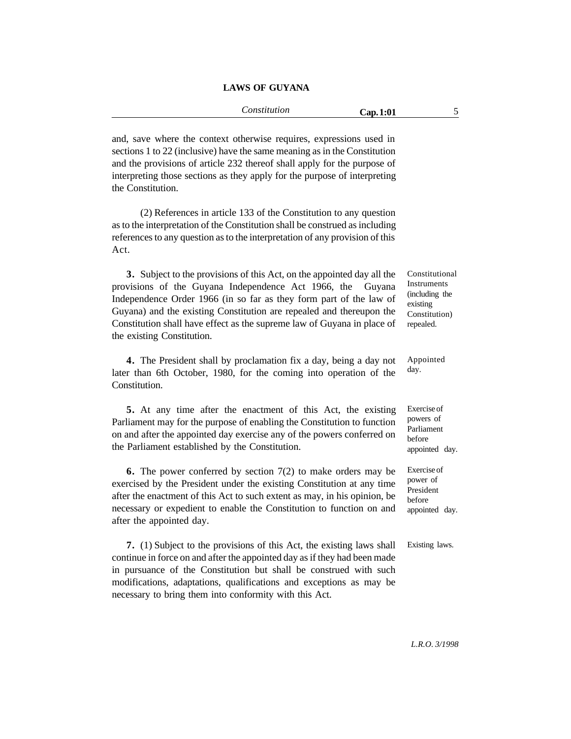and, save where the context otherwise requires, expressions used in sections 1 to 22 (inclusive) have the same meaning as in the Constitution and the provisions of article 232 thereof shall apply for the purpose of interpreting those sections as they apply for the purpose of interpreting the Constitution.

(2) References in article 133 of the Constitution to any question as to the interpretation of the Constitution shall be construed as including references to any question as to the interpretation of any provision of this Act.

Constitutional Instruments (including the existing Constitution) repealed.

**3.** Subject to the provisions of this Act, on the appointed day all the provisions of the Guyana Independence Act 1966, the Guyana Independence Order 1966 (in so far as they form part of the law of Guyana) and the existing Constitution are repealed and thereupon the Constitution shall have effect as the supreme law of Guyana in place of the existing Constitution.

Appointed day.

**4.** The President shall by proclamation fix a day, being a day not later than 6th October, 1980, for the coming into operation of the Constitution.

Exercise of powers of Parliament before appointed day.

**5.** At any time after the enactment of this Act, the existing Parliament may for the purpose of enabling the Constitution to function on and after the appointed day exercise any of the powers conferred on the Parliament established by the Constitution.

Exercise of power of President before appointed day.

**6.** The power conferred by section 7(2) to make orders may be exercised by the President under the existing Constitution at any time after the enactment of this Act to such extent as may, in his opinion, be necessary or expedient to enable the Constitution to function on and after the appointed day.

Existing laws.

**7.** (1) Subject to the provisions of this Act, the existing laws shall continue in force on and after the appointed day as if they had been made in pursuance of the Constitution but shall be construed with such modifications, adaptations, qualifications and exceptions as may be necessary to bring them into conformity with this Act.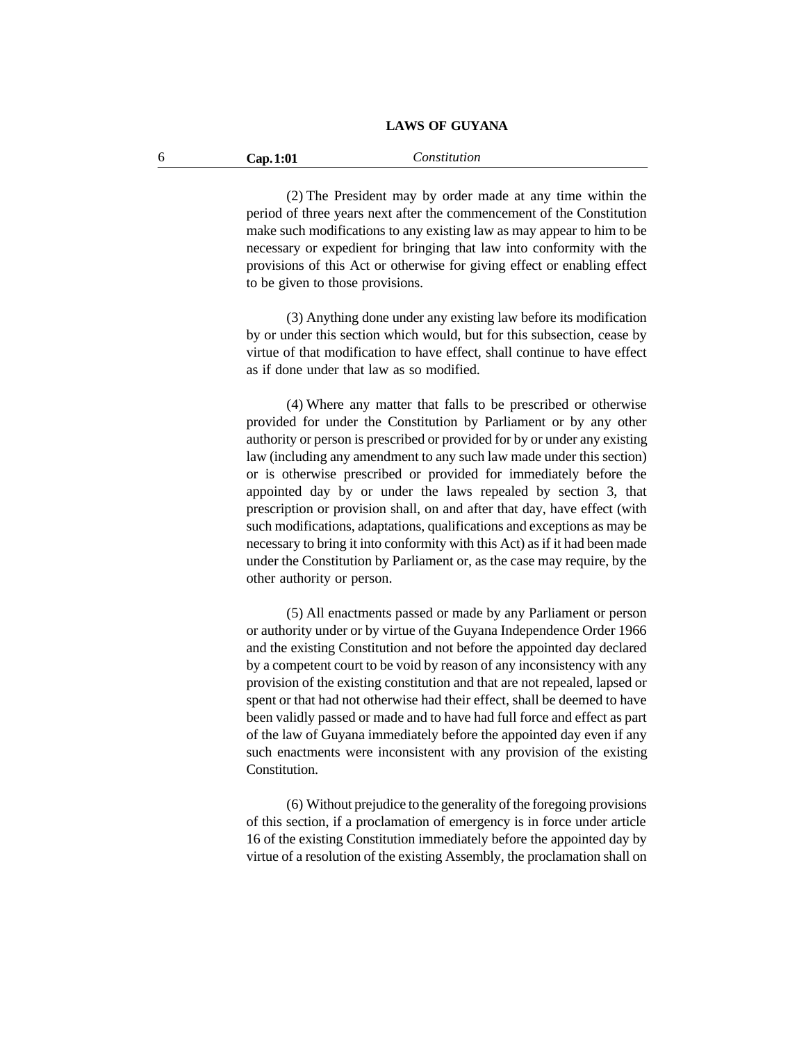(2) The President may by order made at any time within the period of three years next after the commencement of the Constitution make such modifications to any existing law as may appear to him to be necessary or expedient for bringing that law into conformity with the provisions of this Act or otherwise for giving effect or enabling effect to be given to those provisions.

(3) Anything done under any existing law before its modification by or under this section which would, but for this subsection, cease by virtue of that modification to have effect, shall continue to have effect as if done under that law as so modified.

(4) Where any matter that falls to be prescribed or otherwise provided for under the Constitution by Parliament or by any other authority or person is prescribed or provided for by or under any existing law (including any amendment to any such law made under this section) or is otherwise prescribed or provided for immediately before the appointed day by or under the laws repealed by section 3, that prescription or provision shall, on and after that day, have effect (with such modifications, adaptations, qualifications and exceptions as may be necessary to bring it into conformity with this Act) as if it had been made under the Constitution by Parliament or, as the case may require, by the other authority or person.

(5) All enactments passed or made by any Parliament or person or authority under or by virtue of the Guyana Independence Order 1966 and the existing Constitution and not before the appointed day declared by a competent court to be void by reason of any inconsistency with any provision of the existing constitution and that are not repealed, lapsed or spent or that had not otherwise had their effect, shall be deemed to have been validly passed or made and to have had full force and effect as part of the law of Guyana immediately before the appointed day even if any such enactments were inconsistent with any provision of the existing Constitution.

(6) Without prejudice to the generality of the foregoing provisions of this section, if a proclamation of emergency is in force under article 16 of the existing Constitution immediately before the appointed day by virtue of a resolution of the existing Assembly, the proclamation shall on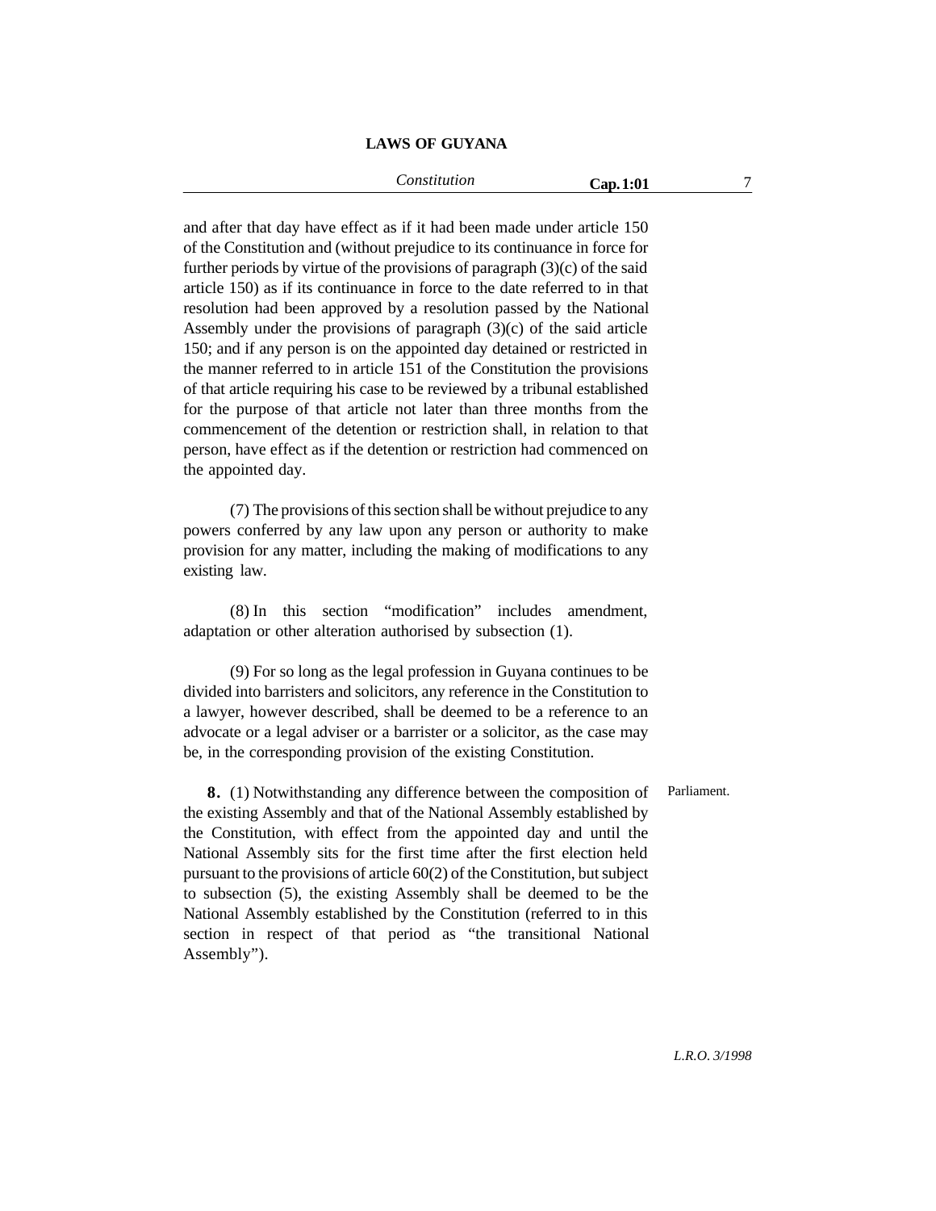and after that day have effect as if it had been made under article 150 of the Constitution and (without prejudice to its continuance in force for further periods by virtue of the provisions of paragraph (3)(c) of the said article 150) as if its continuance in force to the date referred to in that resolution had been approved by a resolution passed by the National Assembly under the provisions of paragraph (3)(c) of the said article 150; and if any person is on the appointed day detained or restricted in the manner referred to in article 151 of the Constitution the provisions of that article requiring his case to be reviewed by a tribunal established for the purpose of that article not later than three months from the commencement of the detention or restriction shall, in relation to that person, have effect as if the detention or restriction had commenced on the appointed day.

(7) The provisions of this section shall be without prejudice to any powers conferred by any law upon any person or authority to make provision for any matter, including the making of modifications to any existing law.

(8) In this section "modification" includes amendment, adaptation or other alteration authorised by subsection (1).

(9) For so long as the legal profession in Guyana continues to be divided into barristers and solicitors, any reference in the Constitution to a lawyer, however described, shall be deemed to be a reference to an advocate or a legal adviser or a barrister or a solicitor, as the case may be, in the corresponding provision of the existing Constitution.

Parliament.

**8.** (1) Notwithstanding any difference between the composition of the existing Assembly and that of the National Assembly established by the Constitution, with effect from the appointed day and until the National Assembly sits for the first time after the first election held pursuant to the provisions of article 60(2) of the Constitution, but subject to subsection (5), the existing Assembly shall be deemed to be the National Assembly established by the Constitution (referred to in this section in respect of that period as "the transitional National Assembly").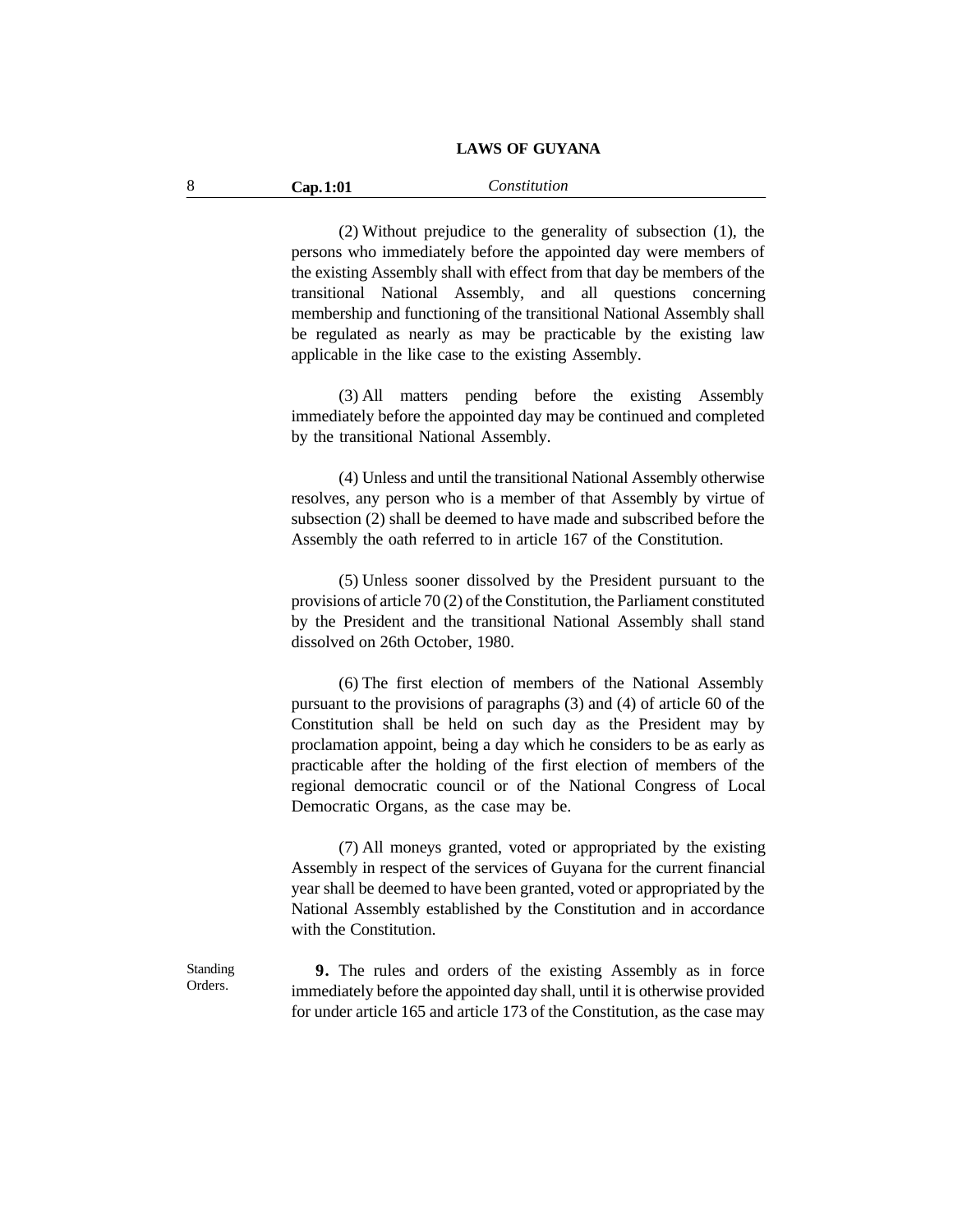(2) Without prejudice to the generality of subsection (1), the persons who immediately before the appointed day were members of the existing Assembly shall with effect from that day be members of the transitional National Assembly, and all questions concerning membership and functioning of the transitional National Assembly shall be regulated as nearly as may be practicable by the existing law applicable in the like case to the existing Assembly.

(3) All matters pending before the existing Assembly immediately before the appointed day may be continued and completed by the transitional National Assembly.

(4) Unless and until the transitional National Assembly otherwise resolves, any person who is a member of that Assembly by virtue of subsection (2) shall be deemed to have made and subscribed before the Assembly the oath referred to in article 167 of the Constitution.

(5) Unless sooner dissolved by the President pursuant to the provisions of article 70 (2) of the Constitution, the Parliament constituted by the President and the transitional National Assembly shall stand dissolved on 26th October, 1980.

(6) The first election of members of the National Assembly pursuant to the provisions of paragraphs (3) and (4) of article 60 of the Constitution shall be held on such day as the President may by proclamation appoint, being a day which he considers to be as early as practicable after the holding of the first election of members of the regional democratic council or of the National Congress of Local Democratic Organs, as the case may be.

(7) All moneys granted, voted or appropriated by the existing Assembly in respect of the services of Guyana for the current financial year shall be deemed to have been granted, voted or appropriated by the National Assembly established by the Constitution and in accordance with the Constitution.

Standing Orders.

**9.** The rules and orders of the existing Assembly as in force immediately before the appointed day shall, until it is otherwise provided for under article 165 and article 173 of the Constitution, as the case may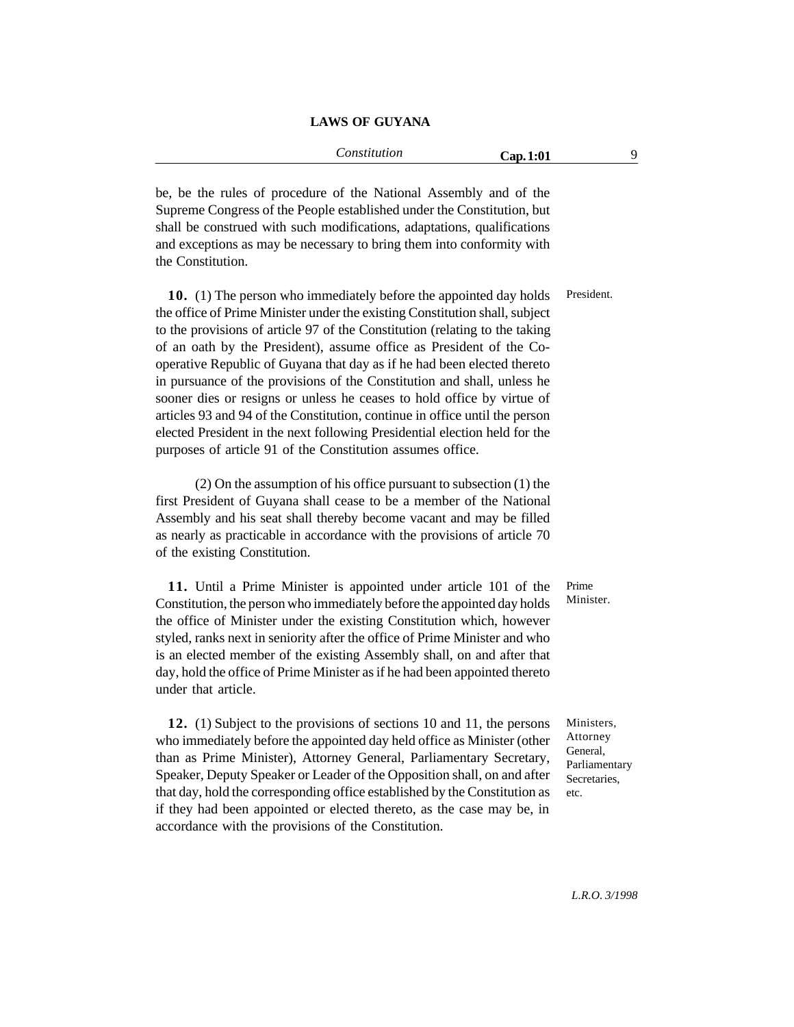be, be the rules of procedure of the National Assembly and of the Supreme Congress of the People established under the Constitution, but shall be construed with such modifications, adaptations, qualifications and exceptions as may be necessary to bring them into conformity with the Constitution.

President.

**10.** (1) The person who immediately before the appointed day holds the office of Prime Minister under the existing Constitution shall, subject to the provisions of article 97 of the Constitution (relating to the taking of an oath by the President), assume office as President of the Co-operative Republic of Guyana that day as if he had been elected thereto in pursuance of the provisions of the Constitution and shall, unless he sooner dies or resigns or unless he ceases to hold office by virtue of articles 93 and 94 of the Constitution, continue in office until the person elected President in the next following Presidential election held for the purposes of article 91 of the Constitution assumes office.

(2) On the assumption of his office pursuant to subsection (1) the first President of Guyana shall cease to be a member of the National Assembly and his seat shall thereby become vacant and may be filled as nearly as practicable in accordance with the provisions of article 70 of the existing Constitution.

Prime Minister.

**11.** Until a Prime Minister is appointed under article 101 of the Constitution, the person who immediately before the appointed day holds the office of Minister under the existing Constitution which, however styled, ranks next in seniority after the office of Prime Minister and who is an elected member of the existing Assembly shall, on and after that day, hold the office of Prime Minister as if he had been appointed thereto under that article.

Ministers, Attorney General, Parliamentary Secretaries, etc.

**12.** (1) Subject to the provisions of sections 10 and 11, the persons who immediately before the appointed day held office as Minister (other than as Prime Minister), Attorney General, Parliamentary Secretary, Speaker, Deputy Speaker or Leader of the Opposition shall, on and after that day, hold the corresponding office established by the Constitution as if they had been appointed or elected thereto, as the case may be, in accordance with the provisions of the Constitution.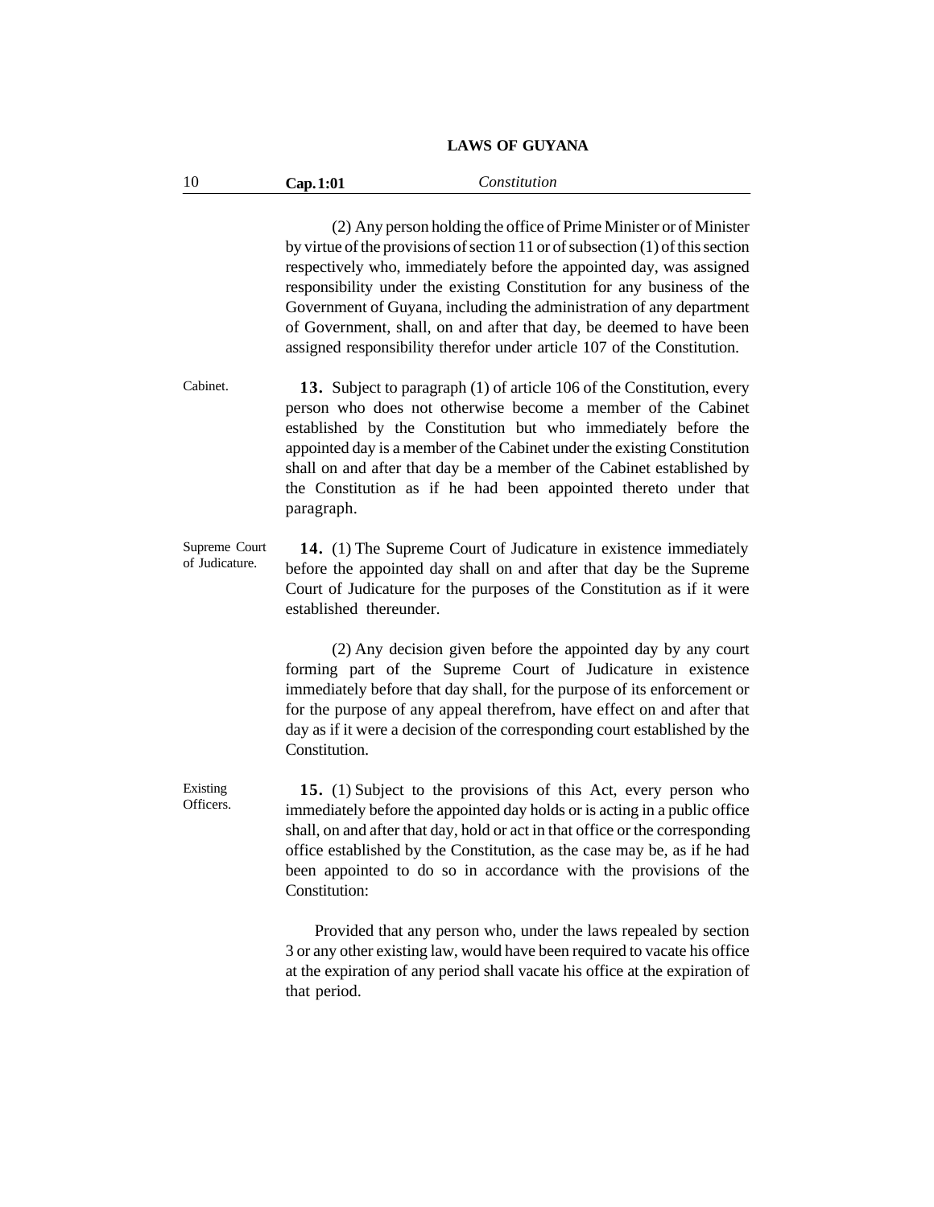(2) Any person holding the office of Prime Minister or of Minister by virtue of the provisions of section 11 or of subsection (1) of this section respectively who, immediately before the appointed day, was assigned responsibility under the existing Constitution for any business of the Government of Guyana, including the administration of any department of Government, shall, on and after that day, be deemed to have been assigned responsibility therefor under article 107 of the Constitution.

Cabinet.

**13.** Subject to paragraph (1) of article 106 of the Constitution, every person who does not otherwise become a member of the Cabinet established by the Constitution but who immediately before the appointed day is a member of the Cabinet under the existing Constitution shall on and after that day be a member of the Cabinet established by the Constitution as if he had been appointed thereto under that paragraph.

Supreme Court of Judicature.

**14.** (1) The Supreme Court of Judicature in existence immediately before the appointed day shall on and after that day be the Supreme Court of Judicature for the purposes of the Constitution as if it were established thereunder.

(2) Any decision given before the appointed day by any court forming part of the Supreme Court of Judicature in existence immediately before that day shall, for the purpose of its enforcement or for the purpose of any appeal therefrom, have effect on and after that day as if it were a decision of the corresponding court established by the Constitution.

Existing Officers.

**15.** (1) Subject to the provisions of this Act, every person who immediately before the appointed day holds or is acting in a public office shall, on and after that day, hold or act in that office or the corresponding office established by the Constitution, as the case may be, as if he had been appointed to do so in accordance with the provisions of the Constitution:

Provided that any person who, under the laws repealed by section 3 or any other existing law, would have been required to vacate his office at the expiration of any period shall vacate his office at the expiration of that period.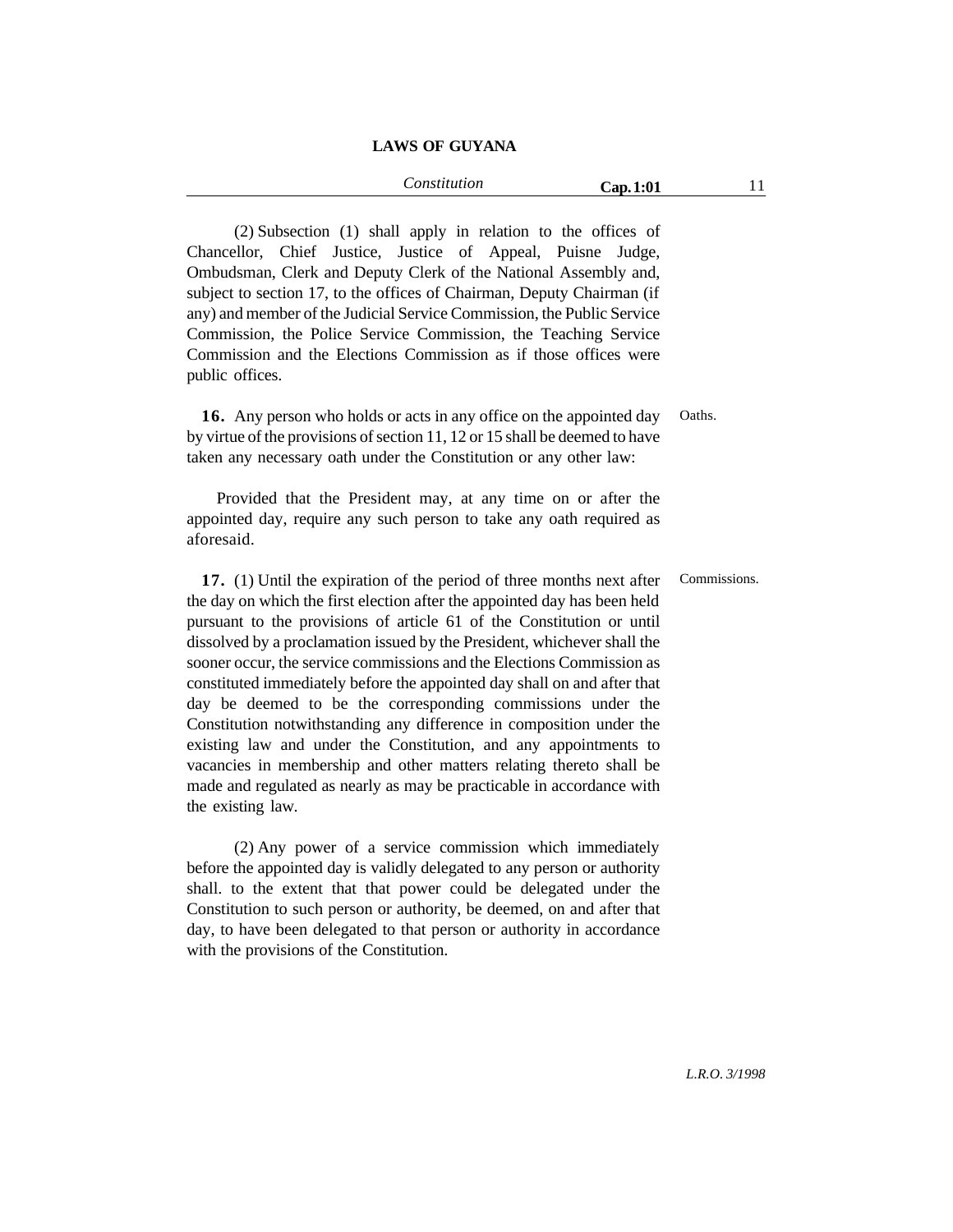(2) Subsection (1) shall apply in relation to the offices of Chancellor, Chief Justice, Justice of Appeal, Puisne Judge, Ombudsman, Clerk and Deputy Clerk of the National Assembly and, subject to section 17, to the offices of Chairman, Deputy Chairman (if any) and member of the Judicial Service Commission, the Public Service Commission, the Police Service Commission, the Teaching Service Commission and the Elections Commission as if those offices were public offices.

Oaths.

**16.** Any person who holds or acts in any office on the appointed day by virtue of the provisions of section 11, 12 or 15 shall be deemed to have taken any necessary oath under the Constitution or any other law:

Provided that the President may, at any time on or after the appointed day, require any such person to take any oath required as aforesaid.

Commissions.

**17.** (1) Until the expiration of the period of three months next after the day on which the first election after the appointed day has been held pursuant to the provisions of article 61 of the Constitution or until dissolved by a proclamation issued by the President, whichever shall the sooner occur, the service commissions and the Elections Commission as constituted immediately before the appointed day shall on and after that day be deemed to be the corresponding commissions under the Constitution notwithstanding any difference in composition under the existing law and under the Constitution, and any appointments to vacancies in membership and other matters relating thereto shall be made and regulated as nearly as may be practicable in accordance with the existing law.

(2) Any power of a service commission which immediately before the appointed day is validly delegated to any person or authority shall. to the extent that that power could be delegated under the Constitution to such person or authority, be deemed, on and after that day, to have been delegated to that person or authority in accordance with the provisions of the Constitution.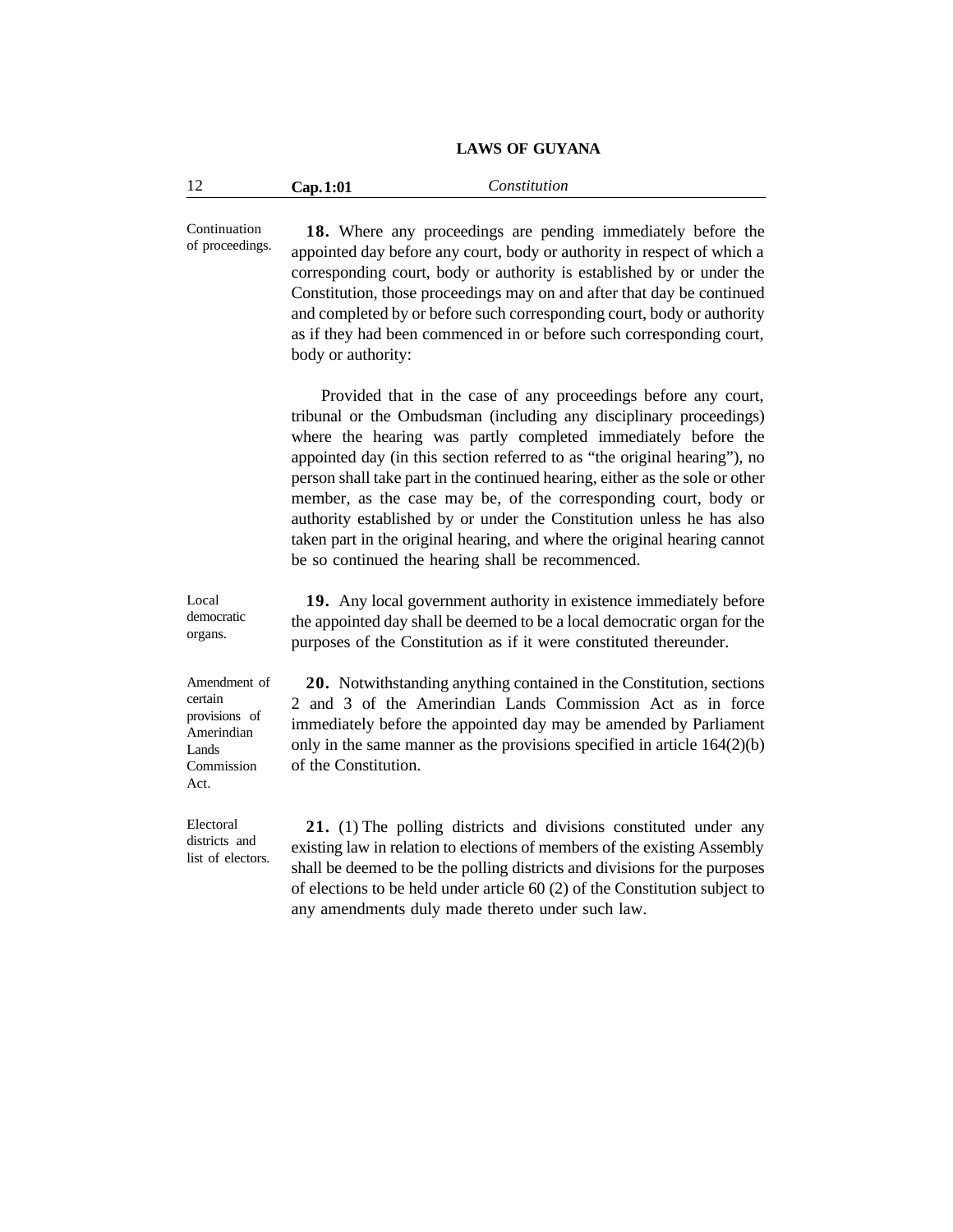*Continuation of proceedings.*

**18.** Where any proceedings are pending immediately before the appointed day before any court, body or authority in respect of which a corresponding court, body or authority is established by or under the Constitution, those proceedings may on and after that day be continued and completed by or before such corresponding court, body or authority as if they had been commenced in or before such corresponding court, body or authority:

Provided that in the case of any proceedings before any court, tribunal or the Ombudsman (including any disciplinary proceedings) where the hearing was partly completed immediately before the appointed day (in this section referred to as "the original hearing"), no person shall take part in the continued hearing, either as the sole or other member, as the case may be, of the corresponding court, body or authority established by or under the Constitution unless he has also taken part in the original hearing, and where the original hearing cannot be so continued the hearing shall be recommenced.

*Local democratic organs.*

**19.** Any local government authority in existence immediately before the appointed day shall be deemed to be a local democratic organ for the purposes of the Constitution as if it were constituted thereunder.

*Amendment of certain provisions of Amerindian Lands Commission Act.*

**20.** Notwithstanding anything contained in the Constitution, sections 2 and 3 of the Amerindian Lands Commission Act as in force immediately before the appointed day may be amended by Parliament only in the same manner as the provisions specified in article 164(2)(b) of the Constitution.

*Electoral districts and list of electors.*

**21.** (1) The polling districts and divisions constituted under any existing law in relation to elections of members of the existing Assembly shall be deemed to be the polling districts and divisions for the purposes of elections to be held under article 60 (2) of the Constitution subject to any amendments duly made thereto under such law.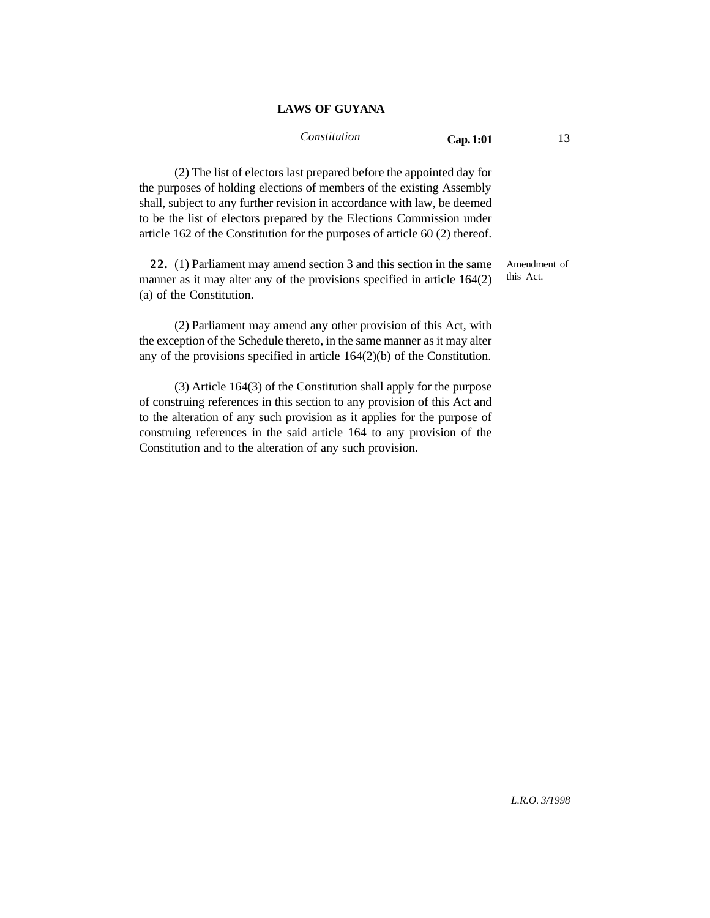(2) The list of electors last prepared before the appointed day for the purposes of holding elections of members of the existing Assembly shall, subject to any further revision in accordance with law, be deemed to be the list of electors prepared by the Elections Commission under article 162 of the Constitution for the purposes of article 60 (2) thereof.

Amendment of this Act.

**22.** (1) Parliament may amend section 3 and this section in the same manner as it may alter any of the provisions specified in article 164(2) (a) of the Constitution.

(2) Parliament may amend any other provision of this Act, with the exception of the Schedule thereto, in the same manner as it may alter any of the provisions specified in article 164(2)(b) of the Constitution.

(3) Article 164(3) of the Constitution shall apply for the purpose of construing references in this section to any provision of this Act and to the alteration of any such provision as it applies for the purpose of construing references in the said article 164 to any provision of the Constitution and to the alteration of any such provision.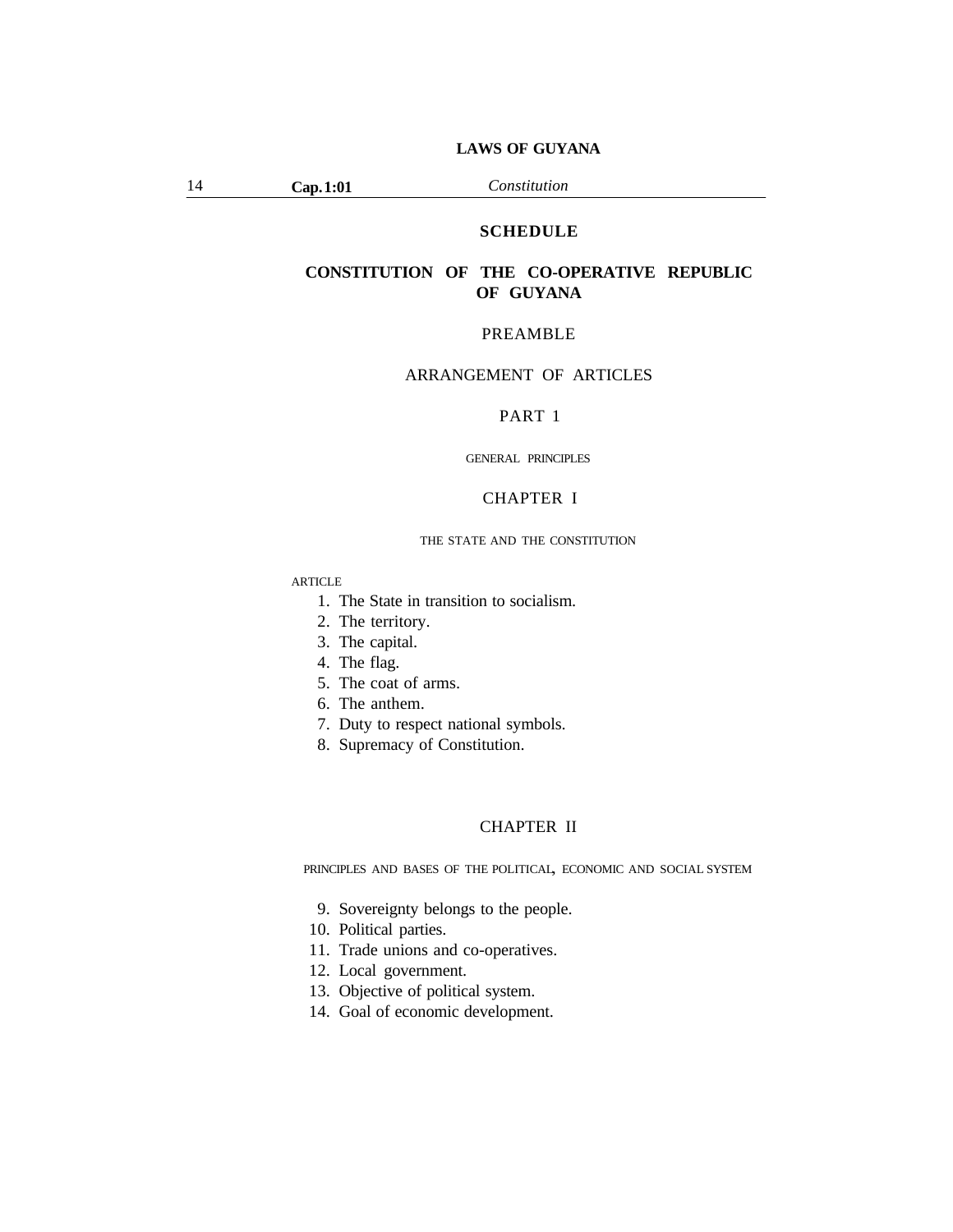# SCHEDULE

## CONSTITUTION OF THE CO-OPERATIVE REPUBLIC OF GUYANA

PREAMBLE

ARRANGEMENT OF ARTICLES

### PART 1

GENERAL PRINCIPLES

### CHAPTER I

THE STATE AND THE CONSTITUTION

ARTICLE

1. The State in transition to socialism.
2. The territory.
3. The capital.
4. The flag.
5. The coat of arms.
6. The anthem.
7. Duty to respect national symbols.
8. Supremacy of Constitution.

### CHAPTER II

PRINCIPLES AND BASES OF THE POLITICAL, ECONOMIC AND SOCIAL SYSTEM

9. Sovereignty belongs to the people.
10. Political parties.
11. Trade unions and co-operatives.
12. Local government.
13. Objective of political system.
14. Goal of economic development.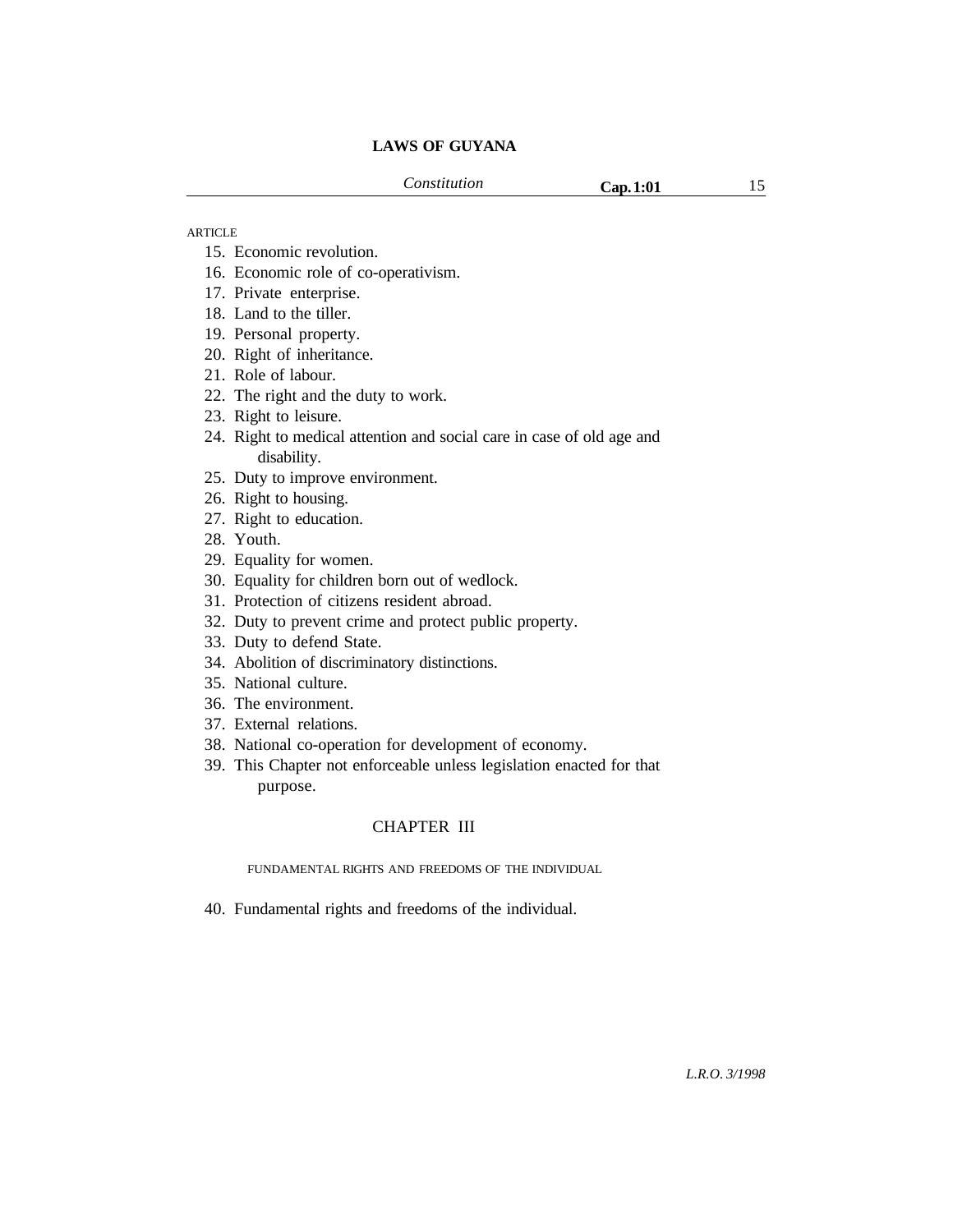ARTICLE

15. Economic revolution.
16. Economic role of co-operativism.
17. Private enterprise.
18. Land to the tiller.
19. Personal property.
20. Right of inheritance.
21. Role of labour.
22. The right and the duty to work.
23. Right to leisure.
24. Right to medical attention and social care in case of old age and disability.
25. Duty to improve environment.
26. Right to housing.
27. Right to education.
28. Youth.
29. Equality for women.
30. Equality for children born out of wedlock.
31. Protection of citizens resident abroad.
32. Duty to prevent crime and protect public property.
33. Duty to defend State.
34. Abolition of discriminatory distinctions.
35. National culture.
36. The environment.
37. External relations.
38. National co-operation for development of economy.
39. This Chapter not enforceable unless legislation enacted for that purpose.

## CHAPTER III

### FUNDAMENTAL RIGHTS AND FREEDOMS OF THE INDIVIDUAL

40. Fundamental rights and freedoms of the individual.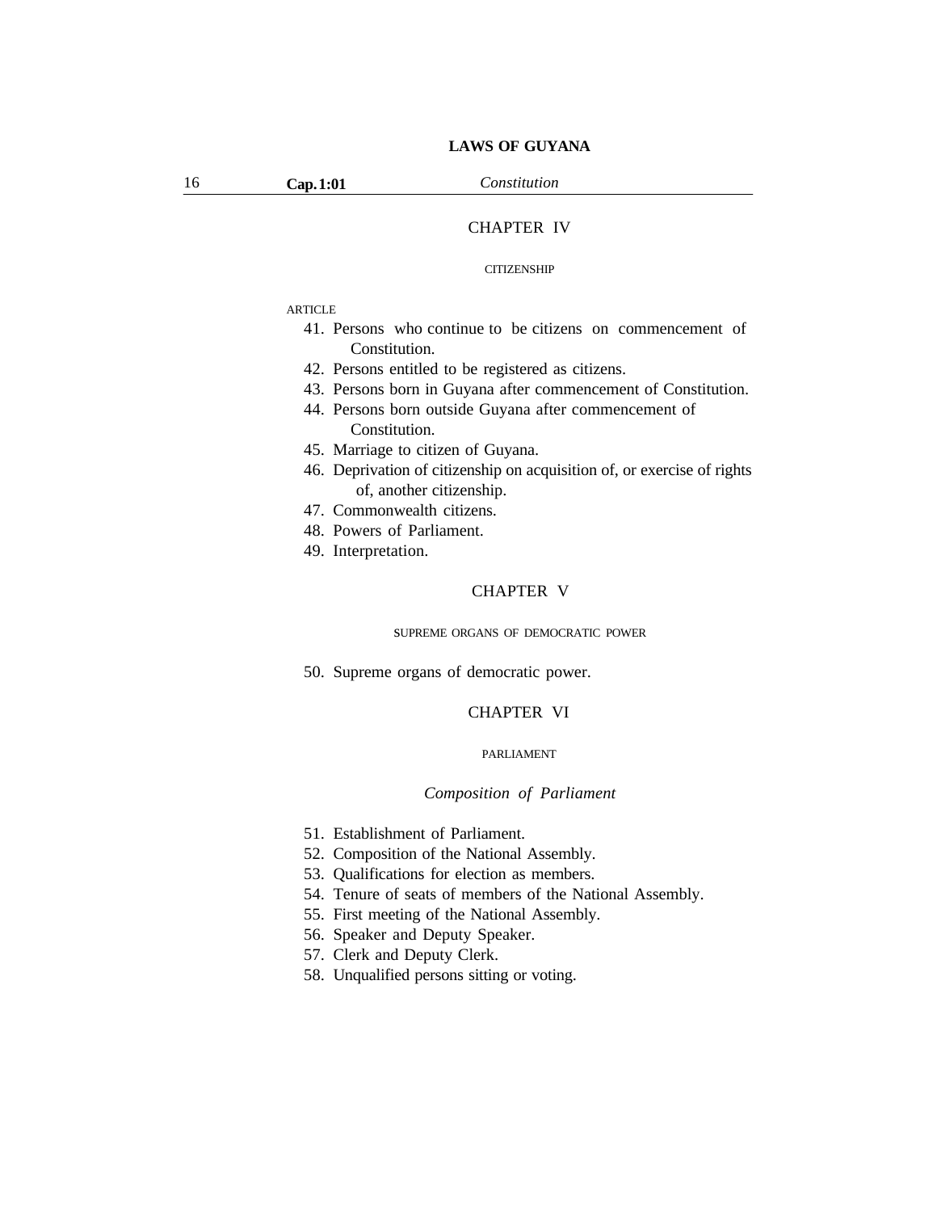## CHAPTER IV

CITIZENSHIP

ARTICLE

41. Persons who continue to be citizens on commencement of Constitution.
42. Persons entitled to be registered as citizens.
43. Persons born in Guyana after commencement of Constitution.
44. Persons born outside Guyana after commencement of Constitution.
45. Marriage to citizen of Guyana.
46. Deprivation of citizenship on acquisition of, or exercise of rights of, another citizenship.
47. Commonwealth citizens.
48. Powers of Parliament.
49. Interpretation.

## CHAPTER V

SUPREME ORGANS OF DEMOCRATIC POWER

50. Supreme organs of democratic power.

## CHAPTER VI

PARLIAMENT

*Composition of Parliament*

51. Establishment of Parliament.
52. Composition of the National Assembly.
53. Qualifications for election as members.
54. Tenure of seats of members of the National Assembly.
55. First meeting of the National Assembly.
56. Speaker and Deputy Speaker.
57. Clerk and Deputy Clerk.
58. Unqualified persons sitting or voting.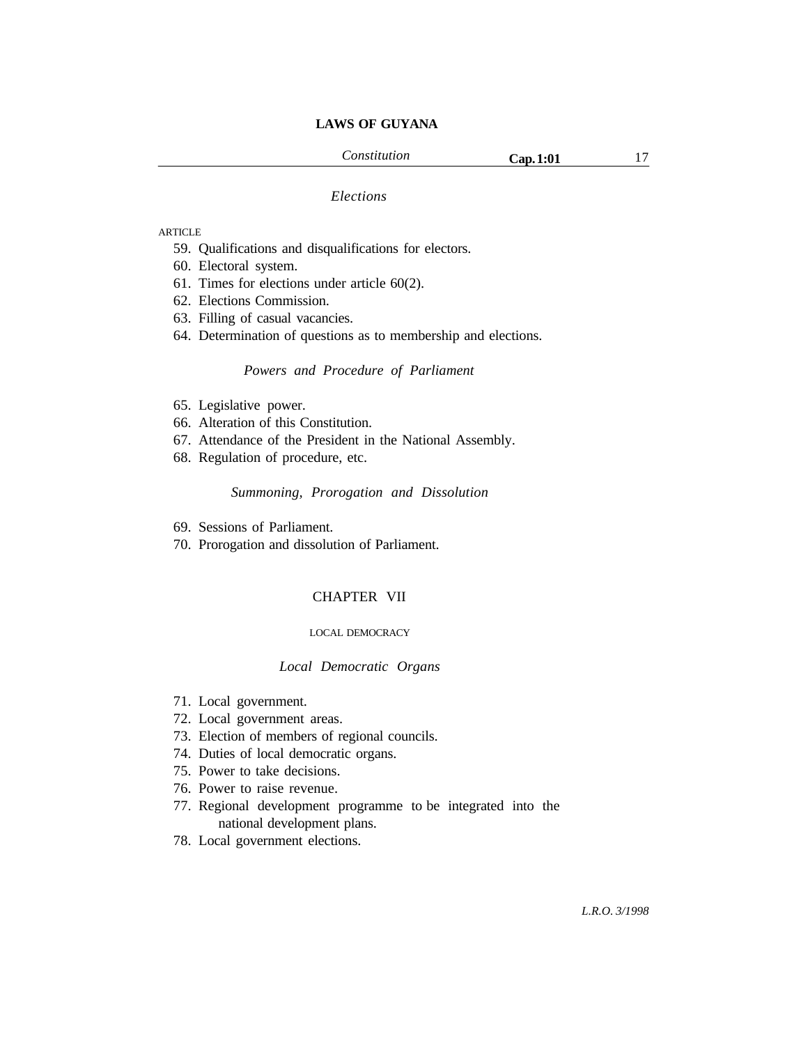*Elections*

ARTICLE

59. Qualifications and disqualifications for electors.
60. Electoral system.
61. Times for elections under article 60(2).
62. Elections Commission.
63. Filling of casual vacancies.
64. Determination of questions as to membership and elections.

*Powers and Procedure of Parliament*

65. Legislative power.
66. Alteration of this Constitution.
67. Attendance of the President in the National Assembly.
68. Regulation of procedure, etc.

*Summoning, Prorogation and Dissolution*

69. Sessions of Parliament.
70. Prorogation and dissolution of Parliament.

## CHAPTER VII

### LOCAL DEMOCRACY

*Local Democratic Organs*

71. Local government.
72. Local government areas.
73. Election of members of regional councils.
74. Duties of local democratic organs.
75. Power to take decisions.
76. Power to raise revenue.
77. Regional development programme to be integrated into the national development plans.
78. Local government elections.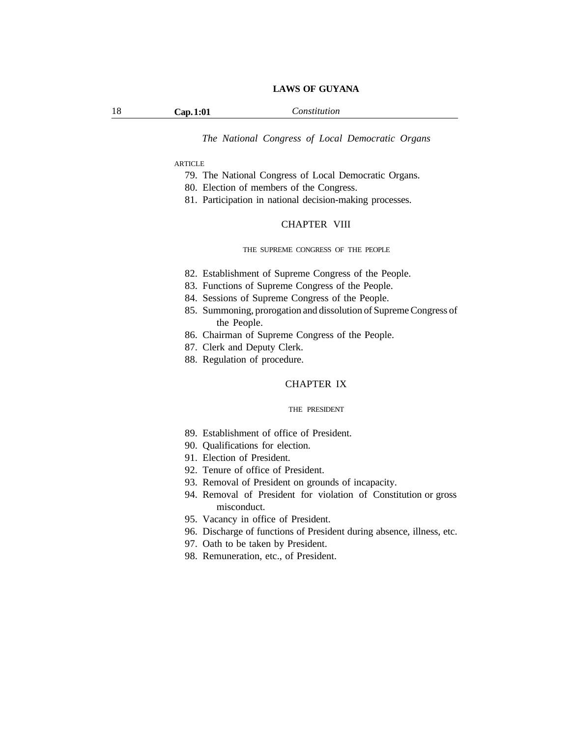*The National Congress of Local Democratic Organs*

ARTICLE

79. The National Congress of Local Democratic Organs.
80. Election of members of the Congress.
81. Participation in national decision-making processes.

## CHAPTER VIII

### THE SUPREME CONGRESS OF THE PEOPLE

82. Establishment of Supreme Congress of the People.
83. Functions of Supreme Congress of the People.
84. Sessions of Supreme Congress of the People.
85. Summoning, prorogation and dissolution of Supreme Congress of the People.
86. Chairman of Supreme Congress of the People.
87. Clerk and Deputy Clerk.
88. Regulation of procedure.

## CHAPTER IX

### THE PRESIDENT

89. Establishment of office of President.
90. Qualifications for election.
91. Election of President.
92. Tenure of office of President.
93. Removal of President on grounds of incapacity.
94. Removal of President for violation of Constitution or gross misconduct.
95. Vacancy in office of President.
96. Discharge of functions of President during absence, illness, etc.
97. Oath to be taken by President.
98. Remuneration, etc., of President.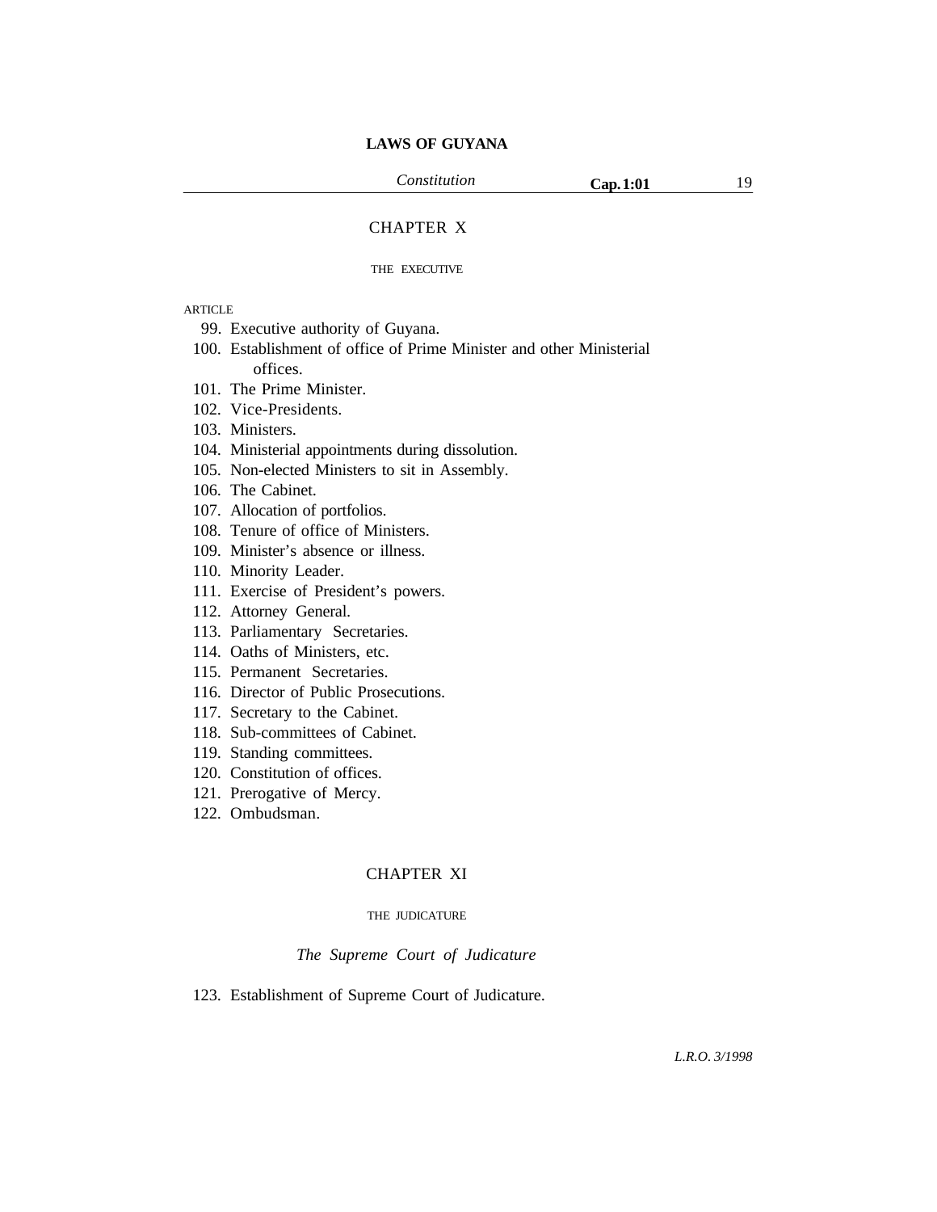## CHAPTER X

### THE EXECUTIVE

ARTICLE

99. Executive authority of Guyana.
100. Establishment of office of Prime Minister and other Ministerial offices.
101. The Prime Minister.
102. Vice-Presidents.
103. Ministers.
104. Ministerial appointments during dissolution.
105. Non-elected Ministers to sit in Assembly.
106. The Cabinet.
107. Allocation of portfolios.
108. Tenure of office of Ministers.
109. Minister's absence or illness.
110. Minority Leader.
111. Exercise of President's powers.
112. Attorney General.
113. Parliamentary Secretaries.
114. Oaths of Ministers, etc.
115. Permanent Secretaries.
116. Director of Public Prosecutions.
117. Secretary to the Cabinet.
118. Sub-committees of Cabinet.
119. Standing committees.
120. Constitution of offices.
121. Prerogative of Mercy.
122. Ombudsman.

## CHAPTER XI

### THE JUDICATURE

*The Supreme Court of Judicature*

123. Establishment of Supreme Court of Judicature.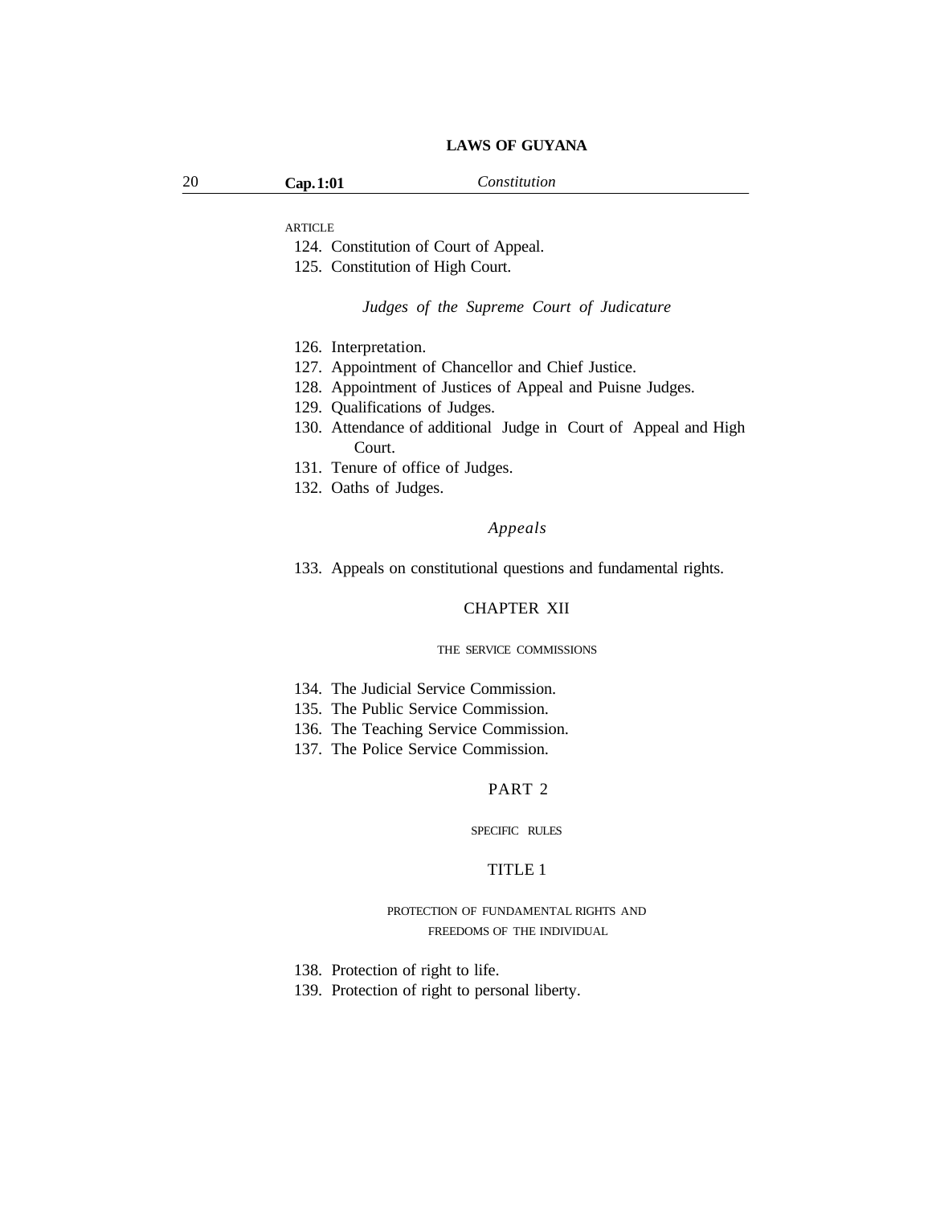ARTICLE

124. Constitution of Court of Appeal.
125. Constitution of High Court.

*Judges of the Supreme Court of Judicature*

126. Interpretation.
127. Appointment of Chancellor and Chief Justice.
128. Appointment of Justices of Appeal and Puisne Judges.
129. Qualifications of Judges.
130. Attendance of additional Judge in Court of Appeal and High Court.
131. Tenure of office of Judges.
132. Oaths of Judges.

*Appeals*

133. Appeals on constitutional questions and fundamental rights.

## CHAPTER XII

### THE SERVICE COMMISSIONS

134. The Judicial Service Commission.
135. The Public Service Commission.
136. The Teaching Service Commission.
137. The Police Service Commission.

## PART 2

### SPECIFIC RULES

## TITLE 1

### PROTECTION OF FUNDAMENTAL RIGHTS AND FREEDOMS OF THE INDIVIDUAL

138. Protection of right to life.
139. Protection of right to personal liberty.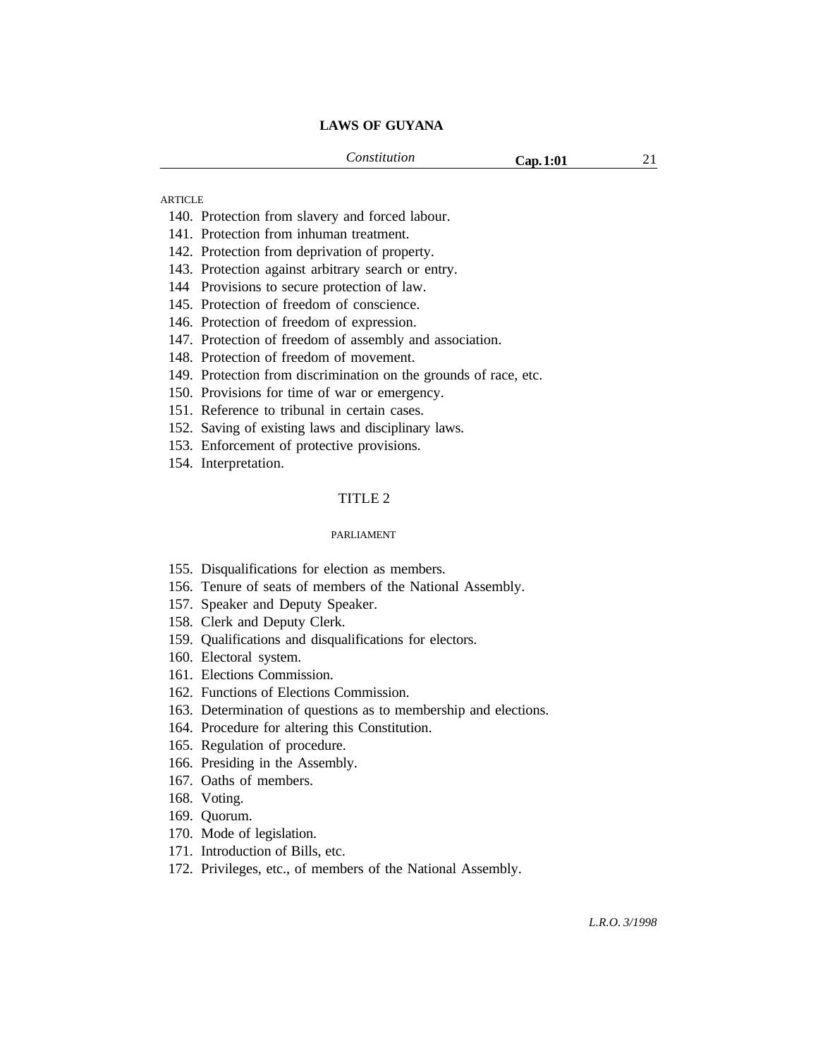ARTICLE

140. Protection from slavery and forced labour.
141. Protection from inhuman treatment.
142. Protection from deprivation of property.
143. Protection against arbitrary search or entry.
144 Provisions to secure protection of law.
145. Protection of freedom of conscience.
146. Protection of freedom of expression.
147. Protection of freedom of assembly and association.
148. Protection of freedom of movement.
149. Protection from discrimination on the grounds of race, etc.
150. Provisions for time of war or emergency.
151. Reference to tribunal in certain cases.
152. Saving of existing laws and disciplinary laws.
153. Enforcement of protective provisions.
154. Interpretation.

## TITLE 2

### PARLIAMENT

155. Disqualifications for election as members.
156. Tenure of seats of members of the National Assembly.
157. Speaker and Deputy Speaker.
158. Clerk and Deputy Clerk.
159. Qualifications and disqualifications for electors.
160. Electoral system.
161. Elections Commission.
162. Functions of Elections Commission.
163. Determination of questions as to membership and elections.
164. Procedure for altering this Constitution.
165. Regulation of procedure.
166. Presiding in the Assembly.
167. Oaths of members.
168. Voting.
169. Quorum.
170. Mode of legislation.
171. Introduction of Bills, etc.
172. Privileges, etc., of members of the National Assembly.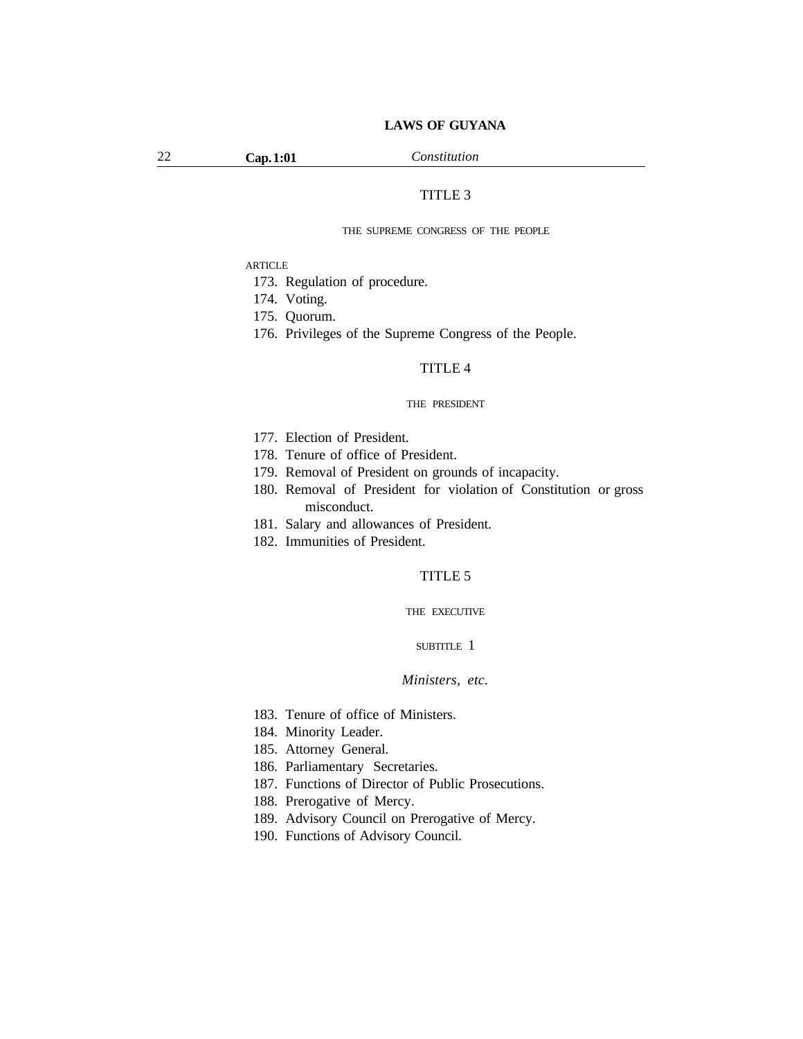## TITLE 3

THE SUPREME CONGRESS OF THE PEOPLE

ARTICLE

173. Regulation of procedure.
174. Voting.
175. Quorum.
176. Privileges of the Supreme Congress of the People.

## TITLE 4

THE PRESIDENT

177. Election of President.
178. Tenure of office of President.
179. Removal of President on grounds of incapacity.
180. Removal of President for violation of Constitution or gross misconduct.
181. Salary and allowances of President.
182. Immunities of President.

## TITLE 5

THE EXECUTIVE

SUBTITLE 1

*Ministers, etc.*

183. Tenure of office of Ministers.
184. Minority Leader.
185. Attorney General.
186. Parliamentary Secretaries.
187. Functions of Director of Public Prosecutions.
188. Prerogative of Mercy.
189. Advisory Council on Prerogative of Mercy.
190. Functions of Advisory Council.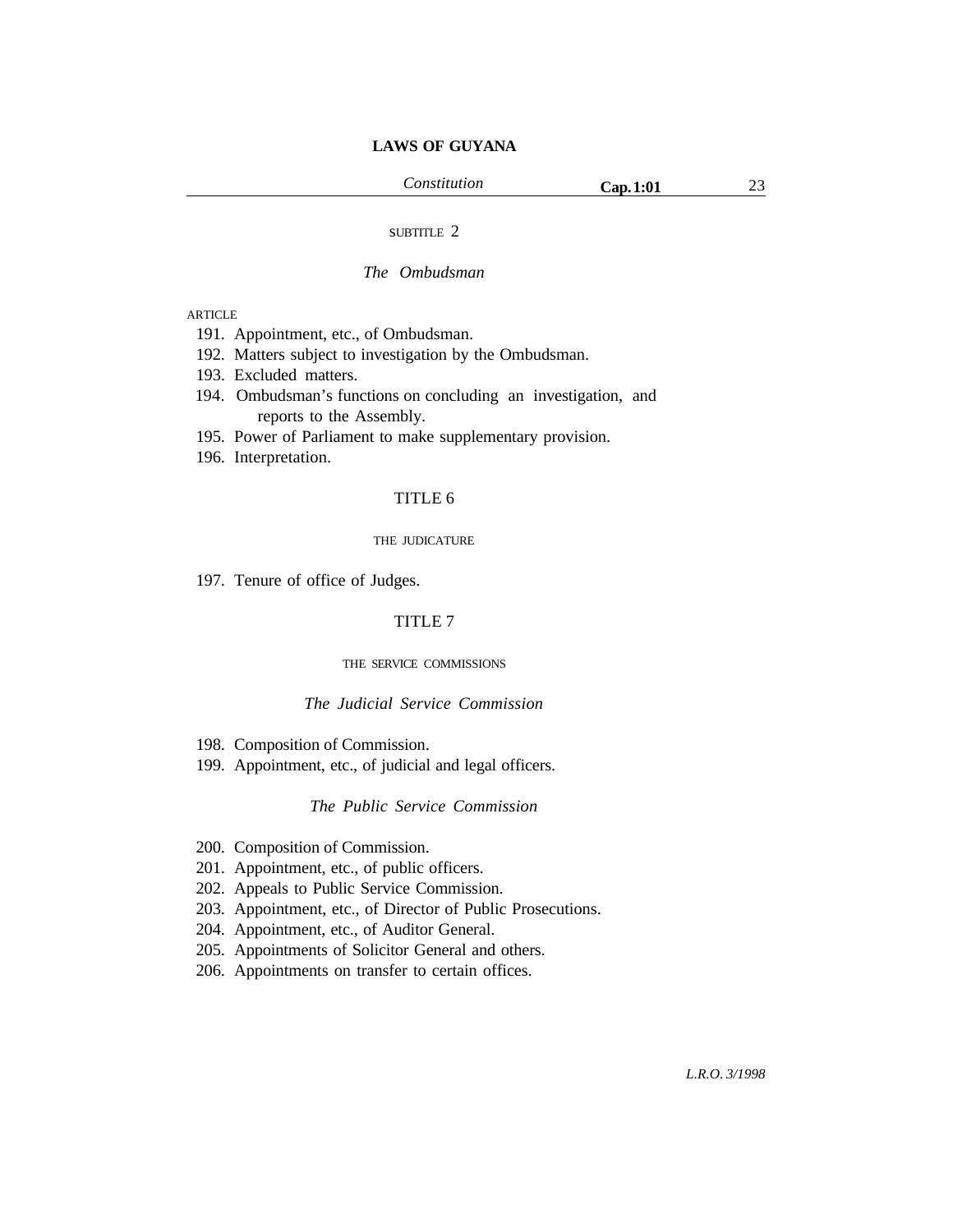SUBTITLE 2

*The Ombudsman*

ARTICLE

191. Appointment, etc., of Ombudsman.
192. Matters subject to investigation by the Ombudsman.
193. Excluded matters.
194. Ombudsman's functions on concluding an investigation, and reports to the Assembly.
195. Power of Parliament to make supplementary provision.
196. Interpretation.

## TITLE 6

### THE JUDICATURE

197. Tenure of office of Judges.

## TITLE 7

### THE SERVICE COMMISSIONS

*The Judicial Service Commission*

198. Composition of Commission.
199. Appointment, etc., of judicial and legal officers.

*The Public Service Commission*

200. Composition of Commission.
201. Appointment, etc., of public officers.
202. Appeals to Public Service Commission.
203. Appointment, etc., of Director of Public Prosecutions.
204. Appointment, etc., of Auditor General.
205. Appointments of Solicitor General and others.
206. Appointments on transfer to certain offices.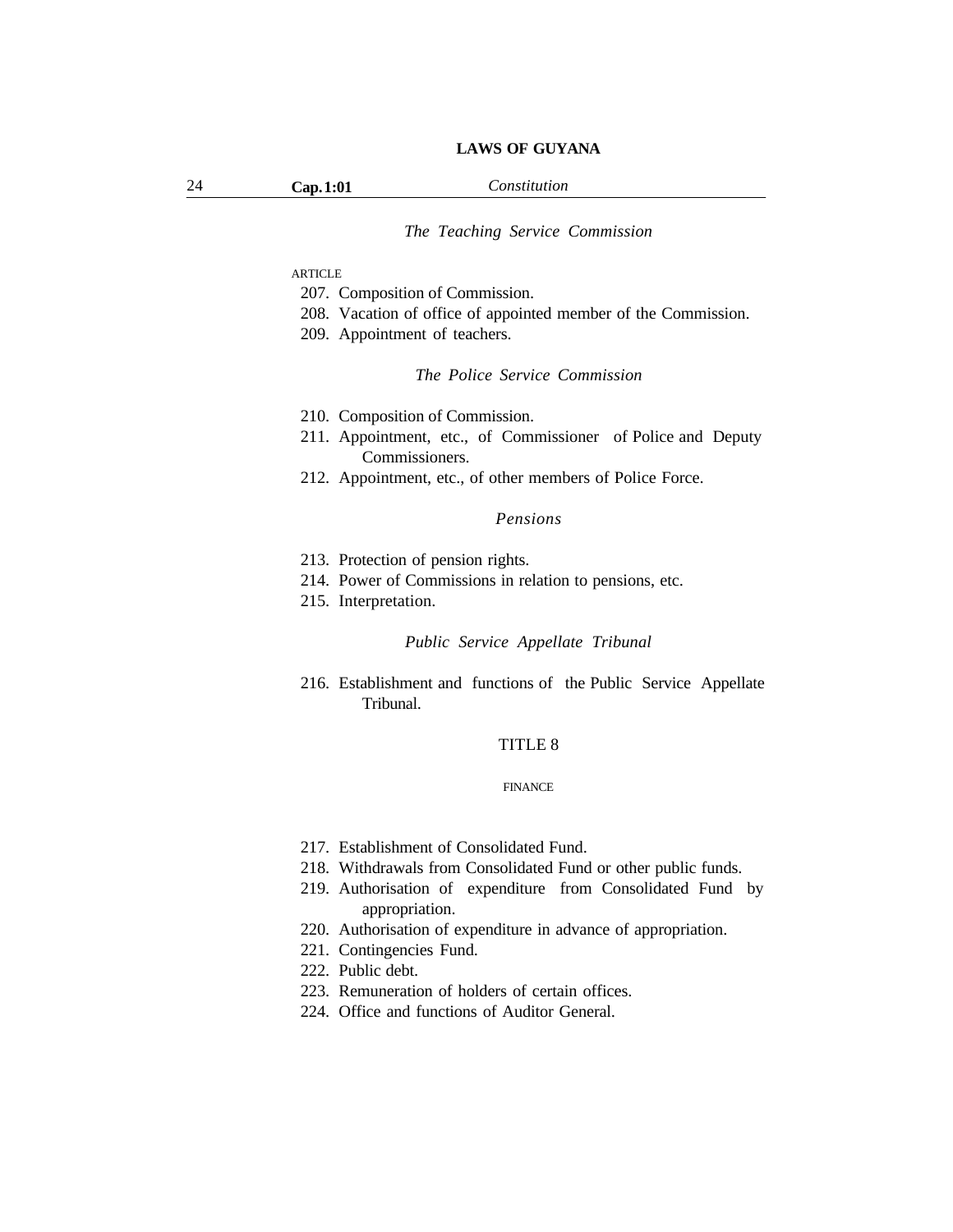*The Teaching Service Commission*

ARTICLE

207. Composition of Commission.
208. Vacation of office of appointed member of the Commission.
209. Appointment of teachers.

*The Police Service Commission*

210. Composition of Commission.
211. Appointment, etc., of Commissioner of Police and Deputy Commissioners.
212. Appointment, etc., of other members of Police Force.

*Pensions*

213. Protection of pension rights.
214. Power of Commissions in relation to pensions, etc.
215. Interpretation.

*Public Service Appellate Tribunal*

216. Establishment and functions of the Public Service Appellate Tribunal.

## TITLE 8

### FINANCE

217. Establishment of Consolidated Fund.
218. Withdrawals from Consolidated Fund or other public funds.
219. Authorisation of expenditure from Consolidated Fund by appropriation.
220. Authorisation of expenditure in advance of appropriation.
221. Contingencies Fund.
222. Public debt.
223. Remuneration of holders of certain offices.
224. Office and functions of Auditor General.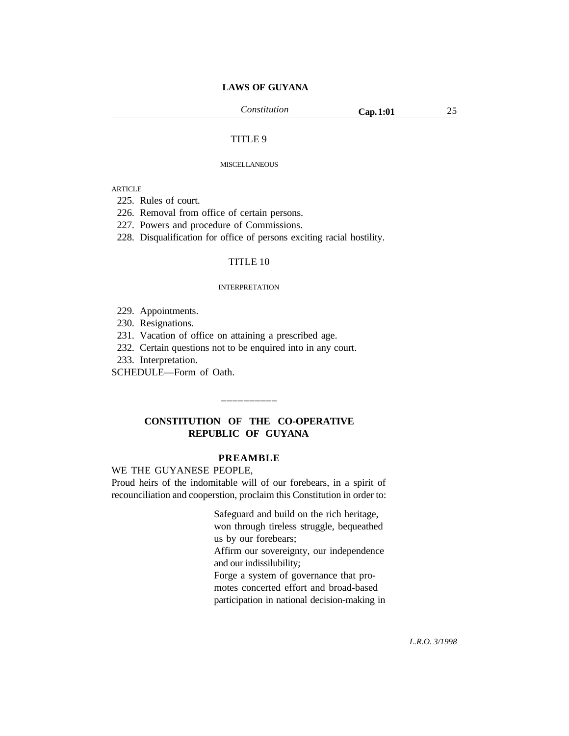## TITLE 9

MISCELLANEOUS

ARTICLE

225. Rules of court.
226. Removal from office of certain persons.
227. Powers and procedure of Commissions.
228. Disqualification for office of persons exciting racial hostility.

## TITLE 10

INTERPRETATION

229. Appointments.
230. Resignations.
231. Vacation of office on attaining a prescribed age.
232. Certain questions not to be enquired into in any court.
233. Interpretation.

SCHEDULE—Form of Oath.

---

# CONSTITUTION OF THE CO-OPERATIVE REPUBLIC OF GUYANA

## PREAMBLE

WE THE GUYANESE PEOPLE,

Proud heirs of the indomitable will of our forebears, in a spirit of recounciliation and cooperstion, proclaim this Constitution in order to:

Safeguard and build on the rich heritage, won through tireless struggle, bequeathed us by our forebears;

Affirm our sovereignty, our independence and our indissilubility;

Forge a system of governance that promotes concerted effort and broad-based participation in national decision-making in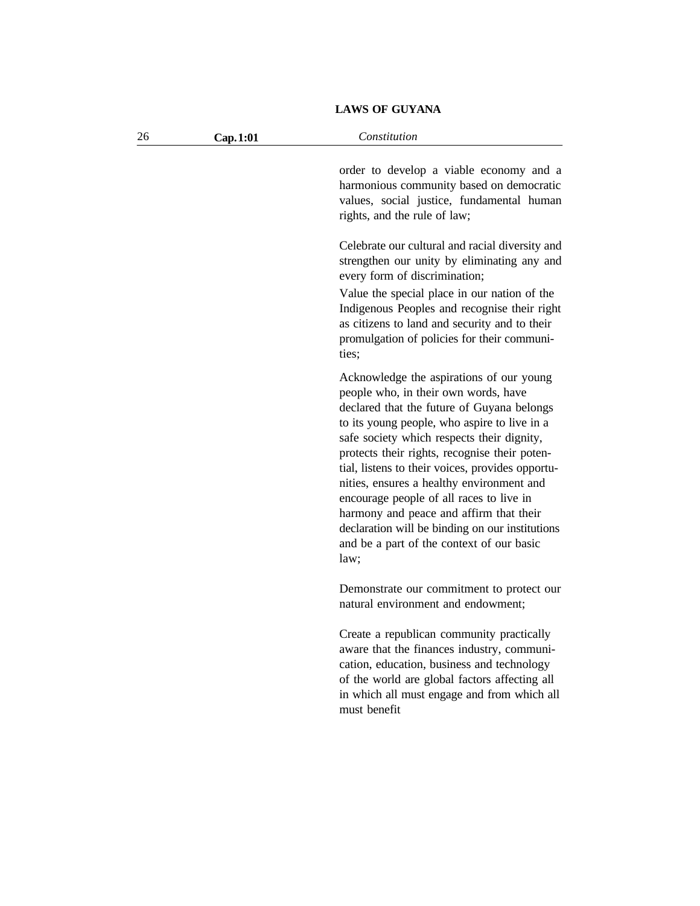order to develop a viable economy and a harmonious community based on democratic values, social justice, fundamental human rights, and the rule of law;

Celebrate our cultural and racial diversity and strengthen our unity by eliminating any and every form of discrimination;

Value the special place in our nation of the Indigenous Peoples and recognise their right as citizens to land and security and to their promulgation of policies for their communities;

Acknowledge the aspirations of our young people who, in their own words, have declared that the future of Guyana belongs to its young people, who aspire to live in a safe society which respects their dignity, protects their rights, recognise their potential, listens to their voices, provides opportunities, ensures a healthy environment and encourage people of all races to live in harmony and peace and affirm that their declaration will be binding on our institutions and be a part of the context of our basic law;

Demonstrate our commitment to protect our natural environment and endowment;

Create a republican community practically aware that the finances industry, communication, education, business and technology of the world are global factors affecting all in which all must engage and from which all must benefit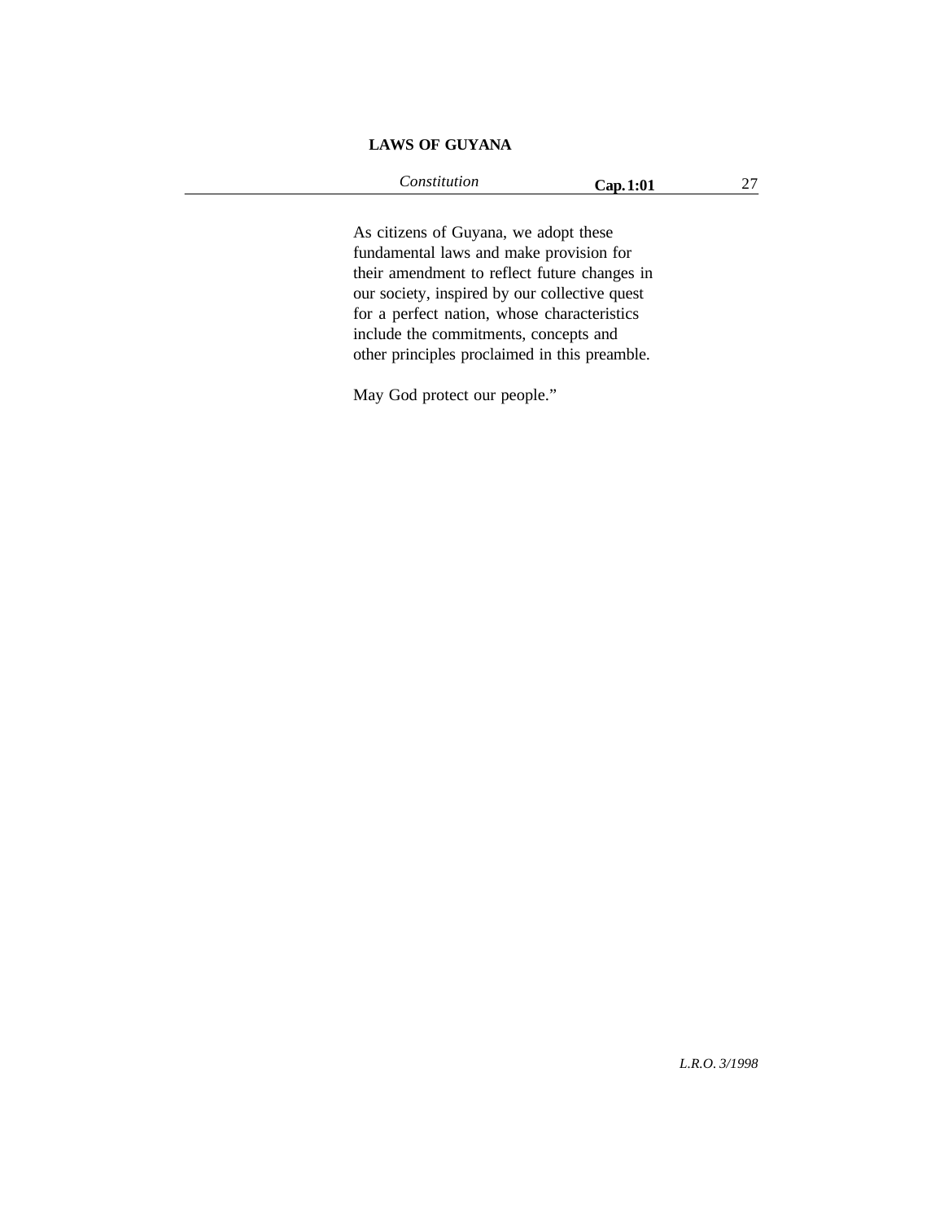As citizens of Guyana, we adopt these fundamental laws and make provision for their amendment to reflect future changes in our society, inspired by our collective quest for a perfect nation, whose characteristics include the commitments, concepts and other principles proclaimed in this preamble.

May God protect our people."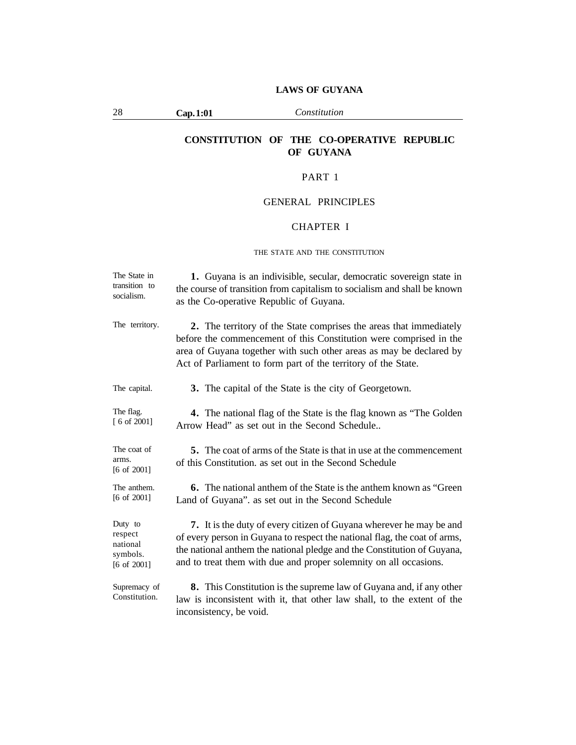# CONSTITUTION OF THE CO-OPERATIVE REPUBLIC OF GUYANA

## PART 1

## GENERAL PRINCIPLES

### CHAPTER I

#### THE STATE AND THE CONSTITUTION

The State in transition to socialism.

**1.** Guyana is an indivisible, secular, democratic sovereign state in the course of transition from capitalism to socialism and shall be known as the Co-operative Republic of Guyana.

The territory.

**2.** The territory of the State comprises the areas that immediately before the commencement of this Constitution were comprised in the area of Guyana together with such other areas as may be declared by Act of Parliament to form part of the territory of the State.

The capital.

**3.** The capital of the State is the city of Georgetown.

The flag. [ 6 of 2001]

**4.** The national flag of the State is the flag known as "The Golden Arrow Head" as set out in the Second Schedule..

The coat of arms. [6 of 2001]

**5.** The coat of arms of the State is that in use at the commencement of this Constitution. as set out in the Second Schedule

The anthem. [6 of 2001]

**6.** The national anthem of the State is the anthem known as "Green Land of Guyana". as set out in the Second Schedule

Duty to respect national symbols. [6 of 2001]

**7.** It is the duty of every citizen of Guyana wherever he may be and of every person in Guyana to respect the national flag, the coat of arms, the national anthem the national pledge and the Constitution of Guyana, and to treat them with due and proper solemnity on all occasions.

Supremacy of Constitution.

**8.** This Constitution is the supreme law of Guyana and, if any other law is inconsistent with it, that other law shall, to the extent of the inconsistency, be void.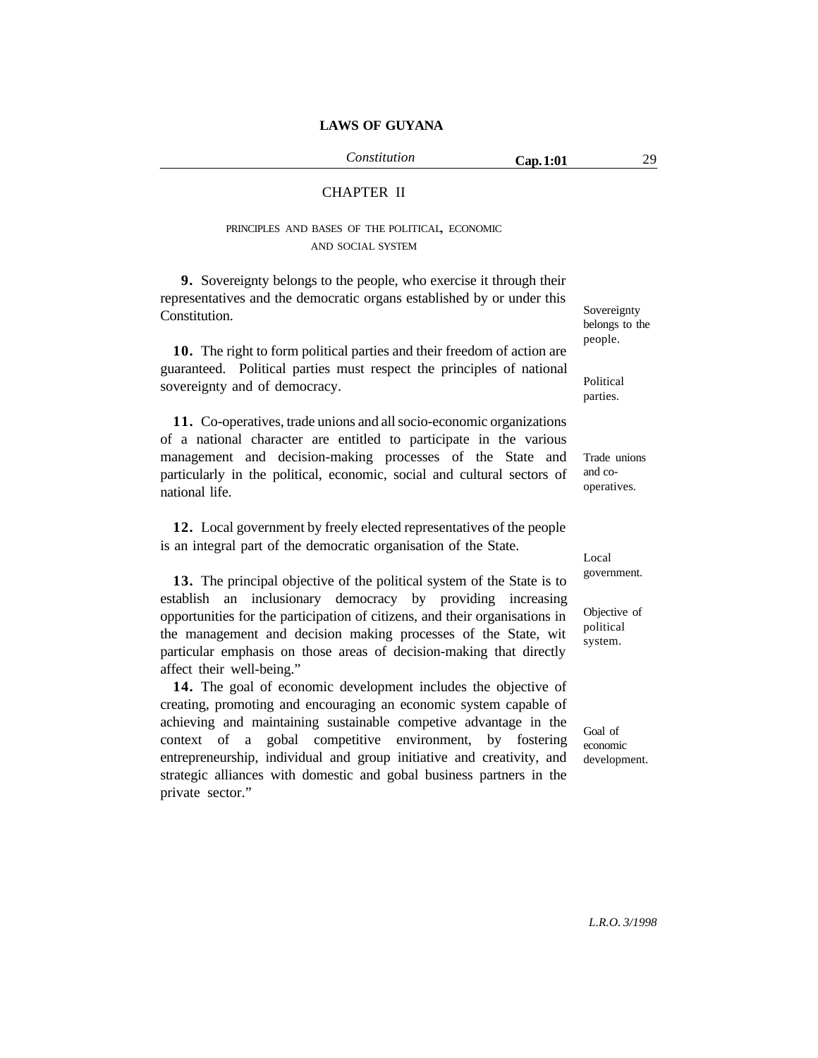## CHAPTER II

### PRINCIPLES AND BASES OF THE POLITICAL, ECONOMIC AND SOCIAL SYSTEM

Sovereignty belongs to the people.

**9.** Sovereignty belongs to the people, who exercise it through their representatives and the democratic organs established by or under this Constitution.

Political parties.

**10.** The right to form political parties and their freedom of action are guaranteed. Political parties must respect the principles of national sovereignty and of democracy.

Trade unions and co-operatives.

**11.** Co-operatives, trade unions and all socio-economic organizations of a national character are entitled to participate in the various management and decision-making processes of the State and particularly in the political, economic, social and cultural sectors of national life.

Local government.

**12.** Local government by freely elected representatives of the people is an integral part of the democratic organisation of the State.

Objective of political system.

**13.** The principal objective of the political system of the State is to establish an inclusionary democracy by providing increasing opportunities for the participation of citizens, and their organisations in the management and decision making processes of the State, wit particular emphasis on those areas of decision-making that directly affect their well-being."

Goal of economic development.

**14.** The goal of economic development includes the objective of creating, promoting and encouraging an economic system capable of achieving and maintaining sustainable competive advantage in the context of a gobal competitive environment, by fostering entrepreneurship, individual and group initiative and creativity, and strategic alliances with domestic and gobal business partners in the private sector."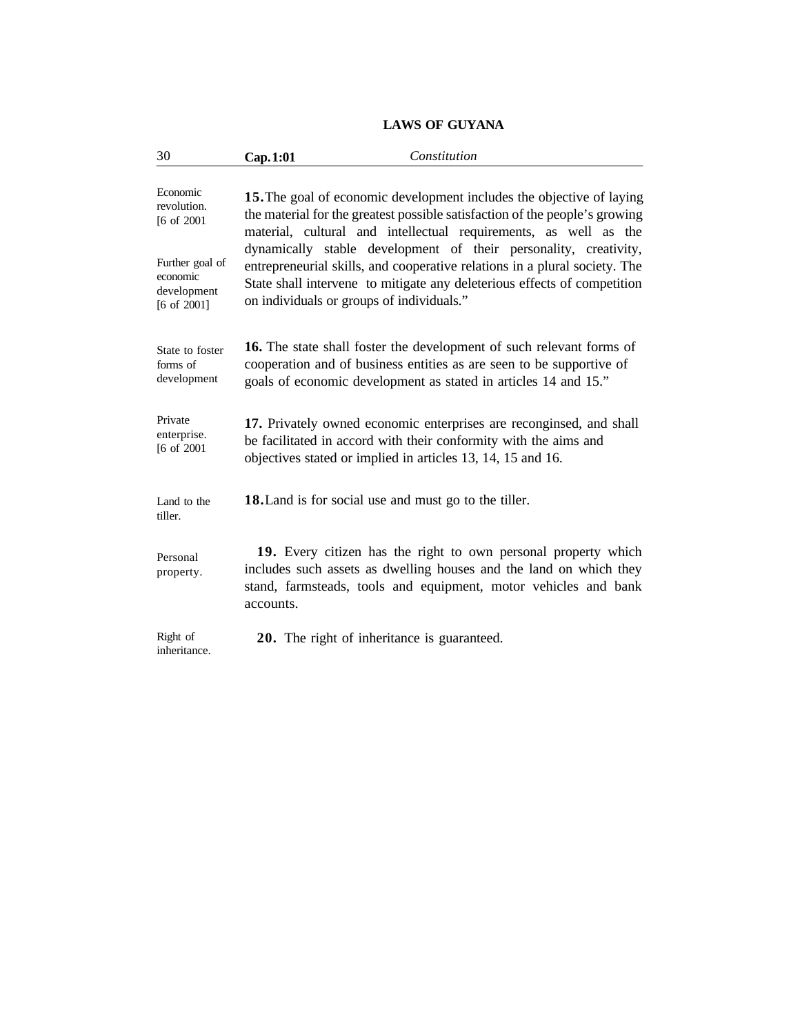Economic revolution. [6 of 2001

Further goal of economic development [6 of 2001]

**15.** The goal of economic development includes the objective of laying the material for the greatest possible satisfaction of the people's growing material, cultural and intellectual requirements, as well as the dynamically stable development of their personality, creativity, entrepreneurial skills, and cooperative relations in a plural society. The State shall intervene to mitigate any deleterious effects of competition on individuals or groups of individuals."

State to foster forms of development

**16.** The state shall foster the development of such relevant forms of cooperation and of business entities as are seen to be supportive of goals of economic development as stated in articles 14 and 15."

Private enterprise. [6 of 2001

**17.** Privately owned economic enterprises are reconginsed, and shall be facilitated in accord with their conformity with the aims and objectives stated or implied in articles 13, 14, 15 and 16.

Land to the tiller.

**18.** Land is for social use and must go to the tiller.

Personal property.

**19.** Every citizen has the right to own personal property which includes such assets as dwelling houses and the land on which they stand, farmsteads, tools and equipment, motor vehicles and bank accounts.

Right of inheritance.

**20.** The right of inheritance is guaranteed.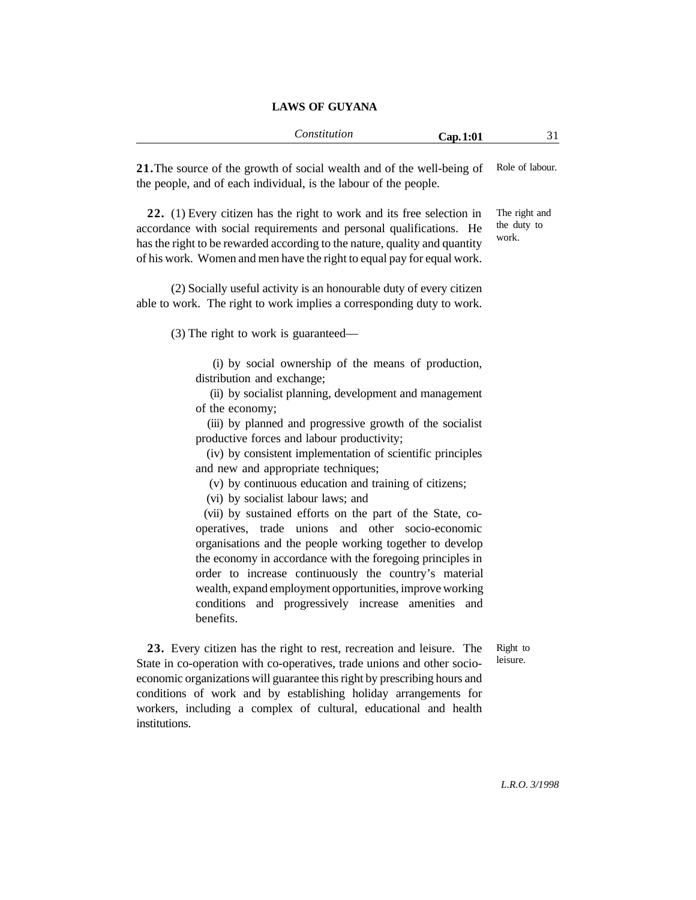**21.** The source of the growth of social wealth and of the well-being of the people, and of each individual, is the labour of the people.

Role of labour.

**22.** (1) Every citizen has the right to work and its free selection in accordance with social requirements and personal qualifications. He has the right to be rewarded according to the nature, quality and quantity of his work. Women and men have the right to equal pay for equal work.

The right and the duty to work.

(2) Socially useful activity is an honourable duty of every citizen able to work. The right to work implies a corresponding duty to work.

(3) The right to work is guaranteed—

(i) by social ownership of the means of production, distribution and exchange;

(ii) by socialist planning, development and management of the economy;

(iii) by planned and progressive growth of the socialist productive forces and labour productivity;

(iv) by consistent implementation of scientific principles and new and appropriate techniques;

(v) by continuous education and training of citizens;

(vi) by socialist labour laws; and

(vii) by sustained efforts on the part of the State, co-operatives, trade unions and other socio-economic organisations and the people working together to develop the economy in accordance with the foregoing principles in order to increase continuously the country's material wealth, expand employment opportunities, improve working conditions and progressively increase amenities and benefits.

**23.** Every citizen has the right to rest, recreation and leisure. The State in co-operation with co-operatives, trade unions and other socio-economic organizations will guarantee this right by prescribing hours and conditions of work and by establishing holiday arrangements for workers, including a complex of cultural, educational and health institutions.

Right to leisure.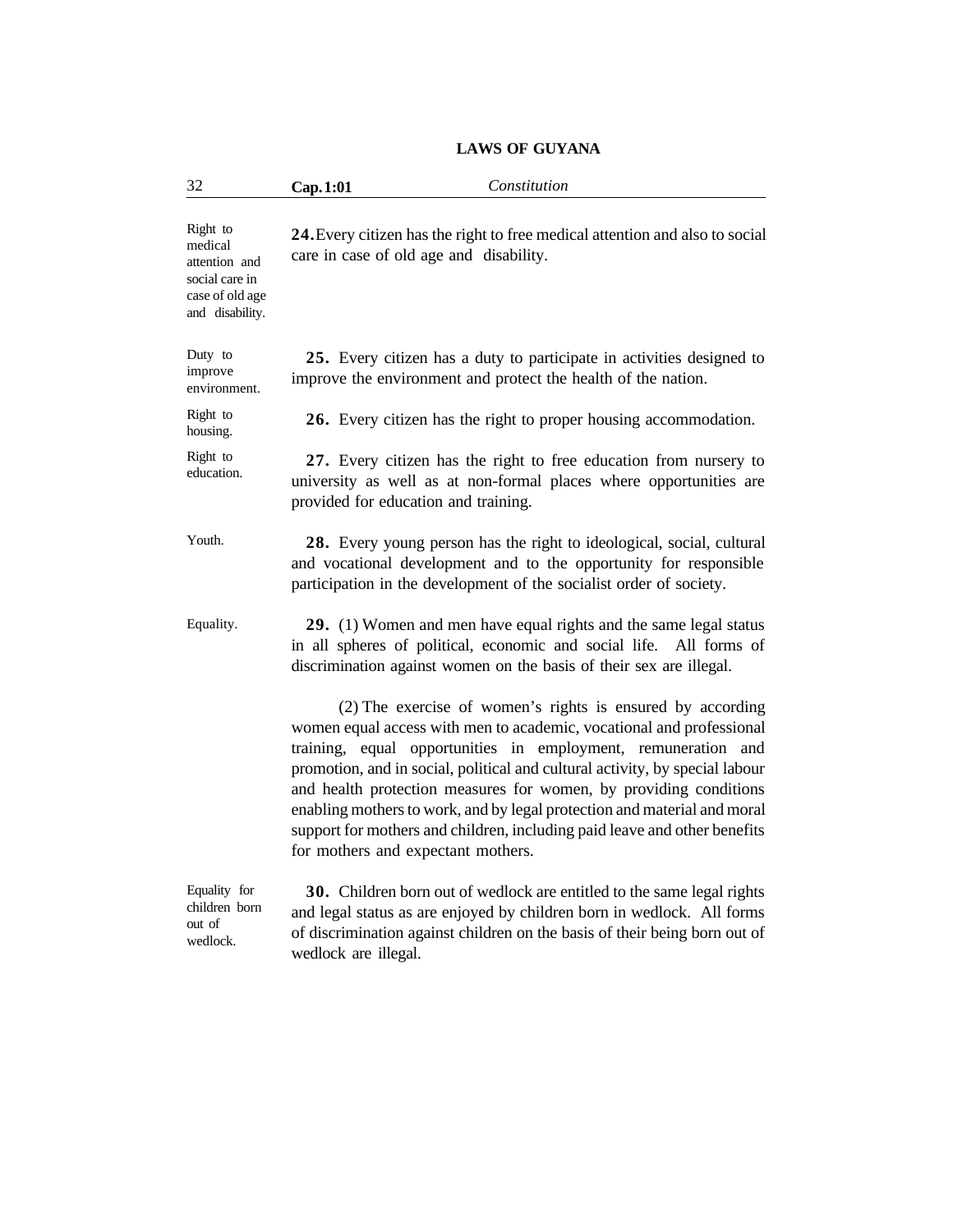*Right to medical attention and social care in case of old age and disability.*

**24.** Every citizen has the right to free medical attention and also to social care in case of old age and disability.

*Duty to improve environment.*

**25.** Every citizen has a duty to participate in activities designed to improve the environment and protect the health of the nation.

*Right to housing.*

**26.** Every citizen has the right to proper housing accommodation.

*Right to education.*

**27.** Every citizen has the right to free education from nursery to university as well as at non-formal places where opportunities are provided for education and training.

*Youth.*

**28.** Every young person has the right to ideological, social, cultural and vocational development and to the opportunity for responsible participation in the development of the socialist order of society.

*Equality.*

**29.** (1) Women and men have equal rights and the same legal status in all spheres of political, economic and social life. All forms of discrimination against women on the basis of their sex are illegal.

(2) The exercise of women's rights is ensured by according women equal access with men to academic, vocational and professional training, equal opportunities in employment, remuneration and promotion, and in social, political and cultural activity, by special labour and health protection measures for women, by providing conditions enabling mothers to work, and by legal protection and material and moral support for mothers and children, including paid leave and other benefits for mothers and expectant mothers.

*Equality for children born out of wedlock.*

**30.** Children born out of wedlock are entitled to the same legal rights and legal status as are enjoyed by children born in wedlock. All forms of discrimination against children on the basis of their being born out of wedlock are illegal.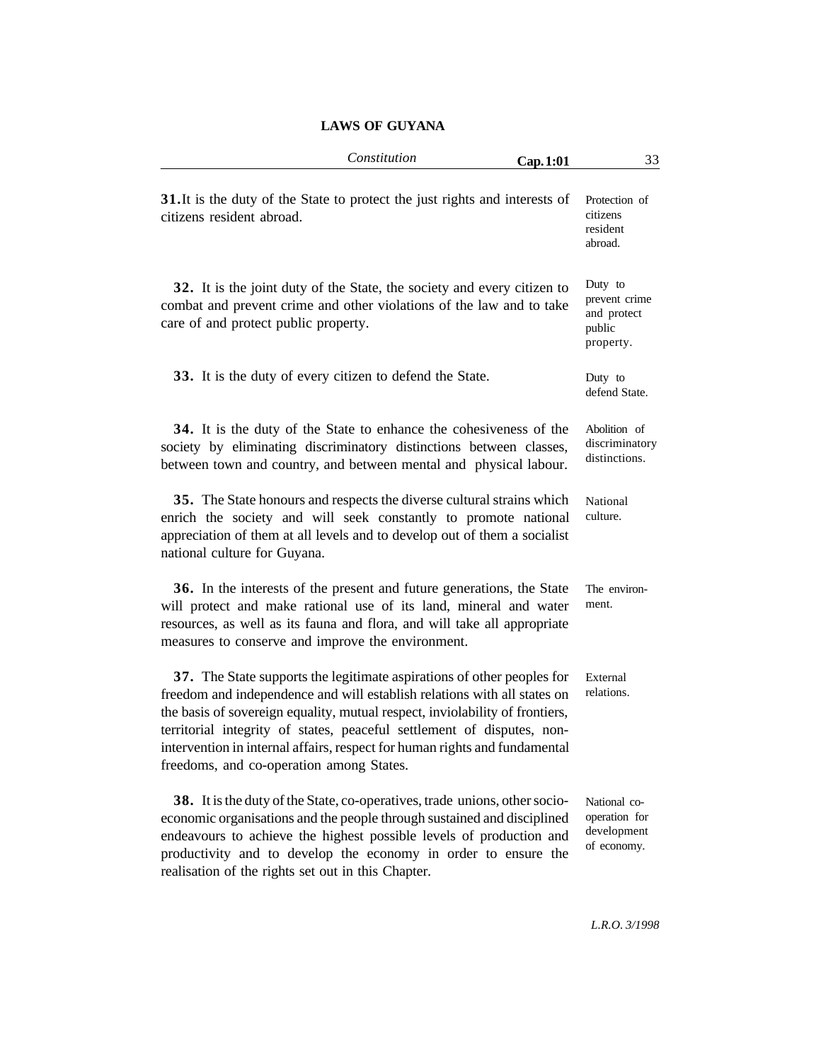**31.** It is the duty of the State to protect the just rights and interests of citizens resident abroad.

Protection of citizens resident abroad.

**32.** It is the joint duty of the State, the society and every citizen to combat and prevent crime and other violations of the law and to take care of and protect public property.

Duty to prevent crime and protect public property.

**33.** It is the duty of every citizen to defend the State.

Duty to defend State.

**34.** It is the duty of the State to enhance the cohesiveness of the society by eliminating discriminatory distinctions between classes, between town and country, and between mental and physical labour.

Abolition of discriminatory distinctions.

**35.** The State honours and respects the diverse cultural strains which enrich the society and will seek constantly to promote national appreciation of them at all levels and to develop out of them a socialist national culture for Guyana.

National culture.

**36.** In the interests of the present and future generations, the State will protect and make rational use of its land, mineral and water resources, as well as its fauna and flora, and will take all appropriate measures to conserve and improve the environment.

The environment.

**37.** The State supports the legitimate aspirations of other peoples for freedom and independence and will establish relations with all states on the basis of sovereign equality, mutual respect, inviolability of frontiers, territorial integrity of states, peaceful settlement of disputes, non-intervention in internal affairs, respect for human rights and fundamental freedoms, and co-operation among States.

External relations.

**38.** It is the duty of the State, co-operatives, trade unions, other socio-economic organisations and the people through sustained and disciplined endeavours to achieve the highest possible levels of production and productivity and to develop the economy in order to ensure the realisation of the rights set out in this Chapter.

National co-operation for development of economy.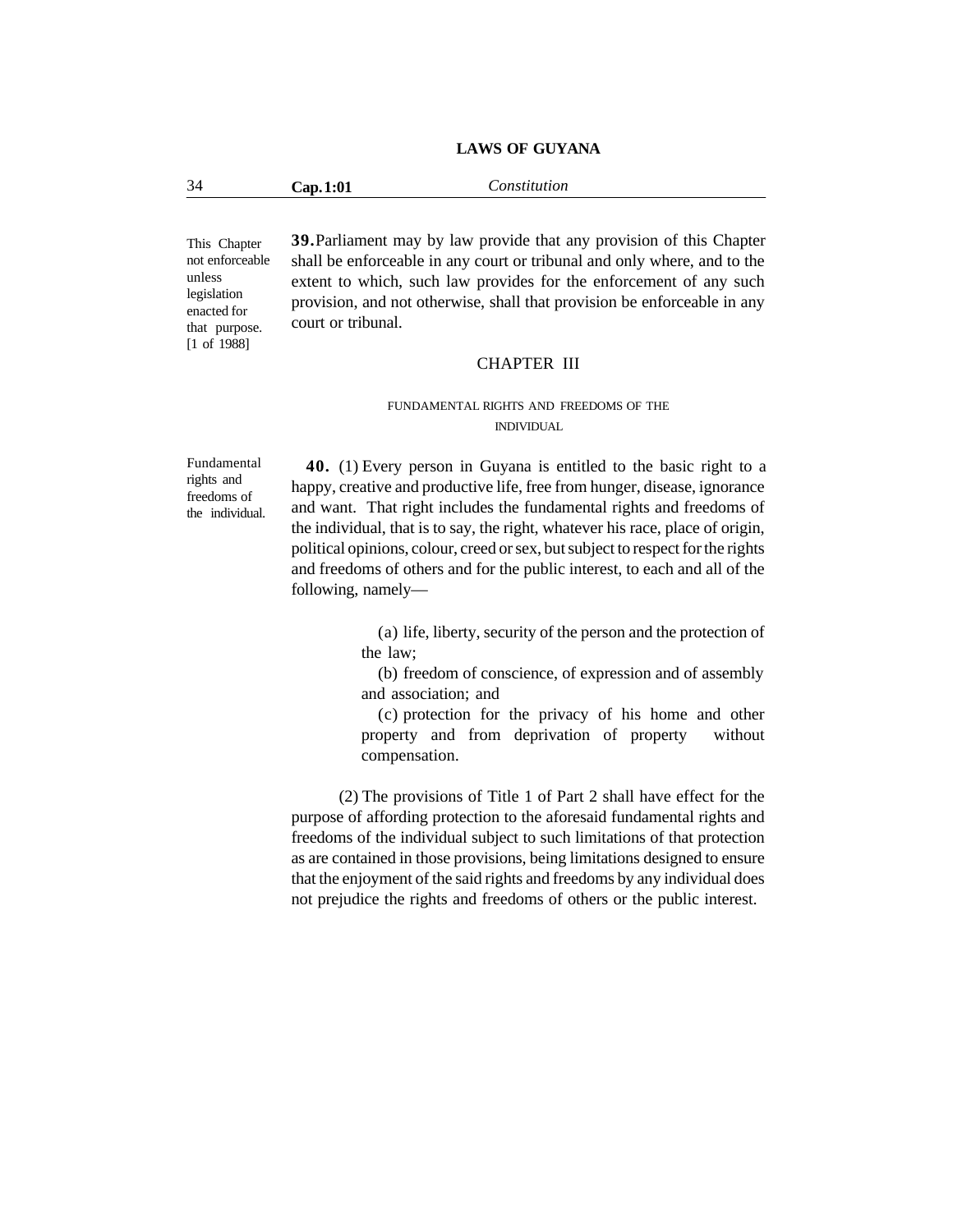This Chapter not enforceable unless legislation enacted for that purpose. [1 of 1988]

**39.** Parliament may by law provide that any provision of this Chapter shall be enforceable in any court or tribunal and only where, and to the extent to which, such law provides for the enforcement of any such provision, and not otherwise, shall that provision be enforceable in any court or tribunal.

## CHAPTER III

### FUNDAMENTAL RIGHTS AND FREEDOMS OF THE INDIVIDUAL

Fundamental rights and freedoms of the individual.

**40.** (1) Every person in Guyana is entitled to the basic right to a happy, creative and productive life, free from hunger, disease, ignorance and want. That right includes the fundamental rights and freedoms of the individual, that is to say, the right, whatever his race, place of origin, political opinions, colour, creed or sex, but subject to respect for the rights and freedoms of others and for the public interest, to each and all of the following, namely—

(a) life, liberty, security of the person and the protection of the law;

(b) freedom of conscience, of expression and of assembly and association; and

(c) protection for the privacy of his home and other property and from deprivation of property without compensation.

(2) The provisions of Title 1 of Part 2 shall have effect for the purpose of affording protection to the aforesaid fundamental rights and freedoms of the individual subject to such limitations of that protection as are contained in those provisions, being limitations designed to ensure that the enjoyment of the said rights and freedoms by any individual does not prejudice the rights and freedoms of others or the public interest.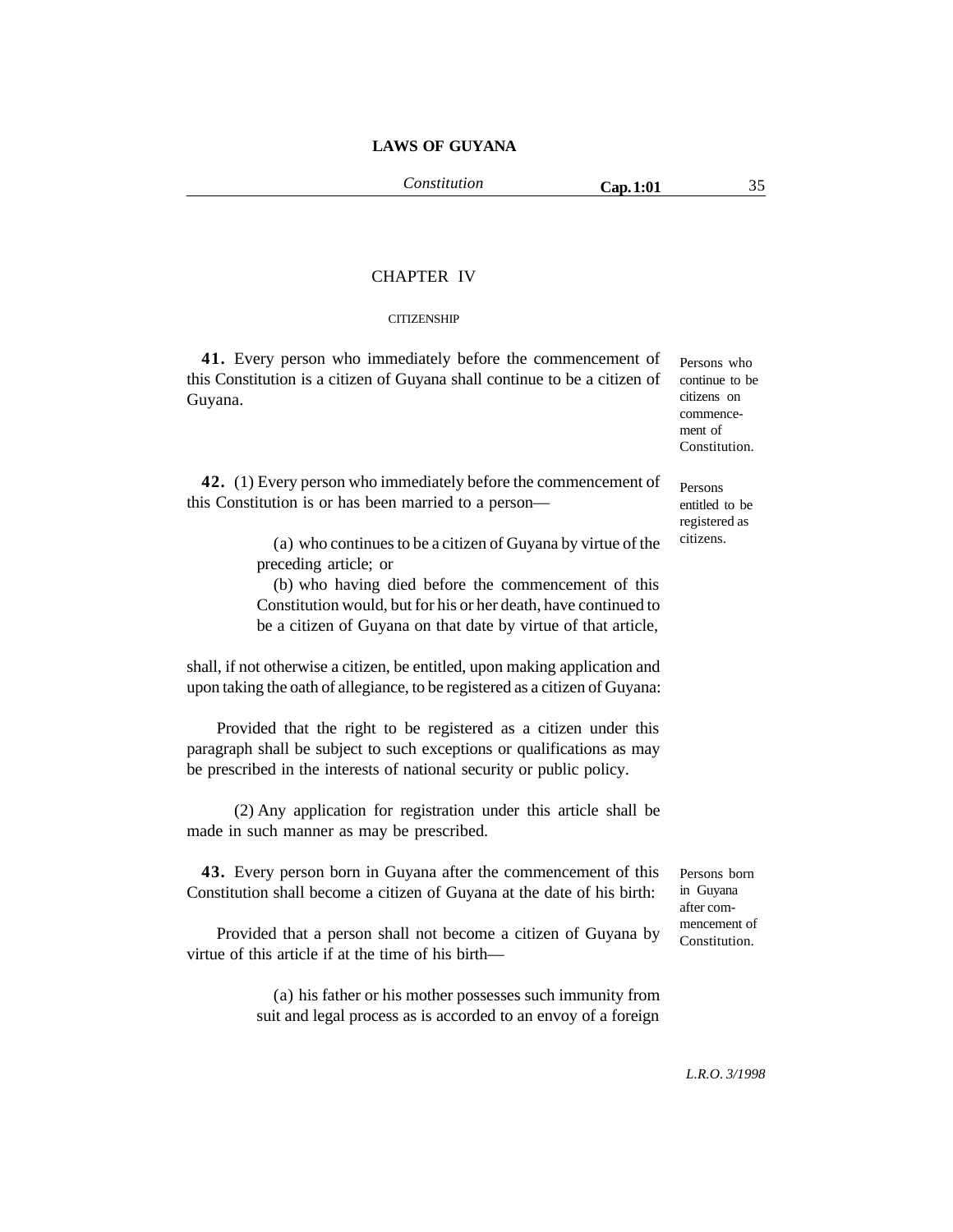## CHAPTER IV

### CITIZENSHIP

**41.** Every person who immediately before the commencement of this Constitution is a citizen of Guyana shall continue to be a citizen of Guyana.

*Persons who continue to be citizens on commencement of Constitution.*

**42.** (1) Every person who immediately before the commencement of this Constitution is or has been married to a person—

*Persons entitled to be registered as citizens.*

(a) who continues to be a citizen of Guyana by virtue of the preceding article; or

(b) who having died before the commencement of this Constitution would, but for his or her death, have continued to be a citizen of Guyana on that date by virtue of that article,

shall, if not otherwise a citizen, be entitled, upon making application and upon taking the oath of allegiance, to be registered as a citizen of Guyana:

Provided that the right to be registered as a citizen under this paragraph shall be subject to such exceptions or qualifications as may be prescribed in the interests of national security or public policy.

(2) Any application for registration under this article shall be made in such manner as may be prescribed.

**43.** Every person born in Guyana after the commencement of this Constitution shall become a citizen of Guyana at the date of his birth:

*Persons born in Guyana after commencement of Constitution.*

Provided that a person shall not become a citizen of Guyana by virtue of this article if at the time of his birth—

(a) his father or his mother possesses such immunity from suit and legal process as is accorded to an envoy of a foreign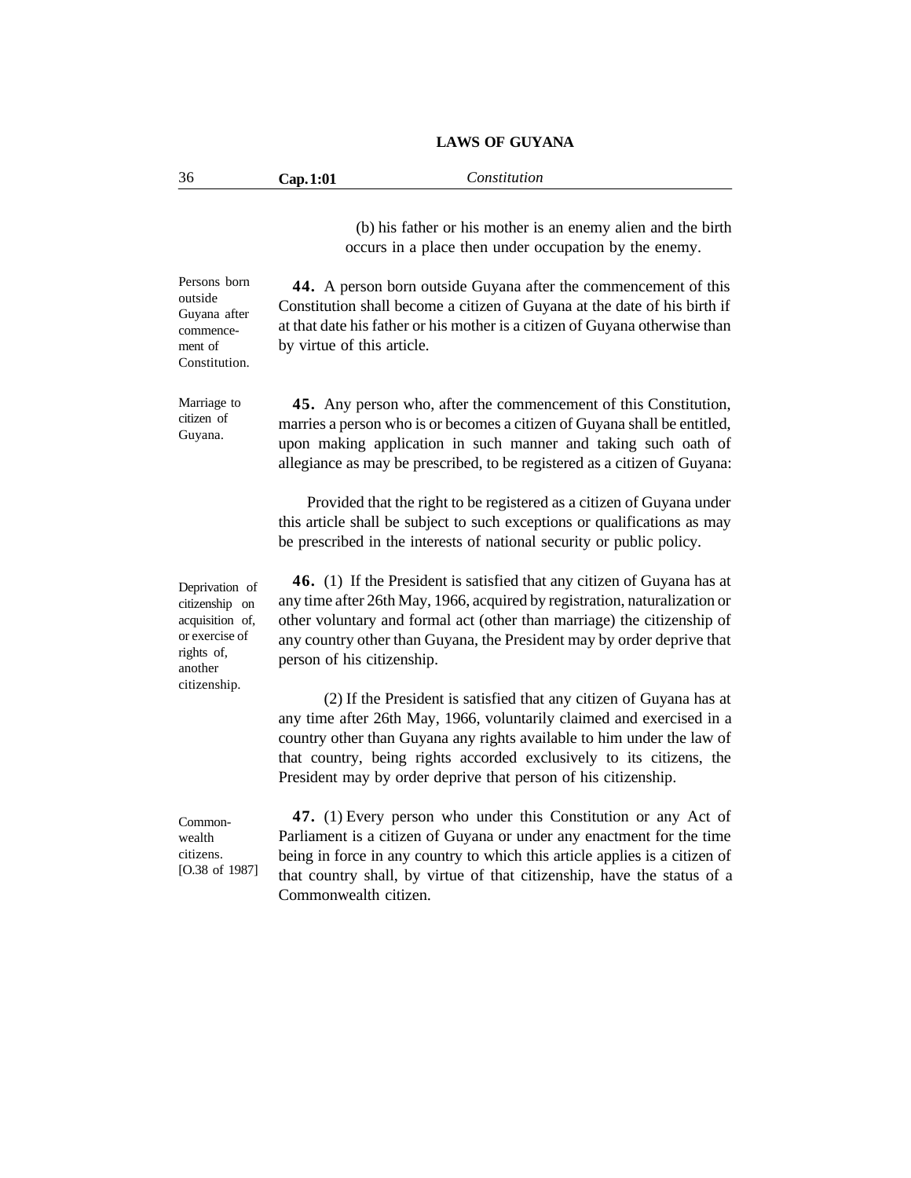(b) his father or his mother is an enemy alien and the birth occurs in a place then under occupation by the enemy.

*Persons born outside Guyana after commencement of Constitution.*

**44.** A person born outside Guyana after the commencement of this Constitution shall become a citizen of Guyana at the date of his birth if at that date his father or his mother is a citizen of Guyana otherwise than by virtue of this article.

*Marriage to citizen of Guyana.*

**45.** Any person who, after the commencement of this Constitution, marries a person who is or becomes a citizen of Guyana shall be entitled, upon making application in such manner and taking such oath of allegiance as may be prescribed, to be registered as a citizen of Guyana:

Provided that the right to be registered as a citizen of Guyana under this article shall be subject to such exceptions or qualifications as may be prescribed in the interests of national security or public policy.

*Deprivation of citizenship on acquisition of, or exercise of rights of, another citizenship.*

**46.** (1) If the President is satisfied that any citizen of Guyana has at any time after 26th May, 1966, acquired by registration, naturalization or other voluntary and formal act (other than marriage) the citizenship of any country other than Guyana, the President may by order deprive that person of his citizenship.

(2) If the President is satisfied that any citizen of Guyana has at any time after 26th May, 1966, voluntarily claimed and exercised in a country other than Guyana any rights available to him under the law of that country, being rights accorded exclusively to its citizens, the President may by order deprive that person of his citizenship.

*Commonwealth citizens. [O.38 of 1987]*

**47.** (1) Every person who under this Constitution or any Act of Parliament is a citizen of Guyana or under any enactment for the time being in force in any country to which this article applies is a citizen of that country shall, by virtue of that citizenship, have the status of a Commonwealth citizen.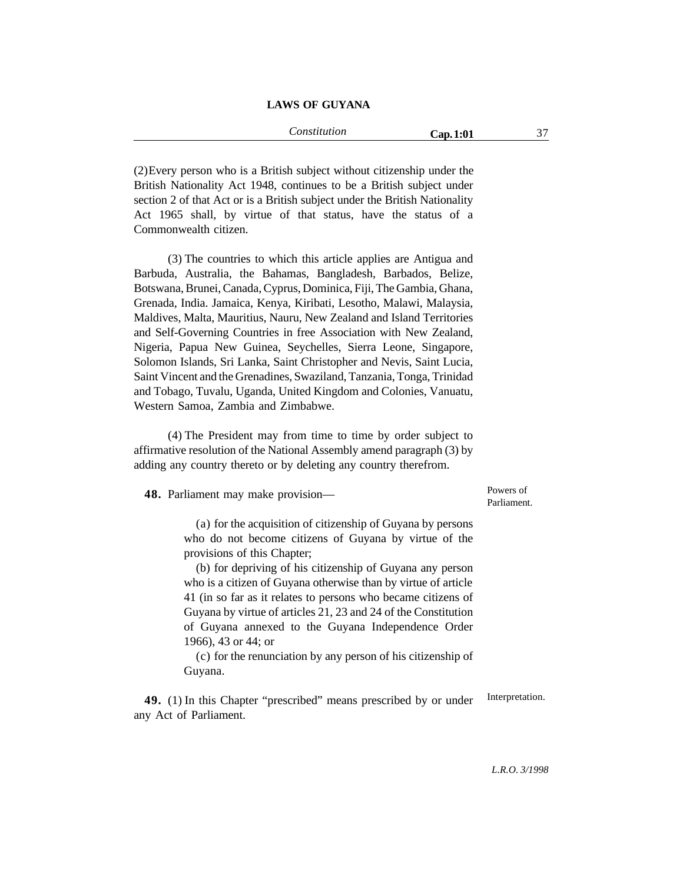(2) Every person who is a British subject without citizenship under the British Nationality Act 1948, continues to be a British subject under section 2 of that Act or is a British subject under the British Nationality Act 1965 shall, by virtue of that status, have the status of a Commonwealth citizen.

(3) The countries to which this article applies are Antigua and Barbuda, Australia, the Bahamas, Bangladesh, Barbados, Belize, Botswana, Brunei, Canada, Cyprus, Dominica, Fiji, The Gambia, Ghana, Grenada, India. Jamaica, Kenya, Kiribati, Lesotho, Malawi, Malaysia, Maldives, Malta, Mauritius, Nauru, New Zealand and Island Territories and Self-Governing Countries in free Association with New Zealand, Nigeria, Papua New Guinea, Seychelles, Sierra Leone, Singapore, Solomon Islands, Sri Lanka, Saint Christopher and Nevis, Saint Lucia, Saint Vincent and the Grenadines, Swaziland, Tanzania, Tonga, Trinidad and Tobago, Tuvalu, Uganda, United Kingdom and Colonies, Vanuatu, Western Samoa, Zambia and Zimbabwe.

(4) The President may from time to time by order subject to affirmative resolution of the National Assembly amend paragraph (3) by adding any country thereto or by deleting any country therefrom.

Powers of Parliament.

**48.** Parliament may make provision—

(a) for the acquisition of citizenship of Guyana by persons who do not become citizens of Guyana by virtue of the provisions of this Chapter;

(b) for depriving of his citizenship of Guyana any person who is a citizen of Guyana otherwise than by virtue of article 41 (in so far as it relates to persons who became citizens of Guyana by virtue of articles 21, 23 and 24 of the Constitution of Guyana annexed to the Guyana Independence Order 1966), 43 or 44; or

(c) for the renunciation by any person of his citizenship of Guyana.

Interpretation.

**49.** (1) In this Chapter "prescribed" means prescribed by or under any Act of Parliament.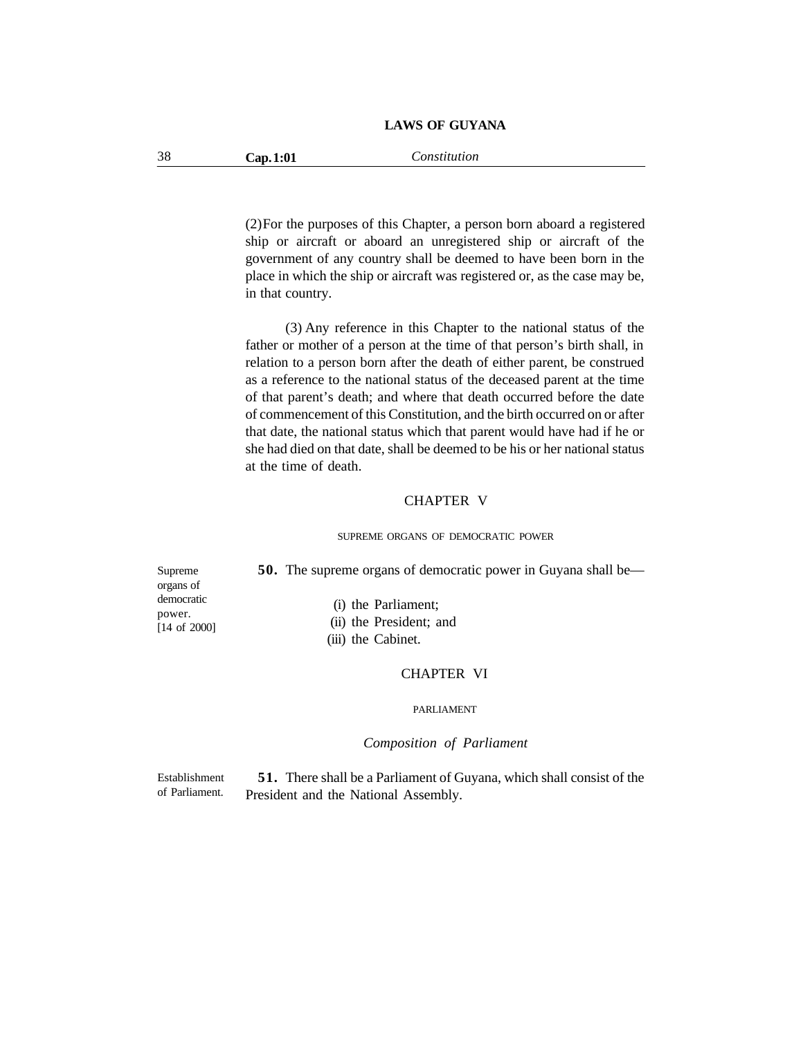(2) For the purposes of this Chapter, a person born aboard a registered ship or aircraft or aboard an unregistered ship or aircraft of the government of any country shall be deemed to have been born in the place in which the ship or aircraft was registered or, as the case may be, in that country.

(3) Any reference in this Chapter to the national status of the father or mother of a person at the time of that person's birth shall, in relation to a person born after the death of either parent, be construed as a reference to the national status of the deceased parent at the time of that parent's death; and where that death occurred before the date of commencement of this Constitution, and the birth occurred on or after that date, the national status which that parent would have had if he or she had died on that date, shall be deemed to be his or her national status at the time of death.

## CHAPTER V

### SUPREME ORGANS OF DEMOCRATIC POWER

Supreme organs of democratic power. [14 of 2000]

**50.** The supreme organs of democratic power in Guyana shall be—

(i) the Parliament;
(ii) the President; and
(iii) the Cabinet.

## CHAPTER VI

### PARLIAMENT

*Composition of Parliament*

Establishment of Parliament.

**51.** There shall be a Parliament of Guyana, which shall consist of the President and the National Assembly.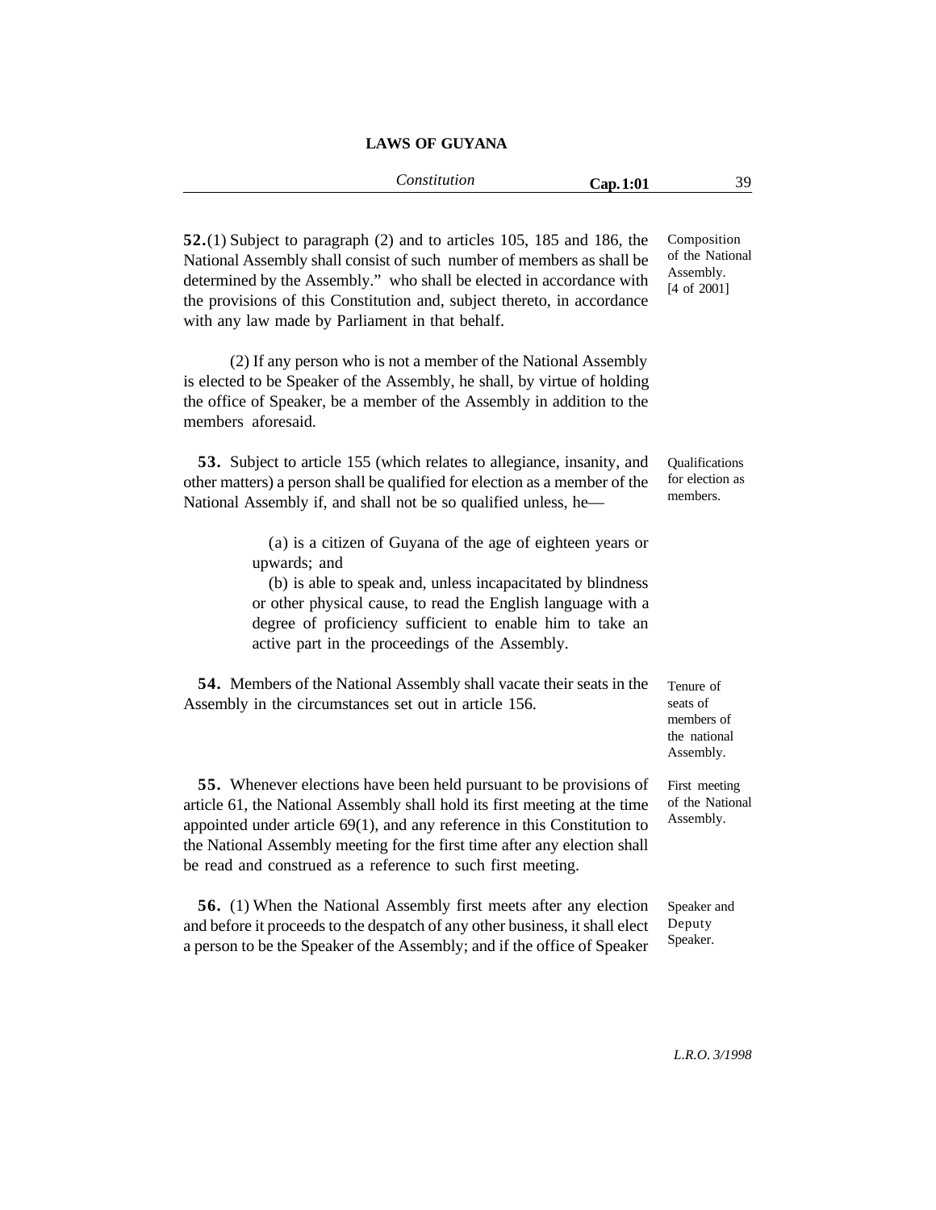**52.**(1) Subject to paragraph (2) and to articles 105, 185 and 186, the National Assembly shall consist of such number of members as shall be determined by the Assembly." who shall be elected in accordance with the provisions of this Constitution and, subject thereto, in accordance with any law made by Parliament in that behalf.

Composition of the National Assembly. [4 of 2001]

(2) If any person who is not a member of the National Assembly is elected to be Speaker of the Assembly, he shall, by virtue of holding the office of Speaker, be a member of the Assembly in addition to the members aforesaid.

**53.** Subject to article 155 (which relates to allegiance, insanity, and other matters) a person shall be qualified for election as a member of the National Assembly if, and shall not be so qualified unless, he—

Qualifications for election as members.

(a) is a citizen of Guyana of the age of eighteen years or upwards; and

(b) is able to speak and, unless incapacitated by blindness or other physical cause, to read the English language with a degree of proficiency sufficient to enable him to take an active part in the proceedings of the Assembly.

**54.** Members of the National Assembly shall vacate their seats in the Assembly in the circumstances set out in article 156.

Tenure of seats of members of the national Assembly.

**55.** Whenever elections have been held pursuant to be provisions of article 61, the National Assembly shall hold its first meeting at the time appointed under article 69(1), and any reference in this Constitution to the National Assembly meeting for the first time after any election shall be read and construed as a reference to such first meeting.

First meeting of the National Assembly.

**56.** (1) When the National Assembly first meets after any election and before it proceeds to the despatch of any other business, it shall elect a person to be the Speaker of the Assembly; and if the office of Speaker

Speaker and Deputy Speaker.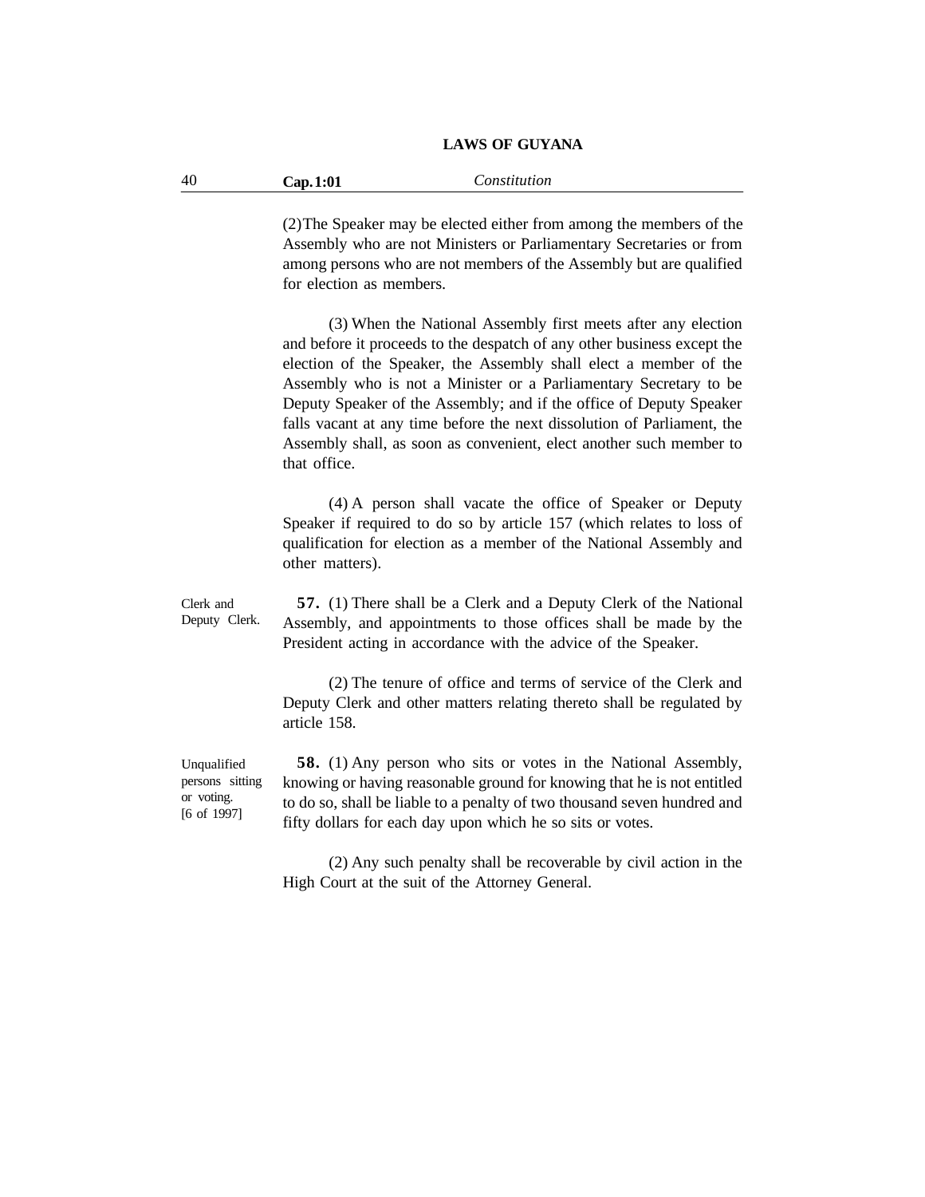(2) The Speaker may be elected either from among the members of the Assembly who are not Ministers or Parliamentary Secretaries or from among persons who are not members of the Assembly but are qualified for election as members.

(3) When the National Assembly first meets after any election and before it proceeds to the despatch of any other business except the election of the Speaker, the Assembly shall elect a member of the Assembly who is not a Minister or a Parliamentary Secretary to be Deputy Speaker of the Assembly; and if the office of Deputy Speaker falls vacant at any time before the next dissolution of Parliament, the Assembly shall, as soon as convenient, elect another such member to that office.

(4) A person shall vacate the office of Speaker or Deputy Speaker if required to do so by article 157 (which relates to loss of qualification for election as a member of the National Assembly and other matters).

Clerk and Deputy Clerk.

**57.** (1) There shall be a Clerk and a Deputy Clerk of the National Assembly, and appointments to those offices shall be made by the President acting in accordance with the advice of the Speaker.

(2) The tenure of office and terms of service of the Clerk and Deputy Clerk and other matters relating thereto shall be regulated by article 158.

Unqualified persons sitting or voting. [6 of 1997]

**58.** (1) Any person who sits or votes in the National Assembly, knowing or having reasonable ground for knowing that he is not entitled to do so, shall be liable to a penalty of two thousand seven hundred and fifty dollars for each day upon which he so sits or votes.

(2) Any such penalty shall be recoverable by civil action in the High Court at the suit of the Attorney General.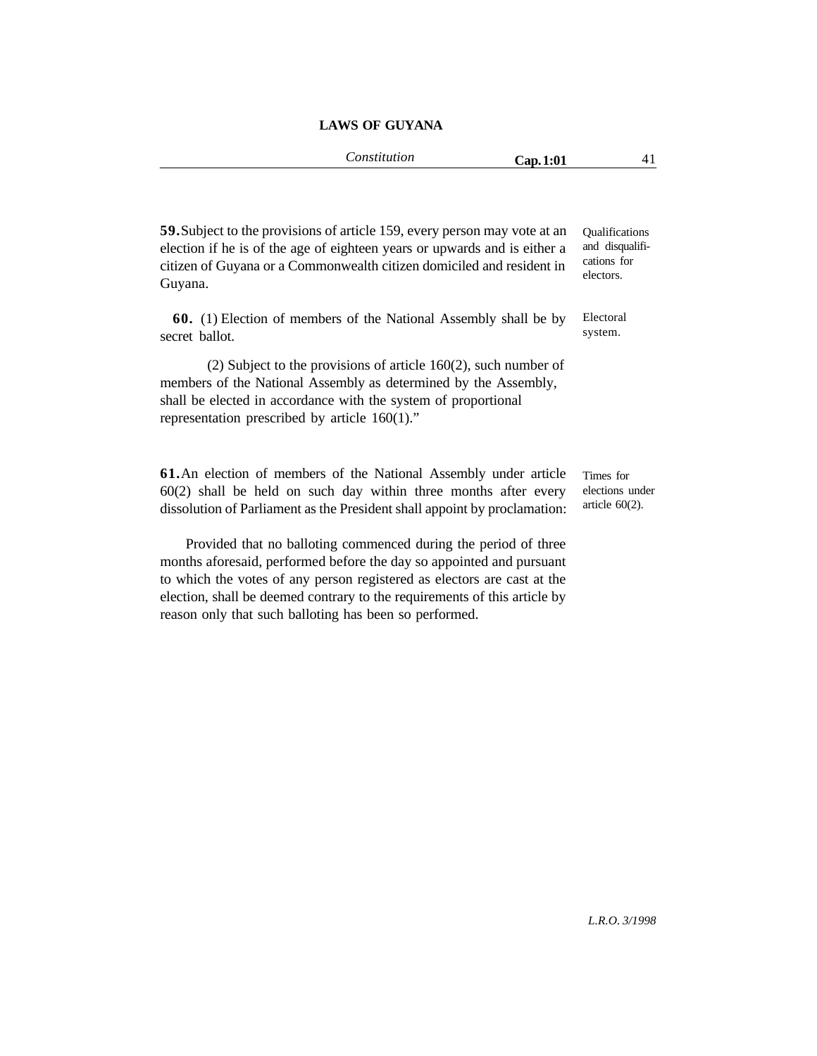**59.** Subject to the provisions of article 159, every person may vote at an election if he is of the age of eighteen years or upwards and is either a citizen of Guyana or a Commonwealth citizen domiciled and resident in Guyana.

Qualifications and disqualifications for electors.

**60.** (1) Election of members of the National Assembly shall be by secret ballot.

Electoral system.

(2) Subject to the provisions of article 160(2), such number of members of the National Assembly as determined by the Assembly, shall be elected in accordance with the system of proportional representation prescribed by article 160(1)."

**61.** An election of members of the National Assembly under article 60(2) shall be held on such day within three months after every dissolution of Parliament as the President shall appoint by proclamation:

Times for elections under article 60(2).

Provided that no balloting commenced during the period of three months aforesaid, performed before the day so appointed and pursuant to which the votes of any person registered as electors are cast at the election, shall be deemed contrary to the requirements of this article by reason only that such balloting has been so performed.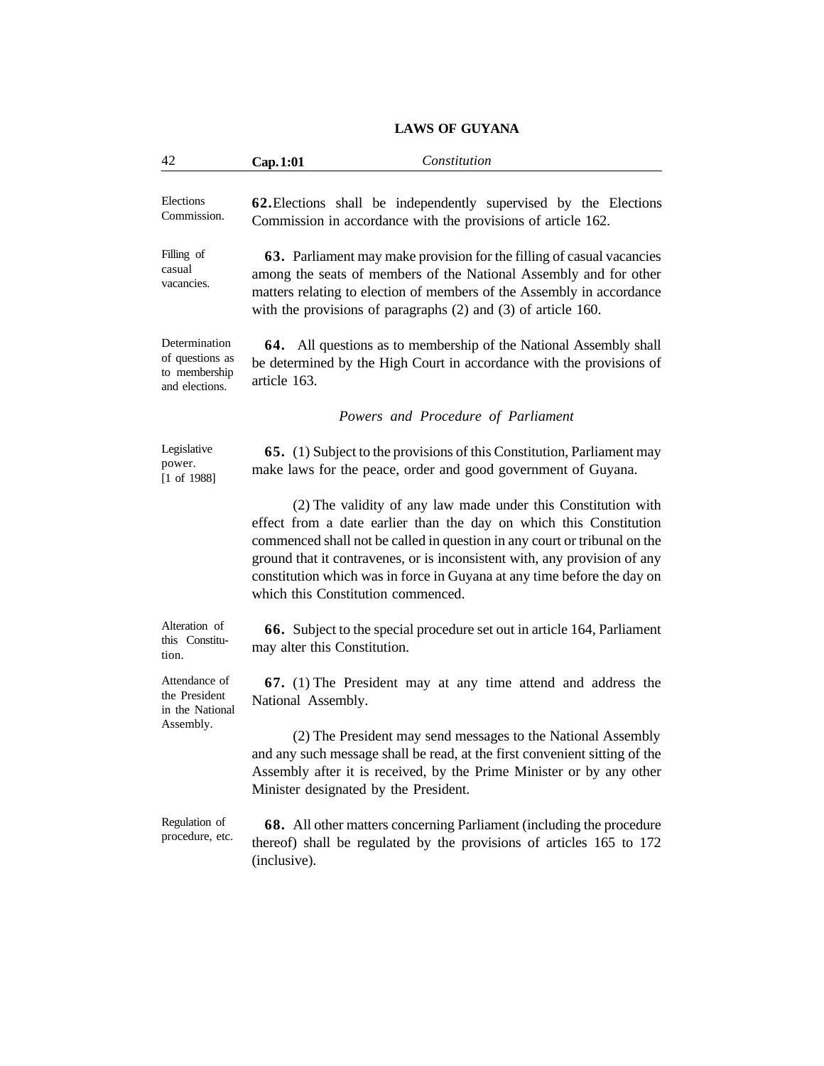Elections Commission.

**62.** Elections shall be independently supervised by the Elections Commission in accordance with the provisions of article 162.

Filling of casual vacancies.

**63.** Parliament may make provision for the filling of casual vacancies among the seats of members of the National Assembly and for other matters relating to election of members of the Assembly in accordance with the provisions of paragraphs (2) and (3) of article 160.

Determination of questions as to membership and elections.

**64.** All questions as to membership of the National Assembly shall be determined by the High Court in accordance with the provisions of article 163.

*Powers and Procedure of Parliament*

Legislative power. [1 of 1988]

**65.** (1) Subject to the provisions of this Constitution, Parliament may make laws for the peace, order and good government of Guyana.

(2) The validity of any law made under this Constitution with effect from a date earlier than the day on which this Constitution commenced shall not be called in question in any court or tribunal on the ground that it contravenes, or is inconsistent with, any provision of any constitution which was in force in Guyana at any time before the day on which this Constitution commenced.

Alteration of this Constitution.

**66.** Subject to the special procedure set out in article 164, Parliament may alter this Constitution.

Attendance of the President in the National Assembly.

**67.** (1) The President may at any time attend and address the National Assembly.

(2) The President may send messages to the National Assembly and any such message shall be read, at the first convenient sitting of the Assembly after it is received, by the Prime Minister or by any other Minister designated by the President.

Regulation of procedure, etc.

**68.** All other matters concerning Parliament (including the procedure thereof) shall be regulated by the provisions of articles 165 to 172 (inclusive).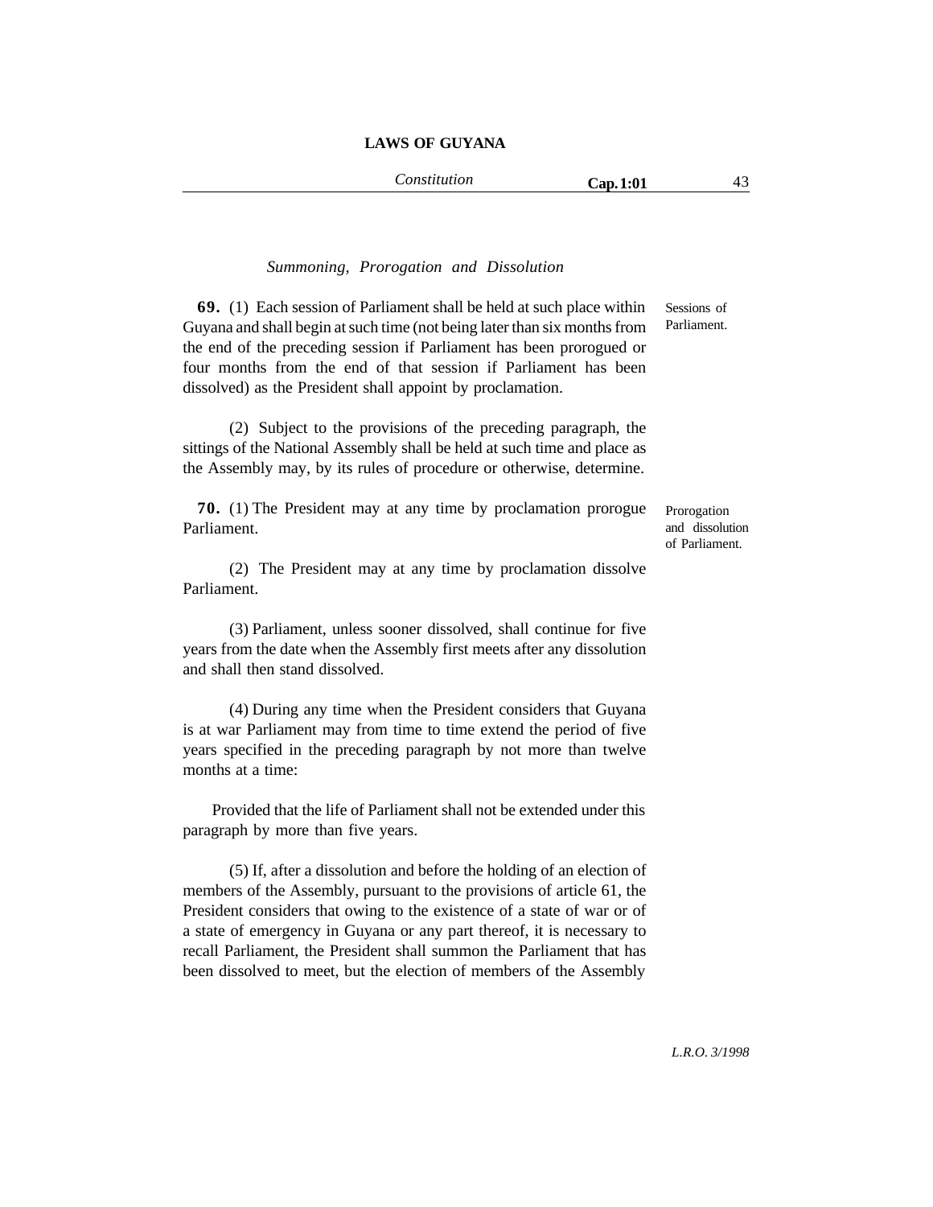*Summoning, Prorogation and Dissolution*

**69.** (1) Each session of Parliament shall be held at such place within Guyana and shall begin at such time (not being later than six months from the end of the preceding session if Parliament has been prorogued or four months from the end of that session if Parliament has been dissolved) as the President shall appoint by proclamation.

Sessions of Parliament.

(2) Subject to the provisions of the preceding paragraph, the sittings of the National Assembly shall be held at such time and place as the Assembly may, by its rules of procedure or otherwise, determine.

**70.** (1) The President may at any time by proclamation prorogue Parliament.

Prorogation and dissolution of Parliament.

(2) The President may at any time by proclamation dissolve Parliament.

(3) Parliament, unless sooner dissolved, shall continue for five years from the date when the Assembly first meets after any dissolution and shall then stand dissolved.

(4) During any time when the President considers that Guyana is at war Parliament may from time to time extend the period of five years specified in the preceding paragraph by not more than twelve months at a time:

Provided that the life of Parliament shall not be extended under this paragraph by more than five years.

(5) If, after a dissolution and before the holding of an election of members of the Assembly, pursuant to the provisions of article 61, the President considers that owing to the existence of a state of war or of a state of emergency in Guyana or any part thereof, it is necessary to recall Parliament, the President shall summon the Parliament that has been dissolved to meet, but the election of members of the Assembly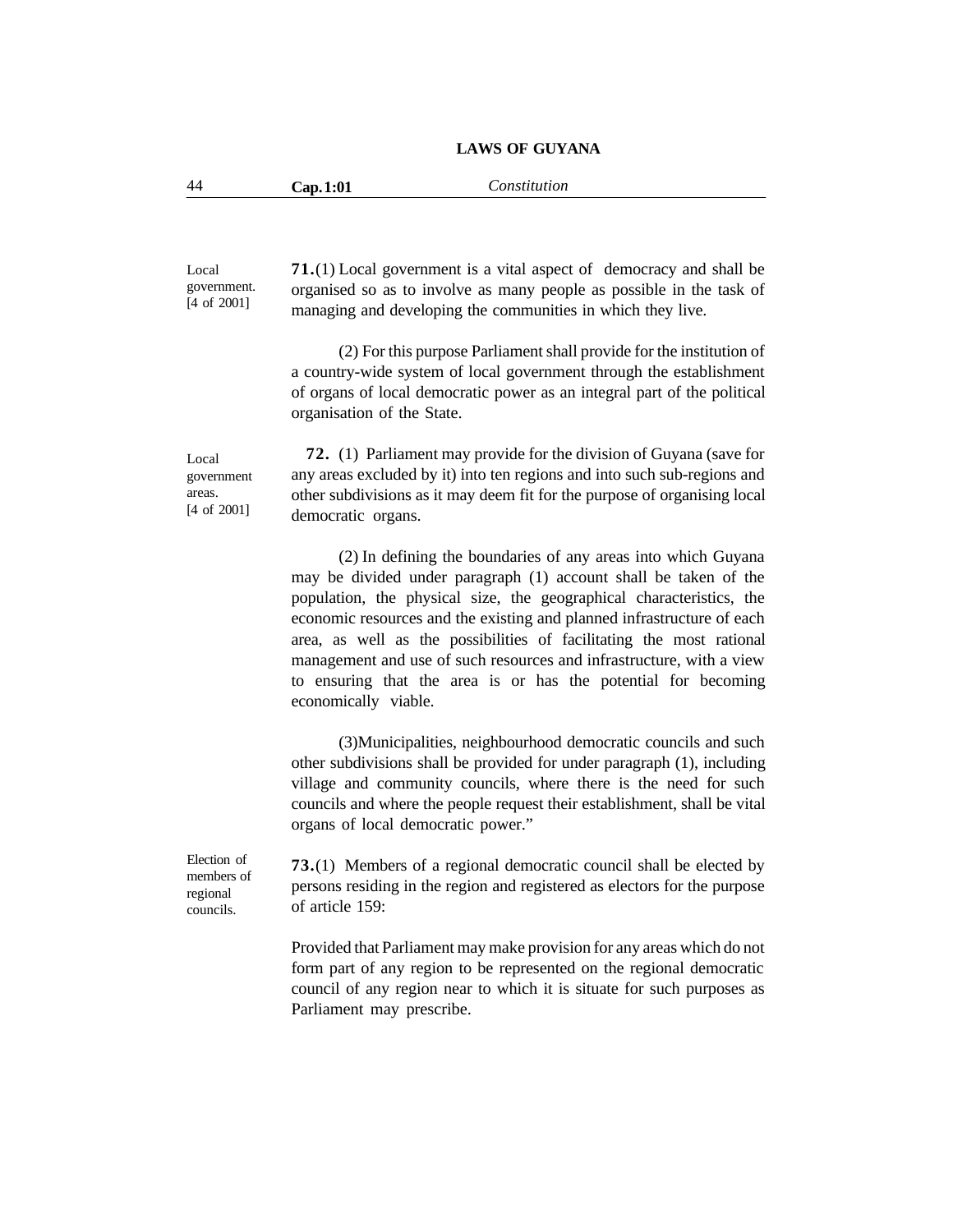Local government. [4 of 2001]

**71.**(1) Local government is a vital aspect of democracy and shall be organised so as to involve as many people as possible in the task of managing and developing the communities in which they live.

(2) For this purpose Parliament shall provide for the institution of a country-wide system of local government through the establishment of organs of local democratic power as an integral part of the political organisation of the State.

Local government areas. [4 of 2001]

**72.** (1) Parliament may provide for the division of Guyana (save for any areas excluded by it) into ten regions and into such sub-regions and other subdivisions as it may deem fit for the purpose of organising local democratic organs.

(2) In defining the boundaries of any areas into which Guyana may be divided under paragraph (1) account shall be taken of the population, the physical size, the geographical characteristics, the economic resources and the existing and planned infrastructure of each area, as well as the possibilities of facilitating the most rational management and use of such resources and infrastructure, with a view to ensuring that the area is or has the potential for becoming economically viable.

(3)Municipalities, neighbourhood democratic councils and such other subdivisions shall be provided for under paragraph (1), including village and community councils, where there is the need for such councils and where the people request their establishment, shall be vital organs of local democratic power."

Election of members of regional councils.

**73.**(1) Members of a regional democratic council shall be elected by persons residing in the region and registered as electors for the purpose of article 159:

Provided that Parliament may make provision for any areas which do not form part of any region to be represented on the regional democratic council of any region near to which it is situate for such purposes as Parliament may prescribe.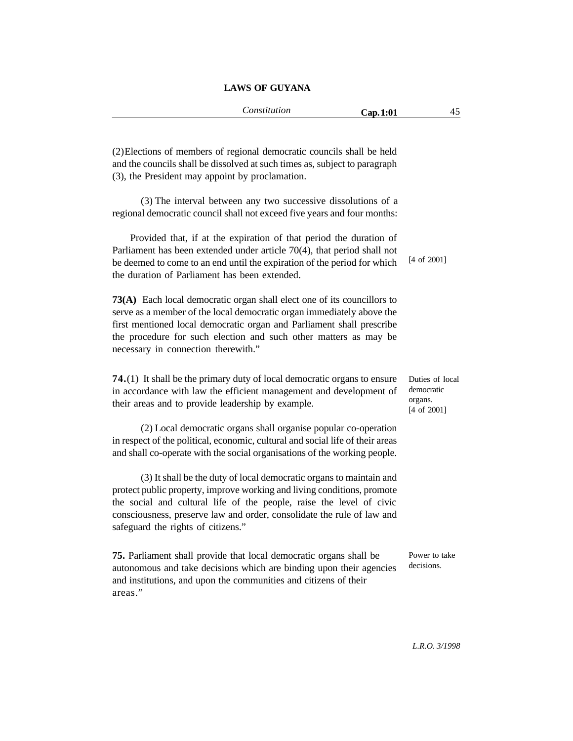(2) Elections of members of regional democratic councils shall be held and the councils shall be dissolved at such times as, subject to paragraph (3), the President may appoint by proclamation.

(3) The interval between any two successive dissolutions of a regional democratic council shall not exceed five years and four months:

Provided that, if at the expiration of that period the duration of Parliament has been extended under article 70(4), that period shall not be deemed to come to an end until the expiration of the period for which the duration of Parliament has been extended. [4 of 2001]

**73(A)** Each local democratic organ shall elect one of its councillors to serve as a member of the local democratic organ immediately above the first mentioned local democratic organ and Parliament shall prescribe the procedure for such election and such other matters as may be necessary in connection therewith."

Duties of local democratic organs. [4 of 2001]

**74.**(1) It shall be the primary duty of local democratic organs to ensure in accordance with law the efficient management and development of their areas and to provide leadership by example.

(2) Local democratic organs shall organise popular co-operation in respect of the political, economic, cultural and social life of their areas and shall co-operate with the social organisations of the working people.

(3) It shall be the duty of local democratic organs to maintain and protect public property, improve working and living conditions, promote the social and cultural life of the people, raise the level of civic consciousness, preserve law and order, consolidate the rule of law and safeguard the rights of citizens."

Power to take decisions.

**75.** Parliament shall provide that local democratic organs shall be autonomous and take decisions which are binding upon their agencies and institutions, and upon the communities and citizens of their areas."

*L.R.O. 3/1998*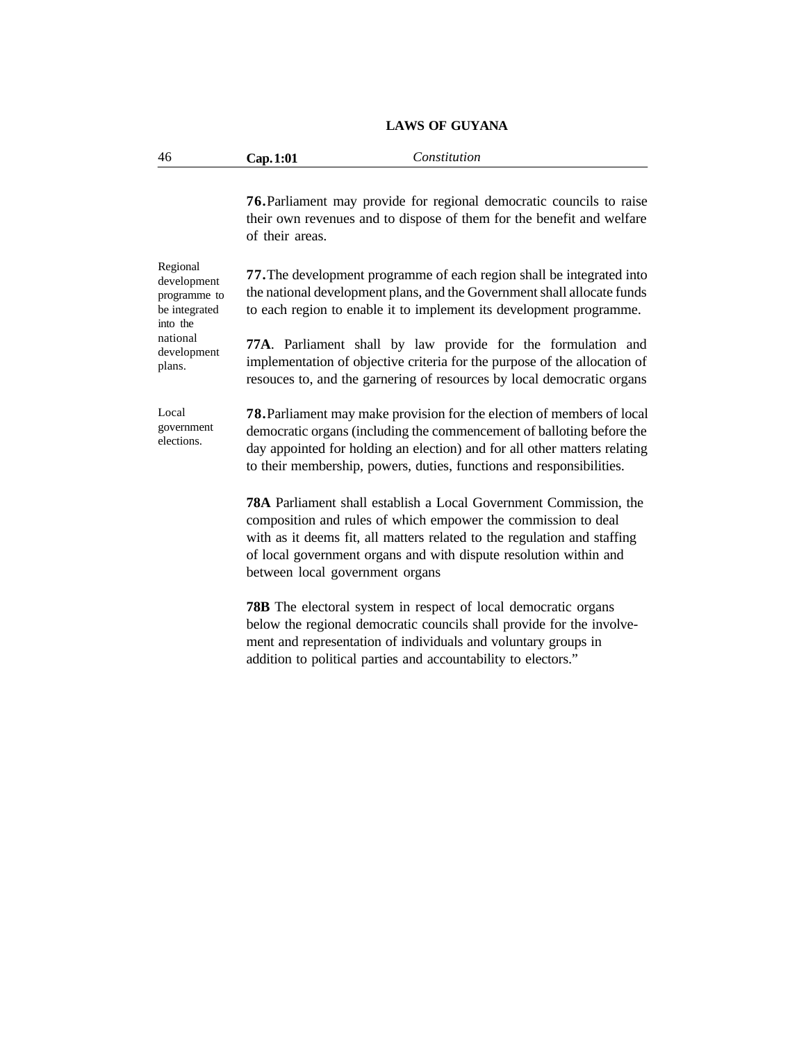**76.** Parliament may provide for regional democratic councils to raise their own revenues and to dispose of them for the benefit and welfare of their areas.

Regional development programme to be integrated into the national development plans.

**77.** The development programme of each region shall be integrated into the national development plans, and the Government shall allocate funds to each region to enable it to implement its development programme.

**77A**. Parliament shall by law provide for the formulation and implementation of objective criteria for the purpose of the allocation of resouces to, and the garnering of resources by local democratic organs

Local government elections.

**78.** Parliament may make provision for the election of members of local democratic organs (including the commencement of balloting before the day appointed for holding an election) and for all other matters relating to their membership, powers, duties, functions and responsibilities.

**78A** Parliament shall establish a Local Government Commission, the composition and rules of which empower the commission to deal with as it deems fit, all matters related to the regulation and staffing of local government organs and with dispute resolution within and between local government organs

**78B** The electoral system in respect of local democratic organs below the regional democratic councils shall provide for the involvement and representation of individuals and voluntary groups in addition to political parties and accountability to electors."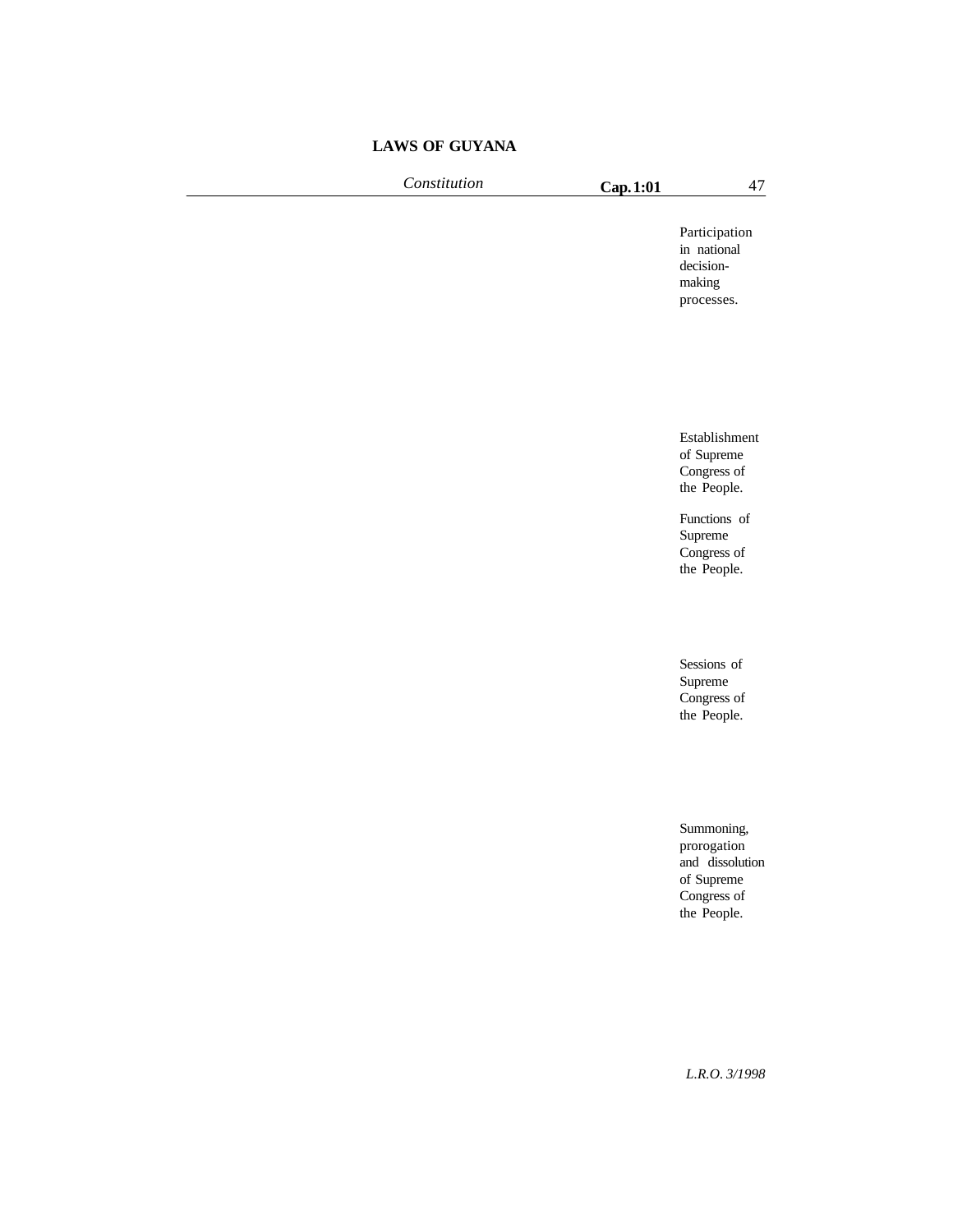Participation in national decision-making processes.

Establishment of Supreme Congress of the People.

Functions of Supreme Congress of the People.

Sessions of Supreme Congress of the People.

Summoning, prorogation and dissolution of Supreme Congress of the People.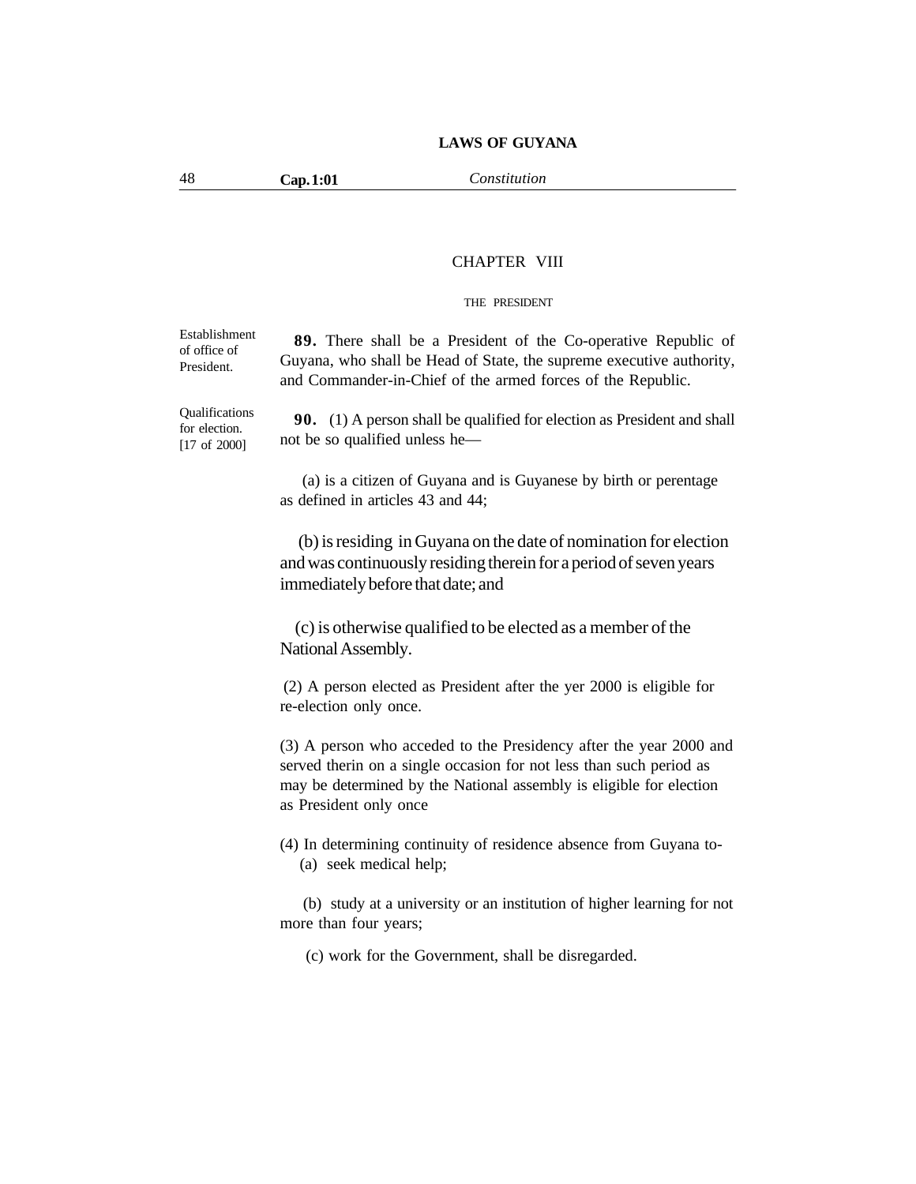# CHAPTER VIII

## THE PRESIDENT

Establishment of office of President.

**89.** There shall be a President of the Co-operative Republic of Guyana, who shall be Head of State, the supreme executive authority, and Commander-in-Chief of the armed forces of the Republic.

Qualifications for election. [17 of 2000]

**90.** (1) A person shall be qualified for election as President and shall not be so qualified unless he—

(a) is a citizen of Guyana and is Guyanese by birth or perentage as defined in articles 43 and 44;

(b) is residing in Guyana on the date of nomination for election and was continuously residing therein for a period of seven years immediately before that date; and

(c) is otherwise qualified to be elected as a member of the National Assembly.

(2) A person elected as President after the yer 2000 is eligible for re-election only once.

(3) A person who acceded to the Presidency after the year 2000 and served therin on a single occasion for not less than such period as may be determined by the National assembly is eligible for election as President only once

(4) In determining continuity of residence absence from Guyana to-

(a) seek medical help;

(b) study at a university or an institution of higher learning for not more than four years;

(c) work for the Government, shall be disregarded.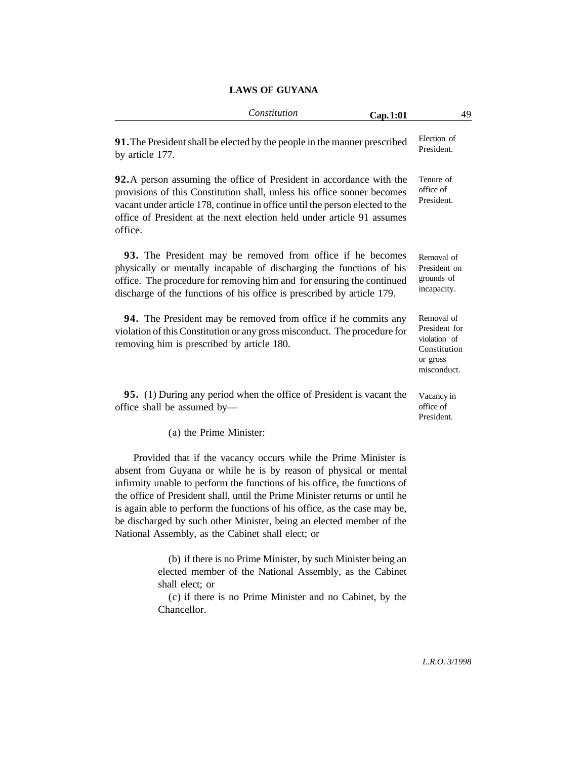**91.** The President shall be elected by the people in the manner prescribed by article 177.

Election of President.

**92.** A person assuming the office of President in accordance with the provisions of this Constitution shall, unless his office sooner becomes vacant under article 178, continue in office until the person elected to the office of President at the next election held under article 91 assumes office.

Tenure of office of President.

**93.** The President may be removed from office if he becomes physically or mentally incapable of discharging the functions of his office. The procedure for removing him and for ensuring the continued discharge of the functions of his office is prescribed by article 179.

Removal of President on grounds of incapacity.

**94.** The President may be removed from office if he commits any violation of this Constitution or any gross misconduct. The procedure for removing him is prescribed by article 180.

Removal of President for violation of Constitution or gross misconduct.

**95.** (1) During any period when the office of President is vacant the office shall be assumed by—

Vacancy in office of President.

(a) the Prime Minister:

Provided that if the vacancy occurs while the Prime Minister is absent from Guyana or while he is by reason of physical or mental infirmity unable to perform the functions of his office, the functions of the office of President shall, until the Prime Minister returns or until he is again able to perform the functions of his office, as the case may be, be discharged by such other Minister, being an elected member of the National Assembly, as the Cabinet shall elect; or

(b) if there is no Prime Minister, by such Minister being an elected member of the National Assembly, as the Cabinet shall elect; or

(c) if there is no Prime Minister and no Cabinet, by the Chancellor.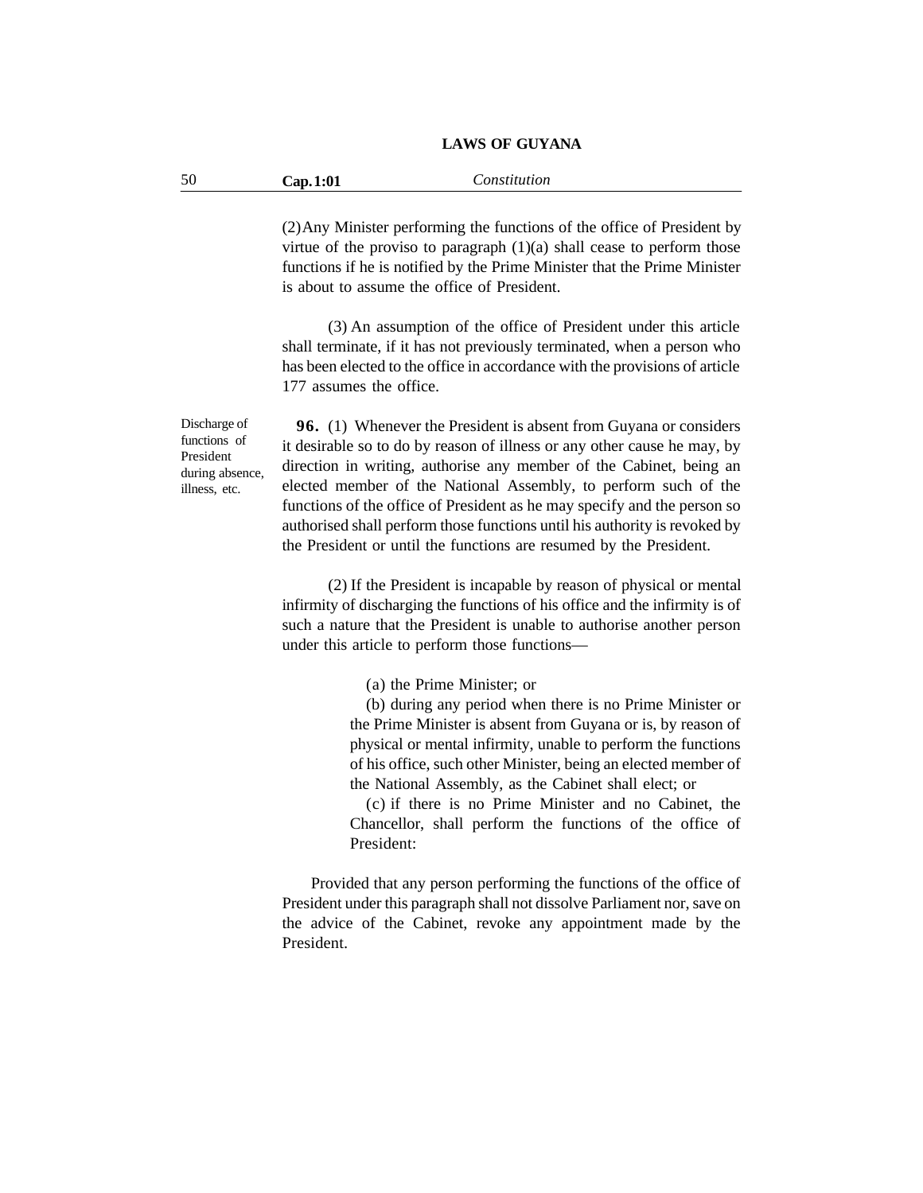(2) Any Minister performing the functions of the office of President by virtue of the proviso to paragraph (1)(a) shall cease to perform those functions if he is notified by the Prime Minister that the Prime Minister is about to assume the office of President.

(3) An assumption of the office of President under this article shall terminate, if it has not previously terminated, when a person who has been elected to the office in accordance with the provisions of article 177 assumes the office.

Discharge of functions of President during absence, illness, etc.

**96.** (1) Whenever the President is absent from Guyana or considers it desirable so to do by reason of illness or any other cause he may, by direction in writing, authorise any member of the Cabinet, being an elected member of the National Assembly, to perform such of the functions of the office of President as he may specify and the person so authorised shall perform those functions until his authority is revoked by the President or until the functions are resumed by the President.

(2) If the President is incapable by reason of physical or mental infirmity of discharging the functions of his office and the infirmity is of such a nature that the President is unable to authorise another person under this article to perform those functions—

(a) the Prime Minister; or

(b) during any period when there is no Prime Minister or the Prime Minister is absent from Guyana or is, by reason of physical or mental infirmity, unable to perform the functions of his office, such other Minister, being an elected member of the National Assembly, as the Cabinet shall elect; or

(c) if there is no Prime Minister and no Cabinet, the Chancellor, shall perform the functions of the office of President:

Provided that any person performing the functions of the office of President under this paragraph shall not dissolve Parliament nor, save on the advice of the Cabinet, revoke any appointment made by the President.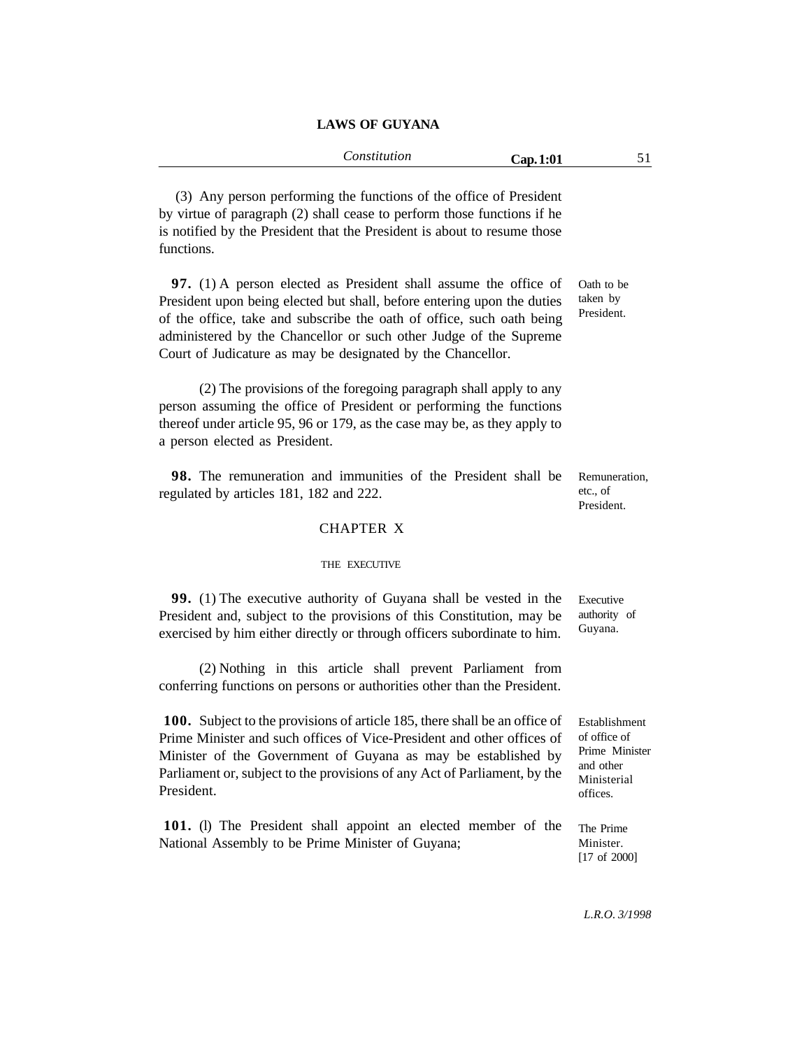(3) Any person performing the functions of the office of President by virtue of paragraph (2) shall cease to perform those functions if he is notified by the President that the President is about to resume those functions.

Oath to be taken by President.

**97.** (1) A person elected as President shall assume the office of President upon being elected but shall, before entering upon the duties of the office, take and subscribe the oath of office, such oath being administered by the Chancellor or such other Judge of the Supreme Court of Judicature as may be designated by the Chancellor.

(2) The provisions of the foregoing paragraph shall apply to any person assuming the office of President or performing the functions thereof under article 95, 96 or 179, as the case may be, as they apply to a person elected as President.

Remuneration, etc., of President.

**98.** The remuneration and immunities of the President shall be regulated by articles 181, 182 and 222.

## CHAPTER X

### THE EXECUTIVE

Executive authority of Guyana.

**99.** (1) The executive authority of Guyana shall be vested in the President and, subject to the provisions of this Constitution, may be exercised by him either directly or through officers subordinate to him.

(2) Nothing in this article shall prevent Parliament from conferring functions on persons or authorities other than the President.

Establishment of office of Prime Minister and other Ministerial offices.

**100.** Subject to the provisions of article 185, there shall be an office of Prime Minister and such offices of Vice-President and other offices of Minister of the Government of Guyana as may be established by Parliament or, subject to the provisions of any Act of Parliament, by the President.

The Prime Minister. [17 of 2000]

**101.** (l) The President shall appoint an elected member of the National Assembly to be Prime Minister of Guyana;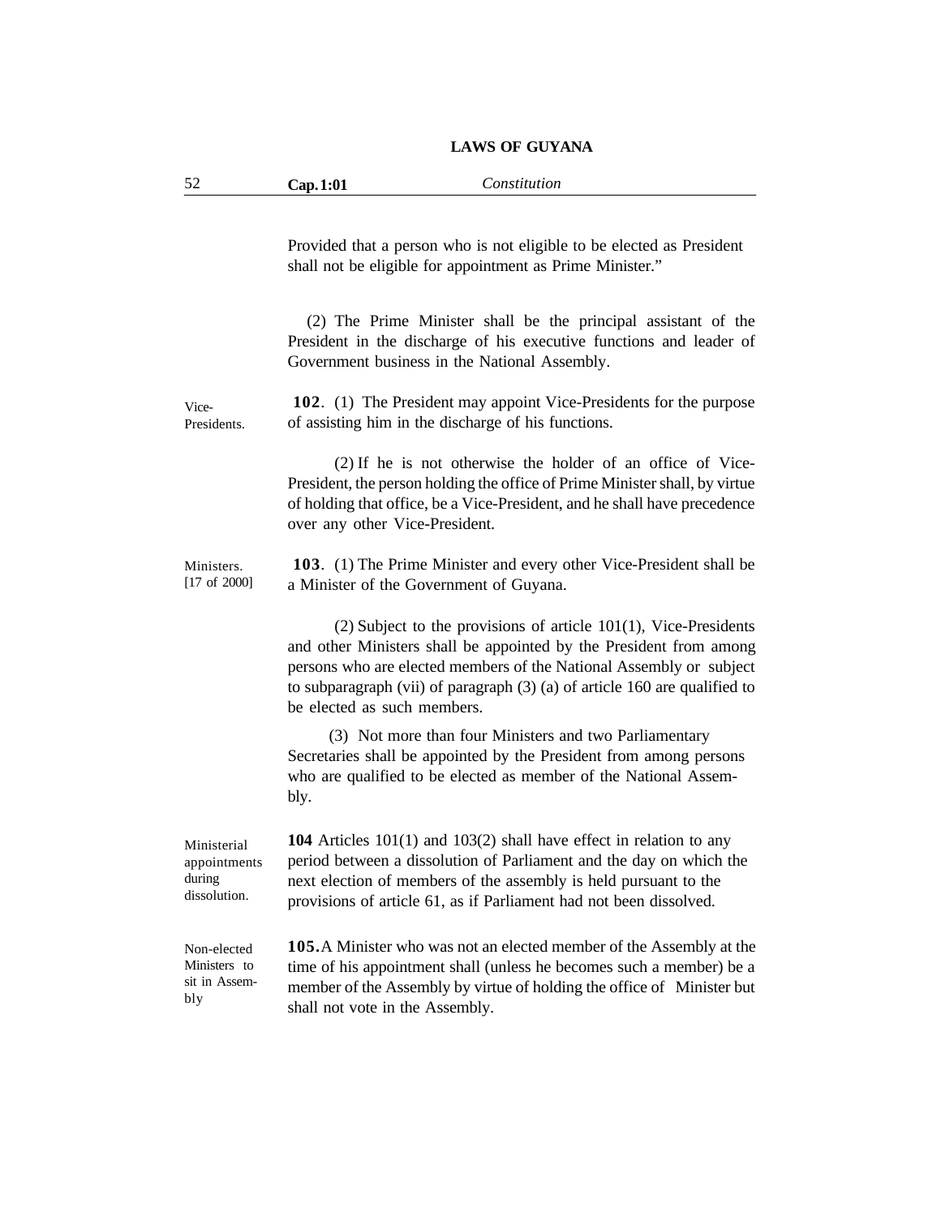Provided that a person who is not eligible to be elected as President shall not be eligible for appointment as Prime Minister."

(2) The Prime Minister shall be the principal assistant of the President in the discharge of his executive functions and leader of Government business in the National Assembly.

Vice-Presidents.

**102**. (1) The President may appoint Vice-Presidents for the purpose of assisting him in the discharge of his functions.

(2) If he is not otherwise the holder of an office of Vice-President, the person holding the office of Prime Minister shall, by virtue of holding that office, be a Vice-President, and he shall have precedence over any other Vice-President.

Ministers. [17 of 2000]

**103**. (1) The Prime Minister and every other Vice-President shall be a Minister of the Government of Guyana.

(2) Subject to the provisions of article 101(1), Vice-Presidents and other Ministers shall be appointed by the President from among persons who are elected members of the National Assembly or subject to subparagraph (vii) of paragraph (3) (a) of article 160 are qualified to be elected as such members.

(3) Not more than four Ministers and two Parliamentary Secretaries shall be appointed by the President from among persons who are qualified to be elected as member of the National Assembly.

Ministerial appointments during dissolution.

**104** Articles 101(1) and 103(2) shall have effect in relation to any period between a dissolution of Parliament and the day on which the next election of members of the assembly is held pursuant to the provisions of article 61, as if Parliament had not been dissolved.

Non-elected Ministers to sit in Assembly

**105.** A Minister who was not an elected member of the Assembly at the time of his appointment shall (unless he becomes such a member) be a member of the Assembly by virtue of holding the office of Minister but shall not vote in the Assembly.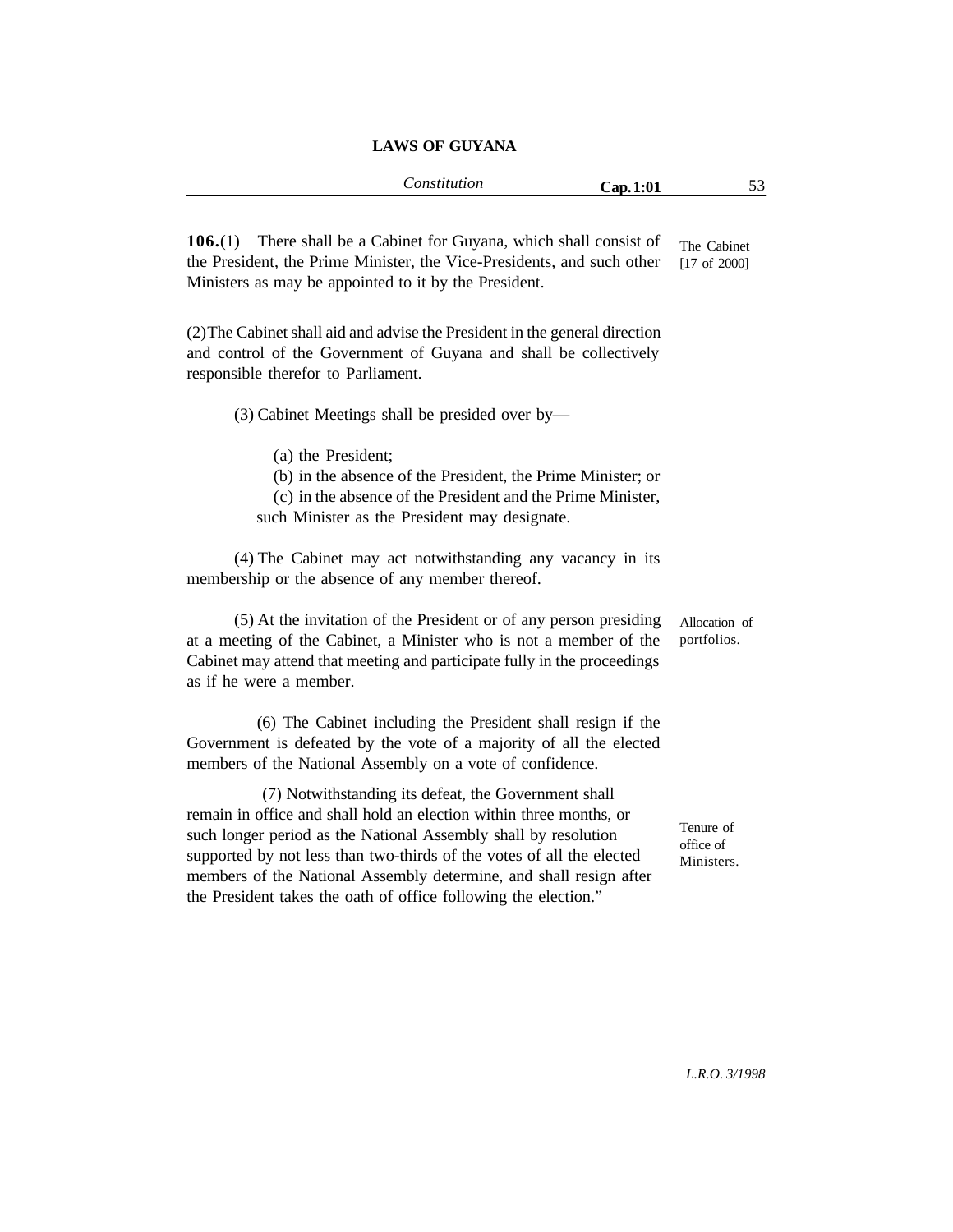**106.**(1) There shall be a Cabinet for Guyana, which shall consist of the President, the Prime Minister, the Vice-Presidents, and such other Ministers as may be appointed to it by the President.

The Cabinet [17 of 2000]

(2) The Cabinet shall aid and advise the President in the general direction and control of the Government of Guyana and shall be collectively responsible therefor to Parliament.

(3) Cabinet Meetings shall be presided over by—

(a) the President;

(b) in the absence of the President, the Prime Minister; or

(c) in the absence of the President and the Prime Minister, such Minister as the President may designate.

(4) The Cabinet may act notwithstanding any vacancy in its membership or the absence of any member thereof.

(5) At the invitation of the President or of any person presiding at a meeting of the Cabinet, a Minister who is not a member of the Cabinet may attend that meeting and participate fully in the proceedings as if he were a member.

Allocation of portfolios.

(6) The Cabinet including the President shall resign if the Government is defeated by the vote of a majority of all the elected members of the National Assembly on a vote of confidence.

(7) Notwithstanding its defeat, the Government shall remain in office and shall hold an election within three months, or such longer period as the National Assembly shall by resolution supported by not less than two-thirds of the votes of all the elected members of the National Assembly determine, and shall resign after the President takes the oath of office following the election."

Tenure of office of Ministers.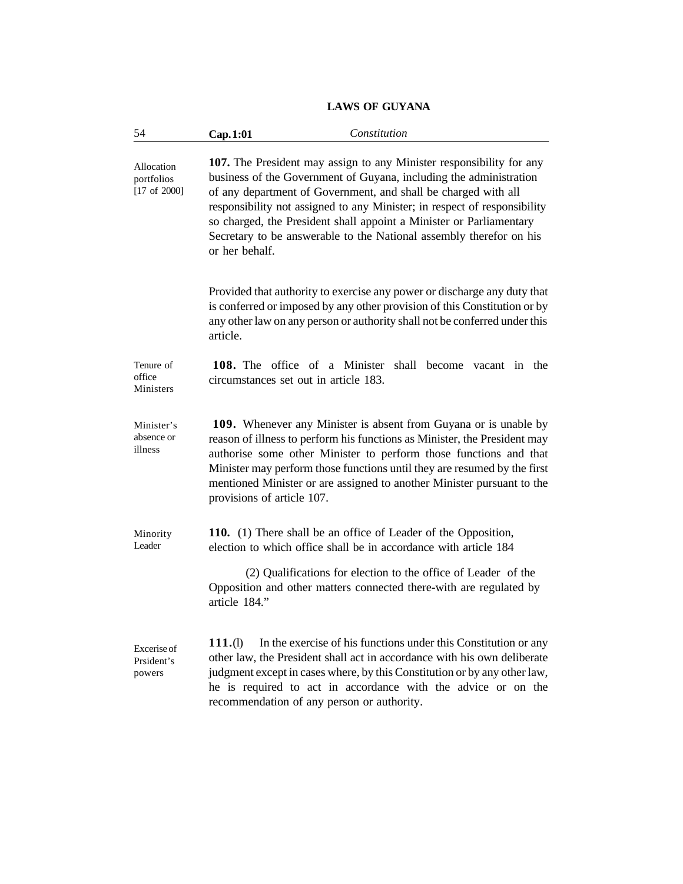Allocation portfolios [17 of 2000]

**107.** The President may assign to any Minister responsibility for any business of the Government of Guyana, including the administration of any department of Government, and shall be charged with all responsibility not assigned to any Minister; in respect of responsibility so charged, the President shall appoint a Minister or Parliamentary Secretary to be answerable to the National assembly therefor on his or her behalf.

Provided that authority to exercise any power or discharge any duty that is conferred or imposed by any other provision of this Constitution or by any other law on any person or authority shall not be conferred under this article.

Tenure of office Ministers

**108.** The office of a Minister shall become vacant in the circumstances set out in article 183.

Minister's absence or illness

**109.** Whenever any Minister is absent from Guyana or is unable by reason of illness to perform his functions as Minister, the President may authorise some other Minister to perform those functions and that Minister may perform those functions until they are resumed by the first mentioned Minister or are assigned to another Minister pursuant to the provisions of article 107.

Minority Leader

**110.** (1) There shall be an office of Leader of the Opposition, election to which office shall be in accordance with article 184

(2) Qualifications for election to the office of Leader of the Opposition and other matters connected there-with are regulated by article 184."

Excerise of Prsident's powers

**111.**(l) In the exercise of his functions under this Constitution or any other law, the President shall act in accordance with his own deliberate judgment except in cases where, by this Constitution or by any other law, he is required to act in accordance with the advice or on the recommendation of any person or authority.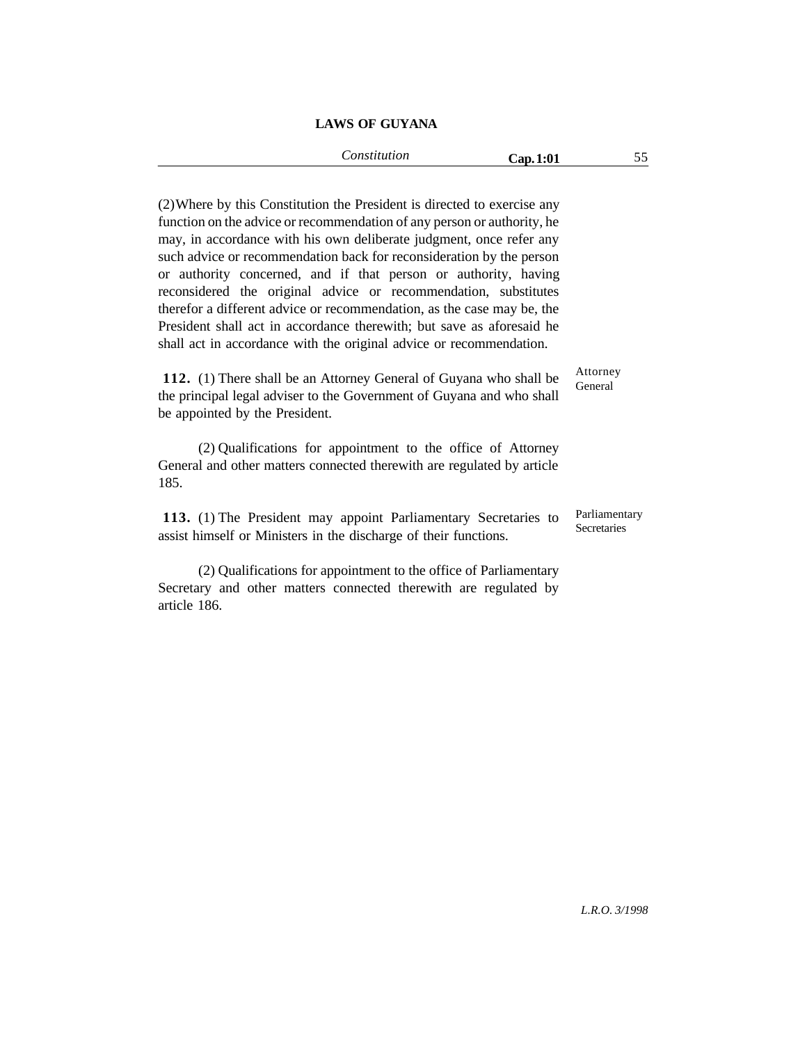(2) Where by this Constitution the President is directed to exercise any function on the advice or recommendation of any person or authority, he may, in accordance with his own deliberate judgment, once refer any such advice or recommendation back for reconsideration by the person or authority concerned, and if that person or authority, having reconsidered the original advice or recommendation, substitutes therefor a different advice or recommendation, as the case may be, the President shall act in accordance therewith; but save as aforesaid he shall act in accordance with the original advice or recommendation.

Attorney General

**112.** (1) There shall be an Attorney General of Guyana who shall be the principal legal adviser to the Government of Guyana and who shall be appointed by the President.

(2) Qualifications for appointment to the office of Attorney General and other matters connected therewith are regulated by article 185.

Parliamentary Secretaries

**113.** (1) The President may appoint Parliamentary Secretaries to assist himself or Ministers in the discharge of their functions.

(2) Qualifications for appointment to the office of Parliamentary Secretary and other matters connected therewith are regulated by article 186.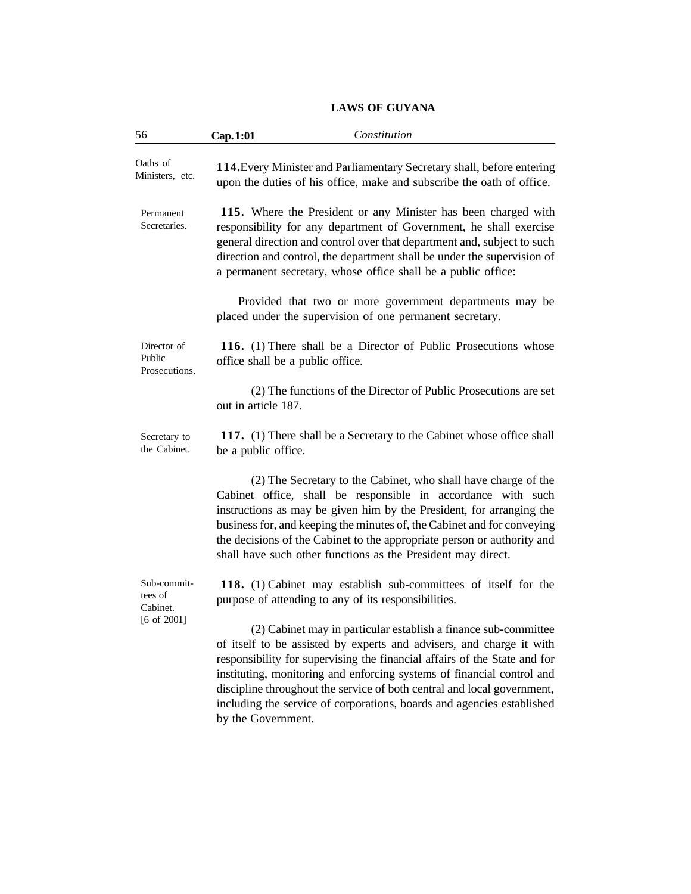**Oaths of Ministers, etc.**

**114.** Every Minister and Parliamentary Secretary shall, before entering upon the duties of his office, make and subscribe the oath of office.

**Permanent Secretaries.**

**115.** Where the President or any Minister has been charged with responsibility for any department of Government, he shall exercise general direction and control over that department and, subject to such direction and control, the department shall be under the supervision of a permanent secretary, whose office shall be a public office:

Provided that two or more government departments may be placed under the supervision of one permanent secretary.

**Director of Public Prosecutions.**

**116.** (1) There shall be a Director of Public Prosecutions whose office shall be a public office.

(2) The functions of the Director of Public Prosecutions are set out in article 187.

**Secretary to the Cabinet.**

**117.** (1) There shall be a Secretary to the Cabinet whose office shall be a public office.

(2) The Secretary to the Cabinet, who shall have charge of the Cabinet office, shall be responsible in accordance with such instructions as may be given him by the President, for arranging the business for, and keeping the minutes of, the Cabinet and for conveying the decisions of the Cabinet to the appropriate person or authority and shall have such other functions as the President may direct.

**Sub-committees of Cabinet.**
[6 of 2001]

**118.** (1) Cabinet may establish sub-committees of itself for the purpose of attending to any of its responsibilities.

(2) Cabinet may in particular establish a finance sub-committee of itself to be assisted by experts and advisers, and charge it with responsibility for supervising the financial affairs of the State and for instituting, monitoring and enforcing systems of financial control and discipline throughout the service of both central and local government, including the service of corporations, boards and agencies established by the Government.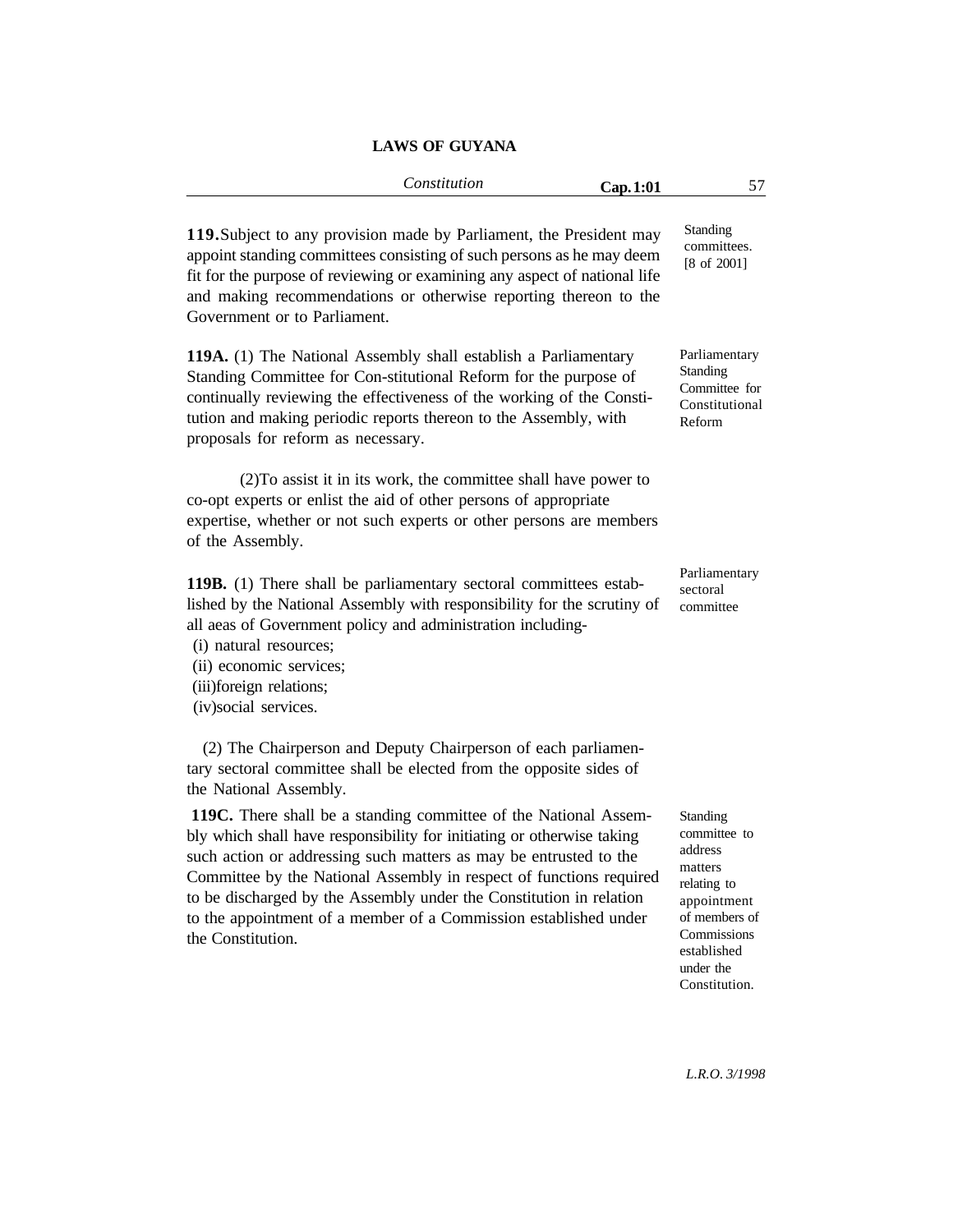**119.** Subject to any provision made by Parliament, the President may appoint standing committees consisting of such persons as he may deem fit for the purpose of reviewing or examining any aspect of national life and making recommendations or otherwise reporting thereon to the Government or to Parliament.

Standing committees. [8 of 2001]

**119A.** (1) The National Assembly shall establish a Parliamentary Standing Committee for Con-stitutional Reform for the purpose of continually reviewing the effectiveness of the working of the Constitution and making periodic reports thereon to the Assembly, with proposals for reform as necessary.

Parliamentary Standing Committee for Constitutional Reform

(2) To assist it in its work, the committee shall have power to co-opt experts or enlist the aid of other persons of appropriate expertise, whether or not such experts or other persons are members of the Assembly.

**119B.** (1) There shall be parliamentary sectoral committees established by the National Assembly with responsibility for the scrutiny of all aeas of Government policy and administration including-

Parliamentary sectoral committee

(i) natural resources;
(ii) economic services;
(iii) foreign relations;
(iv) social services.

(2) The Chairperson and Deputy Chairperson of each parliamentary sectoral committee shall be elected from the opposite sides of the National Assembly.

**119C.** There shall be a standing committee of the National Assembly which shall have responsibility for initiating or otherwise taking such action or addressing such matters as may be entrusted to the Committee by the National Assembly in respect of functions required to be discharged by the Assembly under the Constitution in relation to the appointment of a member of a Commission established under the Constitution.

Standing committee to address matters relating to appointment of members of Commissions established under the Constitution.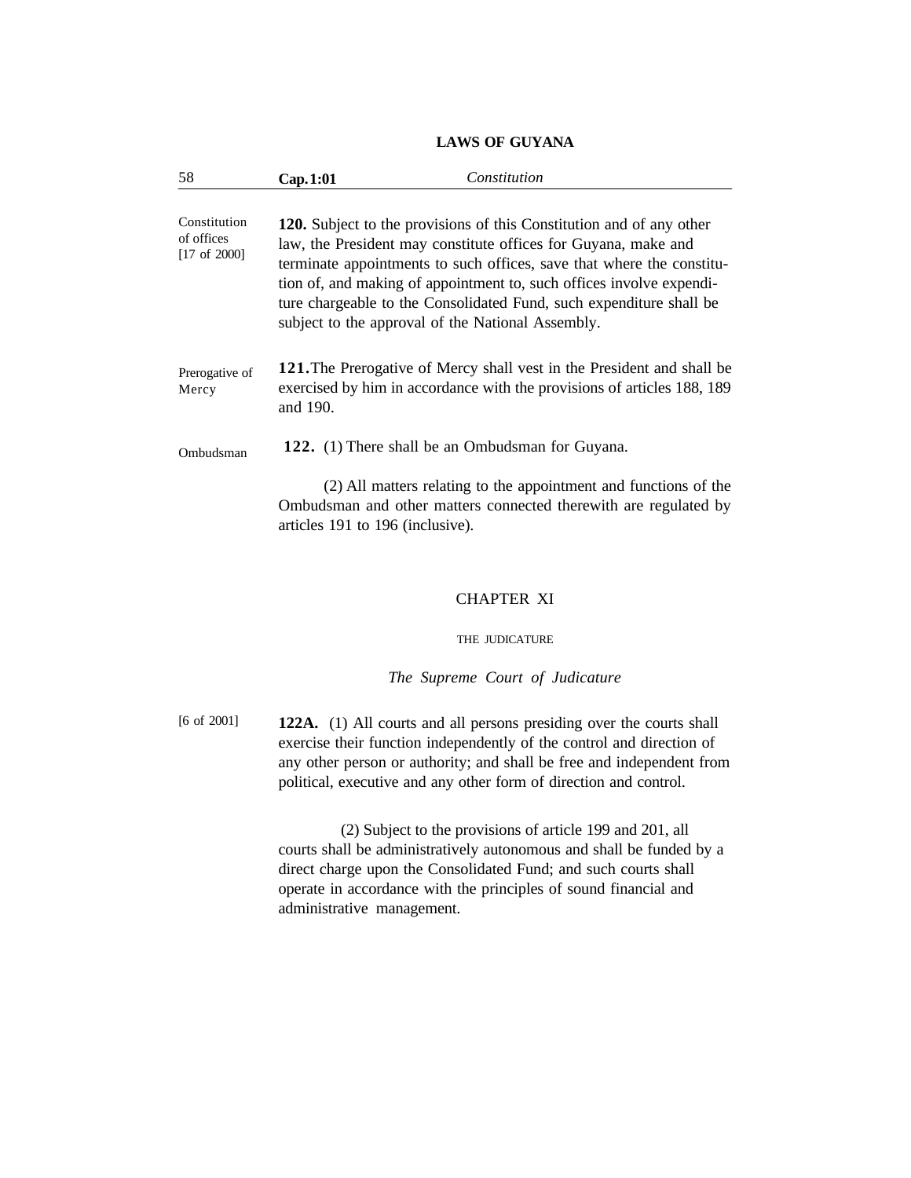Constitution of offices [17 of 2000]

**120.** Subject to the provisions of this Constitution and of any other law, the President may constitute offices for Guyana, make and terminate appointments to such offices, save that where the constitution of, and making of appointment to, such offices involve expenditure chargeable to the Consolidated Fund, such expenditure shall be subject to the approval of the National Assembly.

Prerogative of Mercy

**121.** The Prerogative of Mercy shall vest in the President and shall be exercised by him in accordance with the provisions of articles 188, 189 and 190.

Ombudsman

**122.** (1) There shall be an Ombudsman for Guyana.

(2) All matters relating to the appointment and functions of the Ombudsman and other matters connected therewith are regulated by articles 191 to 196 (inclusive).

## CHAPTER XI

### THE JUDICATURE

*The Supreme Court of Judicature*

[6 of 2001]

**122A.** (1) All courts and all persons presiding over the courts shall exercise their function independently of the control and direction of any other person or authority; and shall be free and independent from political, executive and any other form of direction and control.

(2) Subject to the provisions of article 199 and 201, all courts shall be administratively autonomous and shall be funded by a direct charge upon the Consolidated Fund; and such courts shall operate in accordance with the principles of sound financial and administrative management.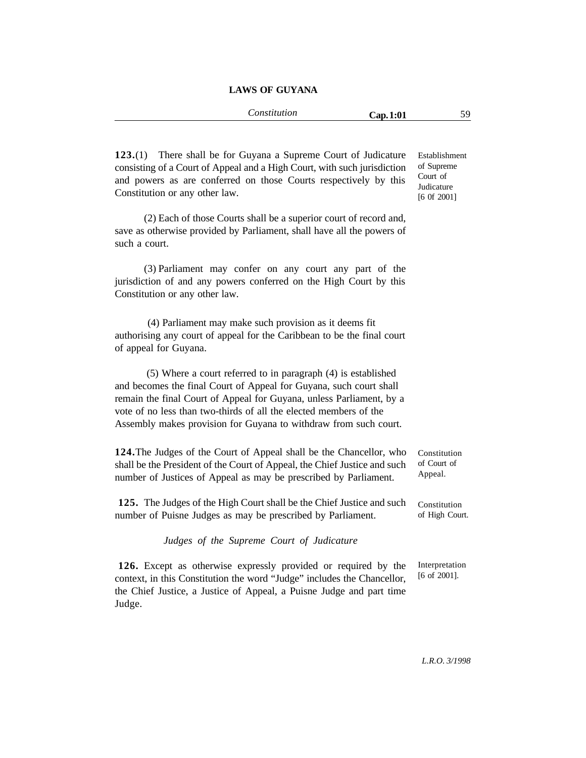**123.**(1) There shall be for Guyana a Supreme Court of Judicature consisting of a Court of Appeal and a High Court, with such jurisdiction and powers as are conferred on those Courts respectively by this Constitution or any other law.

Establishment of Supreme Court of Judicature [6 0f 2001]

(2) Each of those Courts shall be a superior court of record and, save as otherwise provided by Parliament, shall have all the powers of such a court.

(3) Parliament may confer on any court any part of the jurisdiction of and any powers conferred on the High Court by this Constitution or any other law.

(4) Parliament may make such provision as it deems fit authorising any court of appeal for the Caribbean to be the final court of appeal for Guyana.

(5) Where a court referred to in paragraph (4) is established and becomes the final Court of Appeal for Guyana, such court shall remain the final Court of Appeal for Guyana, unless Parliament, by a vote of no less than two-thirds of all the elected members of the Assembly makes provision for Guyana to withdraw from such court.

**124.** The Judges of the Court of Appeal shall be the Chancellor, who shall be the President of the Court of Appeal, the Chief Justice and such number of Justices of Appeal as may be prescribed by Parliament.

Constitution of Court of Appeal.

**125.** The Judges of the High Court shall be the Chief Justice and such number of Puisne Judges as may be prescribed by Parliament.

Constitution of High Court.

*Judges of the Supreme Court of Judicature*

**126.** Except as otherwise expressly provided or required by the context, in this Constitution the word "Judge" includes the Chancellor, the Chief Justice, a Justice of Appeal, a Puisne Judge and part time Judge.

Interpretation [6 of 2001].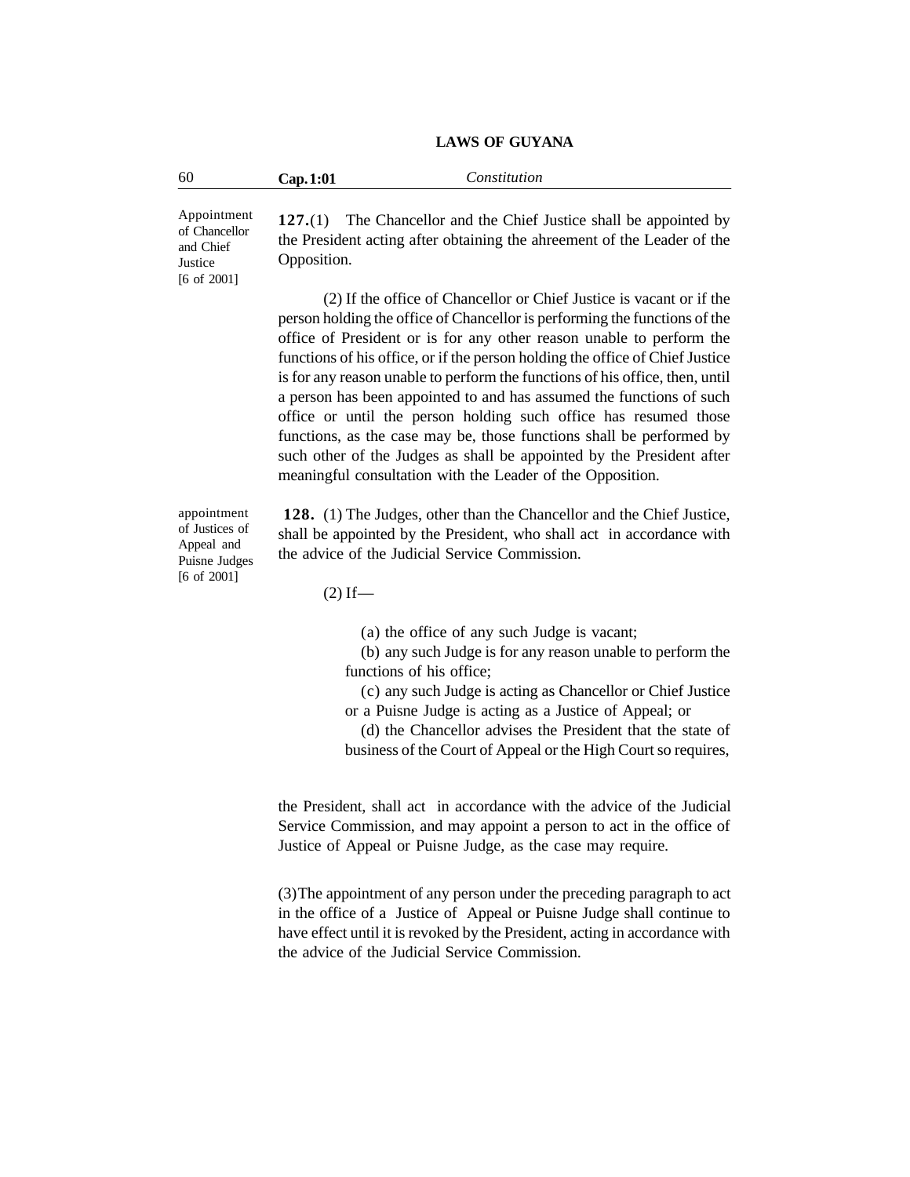Appointment of Chancellor and Chief Justice [6 of 2001]

**127.**(1) The Chancellor and the Chief Justice shall be appointed by the President acting after obtaining the ahreement of the Leader of the Opposition.

(2) If the office of Chancellor or Chief Justice is vacant or if the person holding the office of Chancellor is performing the functions of the office of President or is for any other reason unable to perform the functions of his office, or if the person holding the office of Chief Justice is for any reason unable to perform the functions of his office, then, until a person has been appointed to and has assumed the functions of such office or until the person holding such office has resumed those functions, as the case may be, those functions shall be performed by such other of the Judges as shall be appointed by the President after meaningful consultation with the Leader of the Opposition.

appointment of Justices of Appeal and Puisne Judges [6 of 2001]

**128.** (1) The Judges, other than the Chancellor and the Chief Justice, shall be appointed by the President, who shall act in accordance with the advice of the Judicial Service Commission.

(2) If—

(a) the office of any such Judge is vacant;

(b) any such Judge is for any reason unable to perform the functions of his office;

(c) any such Judge is acting as Chancellor or Chief Justice or a Puisne Judge is acting as a Justice of Appeal; or

(d) the Chancellor advises the President that the state of business of the Court of Appeal or the High Court so requires,

the President, shall act in accordance with the advice of the Judicial Service Commission, and may appoint a person to act in the office of Justice of Appeal or Puisne Judge, as the case may require.

(3)The appointment of any person under the preceding paragraph to act in the office of a Justice of Appeal or Puisne Judge shall continue to have effect until it is revoked by the President, acting in accordance with the advice of the Judicial Service Commission.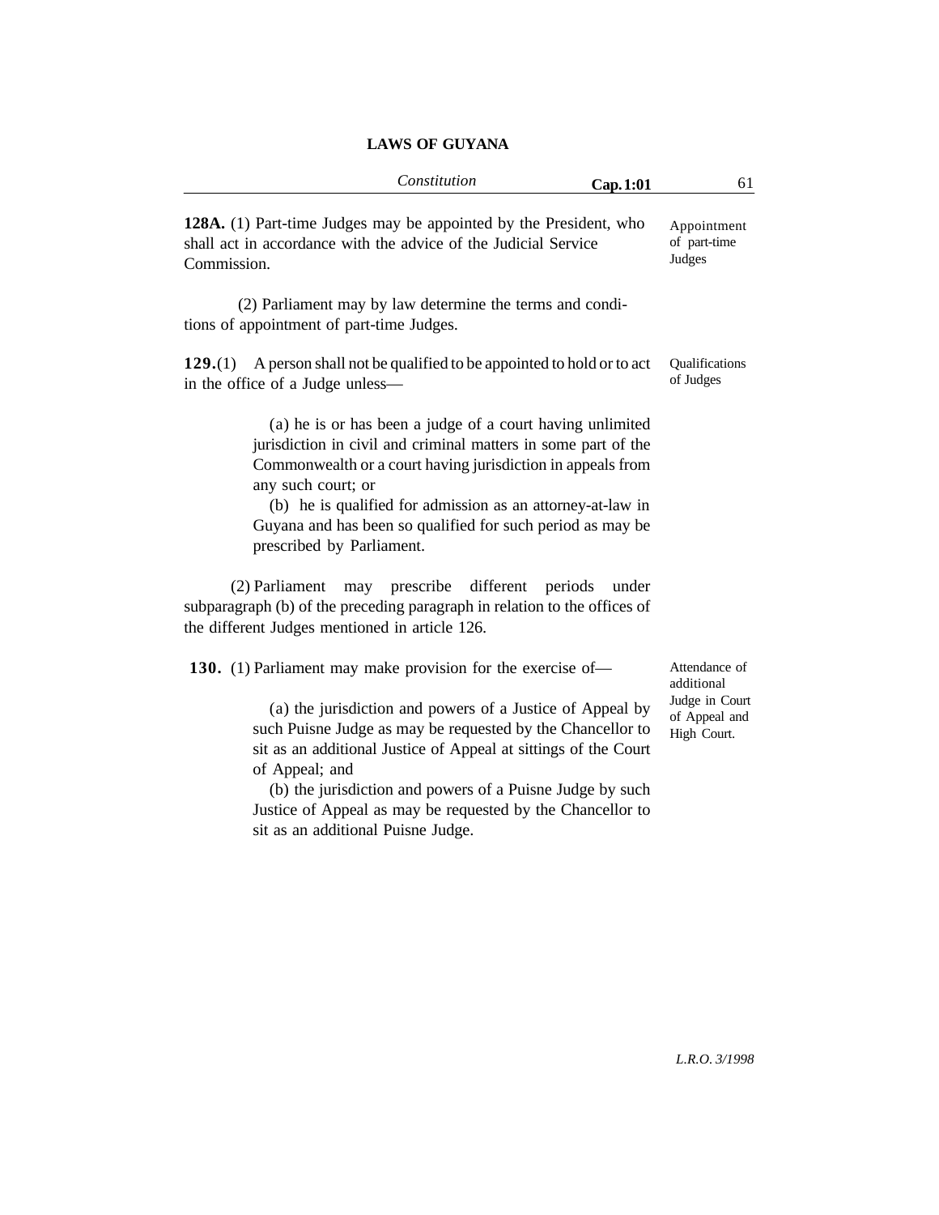**128A.** (1) Part-time Judges may be appointed by the President, who shall act in accordance with the advice of the Judicial Service Commission.

*Appointment of part-time Judges*

(2) Parliament may by law determine the terms and conditions of appointment of part-time Judges.

**129.**(1) A person shall not be qualified to be appointed to hold or to act in the office of a Judge unless—

*Qualifications of Judges*

(a) he is or has been a judge of a court having unlimited jurisdiction in civil and criminal matters in some part of the Commonwealth or a court having jurisdiction in appeals from any such court; or

(b) he is qualified for admission as an attorney-at-law in Guyana and has been so qualified for such period as may be prescribed by Parliament.

(2) Parliament may prescribe different periods under subparagraph (b) of the preceding paragraph in relation to the offices of the different Judges mentioned in article 126.

**130.** (1) Parliament may make provision for the exercise of—

*Attendance of additional Judge in Court of Appeal and High Court.*

(a) the jurisdiction and powers of a Justice of Appeal by such Puisne Judge as may be requested by the Chancellor to sit as an additional Justice of Appeal at sittings of the Court of Appeal; and

(b) the jurisdiction and powers of a Puisne Judge by such Justice of Appeal as may be requested by the Chancellor to sit as an additional Puisne Judge.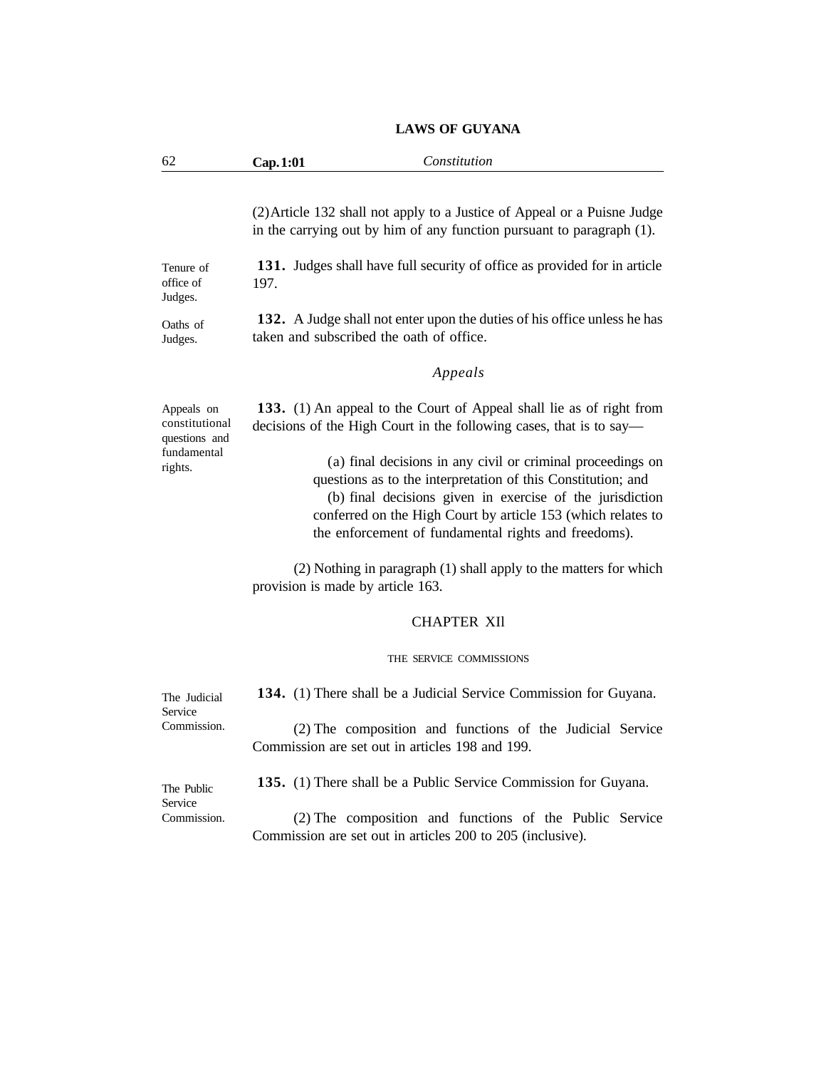(2) Article 132 shall not apply to a Justice of Appeal or a Puisne Judge in the carrying out by him of any function pursuant to paragraph (1).

Tenure of office of Judges.

**131.** Judges shall have full security of office as provided for in article 197.

Oaths of Judges.

**132.** A Judge shall not enter upon the duties of his office unless he has taken and subscribed the oath of office.

### *Appeals*

Appeals on constitutional questions and fundamental rights.

**133.** (1) An appeal to the Court of Appeal shall lie as of right from decisions of the High Court in the following cases, that is to say—

(a) final decisions in any civil or criminal proceedings on questions as to the interpretation of this Constitution; and

(b) final decisions given in exercise of the jurisdiction conferred on the High Court by article 153 (which relates to the enforcement of fundamental rights and freedoms).

(2) Nothing in paragraph (1) shall apply to the matters for which provision is made by article 163.

## CHAPTER XIl

### THE SERVICE COMMISSIONS

The Judicial Service Commission.

**134.** (1) There shall be a Judicial Service Commission for Guyana.

(2) The composition and functions of the Judicial Service Commission are set out in articles 198 and 199.

The Public Service Commission.

**135.** (1) There shall be a Public Service Commission for Guyana.

(2) The composition and functions of the Public Service Commission are set out in articles 200 to 205 (inclusive).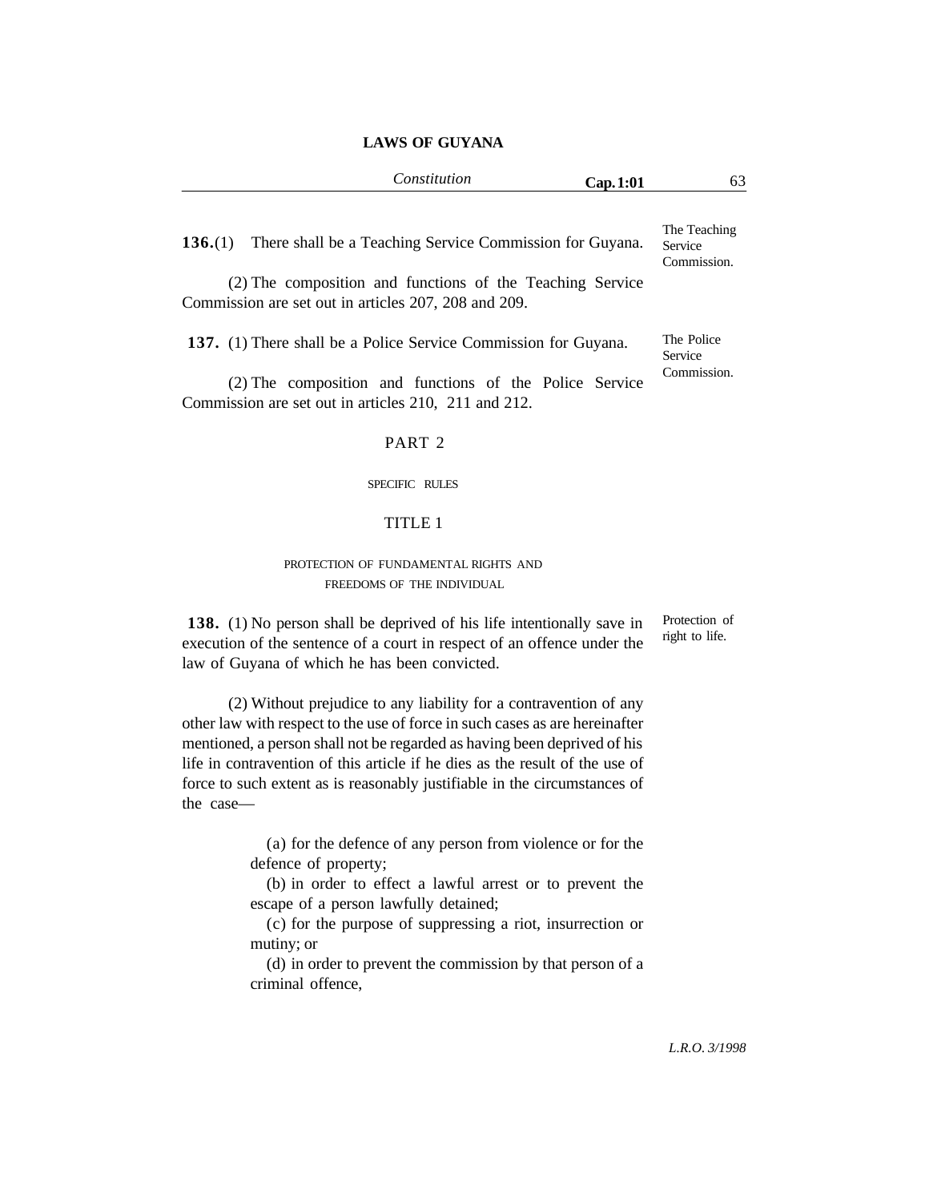**136.**(1) There shall be a Teaching Service Commission for Guyana.

The Teaching Service Commission.

(2) The composition and functions of the Teaching Service Commission are set out in articles 207, 208 and 209.

**137.** (1) There shall be a Police Service Commission for Guyana.

The Police Service Commission.

(2) The composition and functions of the Police Service Commission are set out in articles 210, 211 and 212.

## PART 2

### SPECIFIC RULES

## TITLE 1

### PROTECTION OF FUNDAMENTAL RIGHTS AND FREEDOMS OF THE INDIVIDUAL

**138.** (1) No person shall be deprived of his life intentionally save in execution of the sentence of a court in respect of an offence under the law of Guyana of which he has been convicted.

Protection of right to life.

(2) Without prejudice to any liability for a contravention of any other law with respect to the use of force in such cases as are hereinafter mentioned, a person shall not be regarded as having been deprived of his life in contravention of this article if he dies as the result of the use of force to such extent as is reasonably justifiable in the circumstances of the case—

(a) for the defence of any person from violence or for the defence of property;

(b) in order to effect a lawful arrest or to prevent the escape of a person lawfully detained;

(c) for the purpose of suppressing a riot, insurrection or mutiny; or

(d) in order to prevent the commission by that person of a criminal offence,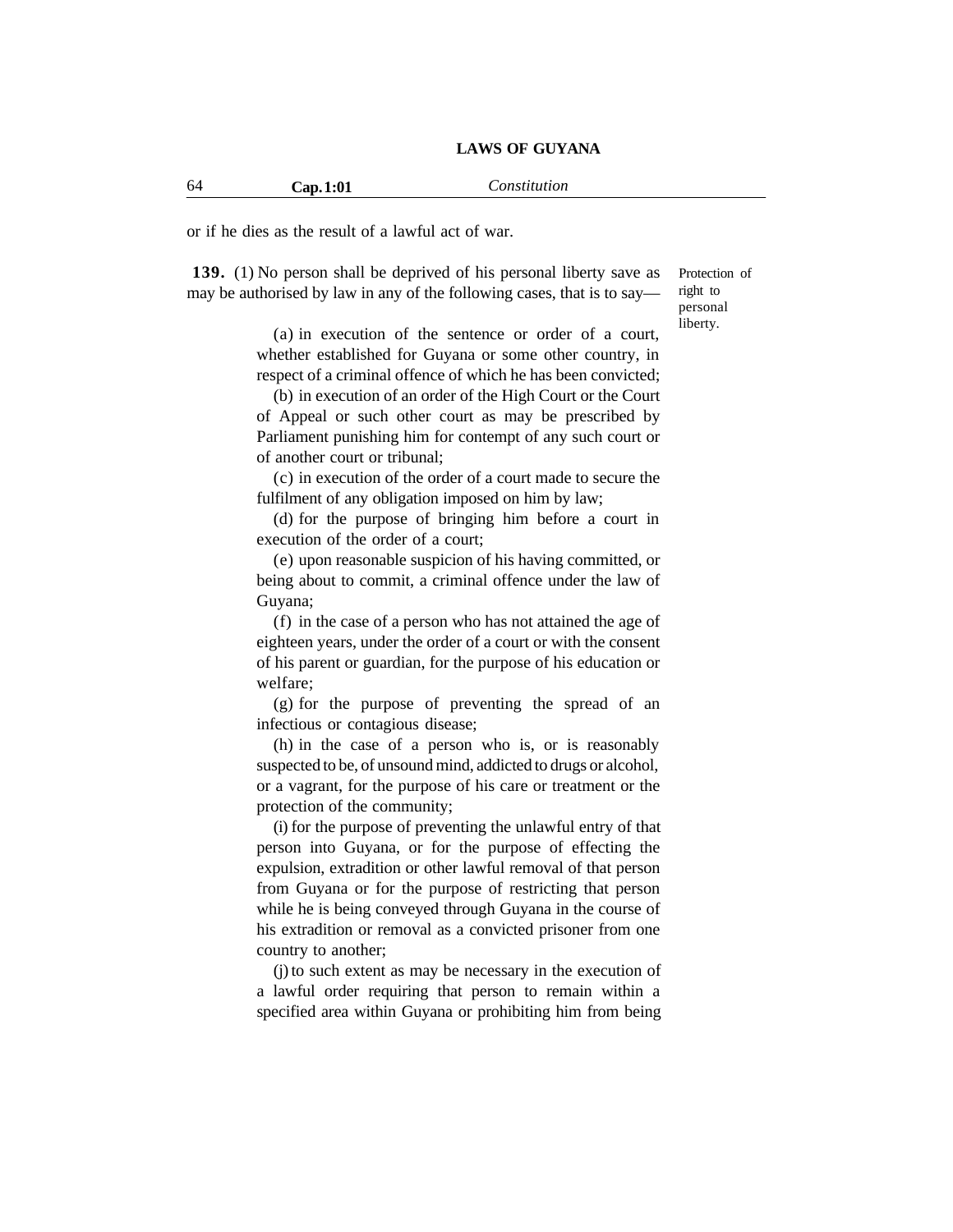or if he dies as the result of a lawful act of war.

Protection of right to personal liberty.

**139.** (1) No person shall be deprived of his personal liberty save as may be authorised by law in any of the following cases, that is to say—

(a) in execution of the sentence or order of a court, whether established for Guyana or some other country, in respect of a criminal offence of which he has been convicted;

(b) in execution of an order of the High Court or the Court of Appeal or such other court as may be prescribed by Parliament punishing him for contempt of any such court or of another court or tribunal;

(c) in execution of the order of a court made to secure the fulfilment of any obligation imposed on him by law;

(d) for the purpose of bringing him before a court in execution of the order of a court;

(e) upon reasonable suspicion of his having committed, or being about to commit, a criminal offence under the law of Guyana;

(f) in the case of a person who has not attained the age of eighteen years, under the order of a court or with the consent of his parent or guardian, for the purpose of his education or welfare;

(g) for the purpose of preventing the spread of an infectious or contagious disease;

(h) in the case of a person who is, or is reasonably suspected to be, of unsound mind, addicted to drugs or alcohol, or a vagrant, for the purpose of his care or treatment or the protection of the community;

(i) for the purpose of preventing the unlawful entry of that person into Guyana, or for the purpose of effecting the expulsion, extradition or other lawful removal of that person from Guyana or for the purpose of restricting that person while he is being conveyed through Guyana in the course of his extradition or removal as a convicted prisoner from one country to another;

(j) to such extent as may be necessary in the execution of a lawful order requiring that person to remain within a specified area within Guyana or prohibiting him from being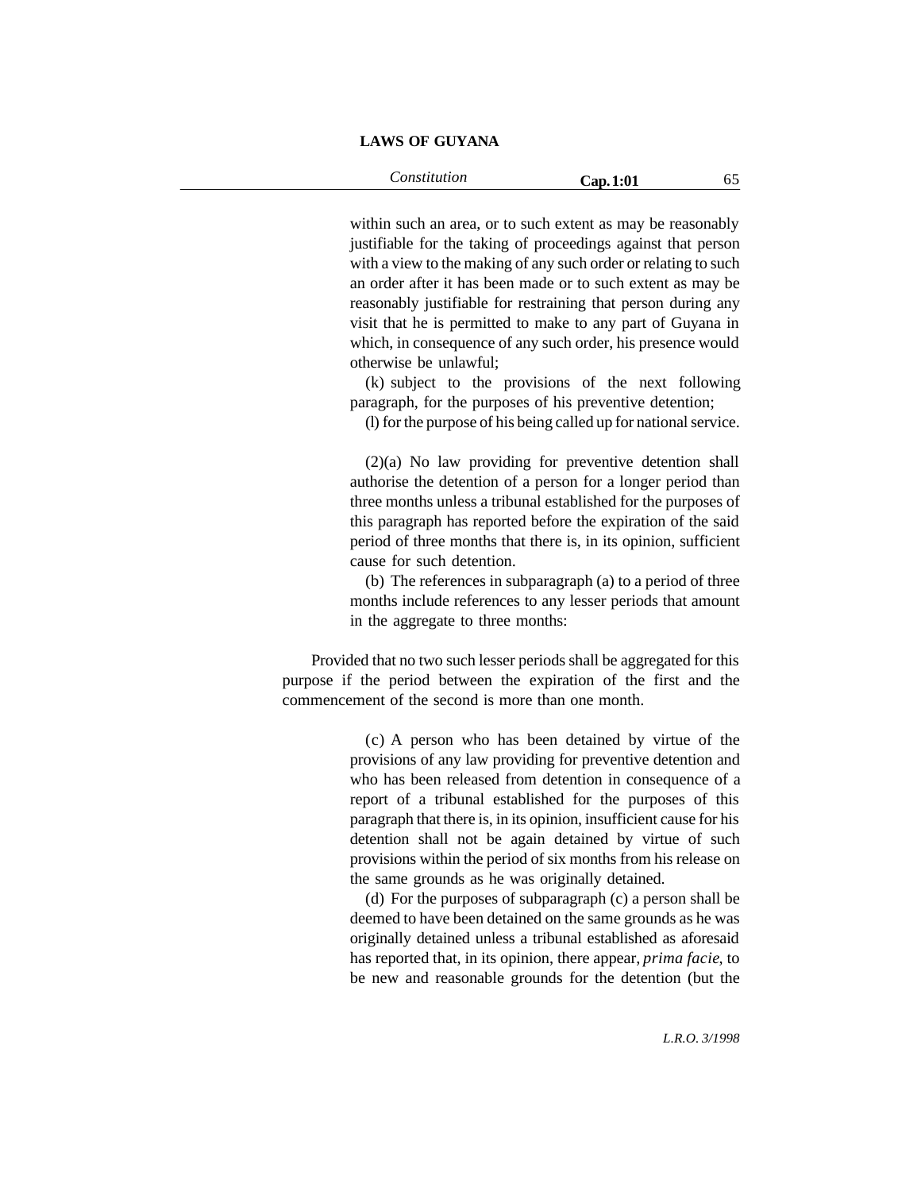within such an area, or to such extent as may be reasonably justifiable for the taking of proceedings against that person with a view to the making of any such order or relating to such an order after it has been made or to such extent as may be reasonably justifiable for restraining that person during any visit that he is permitted to make to any part of Guyana in which, in consequence of any such order, his presence would otherwise be unlawful;

(k) subject to the provisions of the next following paragraph, for the purposes of his preventive detention;

(l) for the purpose of his being called up for national service.

(2)(a) No law providing for preventive detention shall authorise the detention of a person for a longer period than three months unless a tribunal established for the purposes of this paragraph has reported before the expiration of the said period of three months that there is, in its opinion, sufficient cause for such detention.

(b) The references in subparagraph (a) to a period of three months include references to any lesser periods that amount in the aggregate to three months:

Provided that no two such lesser periods shall be aggregated for this purpose if the period between the expiration of the first and the commencement of the second is more than one month.

(c) A person who has been detained by virtue of the provisions of any law providing for preventive detention and who has been released from detention in consequence of a report of a tribunal established for the purposes of this paragraph that there is, in its opinion, insufficient cause for his detention shall not be again detained by virtue of such provisions within the period of six months from his release on the same grounds as he was originally detained.

(d) For the purposes of subparagraph (c) a person shall be deemed to have been detained on the same grounds as he was originally detained unless a tribunal established as aforesaid has reported that, in its opinion, there appear, *prima facie*, to be new and reasonable grounds for the detention (but the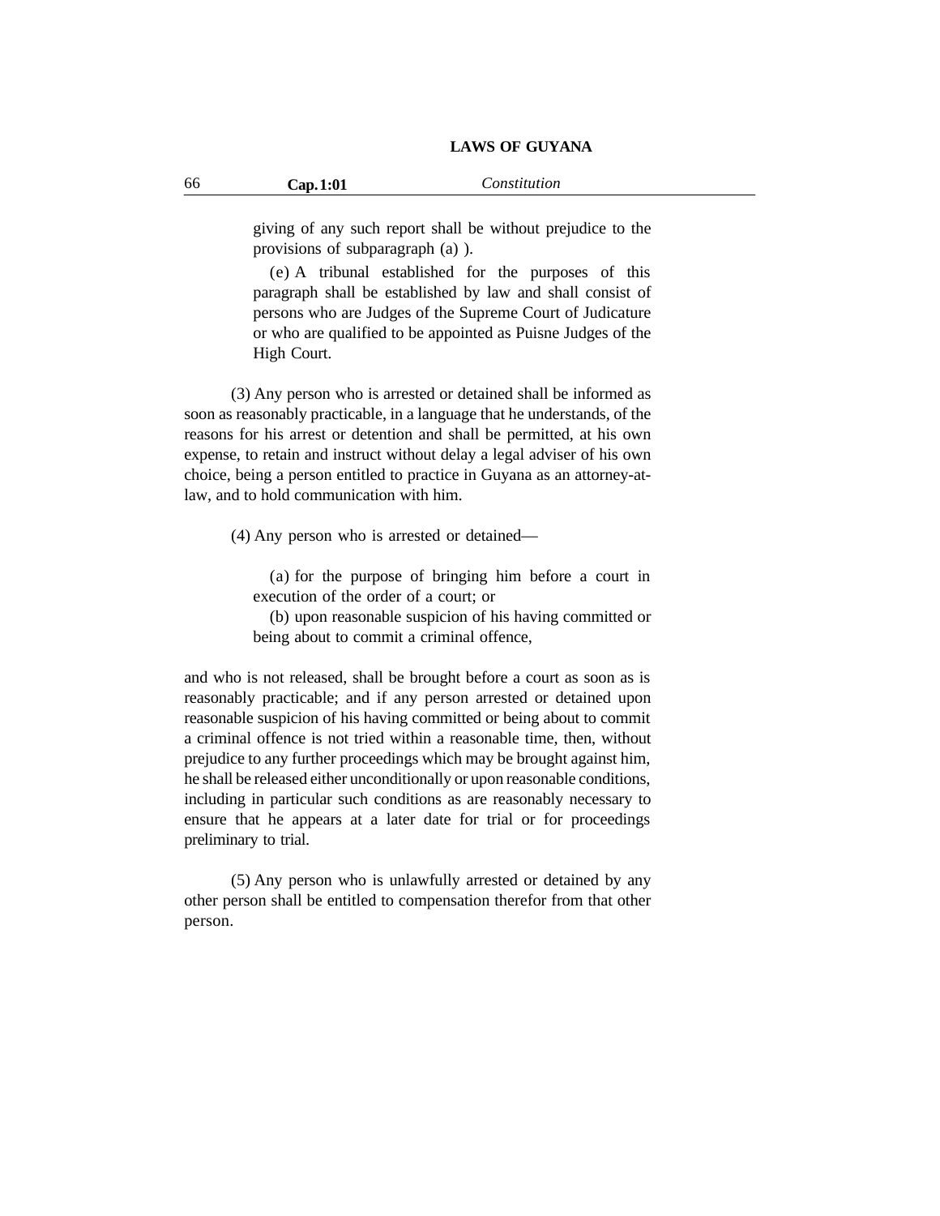giving of any such report shall be without prejudice to the provisions of subparagraph (a) ).

(e) A tribunal established for the purposes of this paragraph shall be established by law and shall consist of persons who are Judges of the Supreme Court of Judicature or who are qualified to be appointed as Puisne Judges of the High Court.

(3) Any person who is arrested or detained shall be informed as soon as reasonably practicable, in a language that he understands, of the reasons for his arrest or detention and shall be permitted, at his own expense, to retain and instruct without delay a legal adviser of his own choice, being a person entitled to practice in Guyana as an attorney-at-law, and to hold communication with him.

(4) Any person who is arrested or detained—

(a) for the purpose of bringing him before a court in execution of the order of a court; or

(b) upon reasonable suspicion of his having committed or being about to commit a criminal offence,

and who is not released, shall be brought before a court as soon as is reasonably practicable; and if any person arrested or detained upon reasonable suspicion of his having committed or being about to commit a criminal offence is not tried within a reasonable time, then, without prejudice to any further proceedings which may be brought against him, he shall be released either unconditionally or upon reasonable conditions, including in particular such conditions as are reasonably necessary to ensure that he appears at a later date for trial or for proceedings preliminary to trial.

(5) Any person who is unlawfully arrested or detained by any other person shall be entitled to compensation therefor from that other person.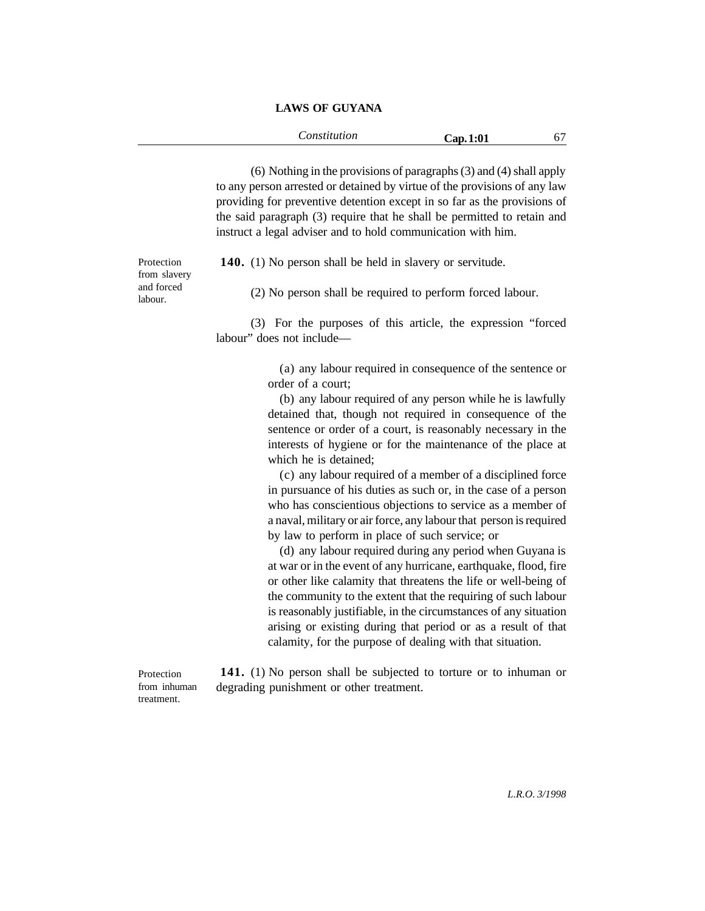(6) Nothing in the provisions of paragraphs (3) and (4) shall apply to any person arrested or detained by virtue of the provisions of any law providing for preventive detention except in so far as the provisions of the said paragraph (3) require that he shall be permitted to retain and instruct a legal adviser and to hold communication with him.

Protection from slavery and forced labour.

**140.** (1) No person shall be held in slavery or servitude.

(2) No person shall be required to perform forced labour.

(3) For the purposes of this article, the expression "forced labour" does not include—

(a) any labour required in consequence of the sentence or order of a court;

(b) any labour required of any person while he is lawfully detained that, though not required in consequence of the sentence or order of a court, is reasonably necessary in the interests of hygiene or for the maintenance of the place at which he is detained;

(c) any labour required of a member of a disciplined force in pursuance of his duties as such or, in the case of a person who has conscientious objections to service as a member of a naval, military or air force, any labour that person is required by law to perform in place of such service; or

(d) any labour required during any period when Guyana is at war or in the event of any hurricane, earthquake, flood, fire or other like calamity that threatens the life or well-being of the community to the extent that the requiring of such labour is reasonably justifiable, in the circumstances of any situation arising or existing during that period or as a result of that calamity, for the purpose of dealing with that situation.

Protection from inhuman treatment.

**141.** (1) No person shall be subjected to torture or to inhuman or degrading punishment or other treatment.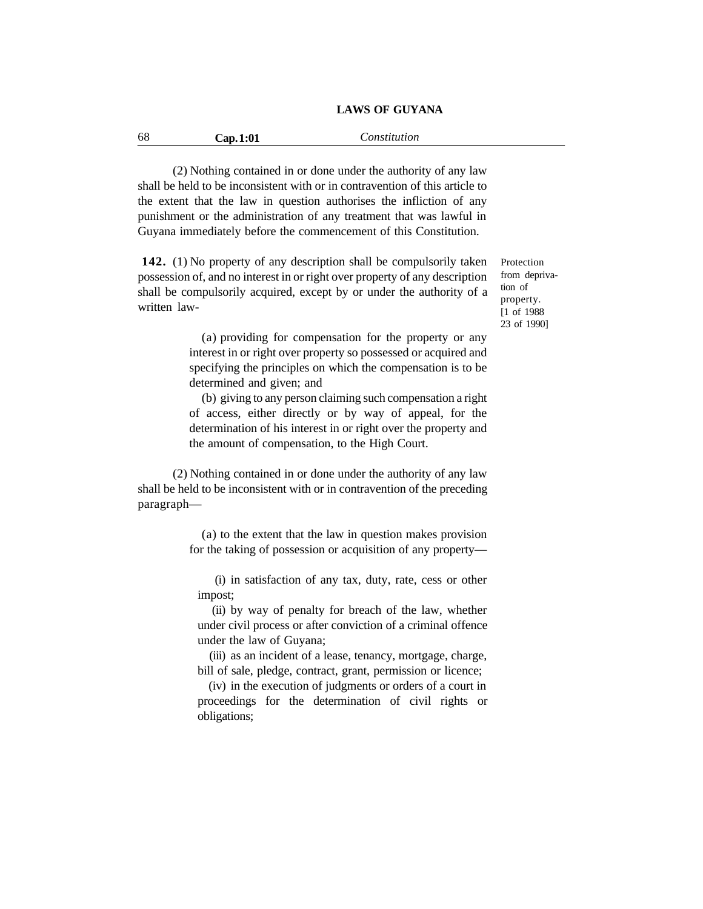(2) Nothing contained in or done under the authority of any law shall be held to be inconsistent with or in contravention of this article to the extent that the law in question authorises the infliction of any punishment or the administration of any treatment that was lawful in Guyana immediately before the commencement of this Constitution.

Protection from deprivation of property. [1 of 1988 23 of 1990]

**142.** (1) No property of any description shall be compulsorily taken possession of, and no interest in or right over property of any description shall be compulsorily acquired, except by or under the authority of a written law-

(a) providing for compensation for the property or any interest in or right over property so possessed or acquired and specifying the principles on which the compensation is to be determined and given; and

(b) giving to any person claiming such compensation a right of access, either directly or by way of appeal, for the determination of his interest in or right over the property and the amount of compensation, to the High Court.

(2) Nothing contained in or done under the authority of any law shall be held to be inconsistent with or in contravention of the preceding paragraph—

(a) to the extent that the law in question makes provision for the taking of possession or acquisition of any property—

(i) in satisfaction of any tax, duty, rate, cess or other impost;

(ii) by way of penalty for breach of the law, whether under civil process or after conviction of a criminal offence under the law of Guyana;

(iii) as an incident of a lease, tenancy, mortgage, charge, bill of sale, pledge, contract, grant, permission or licence;

(iv) in the execution of judgments or orders of a court in proceedings for the determination of civil rights or obligations;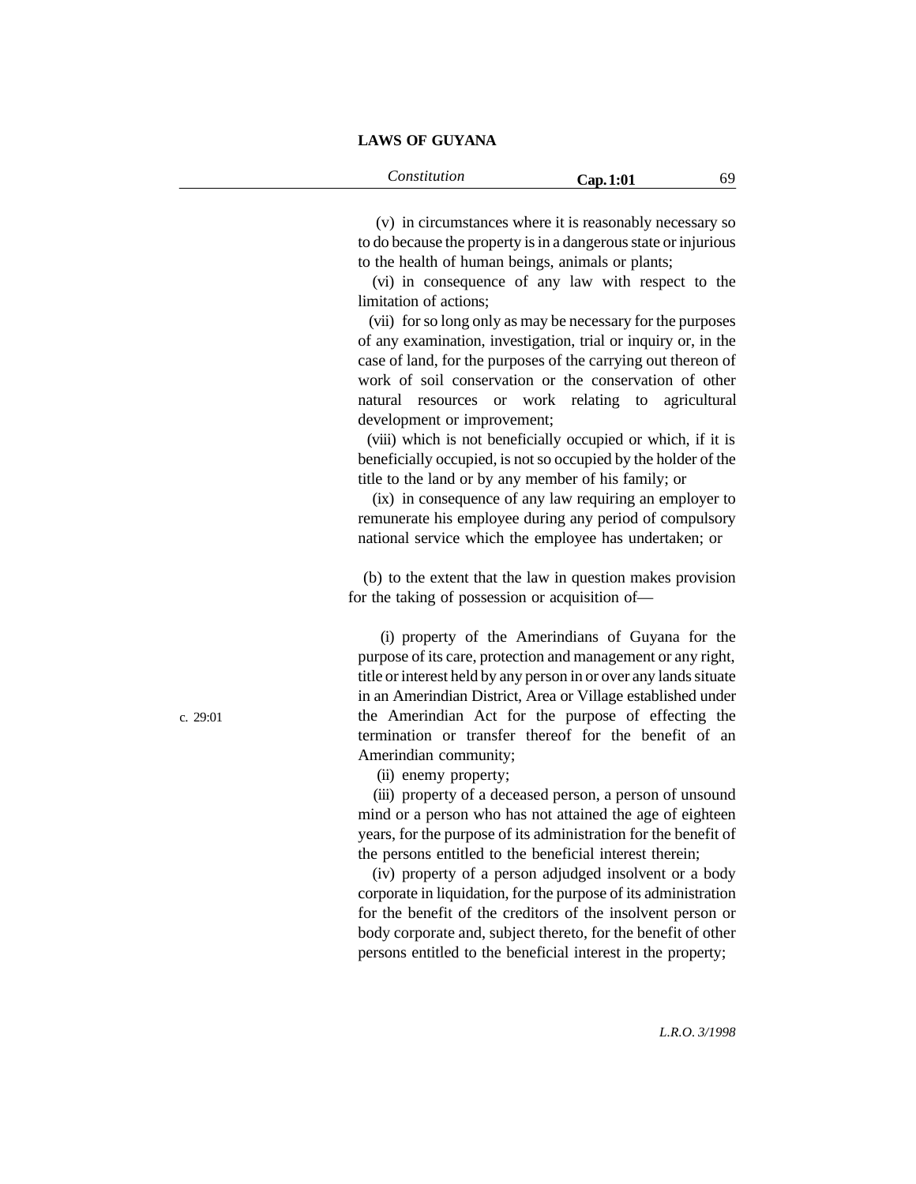(v) in circumstances where it is reasonably necessary so to do because the property is in a dangerous state or injurious to the health of human beings, animals or plants;

(vi) in consequence of any law with respect to the limitation of actions;

(vii) for so long only as may be necessary for the purposes of any examination, investigation, trial or inquiry or, in the case of land, for the purposes of the carrying out thereon of work of soil conservation or the conservation of other natural resources or work relating to agricultural development or improvement;

(viii) which is not beneficially occupied or which, if it is beneficially occupied, is not so occupied by the holder of the title to the land or by any member of his family; or

(ix) in consequence of any law requiring an employer to remunerate his employee during any period of compulsory national service which the employee has undertaken; or

(b) to the extent that the law in question makes provision for the taking of possession or acquisition of—

(i) property of the Amerindians of Guyana for the purpose of its care, protection and management or any right, title or interest held by any person in or over any lands situate in an Amerindian District, Area or Village established under the Amerindian Act for the purpose of effecting the termination or transfer thereof for the benefit of an Amerindian community;

c. 29:01

(ii) enemy property;

(iii) property of a deceased person, a person of unsound mind or a person who has not attained the age of eighteen years, for the purpose of its administration for the benefit of the persons entitled to the beneficial interest therein;

(iv) property of a person adjudged insolvent or a body corporate in liquidation, for the purpose of its administration for the benefit of the creditors of the insolvent person or body corporate and, subject thereto, for the benefit of other persons entitled to the beneficial interest in the property;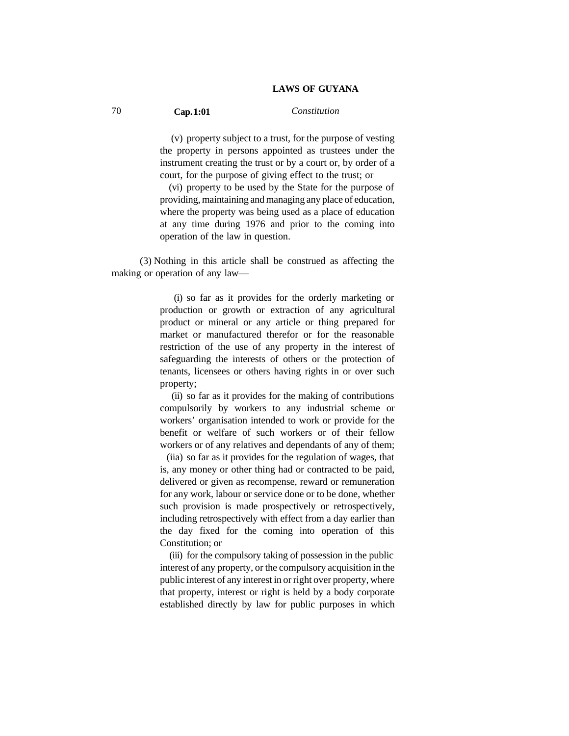(v) property subject to a trust, for the purpose of vesting the property in persons appointed as trustees under the instrument creating the trust or by a court or, by order of a court, for the purpose of giving effect to the trust; or

(vi) property to be used by the State for the purpose of providing, maintaining and managing any place of education, where the property was being used as a place of education at any time during 1976 and prior to the coming into operation of the law in question.

(3) Nothing in this article shall be construed as affecting the making or operation of any law—

(i) so far as it provides for the orderly marketing or production or growth or extraction of any agricultural product or mineral or any article or thing prepared for market or manufactured therefor or for the reasonable restriction of the use of any property in the interest of safeguarding the interests of others or the protection of tenants, licensees or others having rights in or over such property;

(ii) so far as it provides for the making of contributions compulsorily by workers to any industrial scheme or workers' organisation intended to work or provide for the benefit or welfare of such workers or of their fellow workers or of any relatives and dependants of any of them;

(iia) so far as it provides for the regulation of wages, that is, any money or other thing had or contracted to be paid, delivered or given as recompense, reward or remuneration for any work, labour or service done or to be done, whether such provision is made prospectively or retrospectively, including retrospectively with effect from a day earlier than the day fixed for the coming into operation of this Constitution; or

(iii) for the compulsory taking of possession in the public interest of any property, or the compulsory acquisition in the public interest of any interest in or right over property, where that property, interest or right is held by a body corporate established directly by law for public purposes in which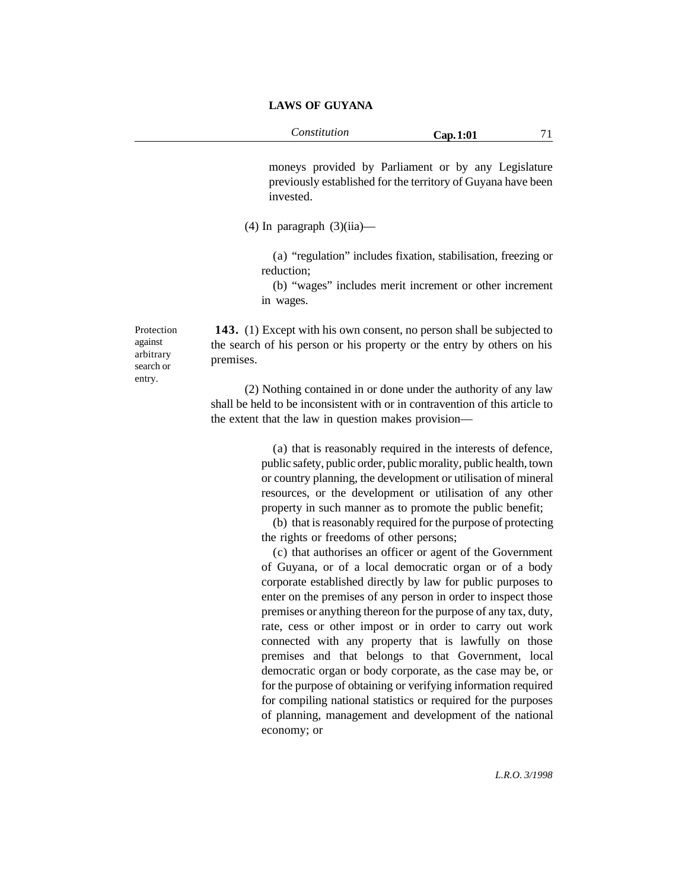moneys provided by Parliament or by any Legislature previously established for the territory of Guyana have been invested.

(4) In paragraph (3)(iia)—

(a) "regulation" includes fixation, stabilisation, freezing or reduction;

(b) "wages" includes merit increment or other increment in wages.

Protection against arbitrary search or entry.

**143.** (1) Except with his own consent, no person shall be subjected to the search of his person or his property or the entry by others on his premises.

(2) Nothing contained in or done under the authority of any law shall be held to be inconsistent with or in contravention of this article to the extent that the law in question makes provision—

(a) that is reasonably required in the interests of defence, public safety, public order, public morality, public health, town or country planning, the development or utilisation of mineral resources, or the development or utilisation of any other property in such manner as to promote the public benefit;

(b) that is reasonably required for the purpose of protecting the rights or freedoms of other persons;

(c) that authorises an officer or agent of the Government of Guyana, or of a local democratic organ or of a body corporate established directly by law for public purposes to enter on the premises of any person in order to inspect those premises or anything thereon for the purpose of any tax, duty, rate, cess or other impost or in order to carry out work connected with any property that is lawfully on those premises and that belongs to that Government, local democratic organ or body corporate, as the case may be, or for the purpose of obtaining or verifying information required for compiling national statistics or required for the purposes of planning, management and development of the national economy; or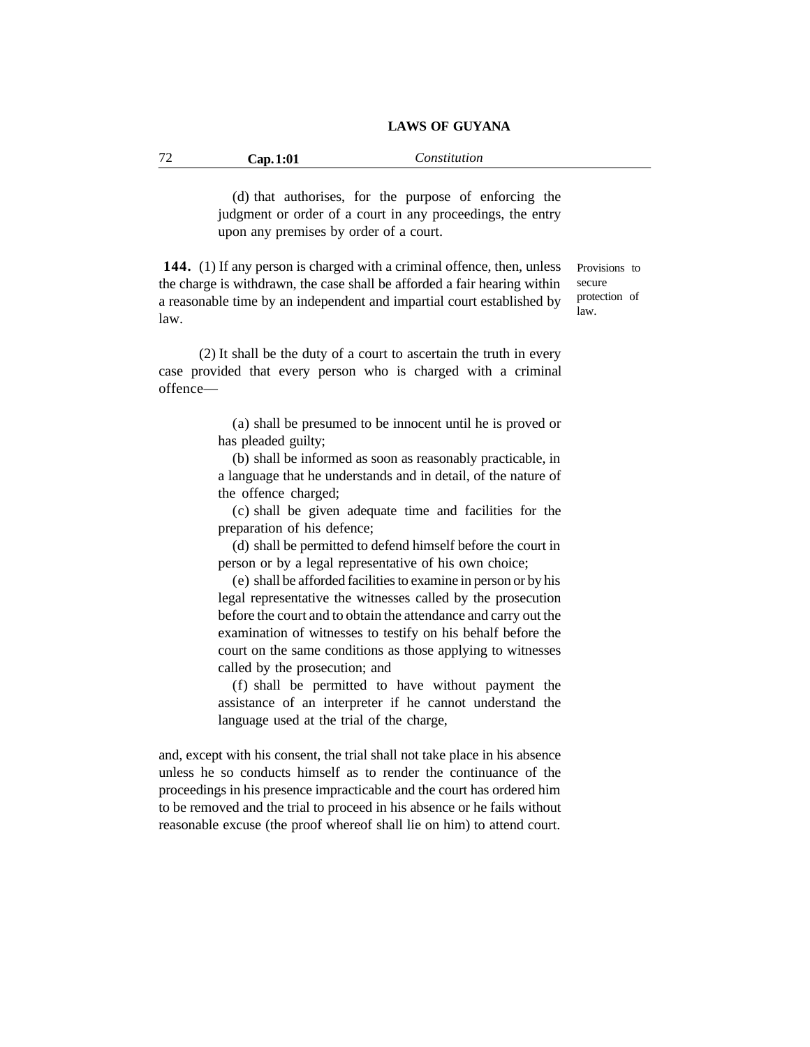(d) that authorises, for the purpose of enforcing the judgment or order of a court in any proceedings, the entry upon any premises by order of a court.

**144.** (1) If any person is charged with a criminal offence, then, unless the charge is withdrawn, the case shall be afforded a fair hearing within a reasonable time by an independent and impartial court established by law.

Provisions to secure protection of law.

(2) It shall be the duty of a court to ascertain the truth in every case provided that every person who is charged with a criminal offence—

(a) shall be presumed to be innocent until he is proved or has pleaded guilty;

(b) shall be informed as soon as reasonably practicable, in a language that he understands and in detail, of the nature of the offence charged;

(c) shall be given adequate time and facilities for the preparation of his defence;

(d) shall be permitted to defend himself before the court in person or by a legal representative of his own choice;

(e) shall be afforded facilities to examine in person or by his legal representative the witnesses called by the prosecution before the court and to obtain the attendance and carry out the examination of witnesses to testify on his behalf before the court on the same conditions as those applying to witnesses called by the prosecution; and

(f) shall be permitted to have without payment the assistance of an interpreter if he cannot understand the language used at the trial of the charge,

and, except with his consent, the trial shall not take place in his absence unless he so conducts himself as to render the continuance of the proceedings in his presence impracticable and the court has ordered him to be removed and the trial to proceed in his absence or he fails without reasonable excuse (the proof whereof shall lie on him) to attend court.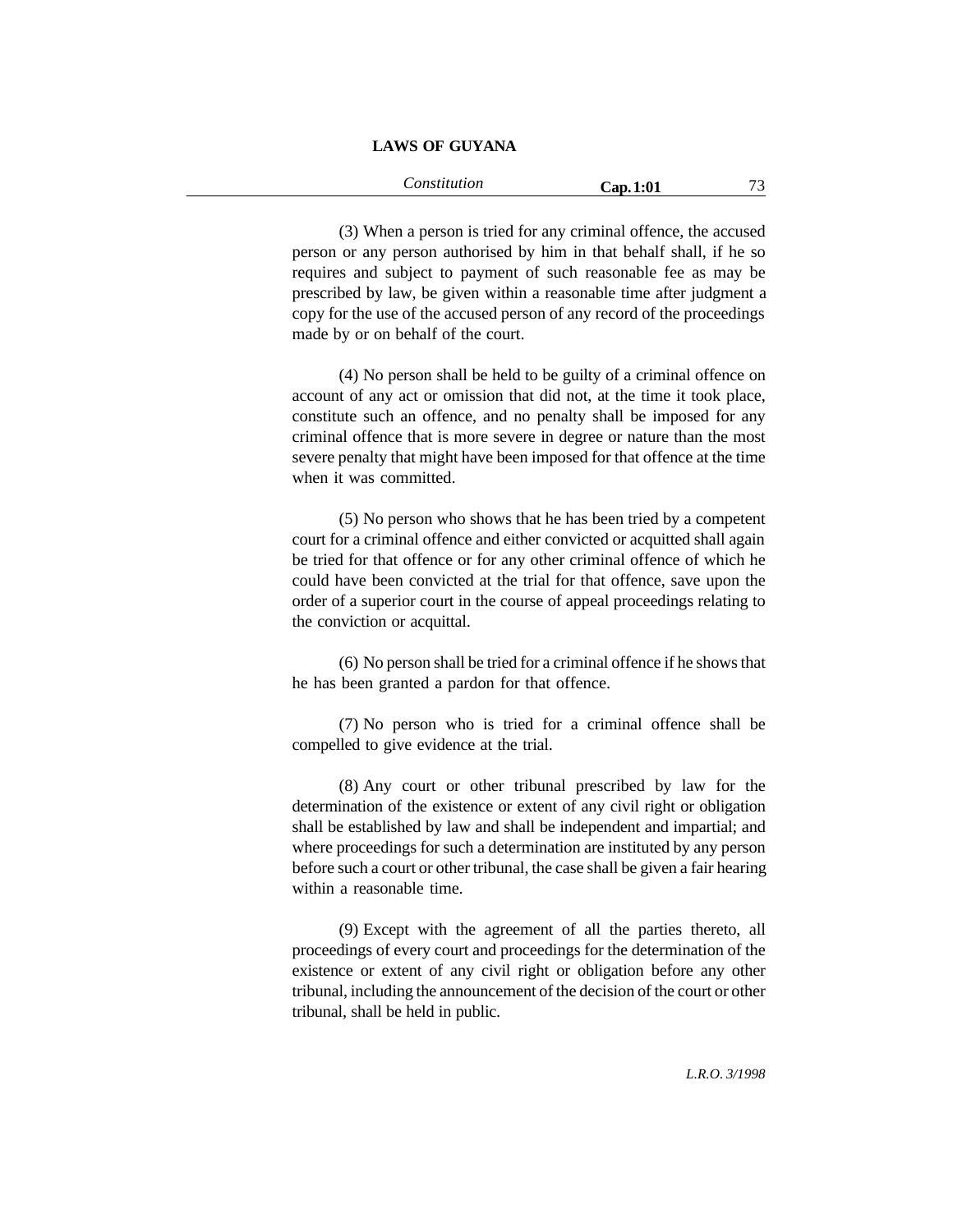(3) When a person is tried for any criminal offence, the accused person or any person authorised by him in that behalf shall, if he so requires and subject to payment of such reasonable fee as may be prescribed by law, be given within a reasonable time after judgment a copy for the use of the accused person of any record of the proceedings made by or on behalf of the court.

(4) No person shall be held to be guilty of a criminal offence on account of any act or omission that did not, at the time it took place, constitute such an offence, and no penalty shall be imposed for any criminal offence that is more severe in degree or nature than the most severe penalty that might have been imposed for that offence at the time when it was committed.

(5) No person who shows that he has been tried by a competent court for a criminal offence and either convicted or acquitted shall again be tried for that offence or for any other criminal offence of which he could have been convicted at the trial for that offence, save upon the order of a superior court in the course of appeal proceedings relating to the conviction or acquittal.

(6) No person shall be tried for a criminal offence if he shows that he has been granted a pardon for that offence.

(7) No person who is tried for a criminal offence shall be compelled to give evidence at the trial.

(8) Any court or other tribunal prescribed by law for the determination of the existence or extent of any civil right or obligation shall be established by law and shall be independent and impartial; and where proceedings for such a determination are instituted by any person before such a court or other tribunal, the case shall be given a fair hearing within a reasonable time.

(9) Except with the agreement of all the parties thereto, all proceedings of every court and proceedings for the determination of the existence or extent of any civil right or obligation before any other tribunal, including the announcement of the decision of the court or other tribunal, shall be held in public.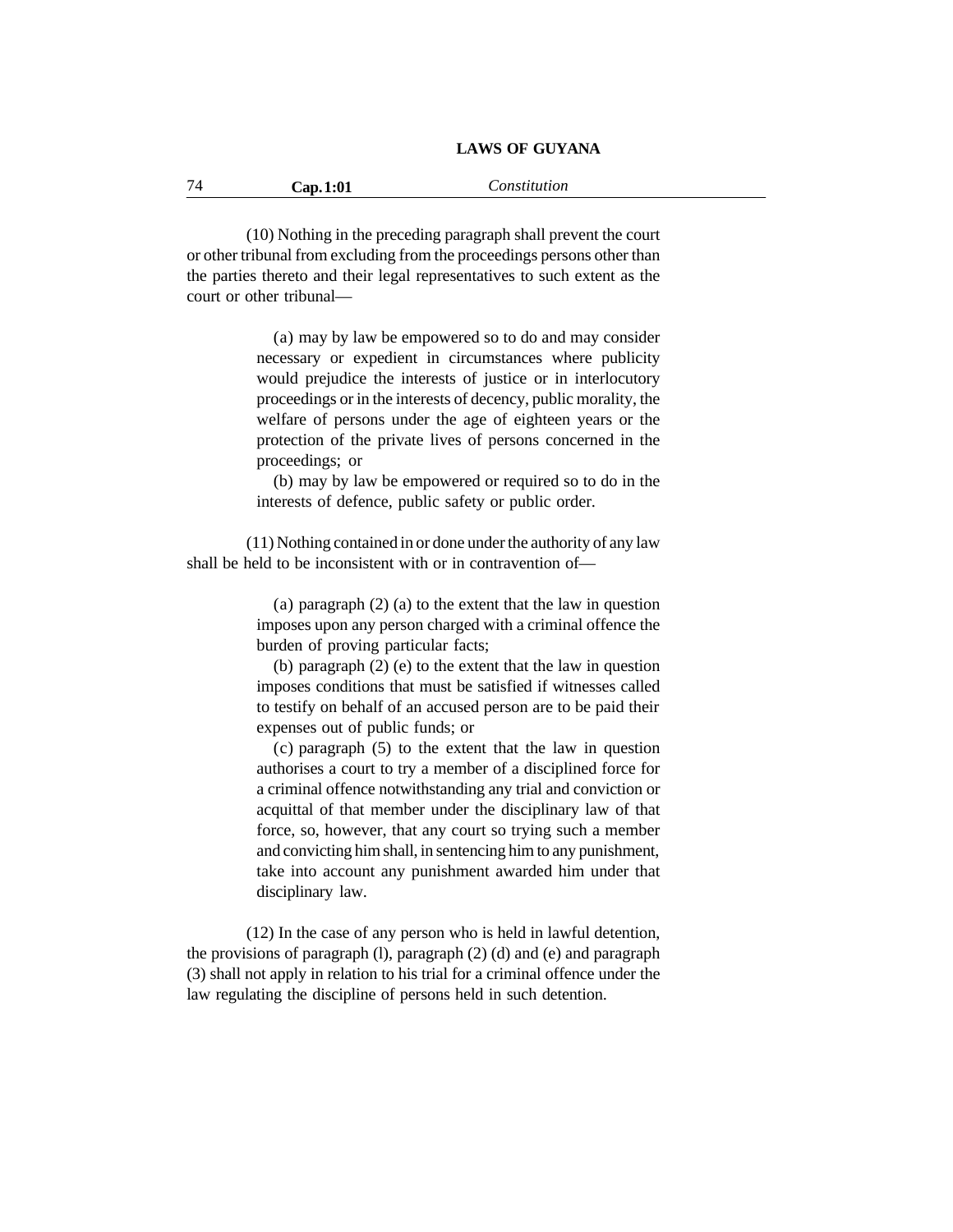(10) Nothing in the preceding paragraph shall prevent the court or other tribunal from excluding from the proceedings persons other than the parties thereto and their legal representatives to such extent as the court or other tribunal—

(a) may by law be empowered so to do and may consider necessary or expedient in circumstances where publicity would prejudice the interests of justice or in interlocutory proceedings or in the interests of decency, public morality, the welfare of persons under the age of eighteen years or the protection of the private lives of persons concerned in the proceedings; or

(b) may by law be empowered or required so to do in the interests of defence, public safety or public order.

(11) Nothing contained in or done under the authority of any law shall be held to be inconsistent with or in contravention of—

(a) paragraph (2) (a) to the extent that the law in question imposes upon any person charged with a criminal offence the burden of proving particular facts;

(b) paragraph (2) (e) to the extent that the law in question imposes conditions that must be satisfied if witnesses called to testify on behalf of an accused person are to be paid their expenses out of public funds; or

(c) paragraph (5) to the extent that the law in question authorises a court to try a member of a disciplined force for a criminal offence notwithstanding any trial and conviction or acquittal of that member under the disciplinary law of that force, so, however, that any court so trying such a member and convicting him shall, in sentencing him to any punishment, take into account any punishment awarded him under that disciplinary law.

(12) In the case of any person who is held in lawful detention, the provisions of paragraph (l), paragraph (2) (d) and (e) and paragraph (3) shall not apply in relation to his trial for a criminal offence under the law regulating the discipline of persons held in such detention.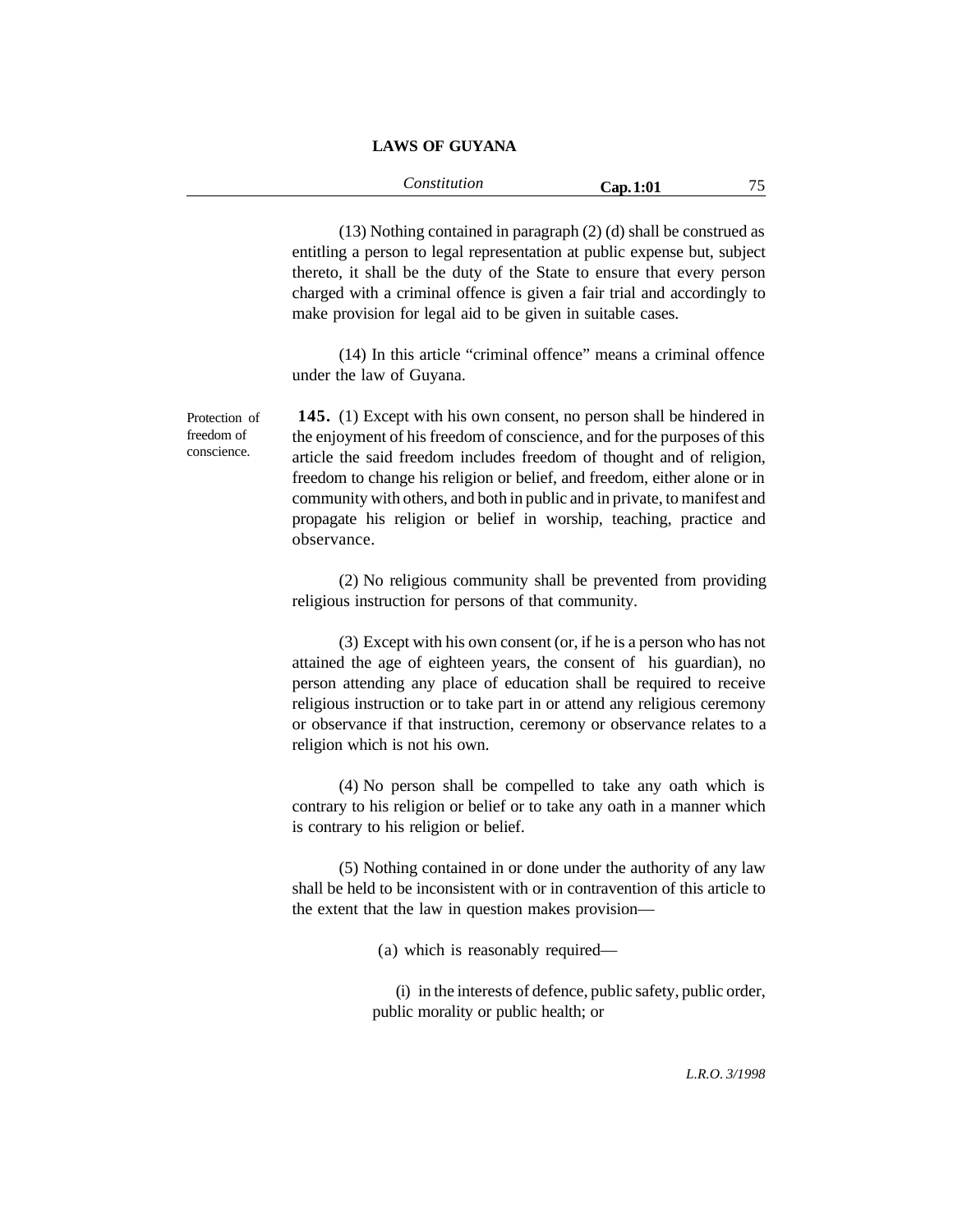(13) Nothing contained in paragraph (2) (d) shall be construed as entitling a person to legal representation at public expense but, subject thereto, it shall be the duty of the State to ensure that every person charged with a criminal offence is given a fair trial and accordingly to make provision for legal aid to be given in suitable cases.

(14) In this article "criminal offence" means a criminal offence under the law of Guyana.

Protection of freedom of conscience.

**145.** (1) Except with his own consent, no person shall be hindered in the enjoyment of his freedom of conscience, and for the purposes of this article the said freedom includes freedom of thought and of religion, freedom to change his religion or belief, and freedom, either alone or in community with others, and both in public and in private, to manifest and propagate his religion or belief in worship, teaching, practice and observance.

(2) No religious community shall be prevented from providing religious instruction for persons of that community.

(3) Except with his own consent (or, if he is a person who has not attained the age of eighteen years, the consent of his guardian), no person attending any place of education shall be required to receive religious instruction or to take part in or attend any religious ceremony or observance if that instruction, ceremony or observance relates to a religion which is not his own.

(4) No person shall be compelled to take any oath which is contrary to his religion or belief or to take any oath in a manner which is contrary to his religion or belief.

(5) Nothing contained in or done under the authority of any law shall be held to be inconsistent with or in contravention of this article to the extent that the law in question makes provision—

(a) which is reasonably required—

(i) in the interests of defence, public safety, public order, public morality or public health; or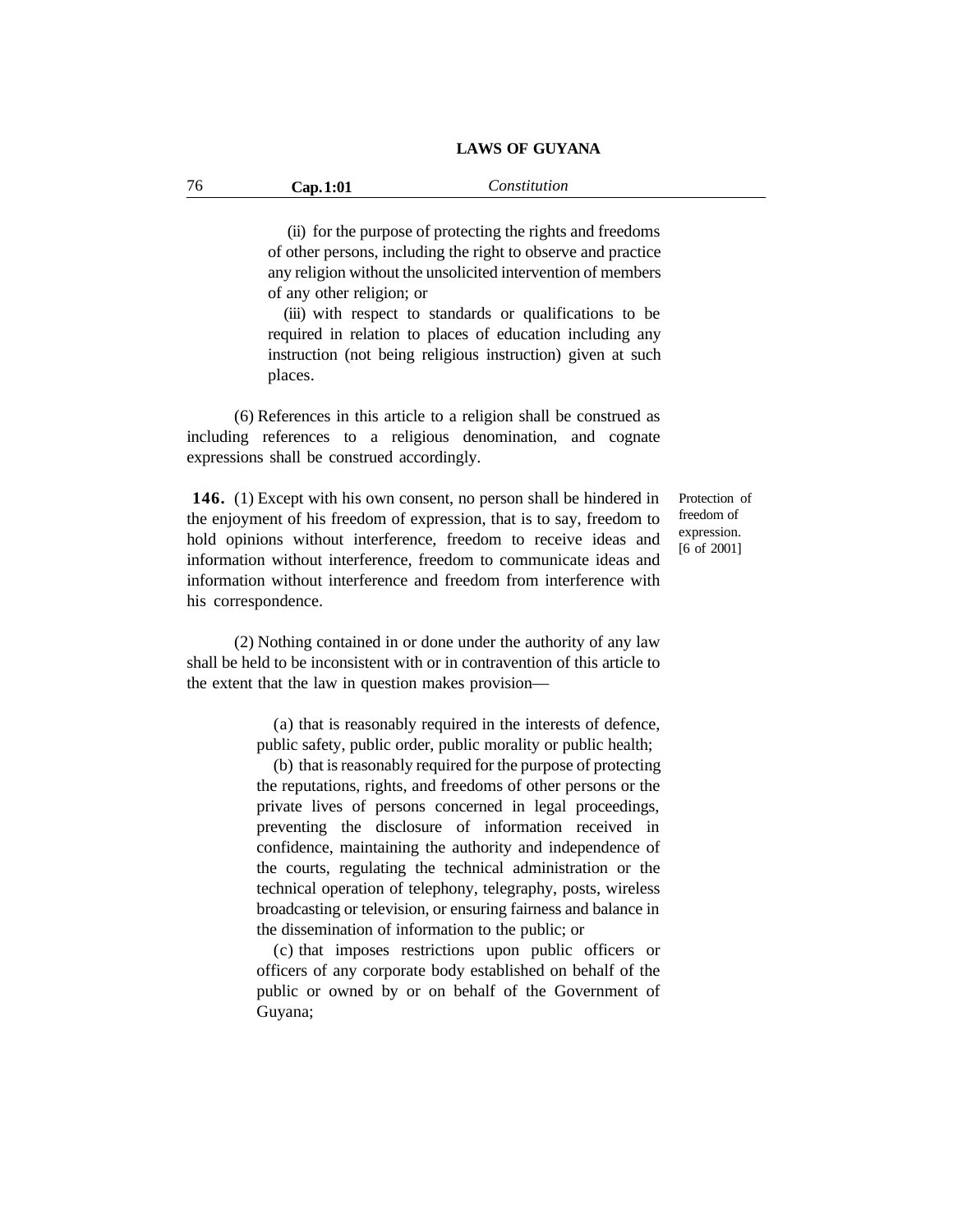(ii) for the purpose of protecting the rights and freedoms of other persons, including the right to observe and practice any religion without the unsolicited intervention of members of any other religion; or

(iii) with respect to standards or qualifications to be required in relation to places of education including any instruction (not being religious instruction) given at such places.

(6) References in this article to a religion shall be construed as including references to a religious denomination, and cognate expressions shall be construed accordingly.

Protection of freedom of expression. [6 of 2001]

**146.** (1) Except with his own consent, no person shall be hindered in the enjoyment of his freedom of expression, that is to say, freedom to hold opinions without interference, freedom to receive ideas and information without interference, freedom to communicate ideas and information without interference and freedom from interference with his correspondence.

(2) Nothing contained in or done under the authority of any law shall be held to be inconsistent with or in contravention of this article to the extent that the law in question makes provision—

(a) that is reasonably required in the interests of defence, public safety, public order, public morality or public health;

(b) that is reasonably required for the purpose of protecting the reputations, rights, and freedoms of other persons or the private lives of persons concerned in legal proceedings, preventing the disclosure of information received in confidence, maintaining the authority and independence of the courts, regulating the technical administration or the technical operation of telephony, telegraphy, posts, wireless broadcasting or television, or ensuring fairness and balance in the dissemination of information to the public; or

(c) that imposes restrictions upon public officers or officers of any corporate body established on behalf of the public or owned by or on behalf of the Government of Guyana;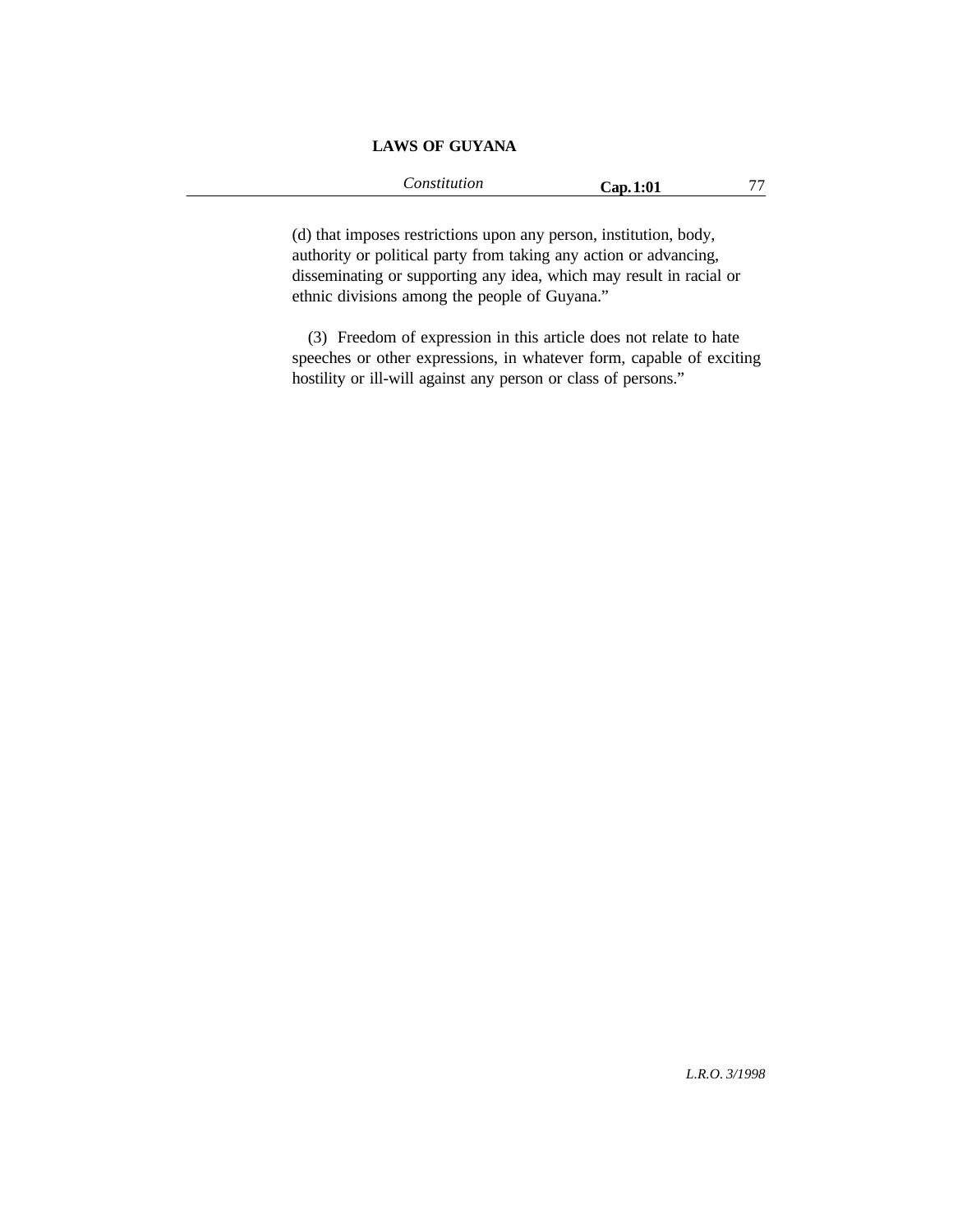(d) that imposes restrictions upon any person, institution, body, authority or political party from taking any action or advancing, disseminating or supporting any idea, which may result in racial or ethnic divisions among the people of Guyana."

(3) Freedom of expression in this article does not relate to hate speeches or other expressions, in whatever form, capable of exciting hostility or ill-will against any person or class of persons."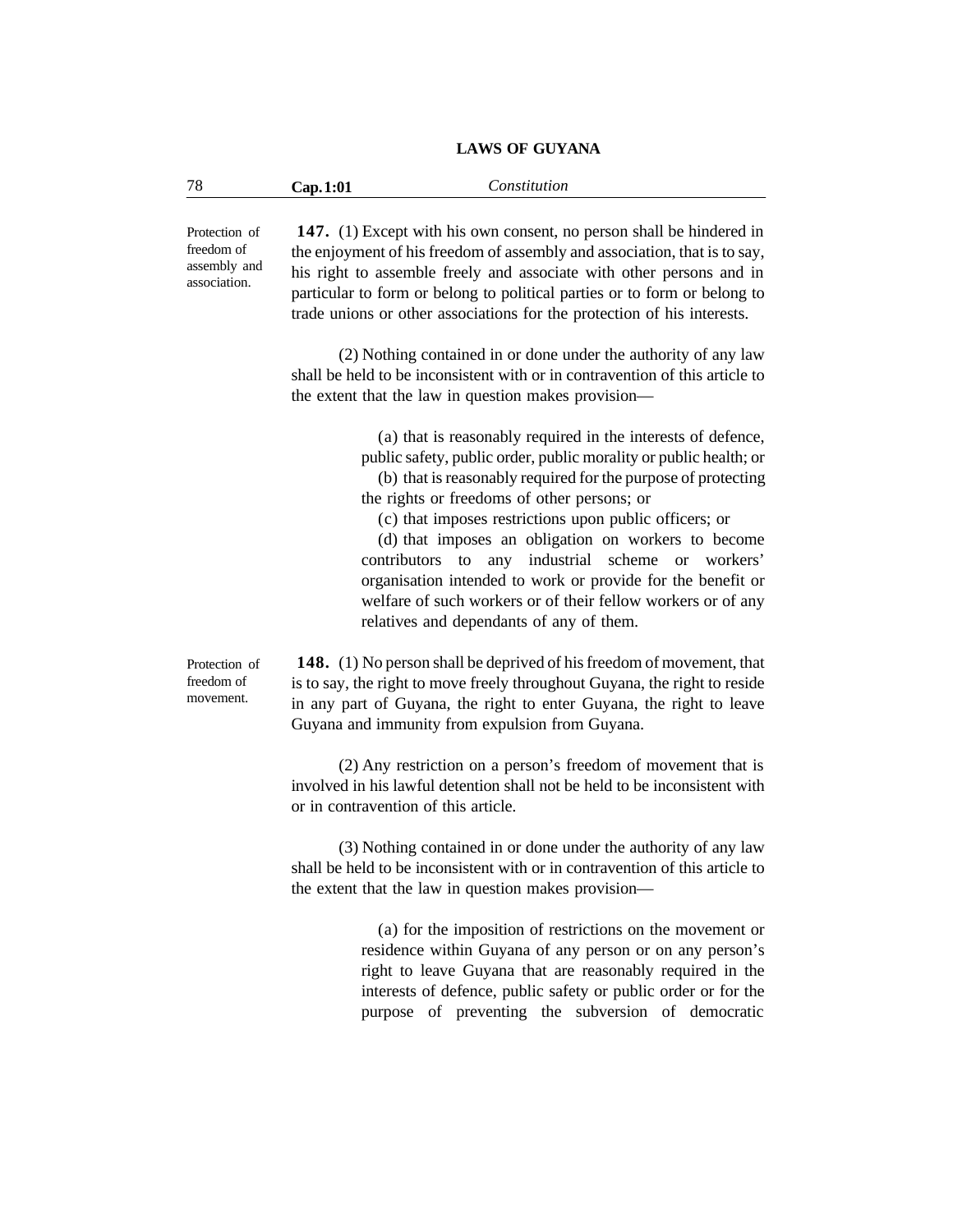Protection of freedom of assembly and association.

**147.** (1) Except with his own consent, no person shall be hindered in the enjoyment of his freedom of assembly and association, that is to say, his right to assemble freely and associate with other persons and in particular to form or belong to political parties or to form or belong to trade unions or other associations for the protection of his interests.

(2) Nothing contained in or done under the authority of any law shall be held to be inconsistent with or in contravention of this article to the extent that the law in question makes provision—

(a) that is reasonably required in the interests of defence, public safety, public order, public morality or public health; or

(b) that is reasonably required for the purpose of protecting the rights or freedoms of other persons; or

(c) that imposes restrictions upon public officers; or

(d) that imposes an obligation on workers to become contributors to any industrial scheme or workers' organisation intended to work or provide for the benefit or welfare of such workers or of their fellow workers or of any relatives and dependants of any of them.

Protection of freedom of movement.

**148.** (1) No person shall be deprived of his freedom of movement, that is to say, the right to move freely throughout Guyana, the right to reside in any part of Guyana, the right to enter Guyana, the right to leave Guyana and immunity from expulsion from Guyana.

(2) Any restriction on a person's freedom of movement that is involved in his lawful detention shall not be held to be inconsistent with or in contravention of this article.

(3) Nothing contained in or done under the authority of any law shall be held to be inconsistent with or in contravention of this article to the extent that the law in question makes provision—

(a) for the imposition of restrictions on the movement or residence within Guyana of any person or on any person's right to leave Guyana that are reasonably required in the interests of defence, public safety or public order or for the purpose of preventing the subversion of democratic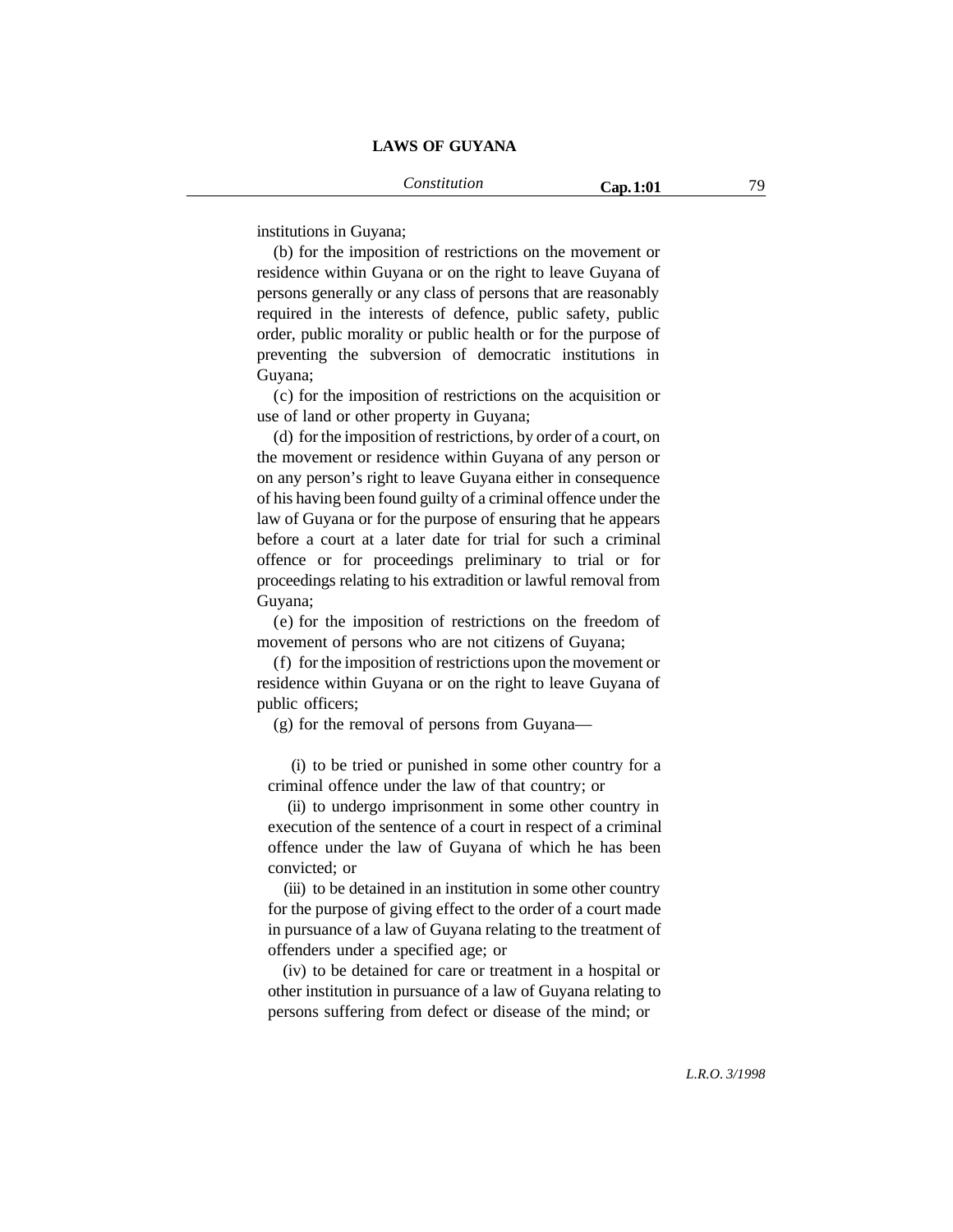institutions in Guyana;

(b) for the imposition of restrictions on the movement or residence within Guyana or on the right to leave Guyana of persons generally or any class of persons that are reasonably required in the interests of defence, public safety, public order, public morality or public health or for the purpose of preventing the subversion of democratic institutions in Guyana;

(c) for the imposition of restrictions on the acquisition or use of land or other property in Guyana;

(d) for the imposition of restrictions, by order of a court, on the movement or residence within Guyana of any person or on any person's right to leave Guyana either in consequence of his having been found guilty of a criminal offence under the law of Guyana or for the purpose of ensuring that he appears before a court at a later date for trial for such a criminal offence or for proceedings preliminary to trial or for proceedings relating to his extradition or lawful removal from Guyana;

(e) for the imposition of restrictions on the freedom of movement of persons who are not citizens of Guyana;

(f) for the imposition of restrictions upon the movement or residence within Guyana or on the right to leave Guyana of public officers;

(g) for the removal of persons from Guyana—

(i) to be tried or punished in some other country for a criminal offence under the law of that country; or

(ii) to undergo imprisonment in some other country in execution of the sentence of a court in respect of a criminal offence under the law of Guyana of which he has been convicted; or

(iii) to be detained in an institution in some other country for the purpose of giving effect to the order of a court made in pursuance of a law of Guyana relating to the treatment of offenders under a specified age; or

(iv) to be detained for care or treatment in a hospital or other institution in pursuance of a law of Guyana relating to persons suffering from defect or disease of the mind; or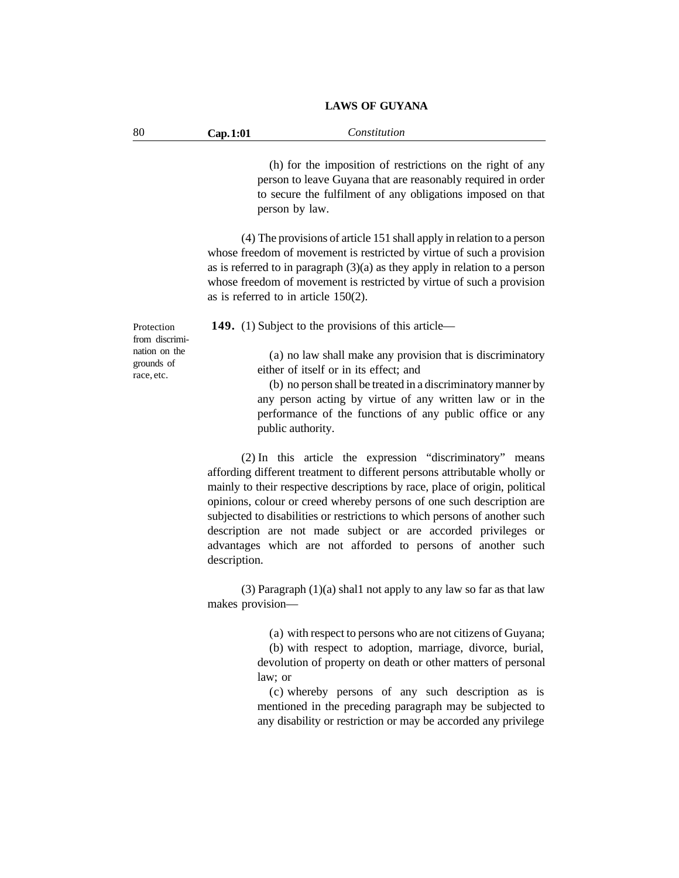(h) for the imposition of restrictions on the right of any person to leave Guyana that are reasonably required in order to secure the fulfilment of any obligations imposed on that person by law.

(4) The provisions of article 151 shall apply in relation to a person whose freedom of movement is restricted by virtue of such a provision as is referred to in paragraph (3)(a) as they apply in relation to a person whose freedom of movement is restricted by virtue of such a provision as is referred to in article 150(2).

*Protection from discrimination on the grounds of race, etc.*

**149.** (1) Subject to the provisions of this article—

(a) no law shall make any provision that is discriminatory either of itself or in its effect; and

(b) no person shall be treated in a discriminatory manner by any person acting by virtue of any written law or in the performance of the functions of any public office or any public authority.

(2) In this article the expression "discriminatory" means affording different treatment to different persons attributable wholly or mainly to their respective descriptions by race, place of origin, political opinions, colour or creed whereby persons of one such description are subjected to disabilities or restrictions to which persons of another such description are not made subject or are accorded privileges or advantages which are not afforded to persons of another such description.

(3) Paragraph (1)(a) shal1 not apply to any law so far as that law makes provision—

(a) with respect to persons who are not citizens of Guyana;

(b) with respect to adoption, marriage, divorce, burial, devolution of property on death or other matters of personal law; or

(c) whereby persons of any such description as is mentioned in the preceding paragraph may be subjected to any disability or restriction or may be accorded any privilege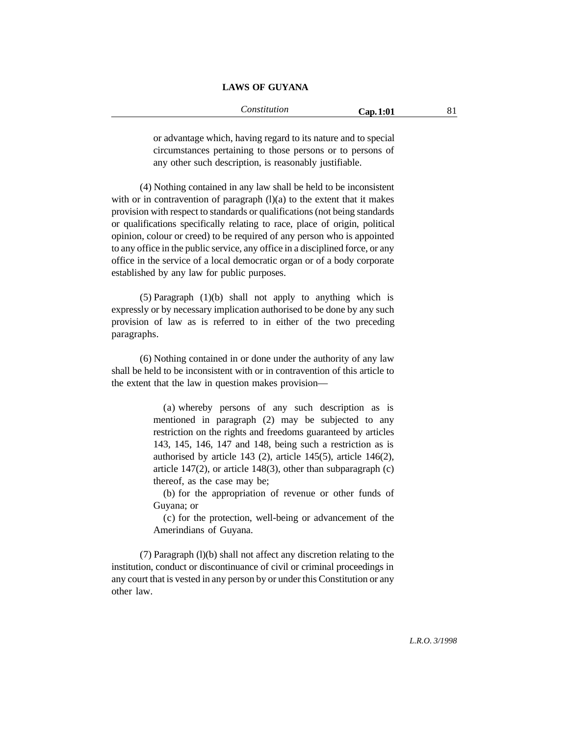or advantage which, having regard to its nature and to special circumstances pertaining to those persons or to persons of any other such description, is reasonably justifiable.

(4) Nothing contained in any law shall be held to be inconsistent with or in contravention of paragraph (l)(a) to the extent that it makes provision with respect to standards or qualifications (not being standards or qualifications specifically relating to race, place of origin, political opinion, colour or creed) to be required of any person who is appointed to any office in the public service, any office in a disciplined force, or any office in the service of a local democratic organ or of a body corporate established by any law for public purposes.

(5) Paragraph (1)(b) shall not apply to anything which is expressly or by necessary implication authorised to be done by any such provision of law as is referred to in either of the two preceding paragraphs.

(6) Nothing contained in or done under the authority of any law shall be held to be inconsistent with or in contravention of this article to the extent that the law in question makes provision—

(a) whereby persons of any such description as is mentioned in paragraph (2) may be subjected to any restriction on the rights and freedoms guaranteed by articles 143, 145, 146, 147 and 148, being such a restriction as is authorised by article 143 (2), article 145(5), article 146(2), article 147(2), or article 148(3), other than subparagraph (c) thereof, as the case may be;

(b) for the appropriation of revenue or other funds of Guyana; or

(c) for the protection, well-being or advancement of the Amerindians of Guyana.

(7) Paragraph (l)(b) shall not affect any discretion relating to the institution, conduct or discontinuance of civil or criminal proceedings in any court that is vested in any person by or under this Constitution or any other law.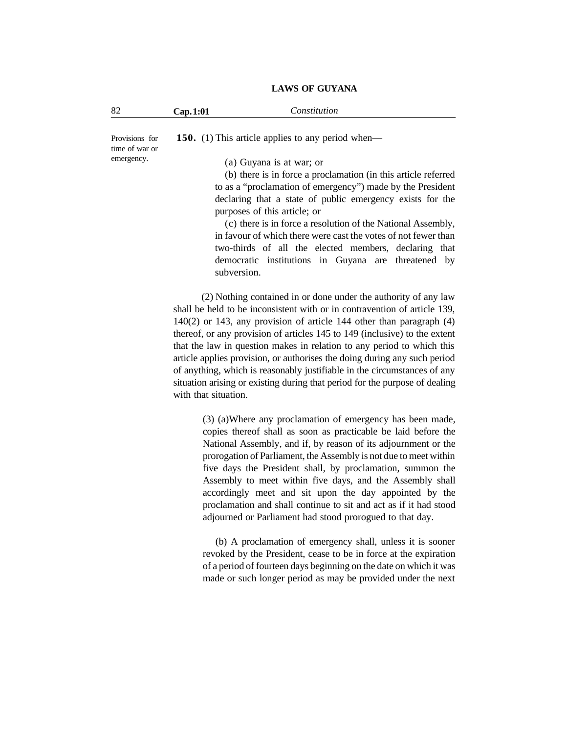Provisions for time of war or emergency.

**150.** (1) This article applies to any period when—

(a) Guyana is at war; or

(b) there is in force a proclamation (in this article referred to as a "proclamation of emergency") made by the President declaring that a state of public emergency exists for the purposes of this article; or

(c) there is in force a resolution of the National Assembly, in favour of which there were cast the votes of not fewer than two-thirds of all the elected members, declaring that democratic institutions in Guyana are threatened by subversion.

(2) Nothing contained in or done under the authority of any law shall be held to be inconsistent with or in contravention of article 139, 140(2) or 143, any provision of article 144 other than paragraph (4) thereof, or any provision of articles 145 to 149 (inclusive) to the extent that the law in question makes in relation to any period to which this article applies provision, or authorises the doing during any such period of anything, which is reasonably justifiable in the circumstances of any situation arising or existing during that period for the purpose of dealing with that situation.

(3) (a)Where any proclamation of emergency has been made, copies thereof shall as soon as practicable be laid before the National Assembly, and if, by reason of its adjournment or the prorogation of Parliament, the Assembly is not due to meet within five days the President shall, by proclamation, summon the Assembly to meet within five days, and the Assembly shall accordingly meet and sit upon the day appointed by the proclamation and shall continue to sit and act as if it had stood adjourned or Parliament had stood prorogued to that day.

(b) A proclamation of emergency shall, unless it is sooner revoked by the President, cease to be in force at the expiration of a period of fourteen days beginning on the date on which it was made or such longer period as may be provided under the next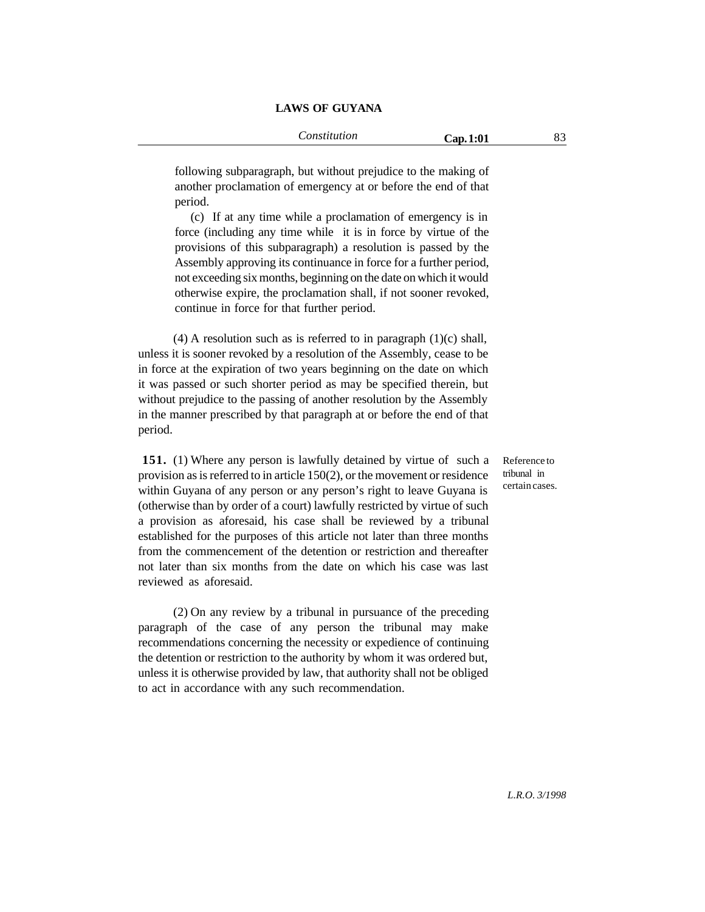following subparagraph, but without prejudice to the making of another proclamation of emergency at or before the end of that period.

(c) If at any time while a proclamation of emergency is in force (including any time while it is in force by virtue of the provisions of this subparagraph) a resolution is passed by the Assembly approving its continuance in force for a further period, not exceeding six months, beginning on the date on which it would otherwise expire, the proclamation shall, if not sooner revoked, continue in force for that further period.

(4) A resolution such as is referred to in paragraph (1)(c) shall, unless it is sooner revoked by a resolution of the Assembly, cease to be in force at the expiration of two years beginning on the date on which it was passed or such shorter period as may be specified therein, but without prejudice to the passing of another resolution by the Assembly in the manner prescribed by that paragraph at or before the end of that period.

Reference to tribunal in certain cases.

**151.** (1) Where any person is lawfully detained by virtue of such a provision as is referred to in article 150(2), or the movement or residence within Guyana of any person or any person's right to leave Guyana is (otherwise than by order of a court) lawfully restricted by virtue of such a provision as aforesaid, his case shall be reviewed by a tribunal established for the purposes of this article not later than three months from the commencement of the detention or restriction and thereafter not later than six months from the date on which his case was last reviewed as aforesaid.

(2) On any review by a tribunal in pursuance of the preceding paragraph of the case of any person the tribunal may make recommendations concerning the necessity or expedience of continuing the detention or restriction to the authority by whom it was ordered but, unless it is otherwise provided by law, that authority shall not be obliged to act in accordance with any such recommendation.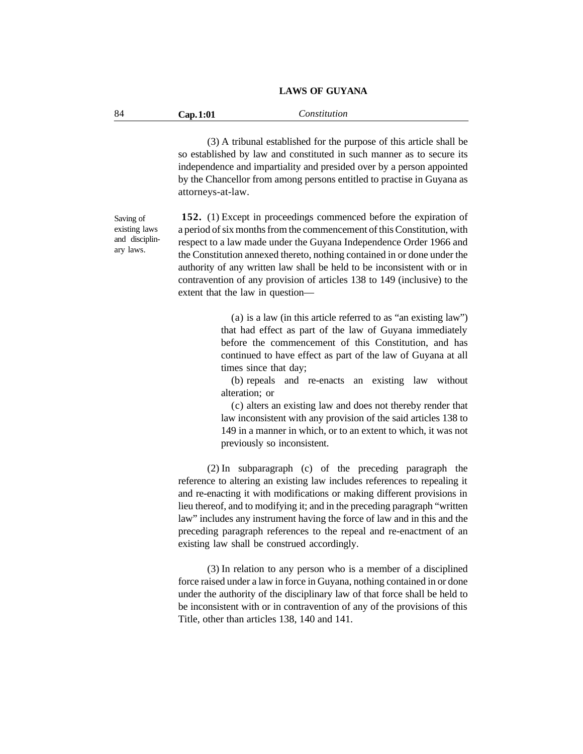(3) A tribunal established for the purpose of this article shall be so established by law and constituted in such manner as to secure its independence and impartiality and presided over by a person appointed by the Chancellor from among persons entitled to practise in Guyana as attorneys-at-law.

Saving of existing laws and disciplinary laws.

**152.** (1) Except in proceedings commenced before the expiration of a period of six months from the commencement of this Constitution, with respect to a law made under the Guyana Independence Order 1966 and the Constitution annexed thereto, nothing contained in or done under the authority of any written law shall be held to be inconsistent with or in contravention of any provision of articles 138 to 149 (inclusive) to the extent that the law in question—

(a) is a law (in this article referred to as "an existing law") that had effect as part of the law of Guyana immediately before the commencement of this Constitution, and has continued to have effect as part of the law of Guyana at all times since that day;

(b) repeals and re-enacts an existing law without alteration; or

(c) alters an existing law and does not thereby render that law inconsistent with any provision of the said articles 138 to 149 in a manner in which, or to an extent to which, it was not previously so inconsistent.

(2) In subparagraph (c) of the preceding paragraph the reference to altering an existing law includes references to repealing it and re-enacting it with modifications or making different provisions in lieu thereof, and to modifying it; and in the preceding paragraph "written law" includes any instrument having the force of law and in this and the preceding paragraph references to the repeal and re-enactment of an existing law shall be construed accordingly.

(3) In relation to any person who is a member of a disciplined force raised under a law in force in Guyana, nothing contained in or done under the authority of the disciplinary law of that force shall be held to be inconsistent with or in contravention of any of the provisions of this Title, other than articles 138, 140 and 141.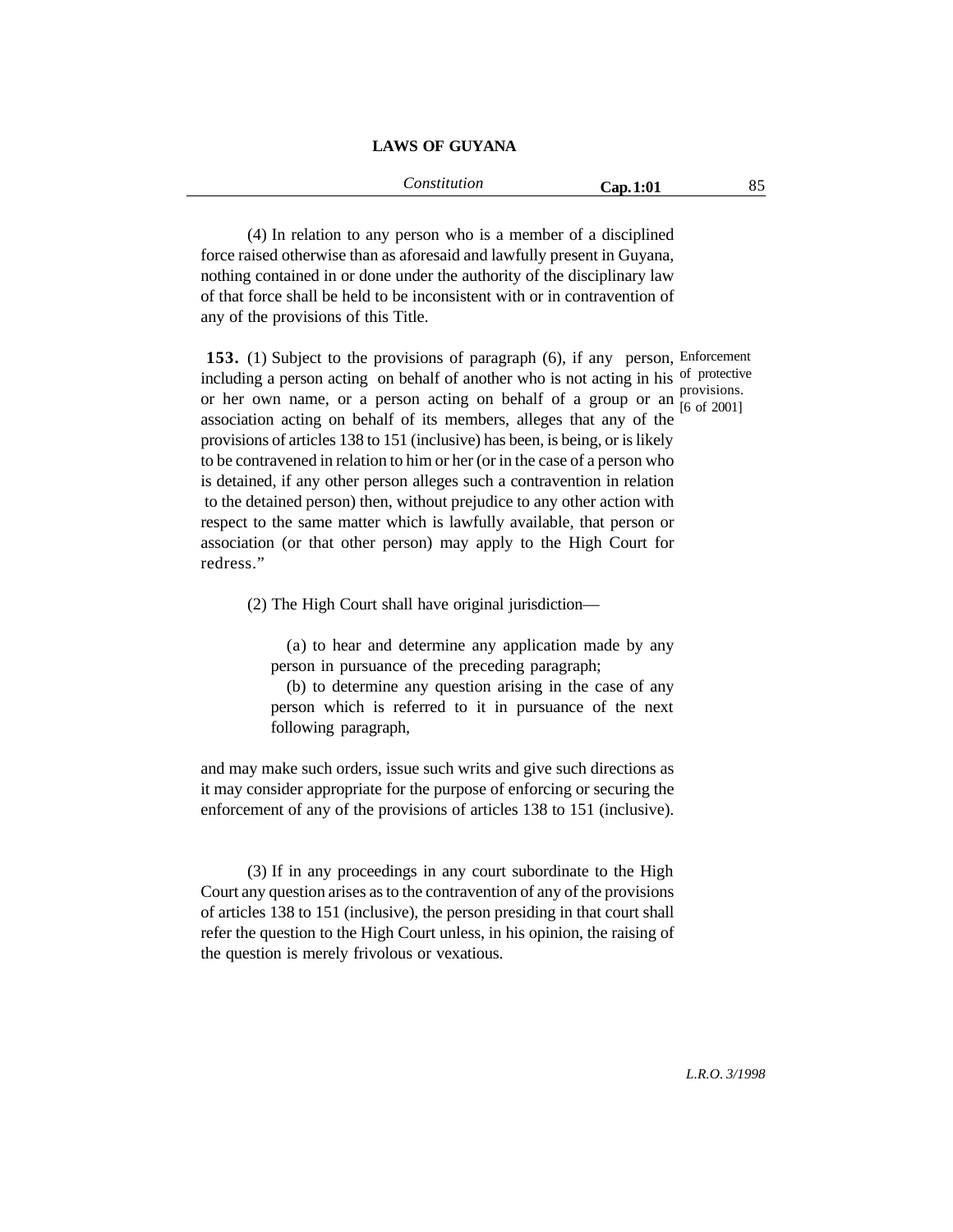(4) In relation to any person who is a member of a disciplined force raised otherwise than as aforesaid and lawfully present in Guyana, nothing contained in or done under the authority of the disciplinary law of that force shall be held to be inconsistent with or in contravention of any of the provisions of this Title.

Enforcement of protective provisions. [6 of 2001]

**153.** (1) Subject to the provisions of paragraph (6), if any person, including a person acting on behalf of another who is not acting in his or her own name, or a person acting on behalf of a group or an association acting on behalf of its members, alleges that any of the provisions of articles 138 to 151 (inclusive) has been, is being, or is likely to be contravened in relation to him or her (or in the case of a person who is detained, if any other person alleges such a contravention in relation to the detained person) then, without prejudice to any other action with respect to the same matter which is lawfully available, that person or association (or that other person) may apply to the High Court for redress."

(2) The High Court shall have original jurisdiction—

(a) to hear and determine any application made by any person in pursuance of the preceding paragraph;

(b) to determine any question arising in the case of any person which is referred to it in pursuance of the next following paragraph,

and may make such orders, issue such writs and give such directions as it may consider appropriate for the purpose of enforcing or securing the enforcement of any of the provisions of articles 138 to 151 (inclusive).

(3) If in any proceedings in any court subordinate to the High Court any question arises as to the contravention of any of the provisions of articles 138 to 151 (inclusive), the person presiding in that court shall refer the question to the High Court unless, in his opinion, the raising of the question is merely frivolous or vexatious.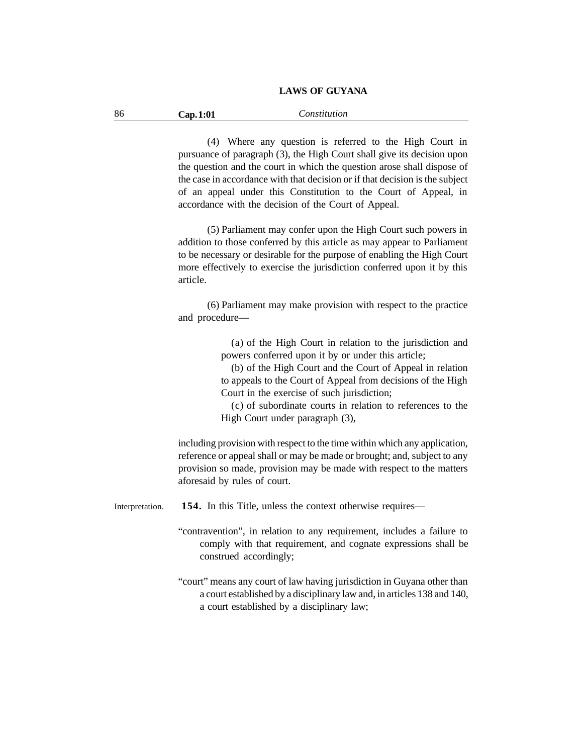(4) Where any question is referred to the High Court in pursuance of paragraph (3), the High Court shall give its decision upon the question and the court in which the question arose shall dispose of the case in accordance with that decision or if that decision is the subject of an appeal under this Constitution to the Court of Appeal, in accordance with the decision of the Court of Appeal.

(5) Parliament may confer upon the High Court such powers in addition to those conferred by this article as may appear to Parliament to be necessary or desirable for the purpose of enabling the High Court more effectively to exercise the jurisdiction conferred upon it by this article.

(6) Parliament may make provision with respect to the practice and procedure—

(a) of the High Court in relation to the jurisdiction and powers conferred upon it by or under this article;

(b) of the High Court and the Court of Appeal in relation to appeals to the Court of Appeal from decisions of the High Court in the exercise of such jurisdiction;

(c) of subordinate courts in relation to references to the High Court under paragraph (3),

including provision with respect to the time within which any application, reference or appeal shall or may be made or brought; and, subject to any provision so made, provision may be made with respect to the matters aforesaid by rules of court.

Interpretation.

**154.** In this Title, unless the context otherwise requires—

"contravention", in relation to any requirement, includes a failure to comply with that requirement, and cognate expressions shall be construed accordingly;

"court" means any court of law having jurisdiction in Guyana other than a court established by a disciplinary law and, in articles 138 and 140, a court established by a disciplinary law;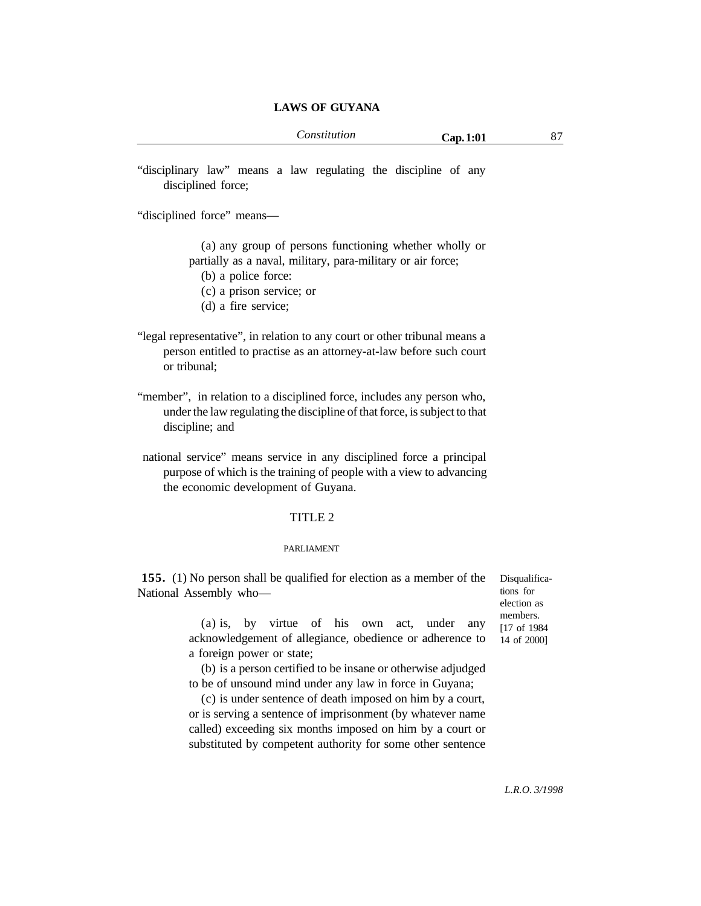"disciplinary law" means a law regulating the discipline of any disciplined force;

"disciplined force" means—

(a) any group of persons functioning whether wholly or partially as a naval, military, para-military or air force;

(b) a police force:

(c) a prison service; or

(d) a fire service;

"legal representative", in relation to any court or other tribunal means a person entitled to practise as an attorney-at-law before such court or tribunal;

"member", in relation to a disciplined force, includes any person who, under the law regulating the discipline of that force, is subject to that discipline; and

national service" means service in any disciplined force a principal purpose of which is the training of people with a view to advancing the economic development of Guyana.

## TITLE 2

### PARLIAMENT

Disqualifications for election as members. [17 of 1984 14 of 2000]

**155.** (1) No person shall be qualified for election as a member of the National Assembly who—

(a) is, by virtue of his own act, under any acknowledgement of allegiance, obedience or adherence to a foreign power or state;

(b) is a person certified to be insane or otherwise adjudged to be of unsound mind under any law in force in Guyana;

(c) is under sentence of death imposed on him by a court, or is serving a sentence of imprisonment (by whatever name called) exceeding six months imposed on him by a court or substituted by competent authority for some other sentence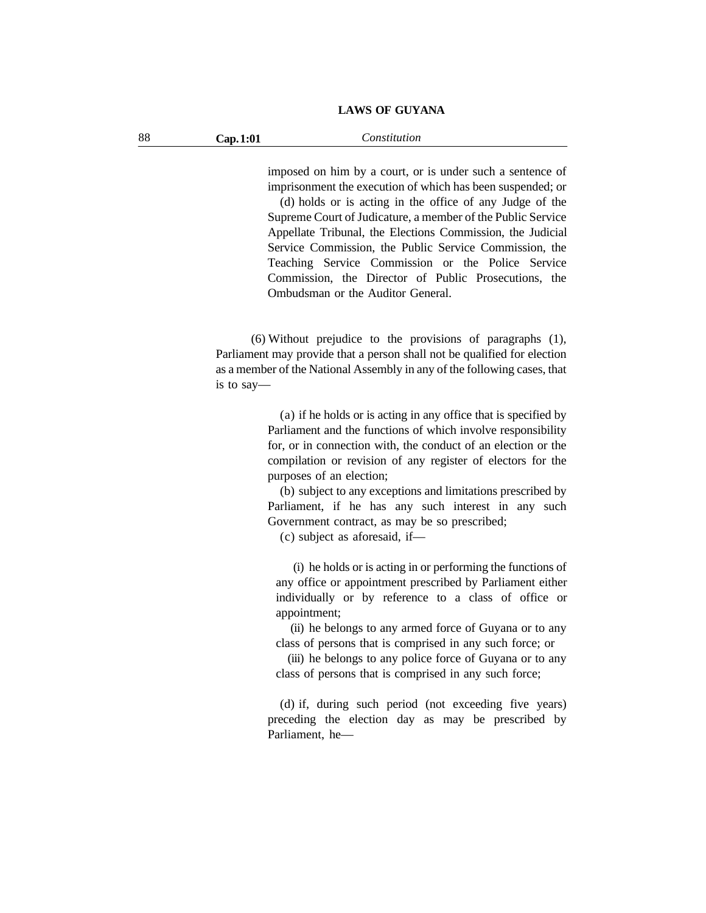imposed on him by a court, or is under such a sentence of imprisonment the execution of which has been suspended; or

(d) holds or is acting in the office of any Judge of the Supreme Court of Judicature, a member of the Public Service Appellate Tribunal, the Elections Commission, the Judicial Service Commission, the Public Service Commission, the Teaching Service Commission or the Police Service Commission, the Director of Public Prosecutions, the Ombudsman or the Auditor General.

(6) Without prejudice to the provisions of paragraphs (1), Parliament may provide that a person shall not be qualified for election as a member of the National Assembly in any of the following cases, that is to say—

(a) if he holds or is acting in any office that is specified by Parliament and the functions of which involve responsibility for, or in connection with, the conduct of an election or the compilation or revision of any register of electors for the purposes of an election;

(b) subject to any exceptions and limitations prescribed by Parliament, if he has any such interest in any such Government contract, as may be so prescribed;

(c) subject as aforesaid, if—

(i) he holds or is acting in or performing the functions of any office or appointment prescribed by Parliament either individually or by reference to a class of office or appointment;

(ii) he belongs to any armed force of Guyana or to any class of persons that is comprised in any such force; or

(iii) he belongs to any police force of Guyana or to any class of persons that is comprised in any such force;

(d) if, during such period (not exceeding five years) preceding the election day as may be prescribed by Parliament, he—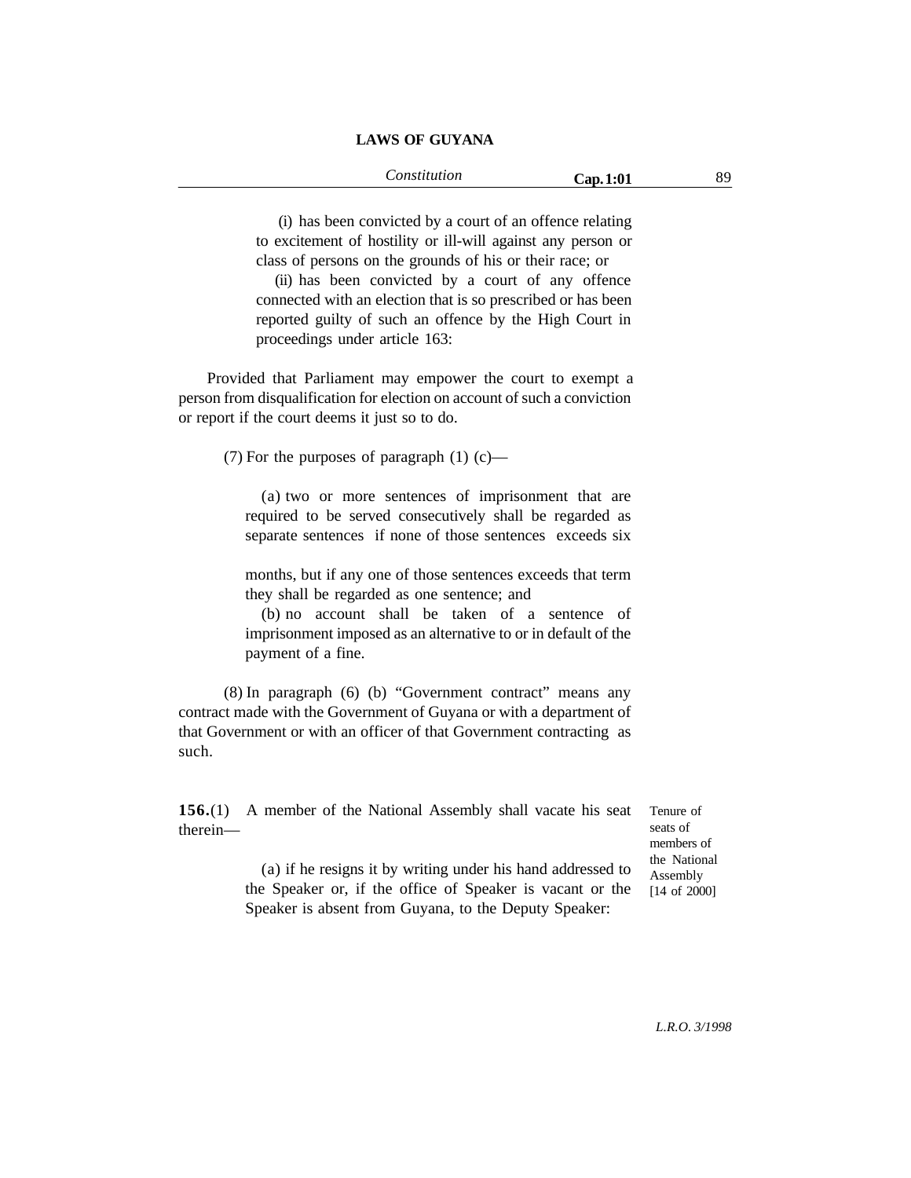(i) has been convicted by a court of an offence relating to excitement of hostility or ill-will against any person or class of persons on the grounds of his or their race; or

(ii) has been convicted by a court of any offence connected with an election that is so prescribed or has been reported guilty of such an offence by the High Court in proceedings under article 163:

Provided that Parliament may empower the court to exempt a person from disqualification for election on account of such a conviction or report if the court deems it just so to do.

(7) For the purposes of paragraph (1) (c)—

(a) two or more sentences of imprisonment that are required to be served consecutively shall be regarded as separate sentences if none of those sentences exceeds six months, but if any one of those sentences exceeds that term they shall be regarded as one sentence; and

(b) no account shall be taken of a sentence of imprisonment imposed as an alternative to or in default of the payment of a fine.

(8) In paragraph (6) (b) "Government contract" means any contract made with the Government of Guyana or with a department of that Government or with an officer of that Government contracting as such.

Tenure of seats of members of the National Assembly [14 of 2000]

**156.**(1) A member of the National Assembly shall vacate his seat therein—

(a) if he resigns it by writing under his hand addressed to the Speaker or, if the office of Speaker is vacant or the Speaker is absent from Guyana, to the Deputy Speaker: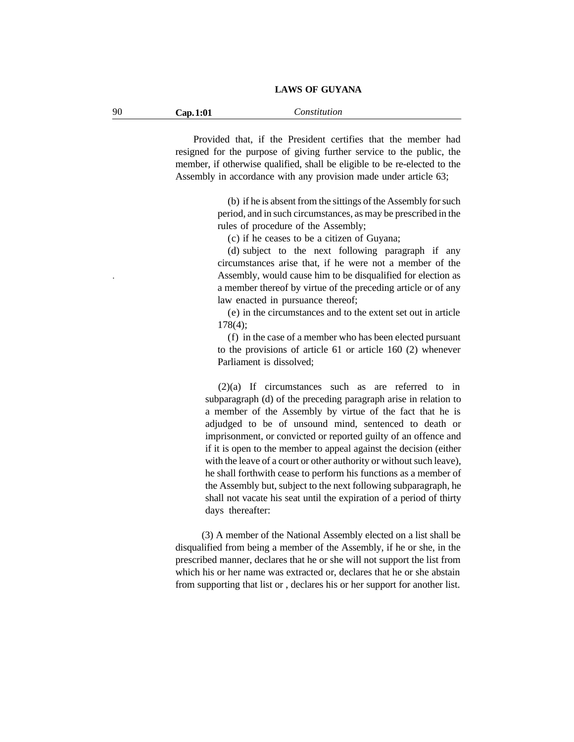Provided that, if the President certifies that the member had resigned for the purpose of giving further service to the public, the member, if otherwise qualified, shall be eligible to be re-elected to the Assembly in accordance with any provision made under article 63;

(b) if he is absent from the sittings of the Assembly for such period, and in such circumstances, as may be prescribed in the rules of procedure of the Assembly;

(c) if he ceases to be a citizen of Guyana;

(d) subject to the next following paragraph if any circumstances arise that, if he were not a member of the Assembly, would cause him to be disqualified for election as a member thereof by virtue of the preceding article or of any law enacted in pursuance thereof;

(e) in the circumstances and to the extent set out in article 178(4);

(f) in the case of a member who has been elected pursuant to the provisions of article 61 or article 160 (2) whenever Parliament is dissolved;

(2)(a) If circumstances such as are referred to in subparagraph (d) of the preceding paragraph arise in relation to a member of the Assembly by virtue of the fact that he is adjudged to be of unsound mind, sentenced to death or imprisonment, or convicted or reported guilty of an offence and if it is open to the member to appeal against the decision (either with the leave of a court or other authority or without such leave), he shall forthwith cease to perform his functions as a member of the Assembly but, subject to the next following subparagraph, he shall not vacate his seat until the expiration of a period of thirty days thereafter:

(3) A member of the National Assembly elected on a list shall be disqualified from being a member of the Assembly, if he or she, in the prescribed manner, declares that he or she will not support the list from which his or her name was extracted or, declares that he or she abstain from supporting that list or , declares his or her support for another list.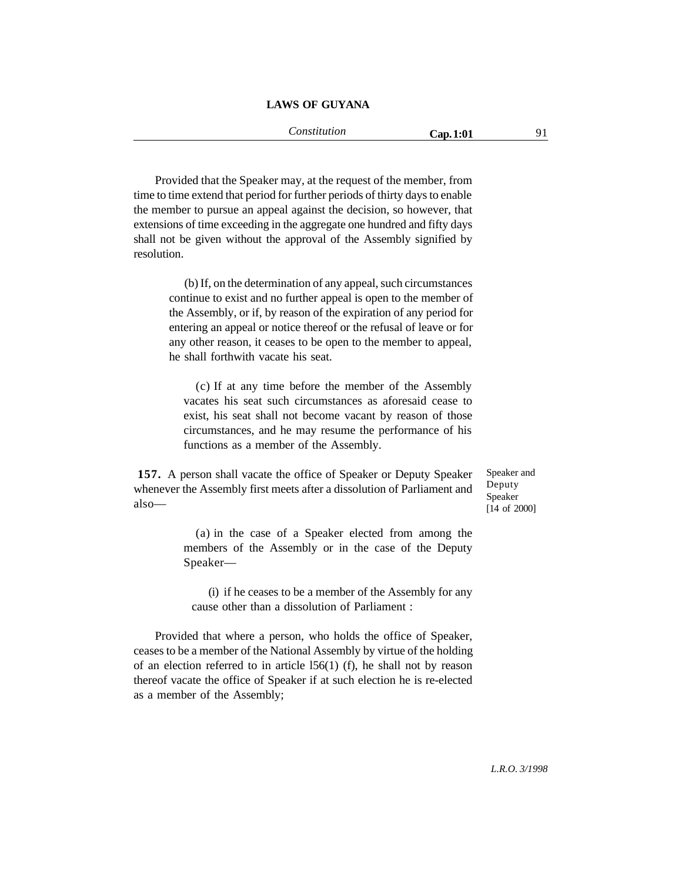Provided that the Speaker may, at the request of the member, from time to time extend that period for further periods of thirty days to enable the member to pursue an appeal against the decision, so however, that extensions of time exceeding in the aggregate one hundred and fifty days shall not be given without the approval of the Assembly signified by resolution.

(b) If, on the determination of any appeal, such circumstances continue to exist and no further appeal is open to the member of the Assembly, or if, by reason of the expiration of any period for entering an appeal or notice thereof or the refusal of leave or for any other reason, it ceases to be open to the member to appeal, he shall forthwith vacate his seat.

(c) If at any time before the member of the Assembly vacates his seat such circumstances as aforesaid cease to exist, his seat shall not become vacant by reason of those circumstances, and he may resume the performance of his functions as a member of the Assembly.

Speaker and Deputy Speaker [14 of 2000]

**157.** A person shall vacate the office of Speaker or Deputy Speaker whenever the Assembly first meets after a dissolution of Parliament and also—

(a) in the case of a Speaker elected from among the members of the Assembly or in the case of the Deputy Speaker—

(i) if he ceases to be a member of the Assembly for any cause other than a dissolution of Parliament :

Provided that where a person, who holds the office of Speaker, ceases to be a member of the National Assembly by virtue of the holding of an election referred to in article l56(1) (f), he shall not by reason thereof vacate the office of Speaker if at such election he is re-elected as a member of the Assembly;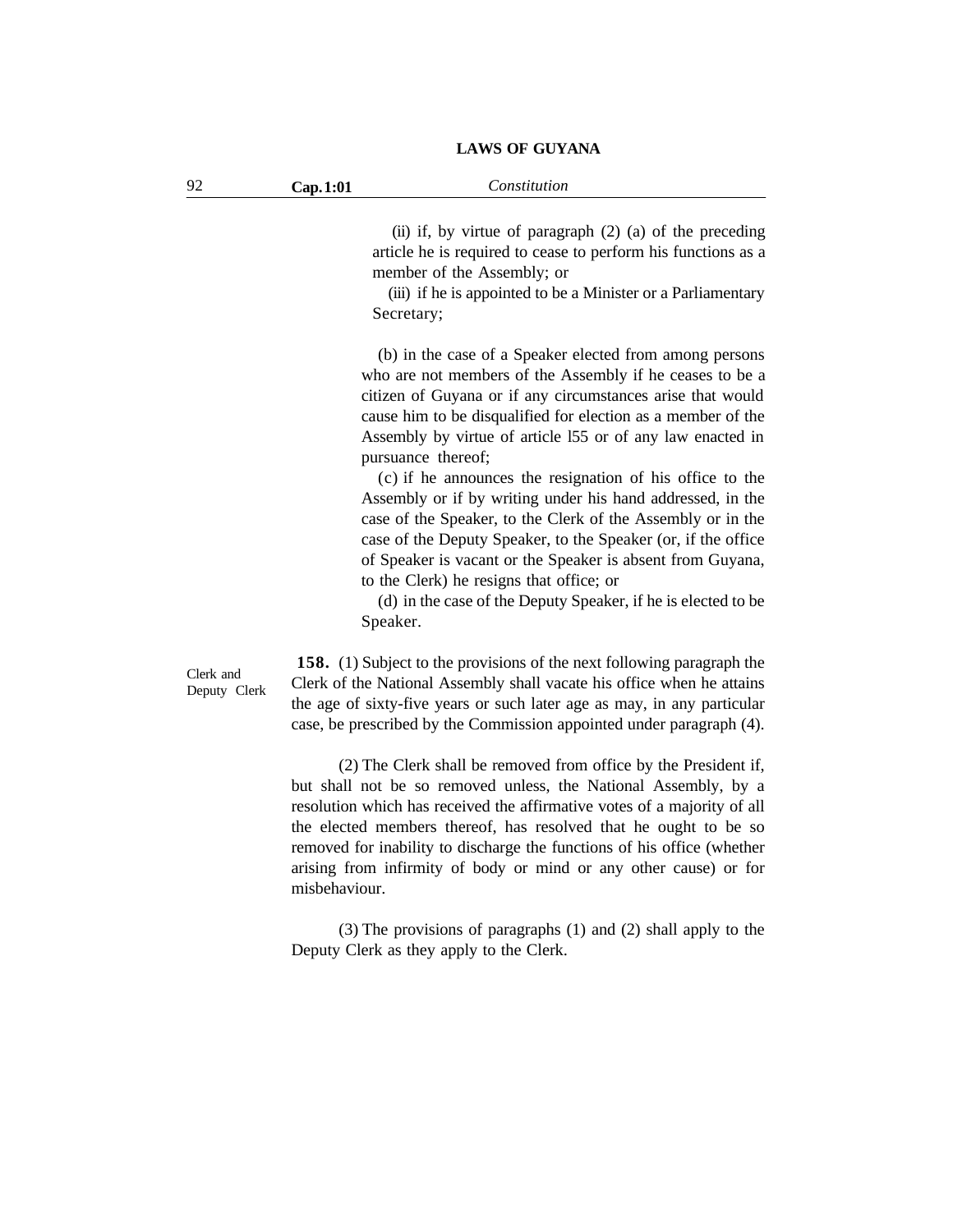(ii) if, by virtue of paragraph (2) (a) of the preceding article he is required to cease to perform his functions as a member of the Assembly; or

(iii) if he is appointed to be a Minister or a Parliamentary Secretary;

(b) in the case of a Speaker elected from among persons who are not members of the Assembly if he ceases to be a citizen of Guyana or if any circumstances arise that would cause him to be disqualified for election as a member of the Assembly by virtue of article l55 or of any law enacted in pursuance thereof;

(c) if he announces the resignation of his office to the Assembly or if by writing under his hand addressed, in the case of the Speaker, to the Clerk of the Assembly or in the case of the Deputy Speaker, to the Speaker (or, if the office of Speaker is vacant or the Speaker is absent from Guyana, to the Clerk) he resigns that office; or

(d) in the case of the Deputy Speaker, if he is elected to be Speaker.

Clerk and Deputy Clerk

**158.** (1) Subject to the provisions of the next following paragraph the Clerk of the National Assembly shall vacate his office when he attains the age of sixty-five years or such later age as may, in any particular case, be prescribed by the Commission appointed under paragraph (4).

(2) The Clerk shall be removed from office by the President if, but shall not be so removed unless, the National Assembly, by a resolution which has received the affirmative votes of a majority of all the elected members thereof, has resolved that he ought to be so removed for inability to discharge the functions of his office (whether arising from infirmity of body or mind or any other cause) or for misbehaviour.

(3) The provisions of paragraphs (1) and (2) shall apply to the Deputy Clerk as they apply to the Clerk.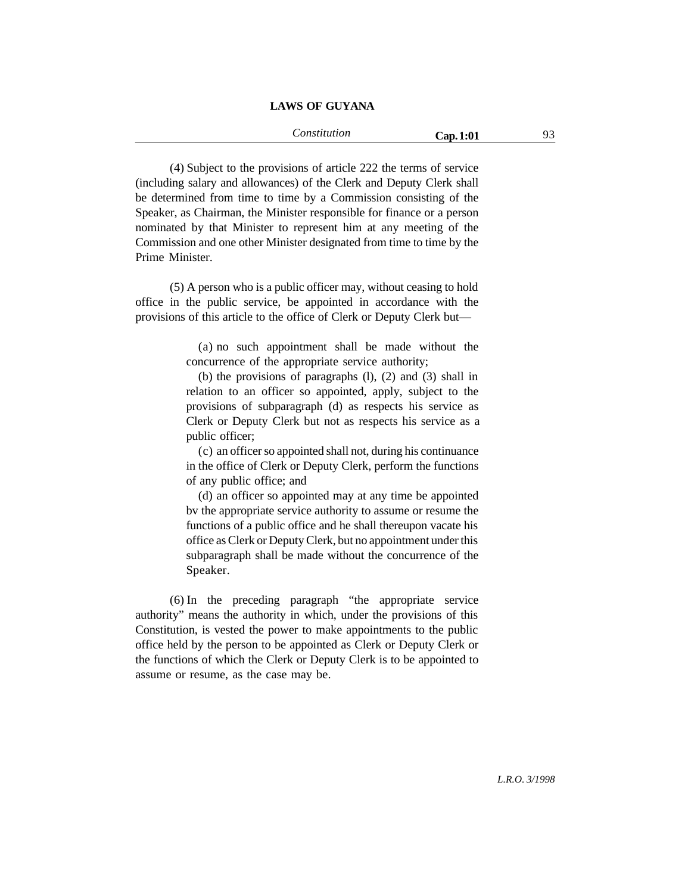(4) Subject to the provisions of article 222 the terms of service (including salary and allowances) of the Clerk and Deputy Clerk shall be determined from time to time by a Commission consisting of the Speaker, as Chairman, the Minister responsible for finance or a person nominated by that Minister to represent him at any meeting of the Commission and one other Minister designated from time to time by the Prime Minister.

(5) A person who is a public officer may, without ceasing to hold office in the public service, be appointed in accordance with the provisions of this article to the office of Clerk or Deputy Clerk but—

(a) no such appointment shall be made without the concurrence of the appropriate service authority;

(b) the provisions of paragraphs (l), (2) and (3) shall in relation to an officer so appointed, apply, subject to the provisions of subparagraph (d) as respects his service as Clerk or Deputy Clerk but not as respects his service as a public officer;

(c) an officer so appointed shall not, during his continuance in the office of Clerk or Deputy Clerk, perform the functions of any public office; and

(d) an officer so appointed may at any time be appointed bv the appropriate service authority to assume or resume the functions of a public office and he shall thereupon vacate his office as Clerk or Deputy Clerk, but no appointment under this subparagraph shall be made without the concurrence of the Speaker.

(6) In the preceding paragraph "the appropriate service authority" means the authority in which, under the provisions of this Constitution, is vested the power to make appointments to the public office held by the person to be appointed as Clerk or Deputy Clerk or the functions of which the Clerk or Deputy Clerk is to be appointed to assume or resume, as the case may be.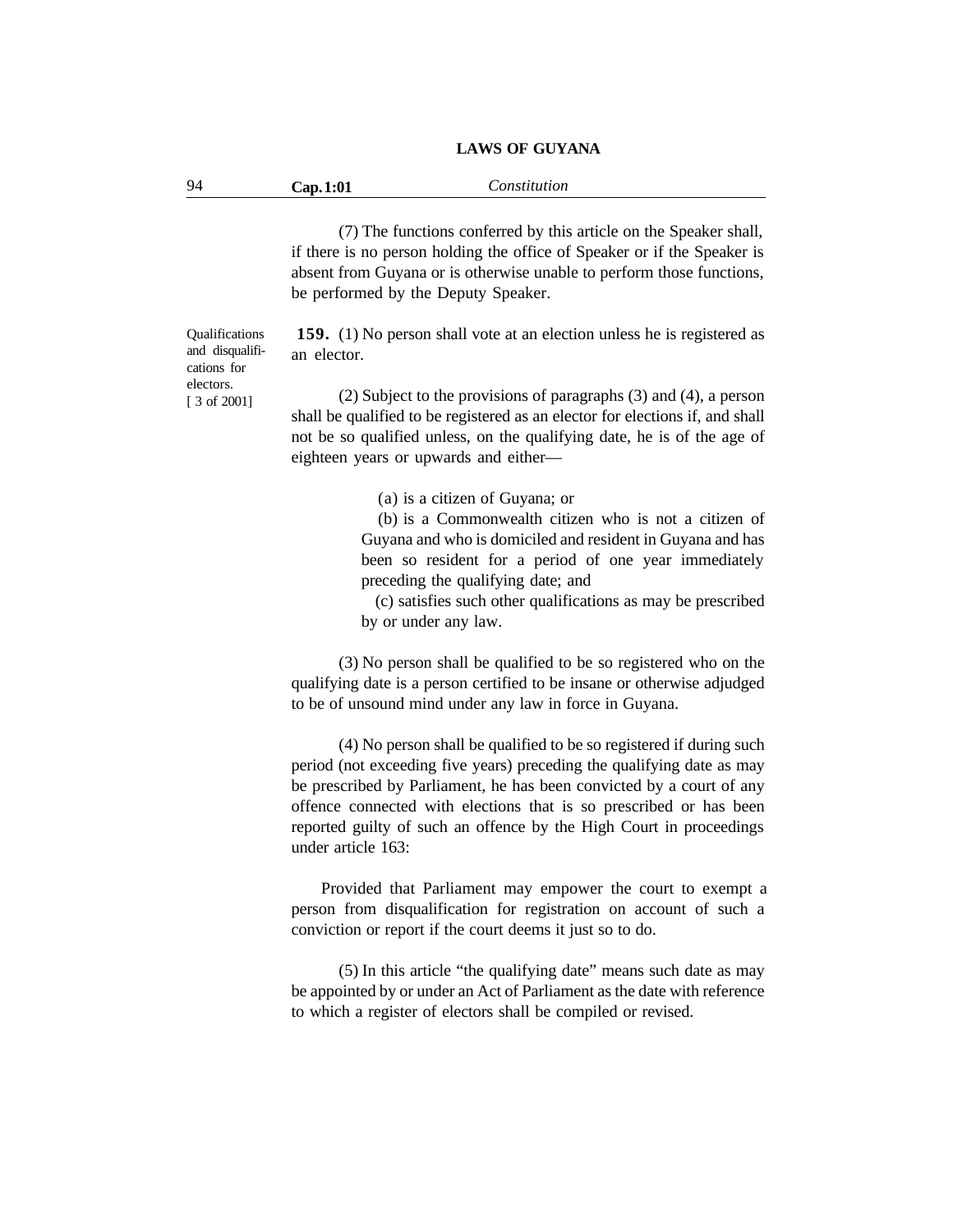(7) The functions conferred by this article on the Speaker shall, if there is no person holding the office of Speaker or if the Speaker is absent from Guyana or is otherwise unable to perform those functions, be performed by the Deputy Speaker.

Qualifications and disqualifications for electors. [ 3 of 2001]

**159.** (1) No person shall vote at an election unless he is registered as an elector.

(2) Subject to the provisions of paragraphs (3) and (4), a person shall be qualified to be registered as an elector for elections if, and shall not be so qualified unless, on the qualifying date, he is of the age of eighteen years or upwards and either—

(a) is a citizen of Guyana; or

(b) is a Commonwealth citizen who is not a citizen of Guyana and who is domiciled and resident in Guyana and has been so resident for a period of one year immediately preceding the qualifying date; and

(c) satisfies such other qualifications as may be prescribed by or under any law.

(3) No person shall be qualified to be so registered who on the qualifying date is a person certified to be insane or otherwise adjudged to be of unsound mind under any law in force in Guyana.

(4) No person shall be qualified to be so registered if during such period (not exceeding five years) preceding the qualifying date as may be prescribed by Parliament, he has been convicted by a court of any offence connected with elections that is so prescribed or has been reported guilty of such an offence by the High Court in proceedings under article 163:

Provided that Parliament may empower the court to exempt a person from disqualification for registration on account of such a conviction or report if the court deems it just so to do.

(5) In this article "the qualifying date" means such date as may be appointed by or under an Act of Parliament as the date with reference to which a register of electors shall be compiled or revised.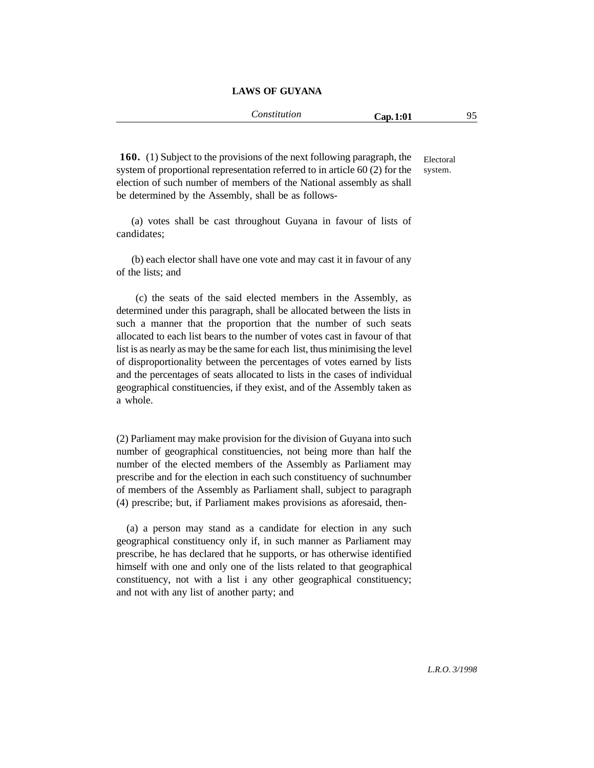**160.** (1) Subject to the provisions of the next following paragraph, the system of proportional representation referred to in article 60 (2) for the election of such number of members of the National assembly as shall be determined by the Assembly, shall be as follows-

Electoral system.

(a) votes shall be cast throughout Guyana in favour of lists of candidates;

(b) each elector shall have one vote and may cast it in favour of any of the lists; and

(c) the seats of the said elected members in the Assembly, as determined under this paragraph, shall be allocated between the lists in such a manner that the proportion that the number of such seats allocated to each list bears to the number of votes cast in favour of that list is as nearly as may be the same for each list, thus minimising the level of disproportionality between the percentages of votes earned by lists and the percentages of seats allocated to lists in the cases of individual geographical constituencies, if they exist, and of the Assembly taken as a whole.

(2) Parliament may make provision for the division of Guyana into such number of geographical constituencies, not being more than half the number of the elected members of the Assembly as Parliament may prescribe and for the election in each such constituency of suchnumber of members of the Assembly as Parliament shall, subject to paragraph (4) prescribe; but, if Parliament makes provisions as aforesaid, then-

(a) a person may stand as a candidate for election in any such geographical constituency only if, in such manner as Parliament may prescribe, he has declared that he supports, or has otherwise identified himself with one and only one of the lists related to that geographical constituency, not with a list i any other geographical constituency; and not with any list of another party; and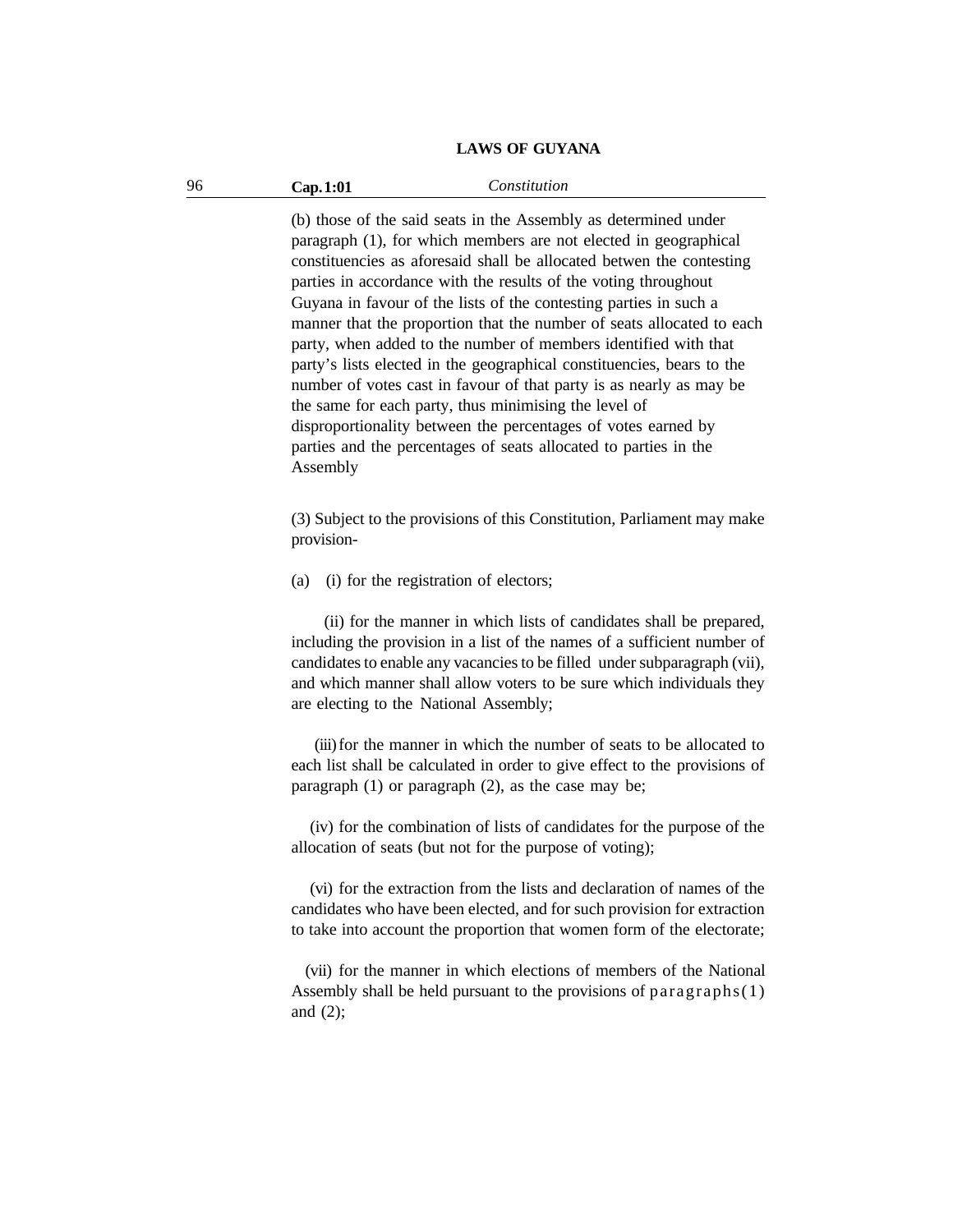(b) those of the said seats in the Assembly as determined under paragraph (1), for which members are not elected in geographical constituencies as aforesaid shall be allocated betwen the contesting parties in accordance with the results of the voting throughout Guyana in favour of the lists of the contesting parties in such a manner that the proportion that the number of seats allocated to each party, when added to the number of members identified with that party's lists elected in the geographical constituencies, bears to the number of votes cast in favour of that party is as nearly as may be the same for each party, thus minimising the level of disproportionality between the percentages of votes earned by parties and the percentages of seats allocated to parties in the Assembly

(3) Subject to the provisions of this Constitution, Parliament may make provision-

(a) (i) for the registration of electors;

(ii) for the manner in which lists of candidates shall be prepared, including the provision in a list of the names of a sufficient number of candidates to enable any vacancies to be filled under subparagraph (vii), and which manner shall allow voters to be sure which individuals they are electing to the National Assembly;

(iii) for the manner in which the number of seats to be allocated to each list shall be calculated in order to give effect to the provisions of paragraph (1) or paragraph (2), as the case may be;

(iv) for the combination of lists of candidates for the purpose of the allocation of seats (but not for the purpose of voting);

(vi) for the extraction from the lists and declaration of names of the candidates who have been elected, and for such provision for extraction to take into account the proportion that women form of the electorate;

(vii) for the manner in which elections of members of the National Assembly shall be held pursuant to the provisions of paragraphs (1) and (2);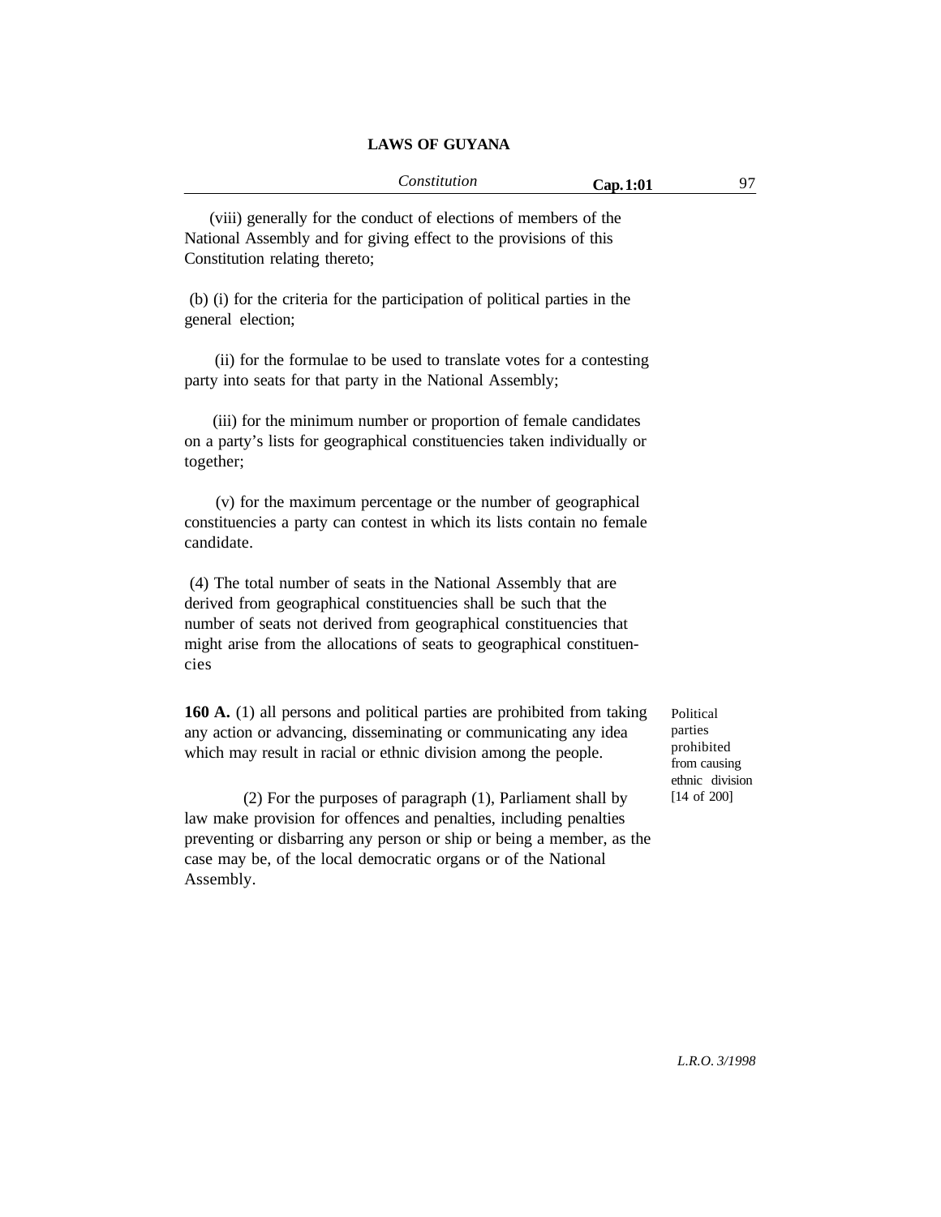(viii) generally for the conduct of elections of members of the National Assembly and for giving effect to the provisions of this Constitution relating thereto;

(b) (i) for the criteria for the participation of political parties in the general election;

(ii) for the formulae to be used to translate votes for a contesting party into seats for that party in the National Assembly;

(iii) for the minimum number or proportion of female candidates on a party's lists for geographical constituencies taken individually or together;

(v) for the maximum percentage or the number of geographical constituencies a party can contest in which its lists contain no female candidate.

(4) The total number of seats in the National Assembly that are derived from geographical constituencies shall be such that the number of seats not derived from geographical constituencies that might arise from the allocations of seats to geographical constituencies

Political parties prohibited from causing ethnic division [14 of 200]

**160 A.** (1) all persons and political parties are prohibited from taking any action or advancing, disseminating or communicating any idea which may result in racial or ethnic division among the people.

(2) For the purposes of paragraph (1), Parliament shall by law make provision for offences and penalties, including penalties preventing or disbarring any person or ship or being a member, as the case may be, of the local democratic organs or of the National Assembly.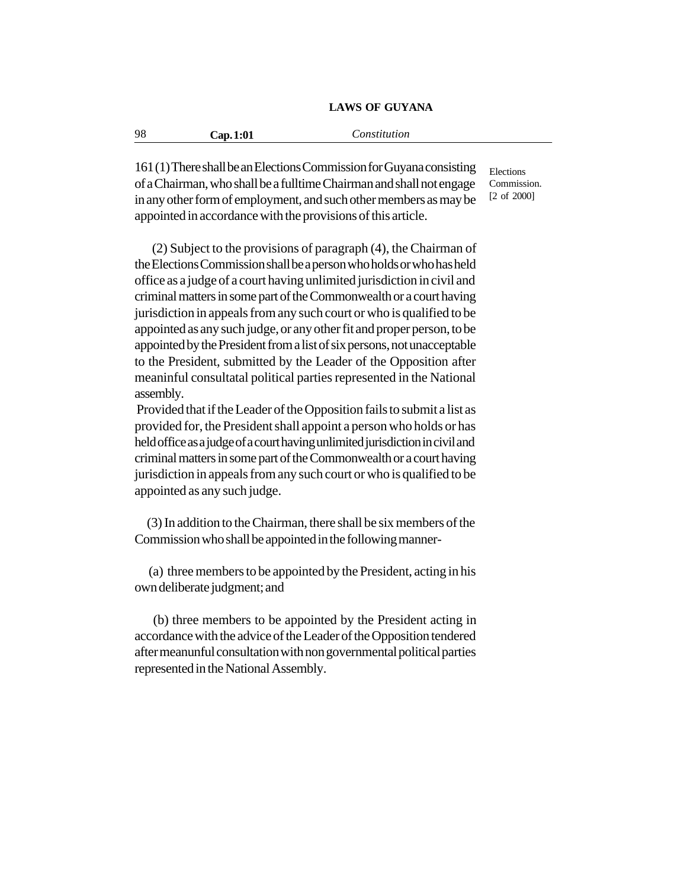161 (1) There shall be an Elections Commission for Guyana consisting of a Chairman, who shall be a fulltime Chairman and shall not engage in any other form of employment, and such other members as may be appointed in accordance with the provisions of this article.

Elections Commission. [2 of 2000]

(2) Subject to the provisions of paragraph (4), the Chairman of the Elections Commission shall be a person who holds or who has held office as a judge of a court having unlimited jurisdiction in civil and criminal matters in some part of the Commonwealth or a court having jurisdiction in appeals from any such court or who is qualified to be appointed as any such judge, or any other fit and proper person, to be appointed by the President from a list of six persons, not unacceptable to the President, submitted by the Leader of the Opposition after meaninful consultatal political parties represented in the National assembly.

Provided that if the Leader of the Opposition fails to submit a list as provided for, the President shall appoint a person who holds or has held office as a judge of a court having unlimited jurisdiction in civil and criminal matters in some part of the Commonwealth or a court having jurisdiction in appeals from any such court or who is qualified to be appointed as any such judge.

(3) In addition to the Chairman, there shall be six members of the Commission who shall be appointed in the following manner-

(a) three members to be appointed by the President, acting in his own deliberate judgment; and

(b) three members to be appointed by the President acting in accordance with the advice of the Leader of the Opposition tendered after meanunful consultation with non governmental political parties represented in the National Assembly.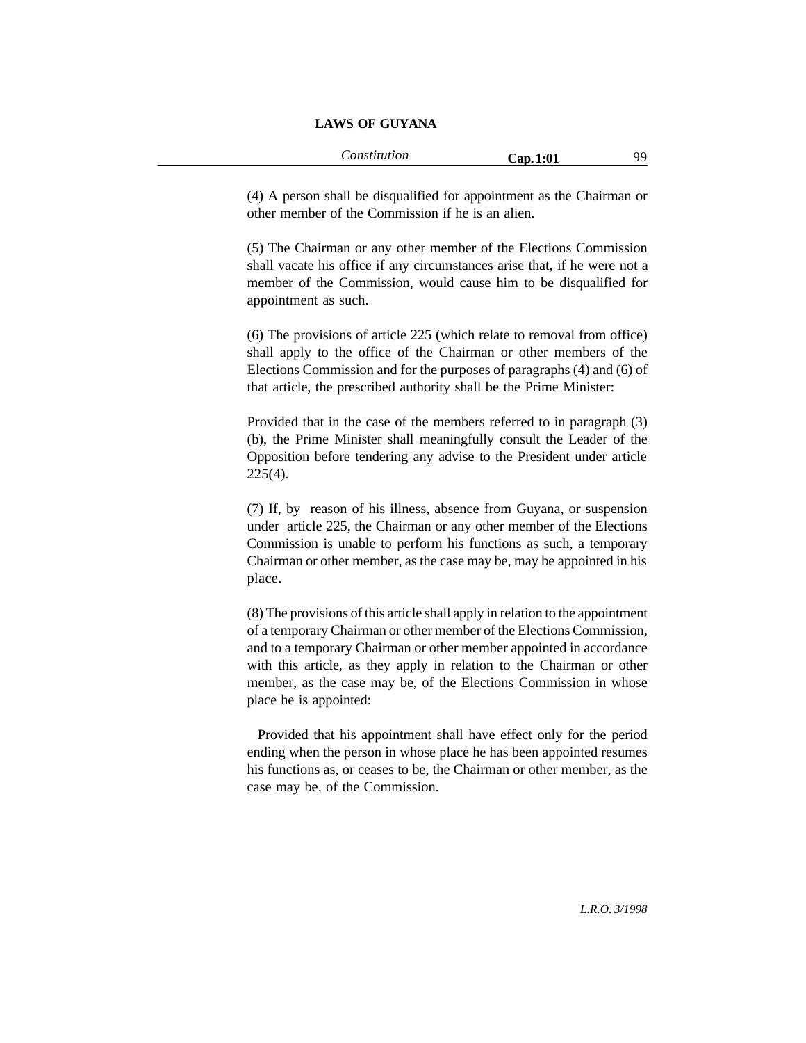(4) A person shall be disqualified for appointment as the Chairman or other member of the Commission if he is an alien.

(5) The Chairman or any other member of the Elections Commission shall vacate his office if any circumstances arise that, if he were not a member of the Commission, would cause him to be disqualified for appointment as such.

(6) The provisions of article 225 (which relate to removal from office) shall apply to the office of the Chairman or other members of the Elections Commission and for the purposes of paragraphs (4) and (6) of that article, the prescribed authority shall be the Prime Minister:

Provided that in the case of the members referred to in paragraph (3)(b), the Prime Minister shall meaningfully consult the Leader of the Opposition before tendering any advise to the President under article 225(4).

(7) If, by reason of his illness, absence from Guyana, or suspension under article 225, the Chairman or any other member of the Elections Commission is unable to perform his functions as such, a temporary Chairman or other member, as the case may be, may be appointed in his place.

(8) The provisions of this article shall apply in relation to the appointment of a temporary Chairman or other member of the Elections Commission, and to a temporary Chairman or other member appointed in accordance with this article, as they apply in relation to the Chairman or other member, as the case may be, of the Elections Commission in whose place he is appointed:

Provided that his appointment shall have effect only for the period ending when the person in whose place he has been appointed resumes his functions as, or ceases to be, the Chairman or other member, as the case may be, of the Commission.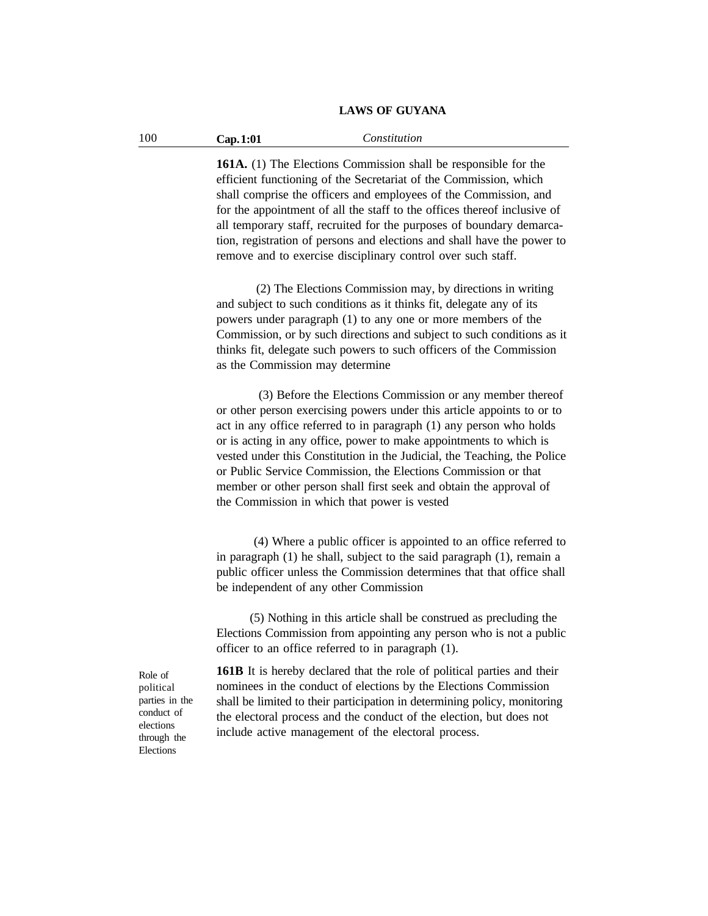**161A.** (1) The Elections Commission shall be responsible for the efficient functioning of the Secretariat of the Commission, which shall comprise the officers and employees of the Commission, and for the appointment of all the staff to the offices thereof inclusive of all temporary staff, recruited for the purposes of boundary demarcation, registration of persons and elections and shall have the power to remove and to exercise disciplinary control over such staff.

(2) The Elections Commission may, by directions in writing and subject to such conditions as it thinks fit, delegate any of its powers under paragraph (1) to any one or more members of the Commission, or by such directions and subject to such conditions as it thinks fit, delegate such powers to such officers of the Commission as the Commission may determine

(3) Before the Elections Commission or any member thereof or other person exercising powers under this article appoints to or to act in any office referred to in paragraph (1) any person who holds or is acting in any office, power to make appointments to which is vested under this Constitution in the Judicial, the Teaching, the Police or Public Service Commission, the Elections Commission or that member or other person shall first seek and obtain the approval of the Commission in which that power is vested

(4) Where a public officer is appointed to an office referred to in paragraph (1) he shall, subject to the said paragraph (1), remain a public officer unless the Commission determines that that office shall be independent of any other Commission

(5) Nothing in this article shall be construed as precluding the Elections Commission from appointing any person who is not a public officer to an office referred to in paragraph (1).

Role of political parties in the conduct of elections through the Elections

**161B** It is hereby declared that the role of political parties and their nominees in the conduct of elections by the Elections Commission shall be limited to their participation in determining policy, monitoring the electoral process and the conduct of the election, but does not include active management of the electoral process.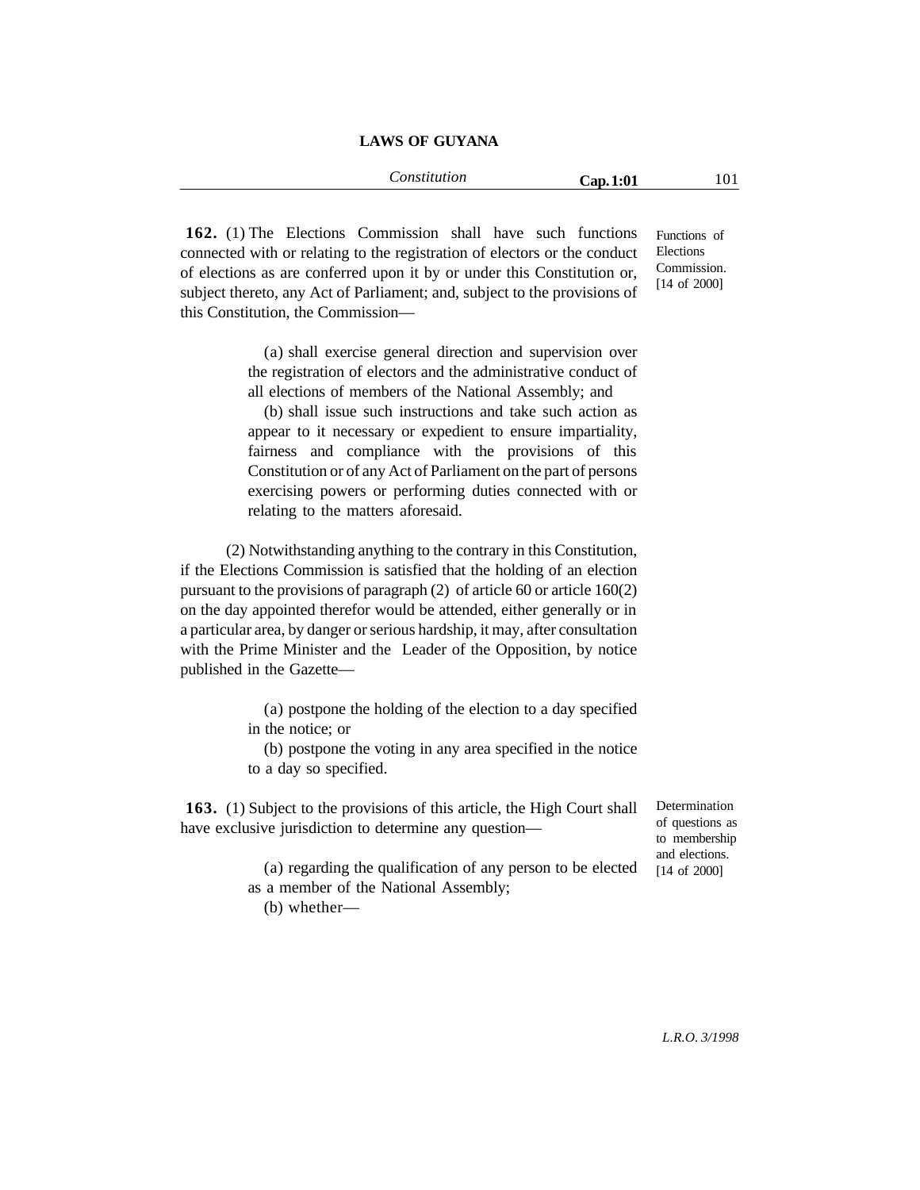**162.** (1) The Elections Commission shall have such functions connected with or relating to the registration of electors or the conduct of elections as are conferred upon it by or under this Constitution or, subject thereto, any Act of Parliament; and, subject to the provisions of this Constitution, the Commission—

Functions of Elections Commission. [14 of 2000]

(a) shall exercise general direction and supervision over the registration of electors and the administrative conduct of all elections of members of the National Assembly; and

(b) shall issue such instructions and take such action as appear to it necessary or expedient to ensure impartiality, fairness and compliance with the provisions of this Constitution or of any Act of Parliament on the part of persons exercising powers or performing duties connected with or relating to the matters aforesaid.

(2) Notwithstanding anything to the contrary in this Constitution, if the Elections Commission is satisfied that the holding of an election pursuant to the provisions of paragraph (2) of article 60 or article 160(2) on the day appointed therefor would be attended, either generally or in a particular area, by danger or serious hardship, it may, after consultation with the Prime Minister and the Leader of the Opposition, by notice published in the Gazette—

(a) postpone the holding of the election to a day specified in the notice; or

(b) postpone the voting in any area specified in the notice to a day so specified.

**163.** (1) Subject to the provisions of this article, the High Court shall have exclusive jurisdiction to determine any question—

Determination of questions as to membership and elections. [14 of 2000]

(a) regarding the qualification of any person to be elected as a member of the National Assembly;

(b) whether—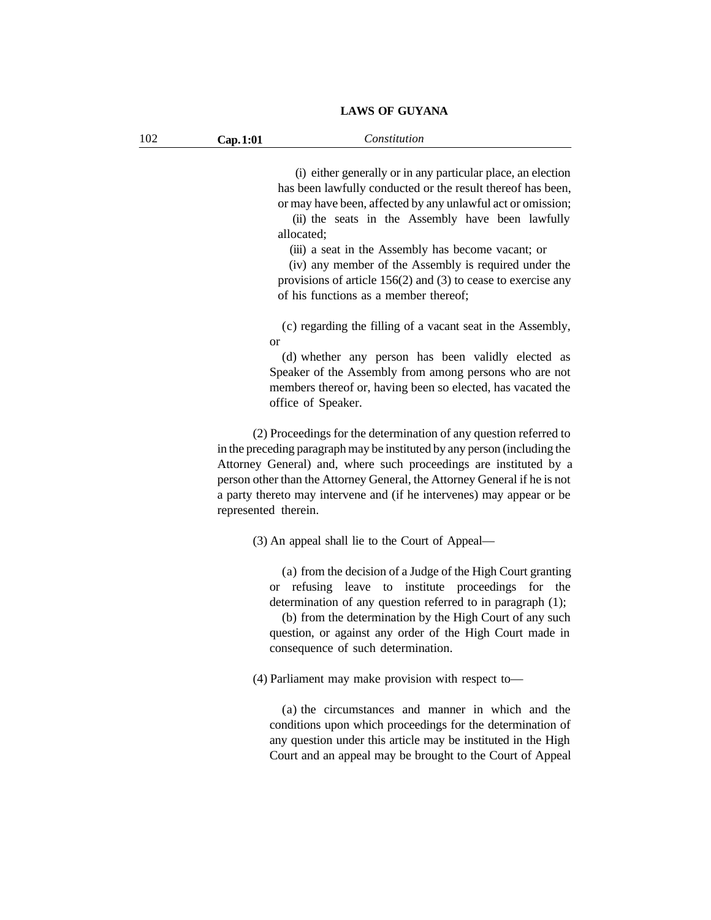(i) either generally or in any particular place, an election has been lawfully conducted or the result thereof has been, or may have been, affected by any unlawful act or omission;

(ii) the seats in the Assembly have been lawfully allocated;

(iii) a seat in the Assembly has become vacant; or

(iv) any member of the Assembly is required under the provisions of article 156(2) and (3) to cease to exercise any of his functions as a member thereof;

(c) regarding the filling of a vacant seat in the Assembly, or

(d) whether any person has been validly elected as Speaker of the Assembly from among persons who are not members thereof or, having been so elected, has vacated the office of Speaker.

(2) Proceedings for the determination of any question referred to in the preceding paragraph may be instituted by any person (including the Attorney General) and, where such proceedings are instituted by a person other than the Attorney General, the Attorney General if he is not a party thereto may intervene and (if he intervenes) may appear or be represented therein.

(3) An appeal shall lie to the Court of Appeal—

(a) from the decision of a Judge of the High Court granting or refusing leave to institute proceedings for the determination of any question referred to in paragraph (1);

(b) from the determination by the High Court of any such question, or against any order of the High Court made in consequence of such determination.

(4) Parliament may make provision with respect to—

(a) the circumstances and manner in which and the conditions upon which proceedings for the determination of any question under this article may be instituted in the High Court and an appeal may be brought to the Court of Appeal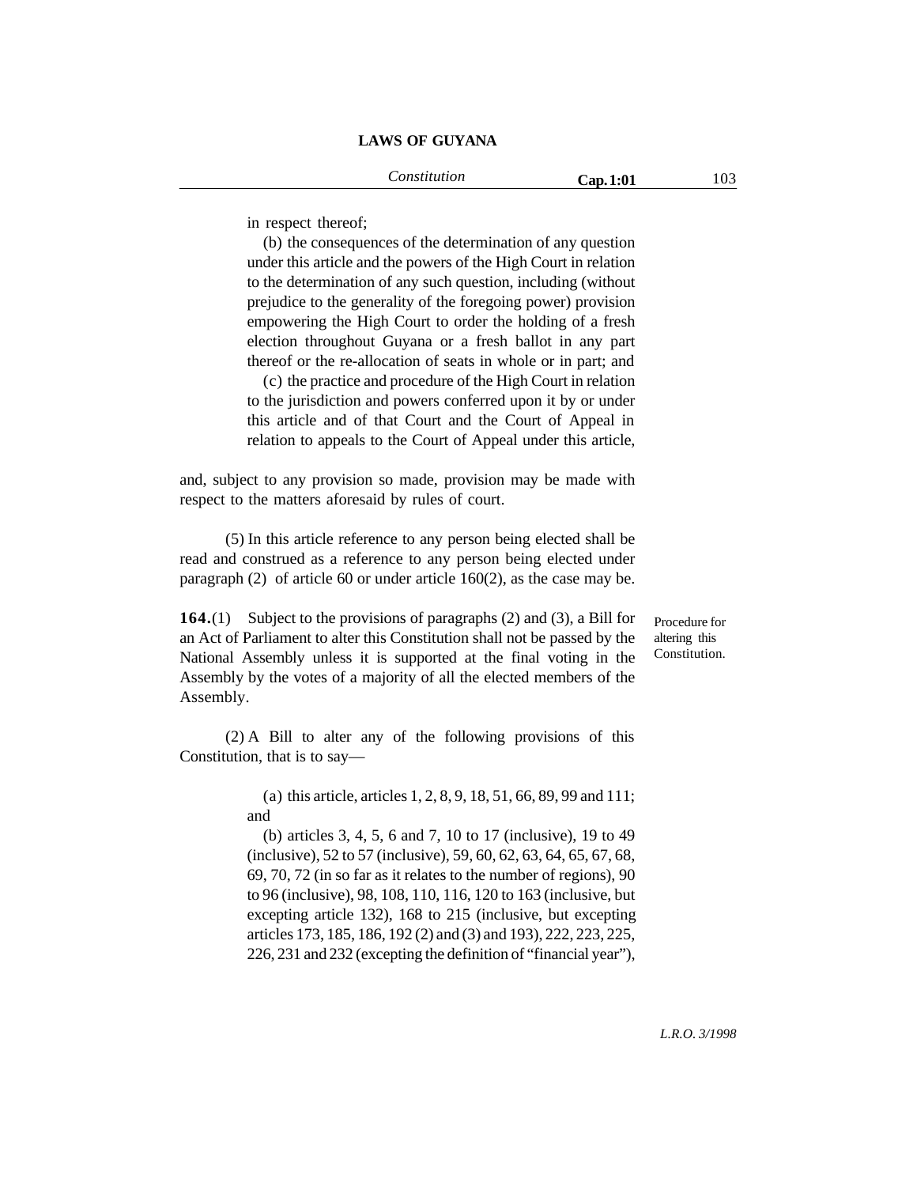in respect thereof;

(b) the consequences of the determination of any question under this article and the powers of the High Court in relation to the determination of any such question, including (without prejudice to the generality of the foregoing power) provision empowering the High Court to order the holding of a fresh election throughout Guyana or a fresh ballot in any part thereof or the re-allocation of seats in whole or in part; and

(c) the practice and procedure of the High Court in relation to the jurisdiction and powers conferred upon it by or under this article and of that Court and the Court of Appeal in relation to appeals to the Court of Appeal under this article,

and, subject to any provision so made, provision may be made with respect to the matters aforesaid by rules of court.

(5) In this article reference to any person being elected shall be read and construed as a reference to any person being elected under paragraph (2) of article 60 or under article 160(2), as the case may be.

*Procedure for altering this Constitution.*

**164.**(1) Subject to the provisions of paragraphs (2) and (3), a Bill for an Act of Parliament to alter this Constitution shall not be passed by the National Assembly unless it is supported at the final voting in the Assembly by the votes of a majority of all the elected members of the Assembly.

(2) A Bill to alter any of the following provisions of this Constitution, that is to say—

(a) this article, articles 1, 2, 8, 9, 18, 51, 66, 89, 99 and 111; and

(b) articles 3, 4, 5, 6 and 7, 10 to 17 (inclusive), 19 to 49 (inclusive), 52 to 57 (inclusive), 59, 60, 62, 63, 64, 65, 67, 68, 69, 70, 72 (in so far as it relates to the number of regions), 90 to 96 (inclusive), 98, 108, 110, 116, 120 to 163 (inclusive, but excepting article 132), 168 to 215 (inclusive, but excepting articles 173, 185, 186, 192 (2) and (3) and 193), 222, 223, 225, 226, 231 and 232 (excepting the definition of "financial year"),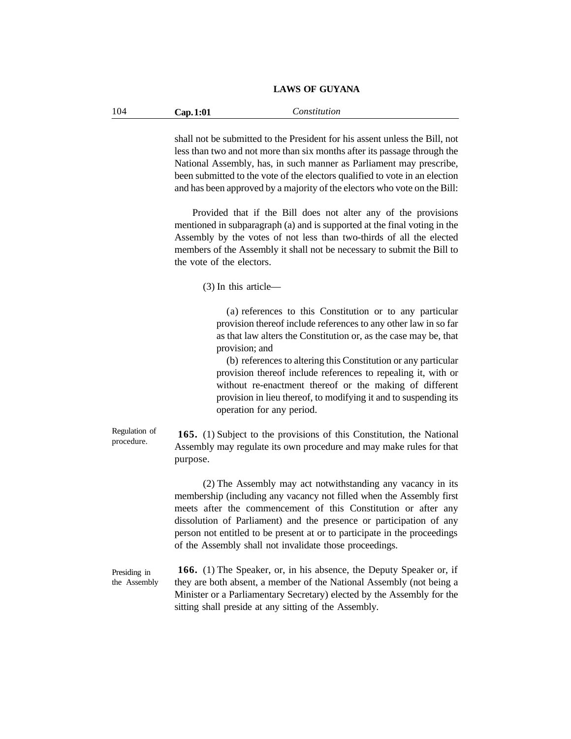shall not be submitted to the President for his assent unless the Bill, not less than two and not more than six months after its passage through the National Assembly, has, in such manner as Parliament may prescribe, been submitted to the vote of the electors qualified to vote in an election and has been approved by a majority of the electors who vote on the Bill:

Provided that if the Bill does not alter any of the provisions mentioned in subparagraph (a) and is supported at the final voting in the Assembly by the votes of not less than two-thirds of all the elected members of the Assembly it shall not be necessary to submit the Bill to the vote of the electors.

(3) In this article—

(a) references to this Constitution or to any particular provision thereof include references to any other law in so far as that law alters the Constitution or, as the case may be, that provision; and

(b) references to altering this Constitution or any particular provision thereof include references to repealing it, with or without re-enactment thereof or the making of different provision in lieu thereof, to modifying it and to suspending its operation for any period.

Regulation of procedure.

**165.** (1) Subject to the provisions of this Constitution, the National Assembly may regulate its own procedure and may make rules for that purpose.

(2) The Assembly may act notwithstanding any vacancy in its membership (including any vacancy not filled when the Assembly first meets after the commencement of this Constitution or after any dissolution of Parliament) and the presence or participation of any person not entitled to be present at or to participate in the proceedings of the Assembly shall not invalidate those proceedings.

Presiding in the Assembly

**166.** (1) The Speaker, or, in his absence, the Deputy Speaker or, if they are both absent, a member of the National Assembly (not being a Minister or a Parliamentary Secretary) elected by the Assembly for the sitting shall preside at any sitting of the Assembly.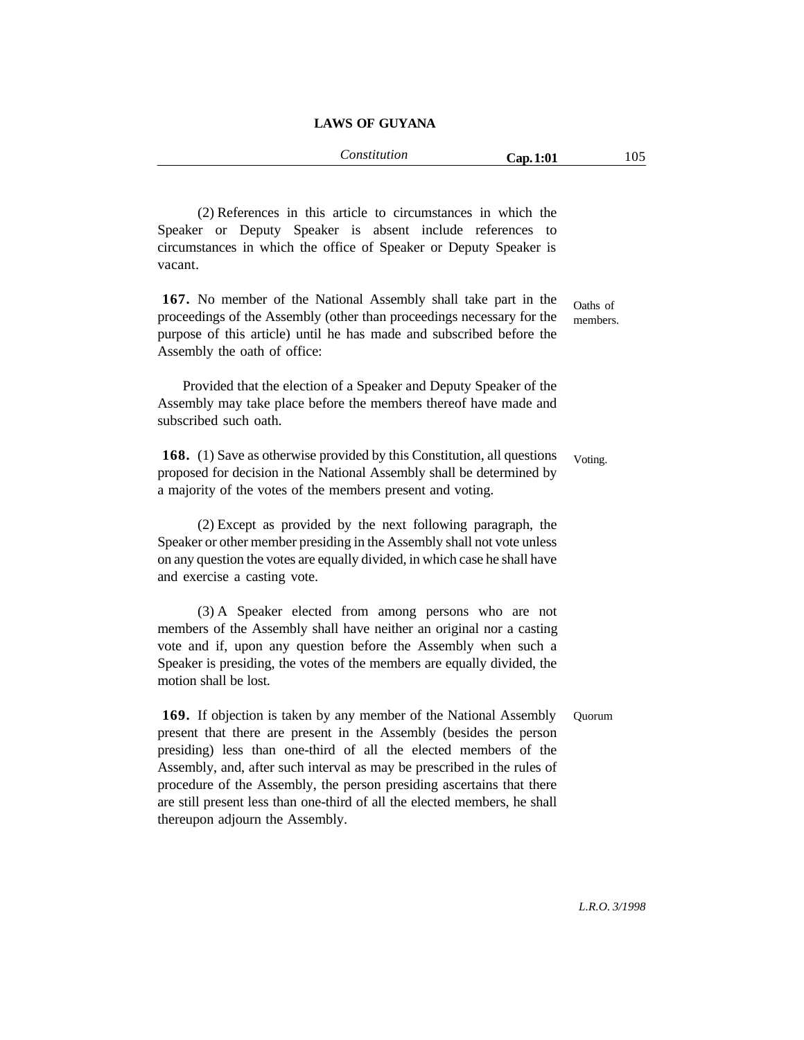(2) References in this article to circumstances in which the Speaker or Deputy Speaker is absent include references to circumstances in which the office of Speaker or Deputy Speaker is vacant.

**167.** No member of the National Assembly shall take part in the proceedings of the Assembly (other than proceedings necessary for the purpose of this article) until he has made and subscribed before the Assembly the oath of office:

Oaths of members.

Provided that the election of a Speaker and Deputy Speaker of the Assembly may take place before the members thereof have made and subscribed such oath.

**168.** (1) Save as otherwise provided by this Constitution, all questions proposed for decision in the National Assembly shall be determined by a majority of the votes of the members present and voting.

Voting.

(2) Except as provided by the next following paragraph, the Speaker or other member presiding in the Assembly shall not vote unless on any question the votes are equally divided, in which case he shall have and exercise a casting vote.

(3) A Speaker elected from among persons who are not members of the Assembly shall have neither an original nor a casting vote and if, upon any question before the Assembly when such a Speaker is presiding, the votes of the members are equally divided, the motion shall be lost.

**169.** If objection is taken by any member of the National Assembly present that there are present in the Assembly (besides the person presiding) less than one-third of all the elected members of the Assembly, and, after such interval as may be prescribed in the rules of procedure of the Assembly, the person presiding ascertains that there are still present less than one-third of all the elected members, he shall thereupon adjourn the Assembly.

Quorum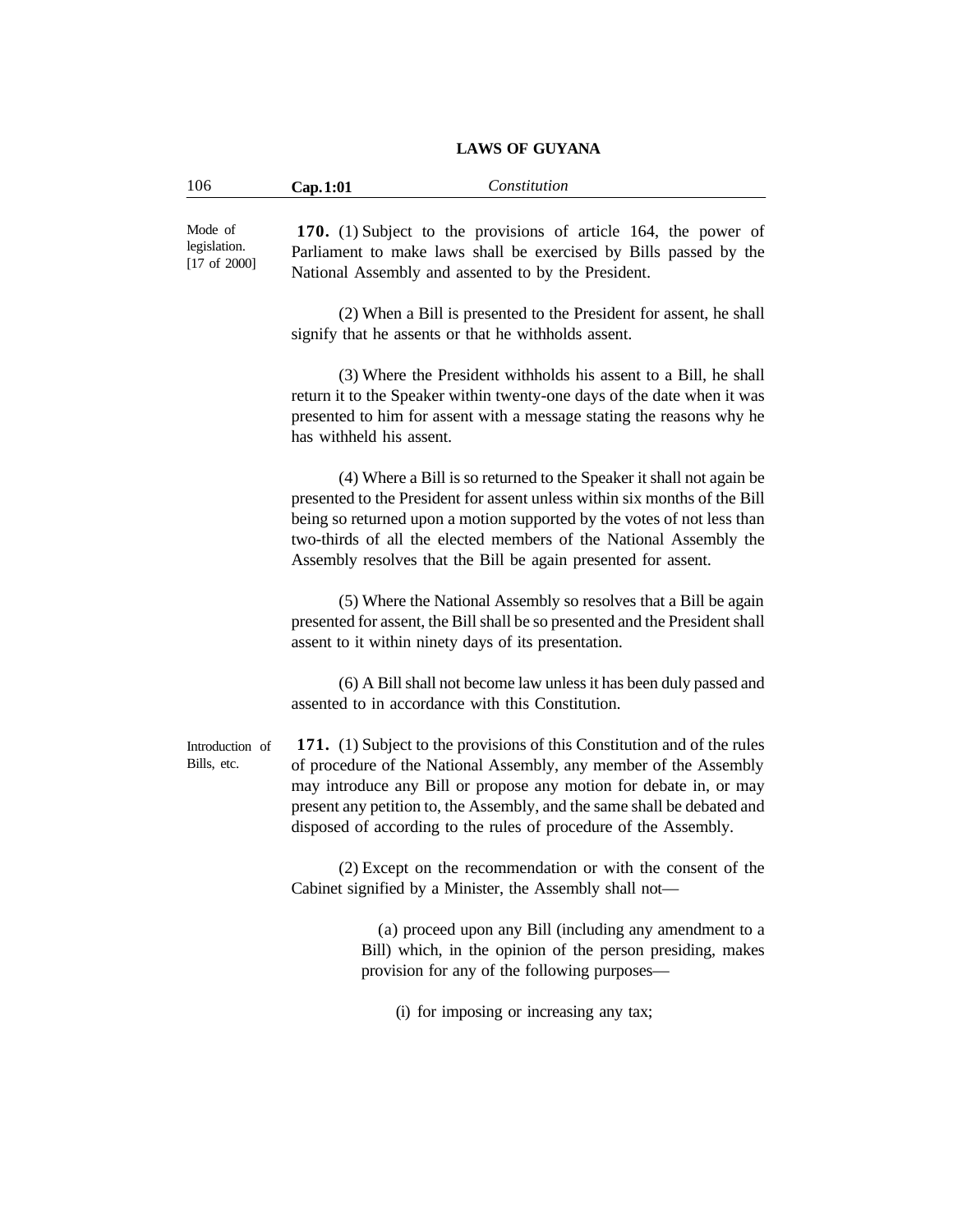Mode of legislation. [17 of 2000]

**170.** (1) Subject to the provisions of article 164, the power of Parliament to make laws shall be exercised by Bills passed by the National Assembly and assented to by the President.

(2) When a Bill is presented to the President for assent, he shall signify that he assents or that he withholds assent.

(3) Where the President withholds his assent to a Bill, he shall return it to the Speaker within twenty-one days of the date when it was presented to him for assent with a message stating the reasons why he has withheld his assent.

(4) Where a Bill is so returned to the Speaker it shall not again be presented to the President for assent unless within six months of the Bill being so returned upon a motion supported by the votes of not less than two-thirds of all the elected members of the National Assembly the Assembly resolves that the Bill be again presented for assent.

(5) Where the National Assembly so resolves that a Bill be again presented for assent, the Bill shall be so presented and the President shall assent to it within ninety days of its presentation.

(6) A Bill shall not become law unless it has been duly passed and assented to in accordance with this Constitution.

Introduction of Bills, etc.

**171.** (1) Subject to the provisions of this Constitution and of the rules of procedure of the National Assembly, any member of the Assembly may introduce any Bill or propose any motion for debate in, or may present any petition to, the Assembly, and the same shall be debated and disposed of according to the rules of procedure of the Assembly.

(2) Except on the recommendation or with the consent of the Cabinet signified by a Minister, the Assembly shall not—

(a) proceed upon any Bill (including any amendment to a Bill) which, in the opinion of the person presiding, makes provision for any of the following purposes—

(i) for imposing or increasing any tax;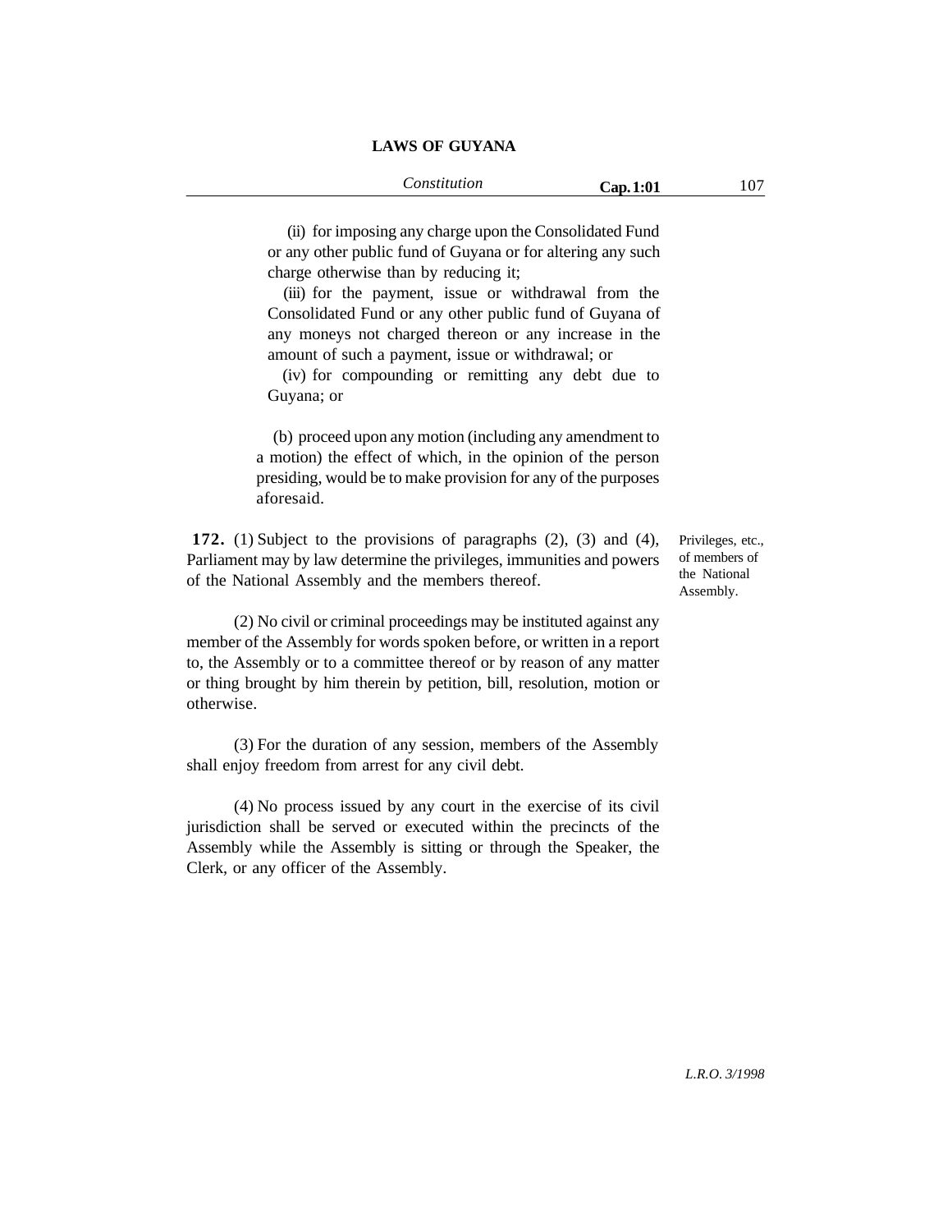(ii) for imposing any charge upon the Consolidated Fund or any other public fund of Guyana or for altering any such charge otherwise than by reducing it;

(iii) for the payment, issue or withdrawal from the Consolidated Fund or any other public fund of Guyana of any moneys not charged thereon or any increase in the amount of such a payment, issue or withdrawal; or

(iv) for compounding or remitting any debt due to Guyana; or

(b) proceed upon any motion (including any amendment to a motion) the effect of which, in the opinion of the person presiding, would be to make provision for any of the purposes aforesaid.

Privileges, etc., of members of the National Assembly.

**172.** (1) Subject to the provisions of paragraphs (2), (3) and (4), Parliament may by law determine the privileges, immunities and powers of the National Assembly and the members thereof.

(2) No civil or criminal proceedings may be instituted against any member of the Assembly for words spoken before, or written in a report to, the Assembly or to a committee thereof or by reason of any matter or thing brought by him therein by petition, bill, resolution, motion or otherwise.

(3) For the duration of any session, members of the Assembly shall enjoy freedom from arrest for any civil debt.

(4) No process issued by any court in the exercise of its civil jurisdiction shall be served or executed within the precincts of the Assembly while the Assembly is sitting or through the Speaker, the Clerk, or any officer of the Assembly.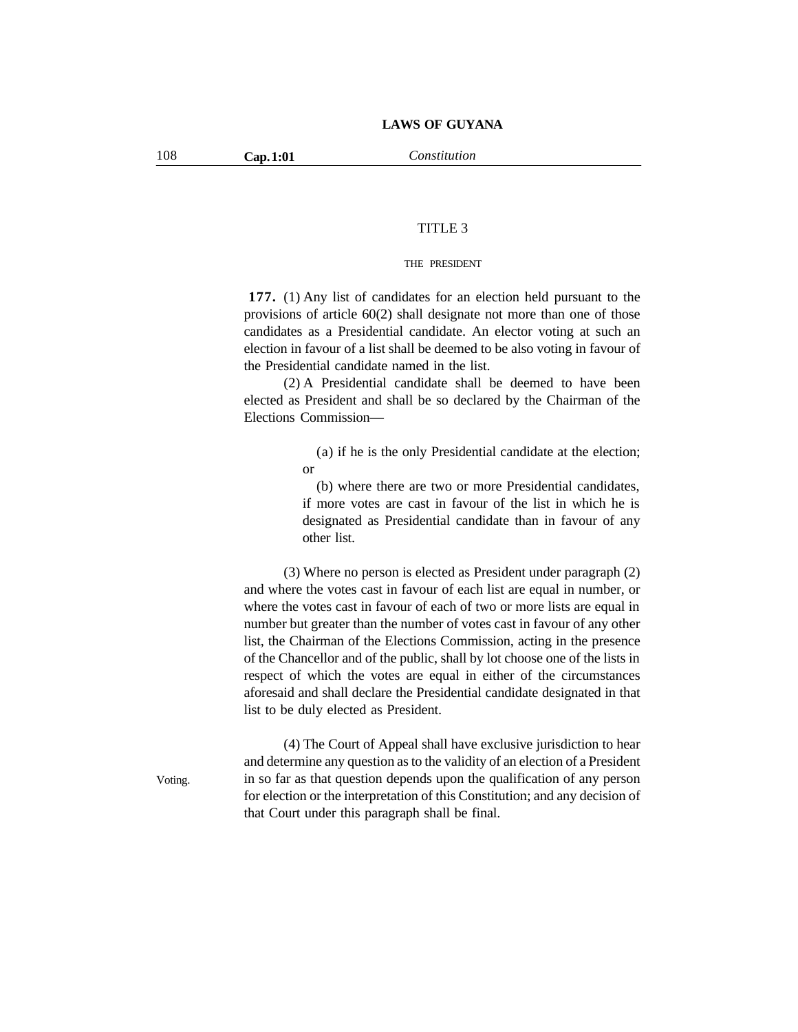## TITLE 3

### THE PRESIDENT

Voting.

**177.** (1) Any list of candidates for an election held pursuant to the provisions of article 60(2) shall designate not more than one of those candidates as a Presidential candidate. An elector voting at such an election in favour of a list shall be deemed to be also voting in favour of the Presidential candidate named in the list.

(2) A Presidential candidate shall be deemed to have been elected as President and shall be so declared by the Chairman of the Elections Commission—

(a) if he is the only Presidential candidate at the election; or

(b) where there are two or more Presidential candidates, if more votes are cast in favour of the list in which he is designated as Presidential candidate than in favour of any other list.

(3) Where no person is elected as President under paragraph (2) and where the votes cast in favour of each list are equal in number, or where the votes cast in favour of each of two or more lists are equal in number but greater than the number of votes cast in favour of any other list, the Chairman of the Elections Commission, acting in the presence of the Chancellor and of the public, shall by lot choose one of the lists in respect of which the votes are equal in either of the circumstances aforesaid and shall declare the Presidential candidate designated in that list to be duly elected as President.

(4) The Court of Appeal shall have exclusive jurisdiction to hear and determine any question as to the validity of an election of a President in so far as that question depends upon the qualification of any person for election or the interpretation of this Constitution; and any decision of that Court under this paragraph shall be final.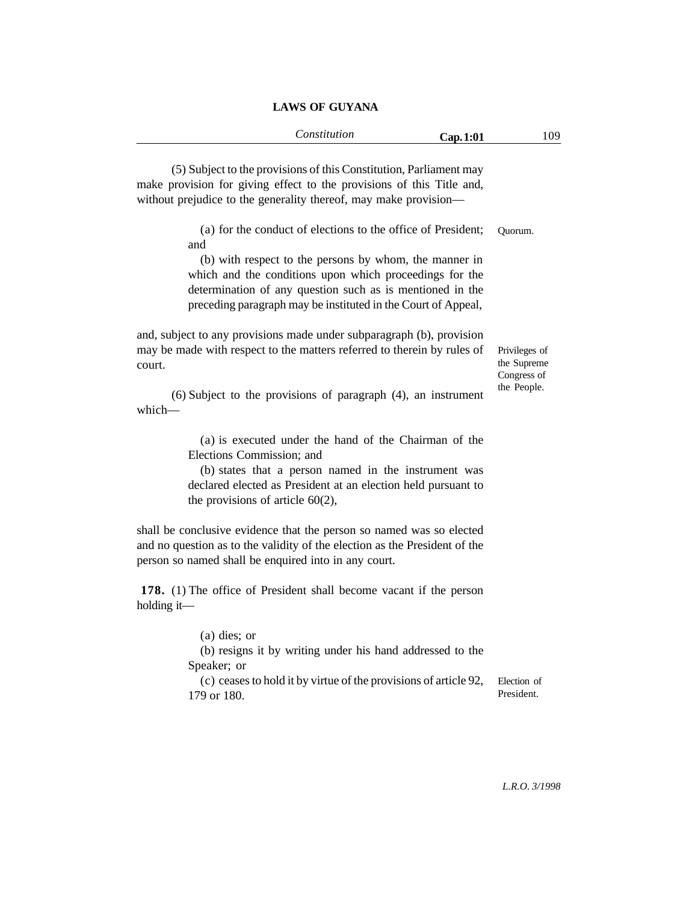(5) Subject to the provisions of this Constitution, Parliament may make provision for giving effect to the provisions of this Title and, without prejudice to the generality thereof, may make provision—

(a) for the conduct of elections to the office of President; and

(b) with respect to the persons by whom, the manner in which and the conditions upon which proceedings for the determination of any question such as is mentioned in the preceding paragraph may be instituted in the Court of Appeal,

and, subject to any provisions made under subparagraph (b), provision may be made with respect to the matters referred to therein by rules of court.

(6) Subject to the provisions of paragraph (4), an instrument which—

(a) is executed under the hand of the Chairman of the Elections Commission; and

(b) states that a person named in the instrument was declared elected as President at an election held pursuant to the provisions of article 60(2),

shall be conclusive evidence that the person so named was so elected and no question as to the validity of the election as the President of the person so named shall be enquired into in any court.

**178.** (1) The office of President shall become vacant if the person holding it—

(a) dies; or

(b) resigns it by writing under his hand addressed to the Speaker; or

(c) ceases to hold it by virtue of the provisions of article 92, 179 or 180.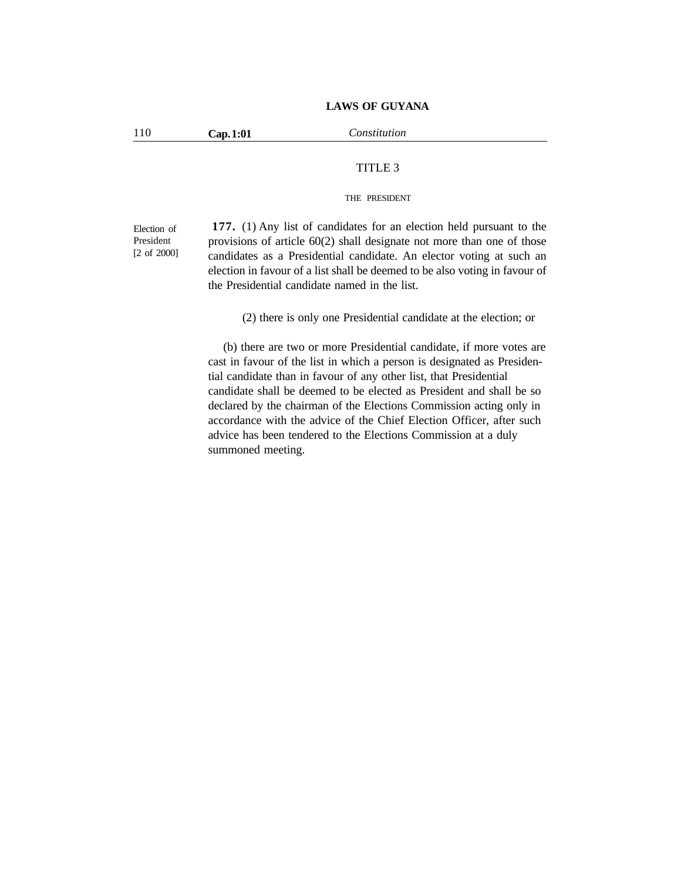## TITLE 3

### THE PRESIDENT

Election of President [2 of 2000]

**177.** (1) Any list of candidates for an election held pursuant to the provisions of article 60(2) shall designate not more than one of those candidates as a Presidential candidate. An elector voting at such an election in favour of a list shall be deemed to be also voting in favour of the Presidential candidate named in the list.

(2) there is only one Presidential candidate at the election; or

(b) there are two or more Presidential candidate, if more votes are cast in favour of the list in which a person is designated as Presidential candidate than in favour of any other list, that Presidential candidate shall be deemed to be elected as President and shall be so declared by the chairman of the Elections Commission acting only in accordance with the advice of the Chief Election Officer, after such advice has been tendered to the Elections Commission at a duly summoned meeting.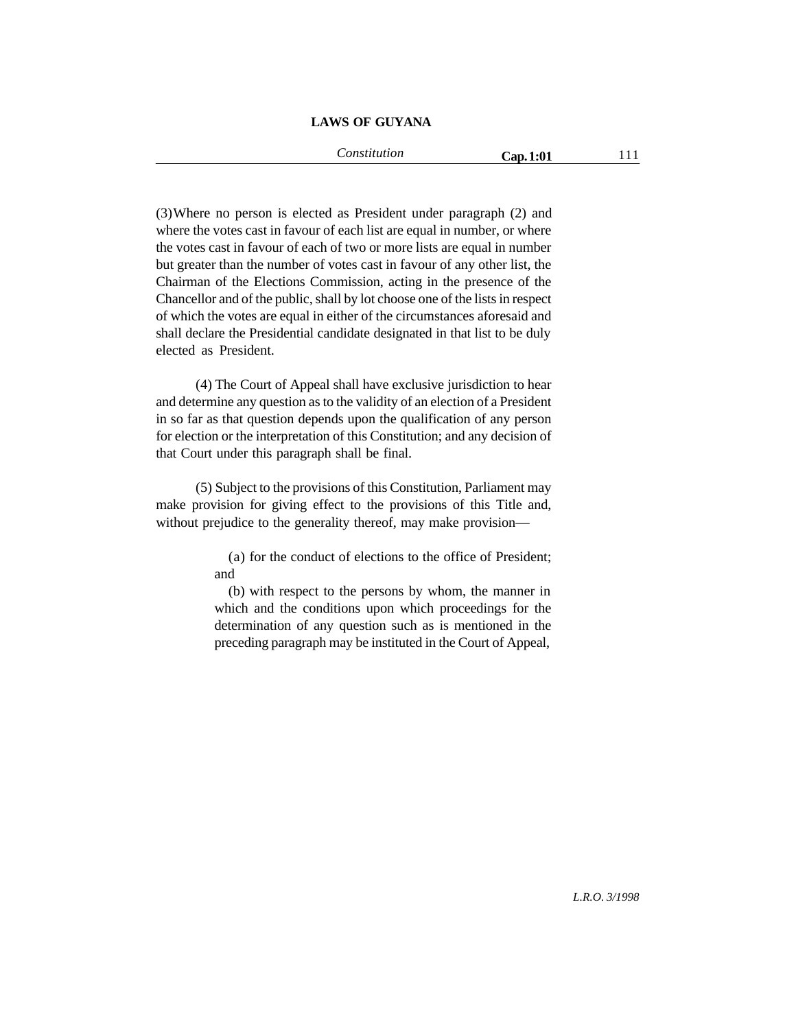(3) Where no person is elected as President under paragraph (2) and where the votes cast in favour of each list are equal in number, or where the votes cast in favour of each of two or more lists are equal in number but greater than the number of votes cast in favour of any other list, the Chairman of the Elections Commission, acting in the presence of the Chancellor and of the public, shall by lot choose one of the lists in respect of which the votes are equal in either of the circumstances aforesaid and shall declare the Presidential candidate designated in that list to be duly elected as President.

(4) The Court of Appeal shall have exclusive jurisdiction to hear and determine any question as to the validity of an election of a President in so far as that question depends upon the qualification of any person for election or the interpretation of this Constitution; and any decision of that Court under this paragraph shall be final.

(5) Subject to the provisions of this Constitution, Parliament may make provision for giving effect to the provisions of this Title and, without prejudice to the generality thereof, may make provision—

(a) for the conduct of elections to the office of President; and

(b) with respect to the persons by whom, the manner in which and the conditions upon which proceedings for the determination of any question such as is mentioned in the preceding paragraph may be instituted in the Court of Appeal,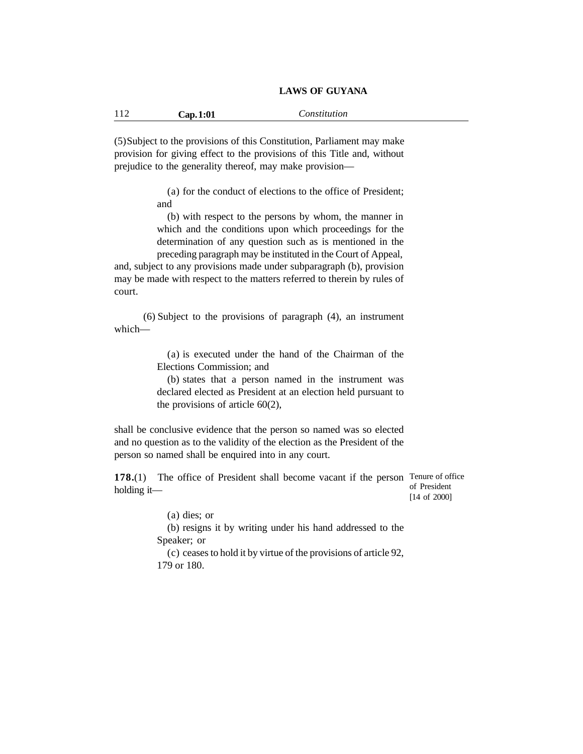(5) Subject to the provisions of this Constitution, Parliament may make provision for giving effect to the provisions of this Title and, without prejudice to the generality thereof, may make provision—

(a) for the conduct of elections to the office of President; and

(b) with respect to the persons by whom, the manner in which and the conditions upon which proceedings for the determination of any question such as is mentioned in the preceding paragraph may be instituted in the Court of Appeal,

and, subject to any provisions made under subparagraph (b), provision may be made with respect to the matters referred to therein by rules of court.

(6) Subject to the provisions of paragraph (4), an instrument which—

(a) is executed under the hand of the Chairman of the Elections Commission; and

(b) states that a person named in the instrument was declared elected as President at an election held pursuant to the provisions of article 60(2),

shall be conclusive evidence that the person so named was so elected and no question as to the validity of the election as the President of the person so named shall be enquired into in any court.

*Tenure of office of President [14 of 2000]*

**178.**(1) The office of President shall become vacant if the person holding it—

(a) dies; or

(b) resigns it by writing under his hand addressed to the Speaker; or

(c) ceases to hold it by virtue of the provisions of article 92, 179 or 180.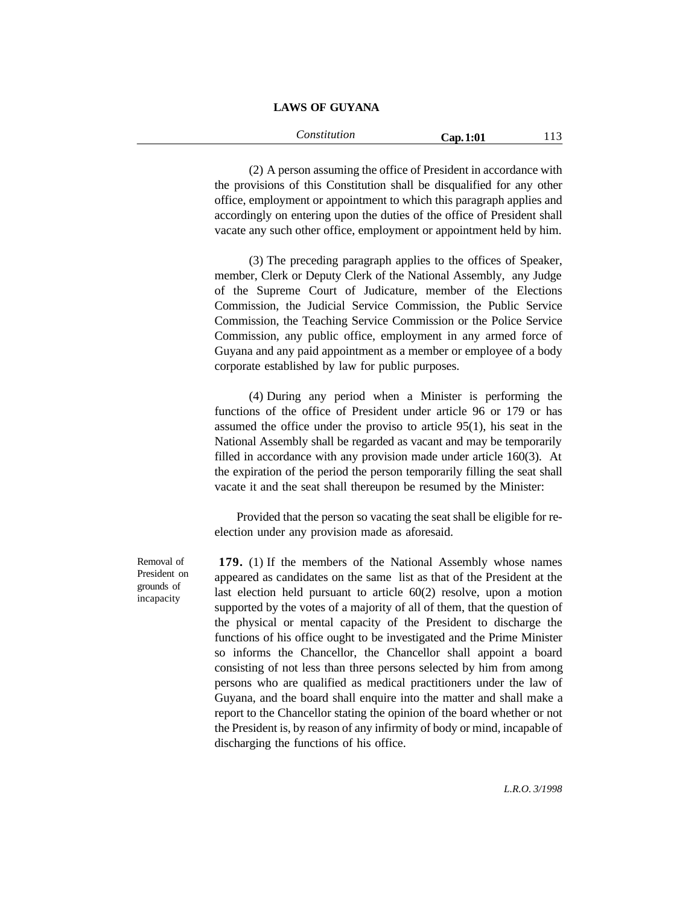(2) A person assuming the office of President in accordance with the provisions of this Constitution shall be disqualified for any other office, employment or appointment to which this paragraph applies and accordingly on entering upon the duties of the office of President shall vacate any such other office, employment or appointment held by him.

(3) The preceding paragraph applies to the offices of Speaker, member, Clerk or Deputy Clerk of the National Assembly, any Judge of the Supreme Court of Judicature, member of the Elections Commission, the Judicial Service Commission, the Public Service Commission, the Teaching Service Commission or the Police Service Commission, any public office, employment in any armed force of Guyana and any paid appointment as a member or employee of a body corporate established by law for public purposes.

(4) During any period when a Minister is performing the functions of the office of President under article 96 or 179 or has assumed the office under the proviso to article 95(1), his seat in the National Assembly shall be regarded as vacant and may be temporarily filled in accordance with any provision made under article 160(3). At the expiration of the period the person temporarily filling the seat shall vacate it and the seat shall thereupon be resumed by the Minister:

Provided that the person so vacating the seat shall be eligible for re-election under any provision made as aforesaid.

Removal of President on grounds of incapacity

**179.** (1) If the members of the National Assembly whose names appeared as candidates on the same list as that of the President at the last election held pursuant to article 60(2) resolve, upon a motion supported by the votes of a majority of all of them, that the question of the physical or mental capacity of the President to discharge the functions of his office ought to be investigated and the Prime Minister so informs the Chancellor, the Chancellor shall appoint a board consisting of not less than three persons selected by him from among persons who are qualified as medical practitioners under the law of Guyana, and the board shall enquire into the matter and shall make a report to the Chancellor stating the opinion of the board whether or not the President is, by reason of any infirmity of body or mind, incapable of discharging the functions of his office.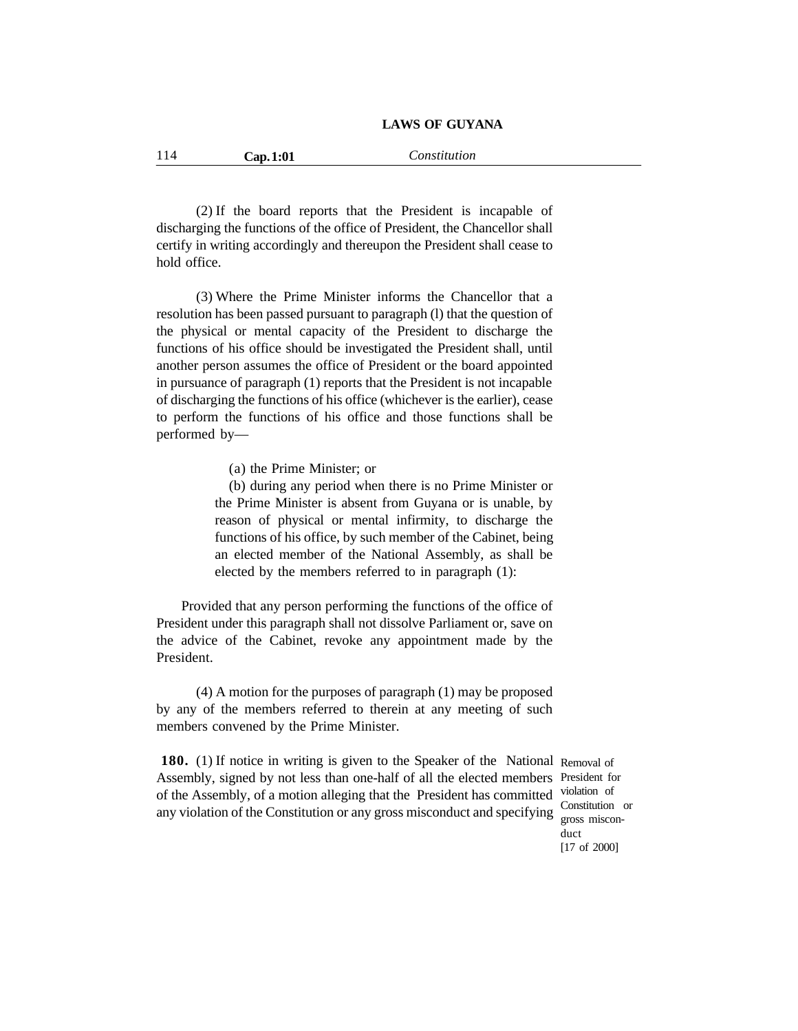(2) If the board reports that the President is incapable of discharging the functions of the office of President, the Chancellor shall certify in writing accordingly and thereupon the President shall cease to hold office.

(3) Where the Prime Minister informs the Chancellor that a resolution has been passed pursuant to paragraph (l) that the question of the physical or mental capacity of the President to discharge the functions of his office should be investigated the President shall, until another person assumes the office of President or the board appointed in pursuance of paragraph (1) reports that the President is not incapable of discharging the functions of his office (whichever is the earlier), cease to perform the functions of his office and those functions shall be performed by—

(a) the Prime Minister; or

(b) during any period when there is no Prime Minister or the Prime Minister is absent from Guyana or is unable, by reason of physical or mental infirmity, to discharge the functions of his office, by such member of the Cabinet, being an elected member of the National Assembly, as shall be elected by the members referred to in paragraph (1):

Provided that any person performing the functions of the office of President under this paragraph shall not dissolve Parliament or, save on the advice of the Cabinet, revoke any appointment made by the President.

(4) A motion for the purposes of paragraph (1) may be proposed by any of the members referred to therein at any meeting of such members convened by the Prime Minister.

Removal of President for violation of Constitution or gross misconduct [17 of 2000]

**180.** (1) If notice in writing is given to the Speaker of the National Assembly, signed by not less than one-half of all the elected members of the Assembly, of a motion alleging that the President has committed any violation of the Constitution or any gross misconduct and specifying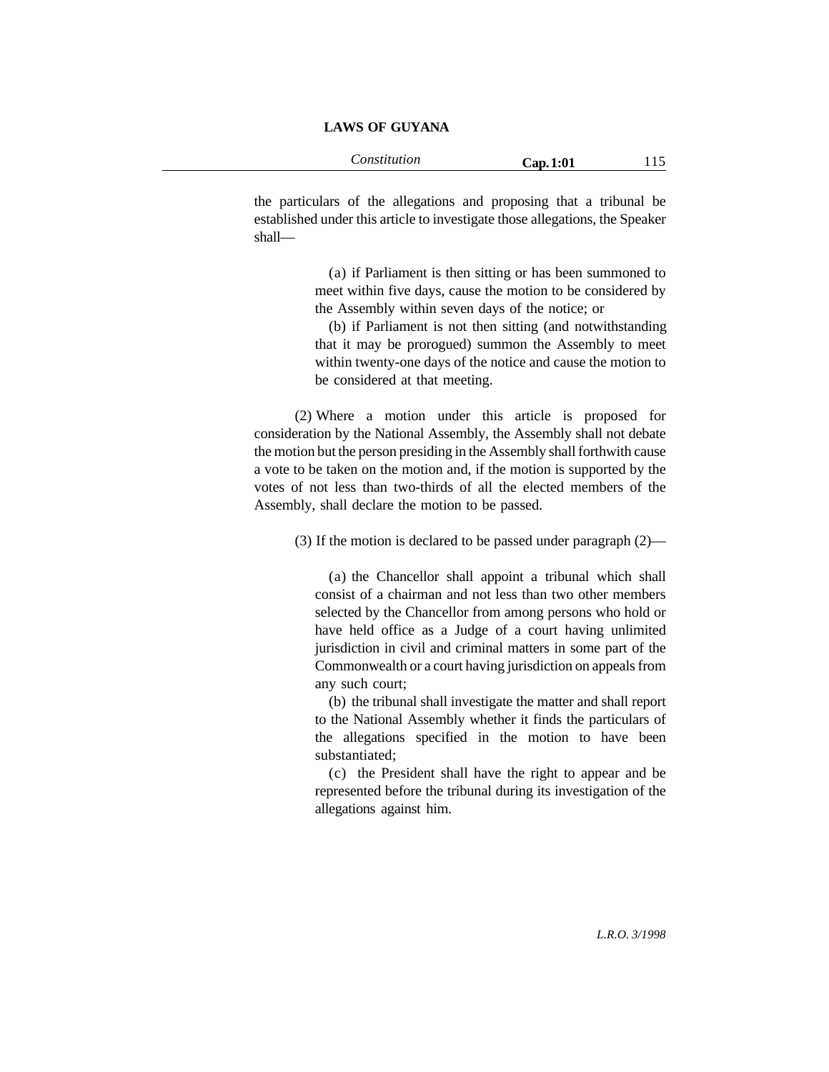the particulars of the allegations and proposing that a tribunal be established under this article to investigate those allegations, the Speaker shall—

(a) if Parliament is then sitting or has been summoned to meet within five days, cause the motion to be considered by the Assembly within seven days of the notice; or

(b) if Parliament is not then sitting (and notwithstanding that it may be prorogued) summon the Assembly to meet within twenty-one days of the notice and cause the motion to be considered at that meeting.

(2) Where a motion under this article is proposed for consideration by the National Assembly, the Assembly shall not debate the motion but the person presiding in the Assembly shall forthwith cause a vote to be taken on the motion and, if the motion is supported by the votes of not less than two-thirds of all the elected members of the Assembly, shall declare the motion to be passed.

(3) If the motion is declared to be passed under paragraph (2)—

(a) the Chancellor shall appoint a tribunal which shall consist of a chairman and not less than two other members selected by the Chancellor from among persons who hold or have held office as a Judge of a court having unlimited jurisdiction in civil and criminal matters in some part of the Commonwealth or a court having jurisdiction on appeals from any such court;

(b) the tribunal shall investigate the matter and shall report to the National Assembly whether it finds the particulars of the allegations specified in the motion to have been substantiated;

(c) the President shall have the right to appear and be represented before the tribunal during its investigation of the allegations against him.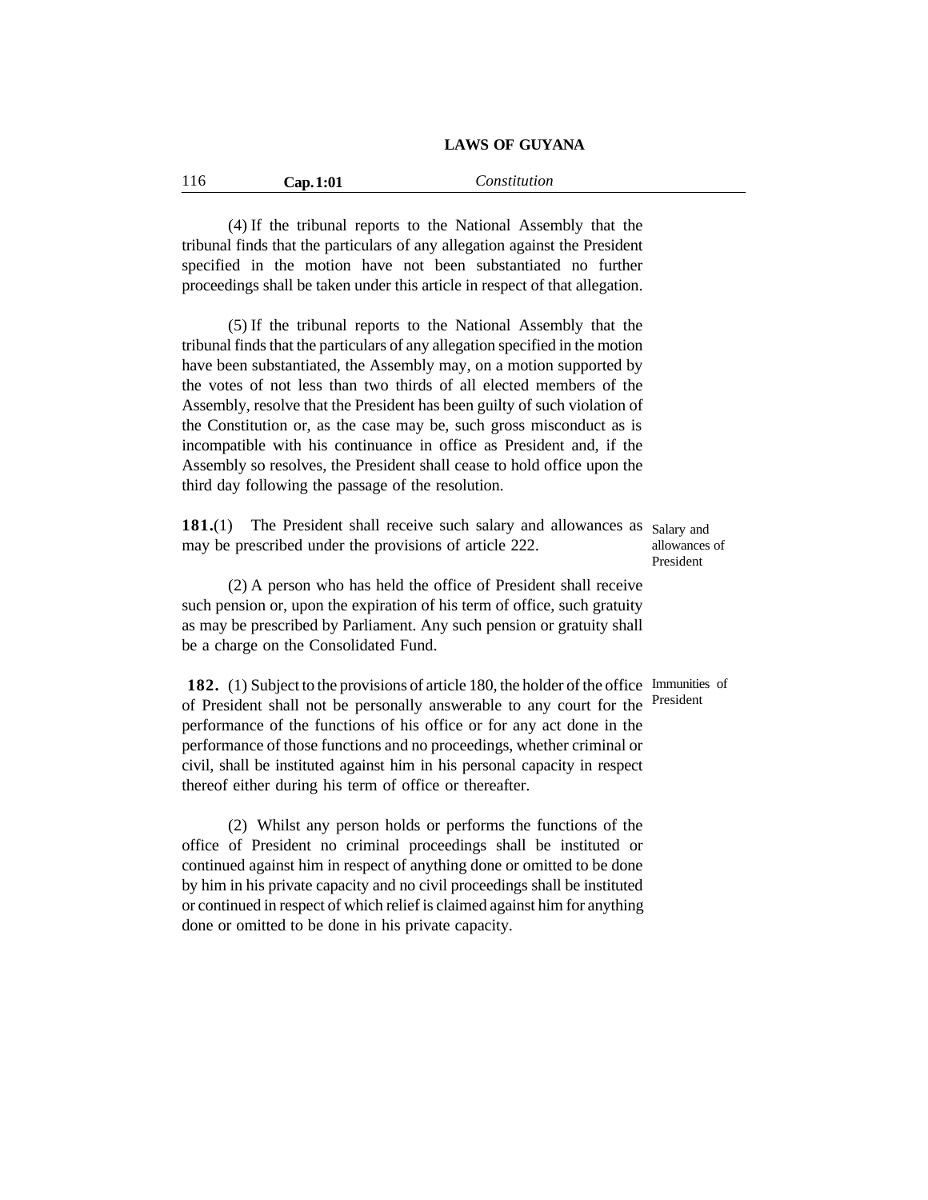(4) If the tribunal reports to the National Assembly that the tribunal finds that the particulars of any allegation against the President specified in the motion have not been substantiated no further proceedings shall be taken under this article in respect of that allegation.

(5) If the tribunal reports to the National Assembly that the tribunal finds that the particulars of any allegation specified in the motion have been substantiated, the Assembly may, on a motion supported by the votes of not less than two thirds of all elected members of the Assembly, resolve that the President has been guilty of such violation of the Constitution or, as the case may be, such gross misconduct as is incompatible with his continuance in office as President and, if the Assembly so resolves, the President shall cease to hold office upon the third day following the passage of the resolution.

*Salary and allowances of President*

**181.**(1) The President shall receive such salary and allowances as may be prescribed under the provisions of article 222.

(2) A person who has held the office of President shall receive such pension or, upon the expiration of his term of office, such gratuity as may be prescribed by Parliament. Any such pension or gratuity shall be a charge on the Consolidated Fund.

*Immunities of President*

**182.** (1) Subject to the provisions of article 180, the holder of the office of President shall not be personally answerable to any court for the performance of the functions of his office or for any act done in the performance of those functions and no proceedings, whether criminal or civil, shall be instituted against him in his personal capacity in respect thereof either during his term of office or thereafter.

(2) Whilst any person holds or performs the functions of the office of President no criminal proceedings shall be instituted or continued against him in respect of anything done or omitted to be done by him in his private capacity and no civil proceedings shall be instituted or continued in respect of which relief is claimed against him for anything done or omitted to be done in his private capacity.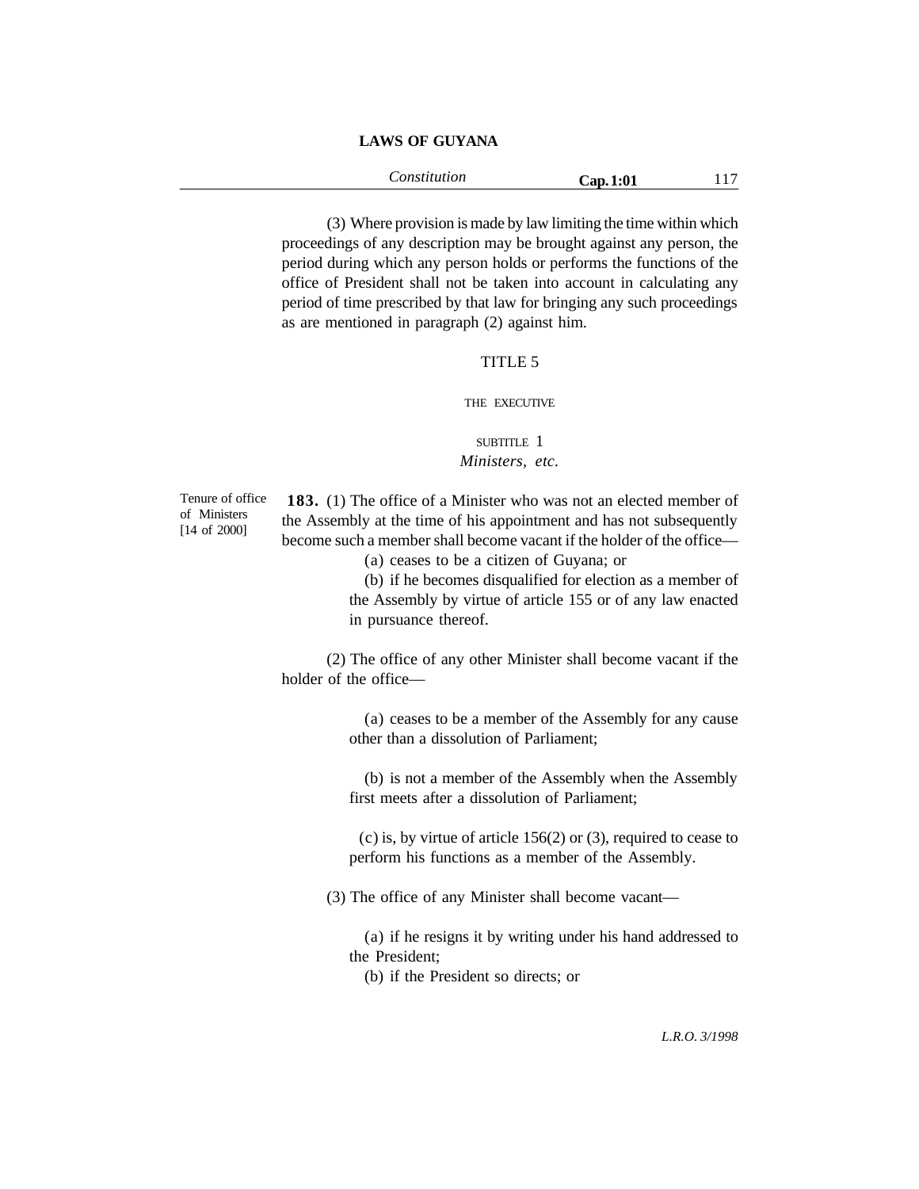(3) Where provision is made by law limiting the time within which proceedings of any description may be brought against any person, the period during which any person holds or performs the functions of the office of President shall not be taken into account in calculating any period of time prescribed by that law for bringing any such proceedings as are mentioned in paragraph (2) against him.

## TITLE 5

### THE EXECUTIVE

### SUBTITLE 1
### *Ministers, etc.*

Tenure of office of Ministers [14 of 2000]

**183.** (1) The office of a Minister who was not an elected member of the Assembly at the time of his appointment and has not subsequently become such a member shall become vacant if the holder of the office—

(a) ceases to be a citizen of Guyana; or

(b) if he becomes disqualified for election as a member of the Assembly by virtue of article 155 or of any law enacted in pursuance thereof.

(2) The office of any other Minister shall become vacant if the holder of the office—

(a) ceases to be a member of the Assembly for any cause other than a dissolution of Parliament;

(b) is not a member of the Assembly when the Assembly first meets after a dissolution of Parliament;

(c) is, by virtue of article 156(2) or (3), required to cease to perform his functions as a member of the Assembly.

(3) The office of any Minister shall become vacant—

(a) if he resigns it by writing under his hand addressed to the President;

(b) if the President so directs; or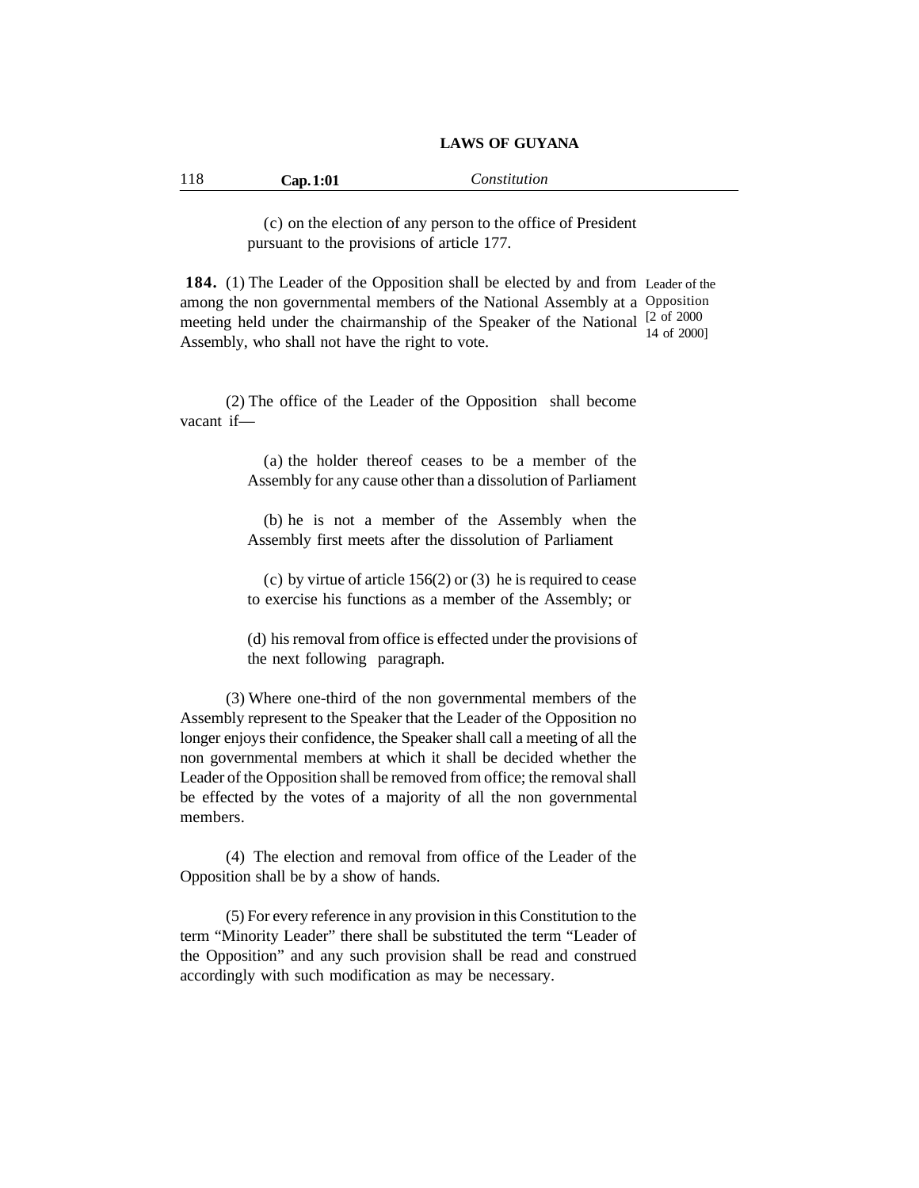(c) on the election of any person to the office of President pursuant to the provisions of article 177.

Leader of the Opposition [2 of 2000 14 of 2000]

**184.** (1) The Leader of the Opposition shall be elected by and from among the non governmental members of the National Assembly at a meeting held under the chairmanship of the Speaker of the National Assembly, who shall not have the right to vote.

(2) The office of the Leader of the Opposition shall become vacant if—

(a) the holder thereof ceases to be a member of the Assembly for any cause other than a dissolution of Parliament

(b) he is not a member of the Assembly when the Assembly first meets after the dissolution of Parliament

(c) by virtue of article 156(2) or (3) he is required to cease to exercise his functions as a member of the Assembly; or

(d) his removal from office is effected under the provisions of the next following paragraph.

(3) Where one-third of the non governmental members of the Assembly represent to the Speaker that the Leader of the Opposition no longer enjoys their confidence, the Speaker shall call a meeting of all the non governmental members at which it shall be decided whether the Leader of the Opposition shall be removed from office; the removal shall be effected by the votes of a majority of all the non governmental members.

(4) The election and removal from office of the Leader of the Opposition shall be by a show of hands.

(5) For every reference in any provision in this Constitution to the term "Minority Leader" there shall be substituted the term "Leader of the Opposition" and any such provision shall be read and construed accordingly with such modification as may be necessary.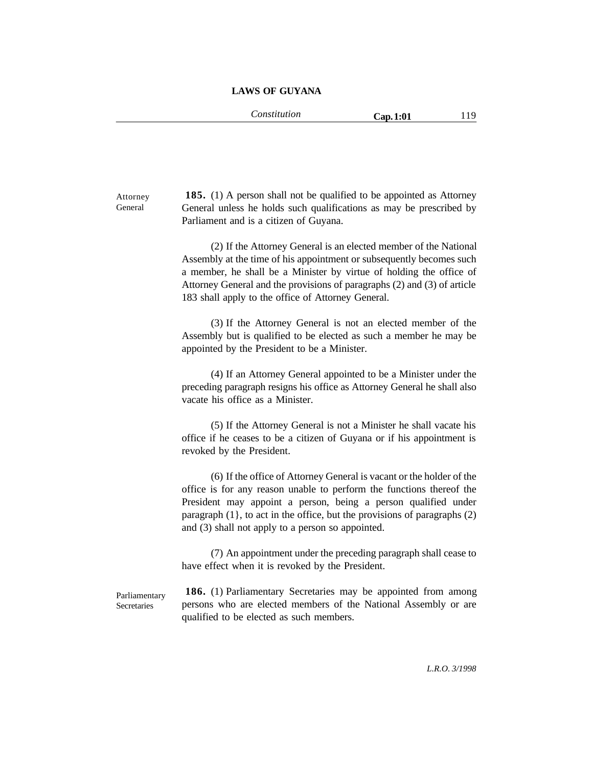Attorney General

**185.** (1) A person shall not be qualified to be appointed as Attorney General unless he holds such qualifications as may be prescribed by Parliament and is a citizen of Guyana.

(2) If the Attorney General is an elected member of the National Assembly at the time of his appointment or subsequently becomes such a member, he shall be a Minister by virtue of holding the office of Attorney General and the provisions of paragraphs (2) and (3) of article 183 shall apply to the office of Attorney General.

(3) If the Attorney General is not an elected member of the Assembly but is qualified to be elected as such a member he may be appointed by the President to be a Minister.

(4) If an Attorney General appointed to be a Minister under the preceding paragraph resigns his office as Attorney General he shall also vacate his office as a Minister.

(5) If the Attorney General is not a Minister he shall vacate his office if he ceases to be a citizen of Guyana or if his appointment is revoked by the President.

(6) If the office of Attorney General is vacant or the holder of the office is for any reason unable to perform the functions thereof the President may appoint a person, being a person qualified under paragraph (1}, to act in the office, but the provisions of paragraphs (2) and (3) shall not apply to a person so appointed.

(7) An appointment under the preceding paragraph shall cease to have effect when it is revoked by the President.

Parliamentary Secretaries

**186.** (1) Parliamentary Secretaries may be appointed from among persons who are elected members of the National Assembly or are qualified to be elected as such members.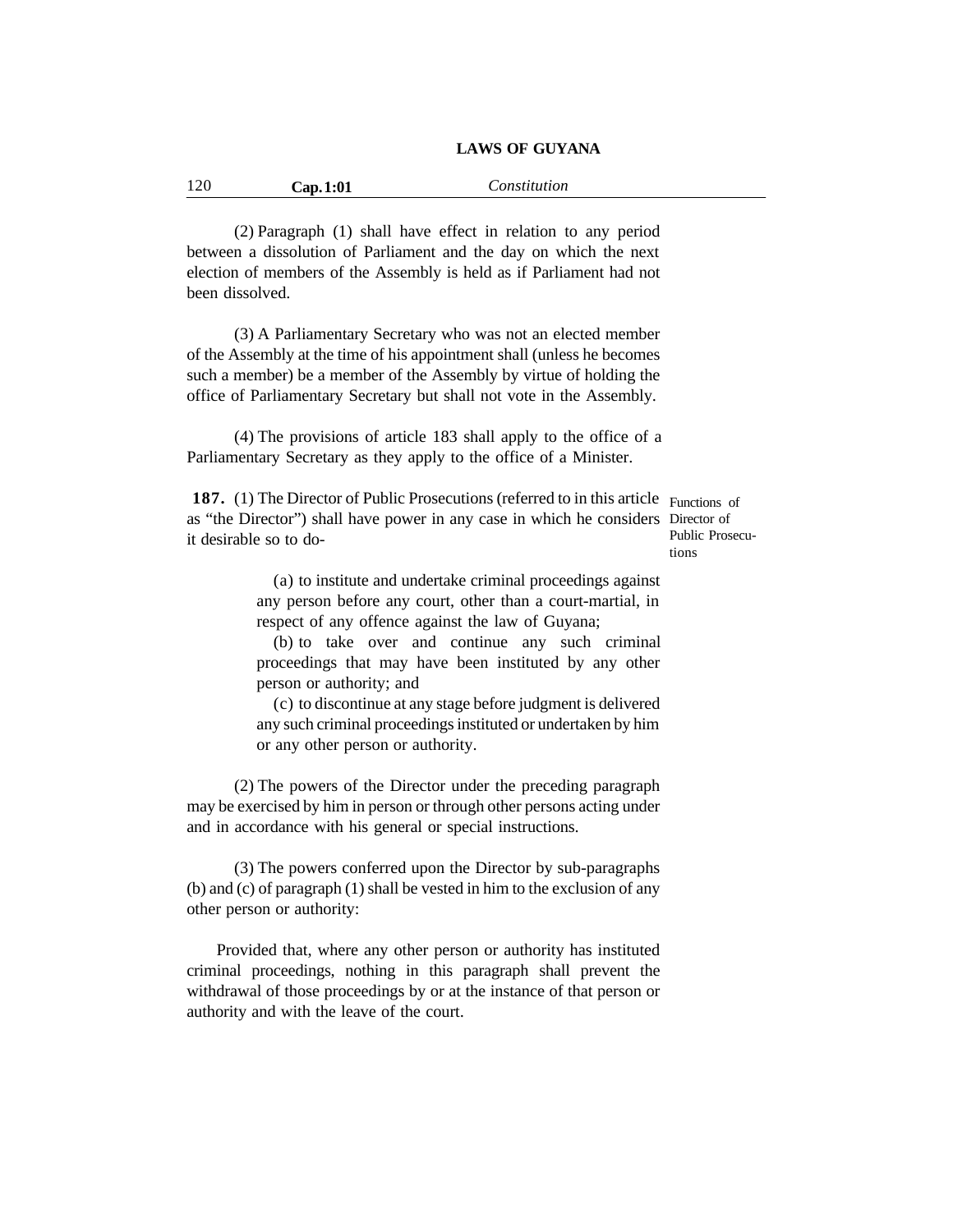(2) Paragraph (1) shall have effect in relation to any period between a dissolution of Parliament and the day on which the next election of members of the Assembly is held as if Parliament had not been dissolved.

(3) A Parliamentary Secretary who was not an elected member of the Assembly at the time of his appointment shall (unless he becomes such a member) be a member of the Assembly by virtue of holding the office of Parliamentary Secretary but shall not vote in the Assembly.

(4) The provisions of article 183 shall apply to the office of a Parliamentary Secretary as they apply to the office of a Minister.

Functions of Director of Public Prosecutions

**187.** (1) The Director of Public Prosecutions (referred to in this article as "the Director") shall have power in any case in which he considers it desirable so to do-

(a) to institute and undertake criminal proceedings against any person before any court, other than a court-martial, in respect of any offence against the law of Guyana;

(b) to take over and continue any such criminal proceedings that may have been instituted by any other person or authority; and

(c) to discontinue at any stage before judgment is delivered any such criminal proceedings instituted or undertaken by him or any other person or authority.

(2) The powers of the Director under the preceding paragraph may be exercised by him in person or through other persons acting under and in accordance with his general or special instructions.

(3) The powers conferred upon the Director by sub-paragraphs (b) and (c) of paragraph (1) shall be vested in him to the exclusion of any other person or authority:

Provided that, where any other person or authority has instituted criminal proceedings, nothing in this paragraph shall prevent the withdrawal of those proceedings by or at the instance of that person or authority and with the leave of the court.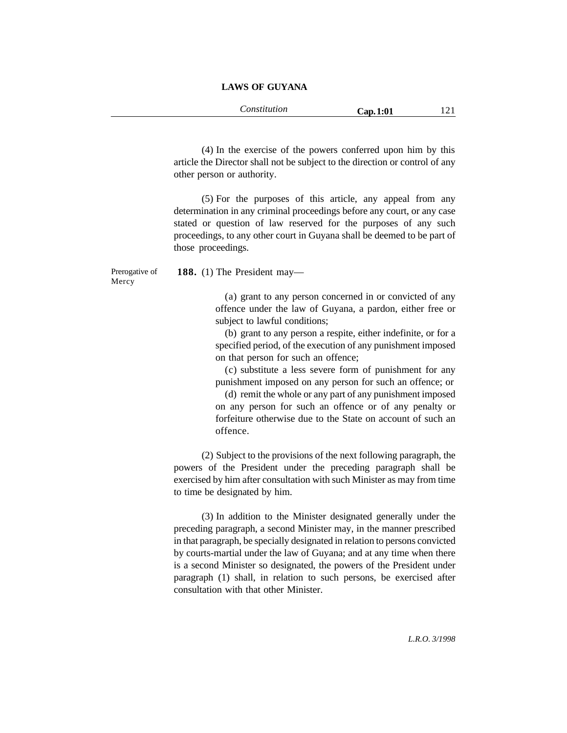(4) In the exercise of the powers conferred upon him by this article the Director shall not be subject to the direction or control of any other person or authority.

(5) For the purposes of this article, any appeal from any determination in any criminal proceedings before any court, or any case stated or question of law reserved for the purposes of any such proceedings, to any other court in Guyana shall be deemed to be part of those proceedings.

Prerogative of Mercy

**188.** (1) The President may—

(a) grant to any person concerned in or convicted of any offence under the law of Guyana, a pardon, either free or subject to lawful conditions;

(b) grant to any person a respite, either indefinite, or for a specified period, of the execution of any punishment imposed on that person for such an offence;

(c) substitute a less severe form of punishment for any punishment imposed on any person for such an offence; or

(d) remit the whole or any part of any punishment imposed on any person for such an offence or of any penalty or forfeiture otherwise due to the State on account of such an offence.

(2) Subject to the provisions of the next following paragraph, the powers of the President under the preceding paragraph shall be exercised by him after consultation with such Minister as may from time to time be designated by him.

(3) In addition to the Minister designated generally under the preceding paragraph, a second Minister may, in the manner prescribed in that paragraph, be specially designated in relation to persons convicted by courts-martial under the law of Guyana; and at any time when there is a second Minister so designated, the powers of the President under paragraph (1) shall, in relation to such persons, be exercised after consultation with that other Minister.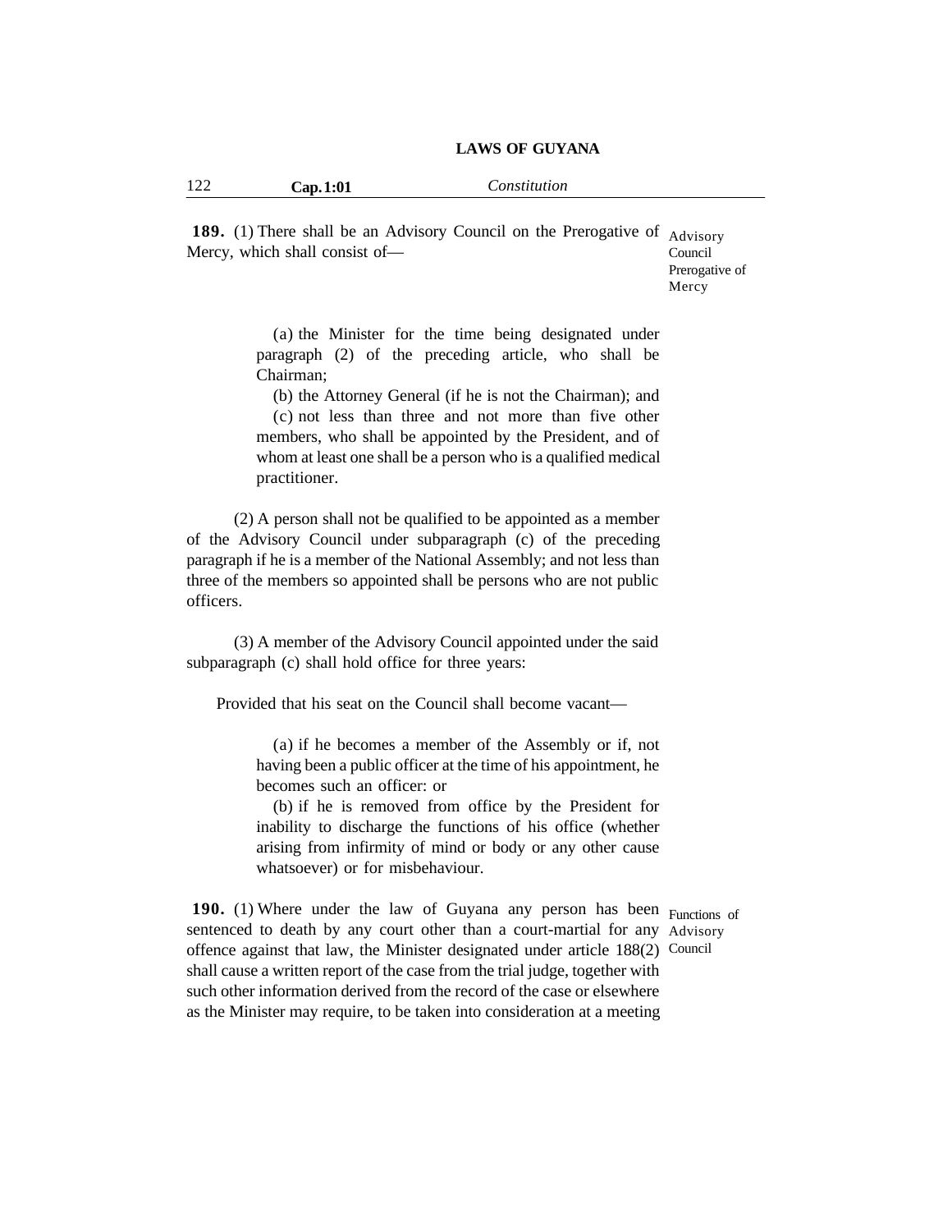**189.** (1) There shall be an Advisory Council on the Prerogative of Mercy, which shall consist of—

Advisory Council Prerogative of Mercy

(a) the Minister for the time being designated under paragraph (2) of the preceding article, who shall be Chairman;

(b) the Attorney General (if he is not the Chairman); and

(c) not less than three and not more than five other members, who shall be appointed by the President, and of whom at least one shall be a person who is a qualified medical practitioner.

(2) A person shall not be qualified to be appointed as a member of the Advisory Council under subparagraph (c) of the preceding paragraph if he is a member of the National Assembly; and not less than three of the members so appointed shall be persons who are not public officers.

(3) A member of the Advisory Council appointed under the said subparagraph (c) shall hold office for three years:

Provided that his seat on the Council shall become vacant—

(a) if he becomes a member of the Assembly or if, not having been a public officer at the time of his appointment, he becomes such an officer: or

(b) if he is removed from office by the President for inability to discharge the functions of his office (whether arising from infirmity of mind or body or any other cause whatsoever) or for misbehaviour.

**190.** (1) Where under the law of Guyana any person has been sentenced to death by any court other than a court-martial for any offence against that law, the Minister designated under article 188(2) shall cause a written report of the case from the trial judge, together with such other information derived from the record of the case or elsewhere as the Minister may require, to be taken into consideration at a meeting

Functions of Advisory Council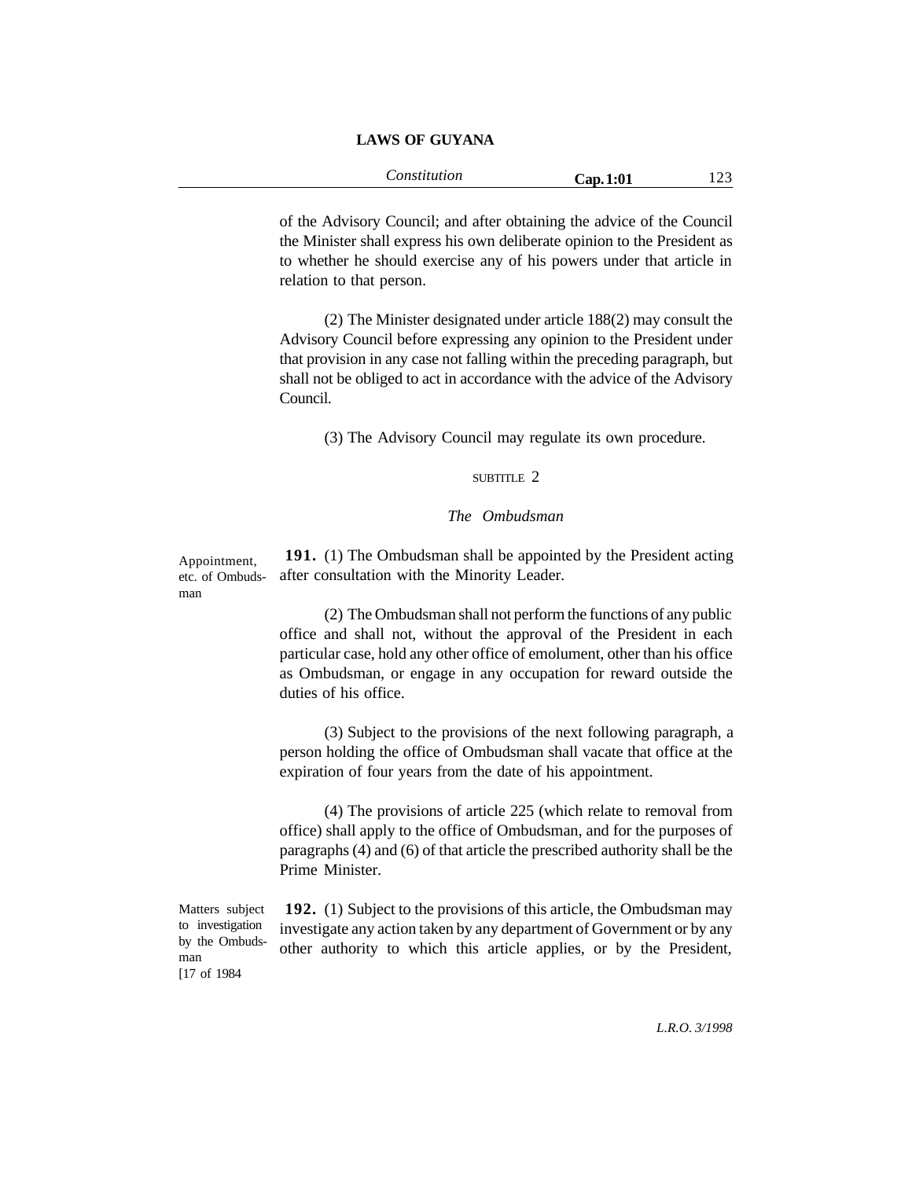of the Advisory Council; and after obtaining the advice of the Council the Minister shall express his own deliberate opinion to the President as to whether he should exercise any of his powers under that article in relation to that person.

(2) The Minister designated under article 188(2) may consult the Advisory Council before expressing any opinion to the President under that provision in any case not falling within the preceding paragraph, but shall not be obliged to act in accordance with the advice of the Advisory Council.

(3) The Advisory Council may regulate its own procedure.

SUBTITLE 2

*The Ombudsman*

Appointment, etc. of Ombudsman

**191.** (1) The Ombudsman shall be appointed by the President acting after consultation with the Minority Leader.

(2) The Ombudsman shall not perform the functions of any public office and shall not, without the approval of the President in each particular case, hold any other office of emolument, other than his office as Ombudsman, or engage in any occupation for reward outside the duties of his office.

(3) Subject to the provisions of the next following paragraph, a person holding the office of Ombudsman shall vacate that office at the expiration of four years from the date of his appointment.

(4) The provisions of article 225 (which relate to removal from office) shall apply to the office of Ombudsman, and for the purposes of paragraphs (4) and (6) of that article the prescribed authority shall be the Prime Minister.

Matters subject to investigation by the Ombudsman [17 of 1984

**192.** (1) Subject to the provisions of this article, the Ombudsman may investigate any action taken by any department of Government or by any other authority to which this article applies, or by the President,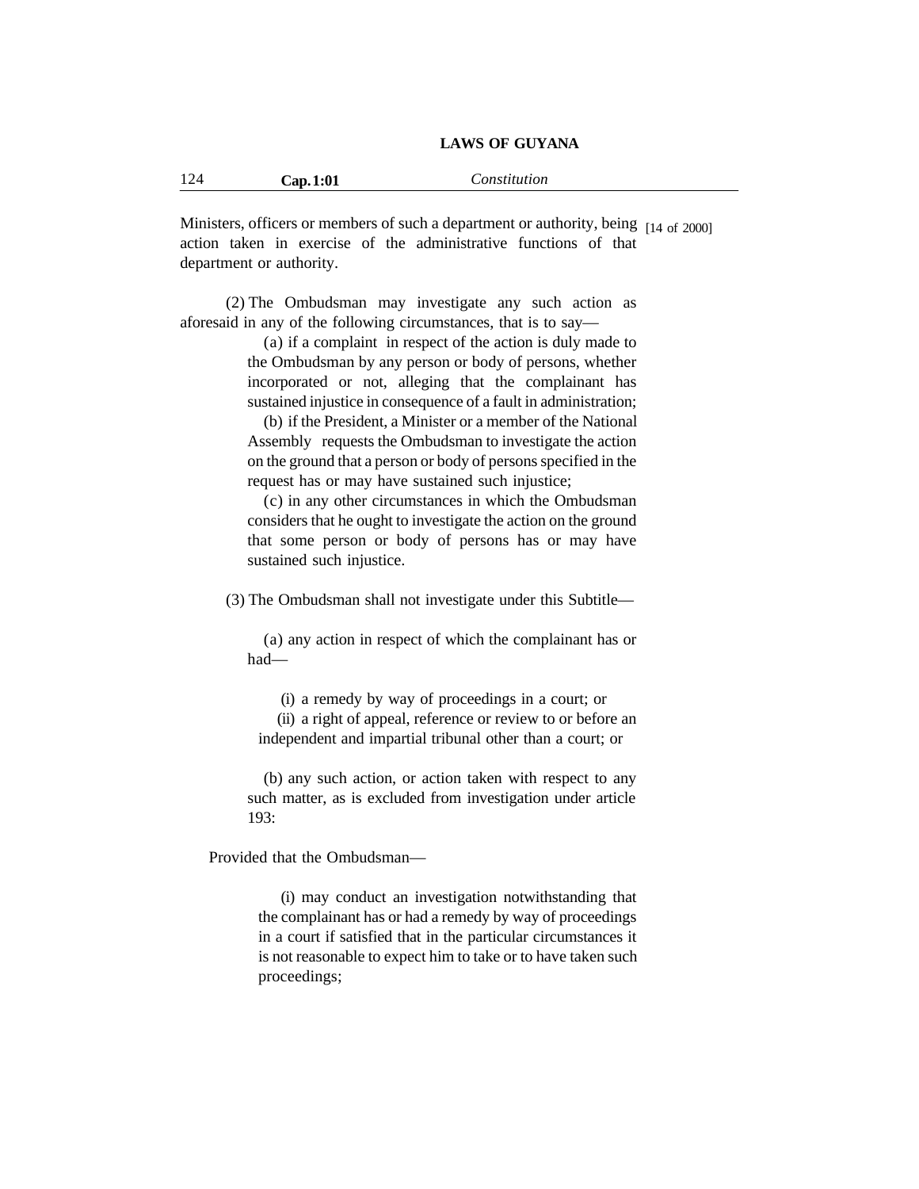Ministers, officers or members of such a department or authority, being action taken in exercise of the administrative functions of that department or authority.

[14 of 2000]

(2) The Ombudsman may investigate any such action as aforesaid in any of the following circumstances, that is to say—

(a) if a complaint in respect of the action is duly made to the Ombudsman by any person or body of persons, whether incorporated or not, alleging that the complainant has sustained injustice in consequence of a fault in administration;

(b) if the President, a Minister or a member of the National Assembly requests the Ombudsman to investigate the action on the ground that a person or body of persons specified in the request has or may have sustained such injustice;

(c) in any other circumstances in which the Ombudsman considers that he ought to investigate the action on the ground that some person or body of persons has or may have sustained such injustice.

(3) The Ombudsman shall not investigate under this Subtitle—

(a) any action in respect of which the complainant has or had—

(i) a remedy by way of proceedings in a court; or

(ii) a right of appeal, reference or review to or before an independent and impartial tribunal other than a court; or

(b) any such action, or action taken with respect to any such matter, as is excluded from investigation under article 193:

Provided that the Ombudsman—

(i) may conduct an investigation notwithstanding that the complainant has or had a remedy by way of proceedings in a court if satisfied that in the particular circumstances it is not reasonable to expect him to take or to have taken such proceedings;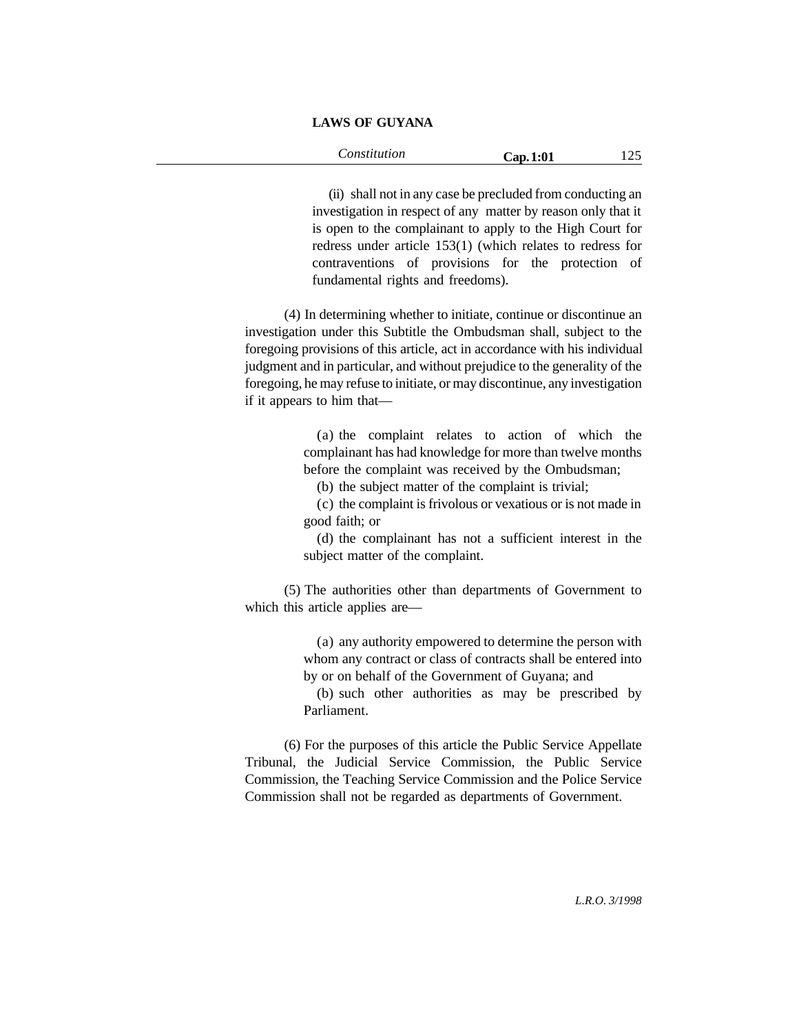(ii) shall not in any case be precluded from conducting an investigation in respect of any matter by reason only that it is open to the complainant to apply to the High Court for redress under article 153(1) (which relates to redress for contraventions of provisions for the protection of fundamental rights and freedoms).

(4) In determining whether to initiate, continue or discontinue an investigation under this Subtitle the Ombudsman shall, subject to the foregoing provisions of this article, act in accordance with his individual judgment and in particular, and without prejudice to the generality of the foregoing, he may refuse to initiate, or may discontinue, any investigation if it appears to him that—

(a) the complaint relates to action of which the complainant has had knowledge for more than twelve months before the complaint was received by the Ombudsman;

(b) the subject matter of the complaint is trivial;

(c) the complaint is frivolous or vexatious or is not made in good faith; or

(d) the complainant has not a sufficient interest in the subject matter of the complaint.

(5) The authorities other than departments of Government to which this article applies are—

(a) any authority empowered to determine the person with whom any contract or class of contracts shall be entered into by or on behalf of the Government of Guyana; and

(b) such other authorities as may be prescribed by Parliament.

(6) For the purposes of this article the Public Service Appellate Tribunal, the Judicial Service Commission, the Public Service Commission, the Teaching Service Commission and the Police Service Commission shall not be regarded as departments of Government.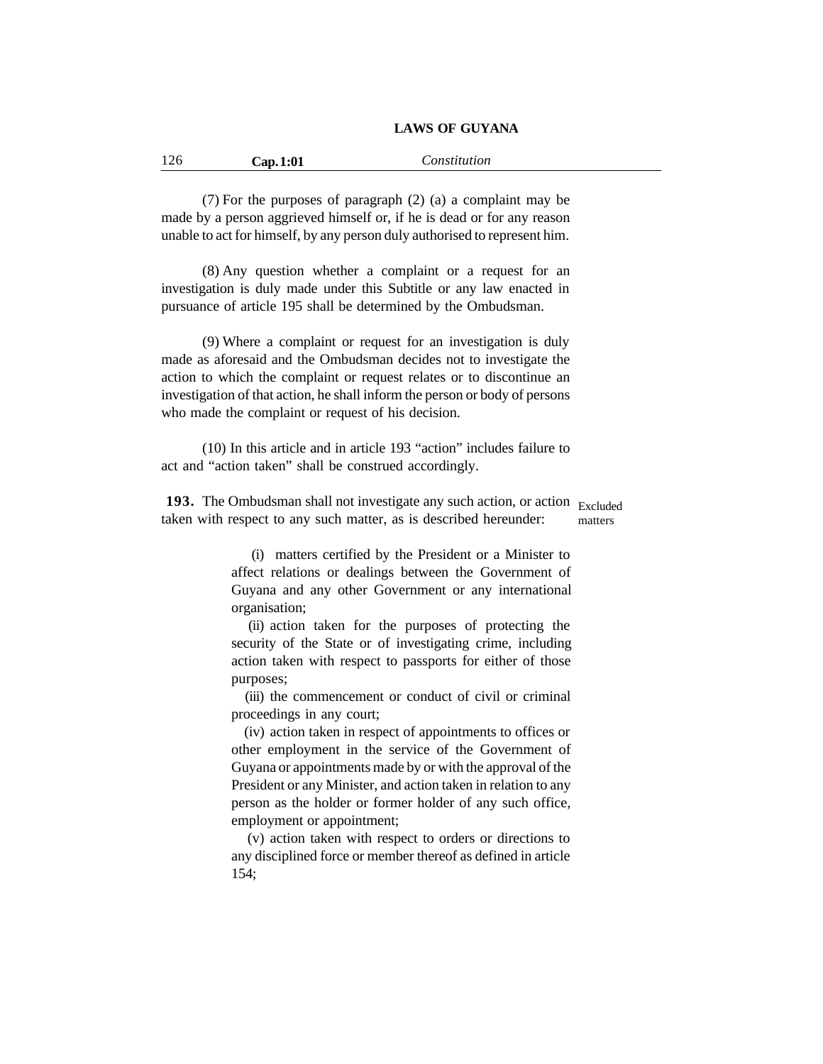(7) For the purposes of paragraph (2) (a) a complaint may be made by a person aggrieved himself or, if he is dead or for any reason unable to act for himself, by any person duly authorised to represent him.

(8) Any question whether a complaint or a request for an investigation is duly made under this Subtitle or any law enacted in pursuance of article 195 shall be determined by the Ombudsman.

(9) Where a complaint or request for an investigation is duly made as aforesaid and the Ombudsman decides not to investigate the action to which the complaint or request relates or to discontinue an investigation of that action, he shall inform the person or body of persons who made the complaint or request of his decision.

(10) In this article and in article 193 "action" includes failure to act and "action taken" shall be construed accordingly.

**193.** The Ombudsman shall not investigate any such action, or action taken with respect to any such matter, as is described hereunder:

Excluded matters

(i) matters certified by the President or a Minister to affect relations or dealings between the Government of Guyana and any other Government or any international organisation;

(ii) action taken for the purposes of protecting the security of the State or of investigating crime, including action taken with respect to passports for either of those purposes;

(iii) the commencement or conduct of civil or criminal proceedings in any court;

(iv) action taken in respect of appointments to offices or other employment in the service of the Government of Guyana or appointments made by or with the approval of the President or any Minister, and action taken in relation to any person as the holder or former holder of any such office, employment or appointment;

(v) action taken with respect to orders or directions to any disciplined force or member thereof as defined in article 154;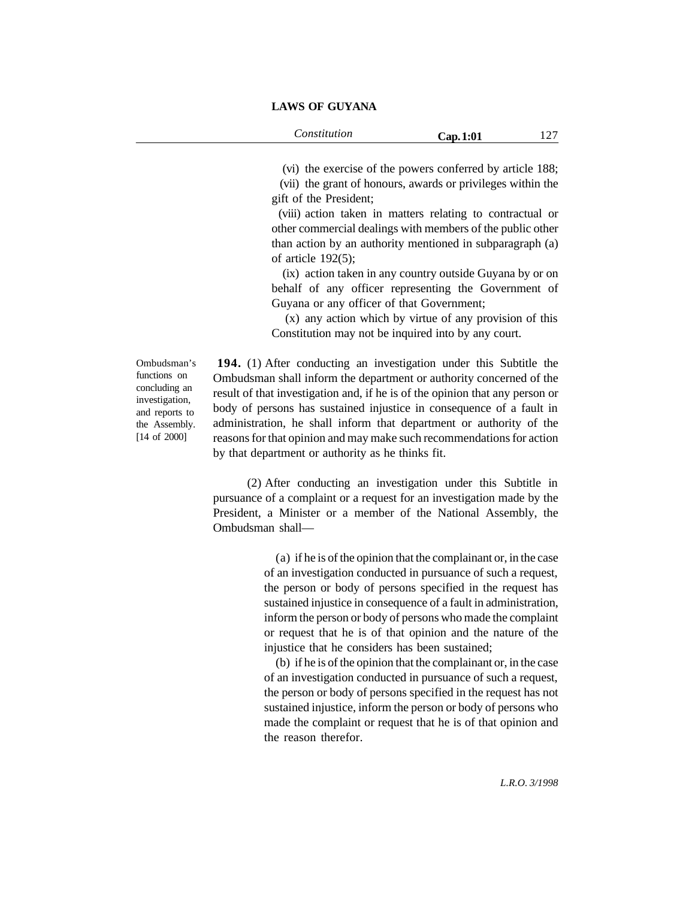(vi) the exercise of the powers conferred by article 188;

(vii) the grant of honours, awards or privileges within the gift of the President;

(viii) action taken in matters relating to contractual or other commercial dealings with members of the public other than action by an authority mentioned in subparagraph (a) of article 192(5);

(ix) action taken in any country outside Guyana by or on behalf of any officer representing the Government of Guyana or any officer of that Government;

(x) any action which by virtue of any provision of this Constitution may not be inquired into by any court.

Ombudsman's functions on concluding an investigation, and reports to the Assembly. [14 of 2000]

**194.** (1) After conducting an investigation under this Subtitle the Ombudsman shall inform the department or authority concerned of the result of that investigation and, if he is of the opinion that any person or body of persons has sustained injustice in consequence of a fault in administration, he shall inform that department or authority of the reasons for that opinion and may make such recommendations for action by that department or authority as he thinks fit.

(2) After conducting an investigation under this Subtitle in pursuance of a complaint or a request for an investigation made by the President, a Minister or a member of the National Assembly, the Ombudsman shall—

(a) if he is of the opinion that the complainant or, in the case of an investigation conducted in pursuance of such a request, the person or body of persons specified in the request has sustained injustice in consequence of a fault in administration, inform the person or body of persons who made the complaint or request that he is of that opinion and the nature of the injustice that he considers has been sustained;

(b) if he is of the opinion that the complainant or, in the case of an investigation conducted in pursuance of such a request, the person or body of persons specified in the request has not sustained injustice, inform the person or body of persons who made the complaint or request that he is of that opinion and the reason therefor.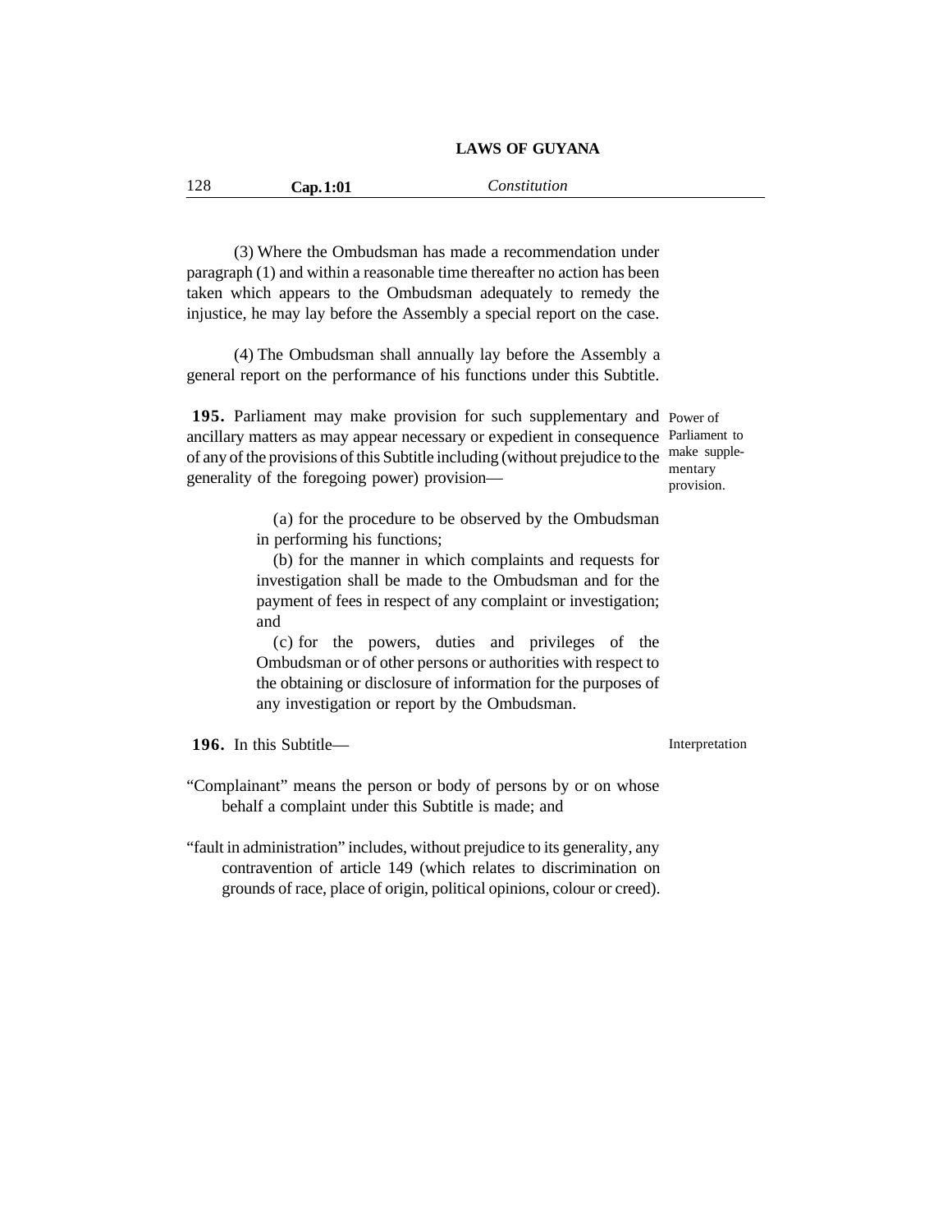(3) Where the Ombudsman has made a recommendation under paragraph (1) and within a reasonable time thereafter no action has been taken which appears to the Ombudsman adequately to remedy the injustice, he may lay before the Assembly a special report on the case.

(4) The Ombudsman shall annually lay before the Assembly a general report on the performance of his functions under this Subtitle.

**195.** Parliament may make provision for such supplementary and ancillary matters as may appear necessary or expedient in consequence of any of the provisions of this Subtitle including (without prejudice to the generality of the foregoing power) provision—

Power of Parliament to make supplementary provision.

(a) for the procedure to be observed by the Ombudsman in performing his functions;

(b) for the manner in which complaints and requests for investigation shall be made to the Ombudsman and for the payment of fees in respect of any complaint or investigation; and

(c) for the powers, duties and privileges of the Ombudsman or of other persons or authorities with respect to the obtaining or disclosure of information for the purposes of any investigation or report by the Ombudsman.

**196.** In this Subtitle—

Interpretation

"Complainant" means the person or body of persons by or on whose behalf a complaint under this Subtitle is made; and

"fault in administration" includes, without prejudice to its generality, any contravention of article 149 (which relates to discrimination on grounds of race, place of origin, political opinions, colour or creed).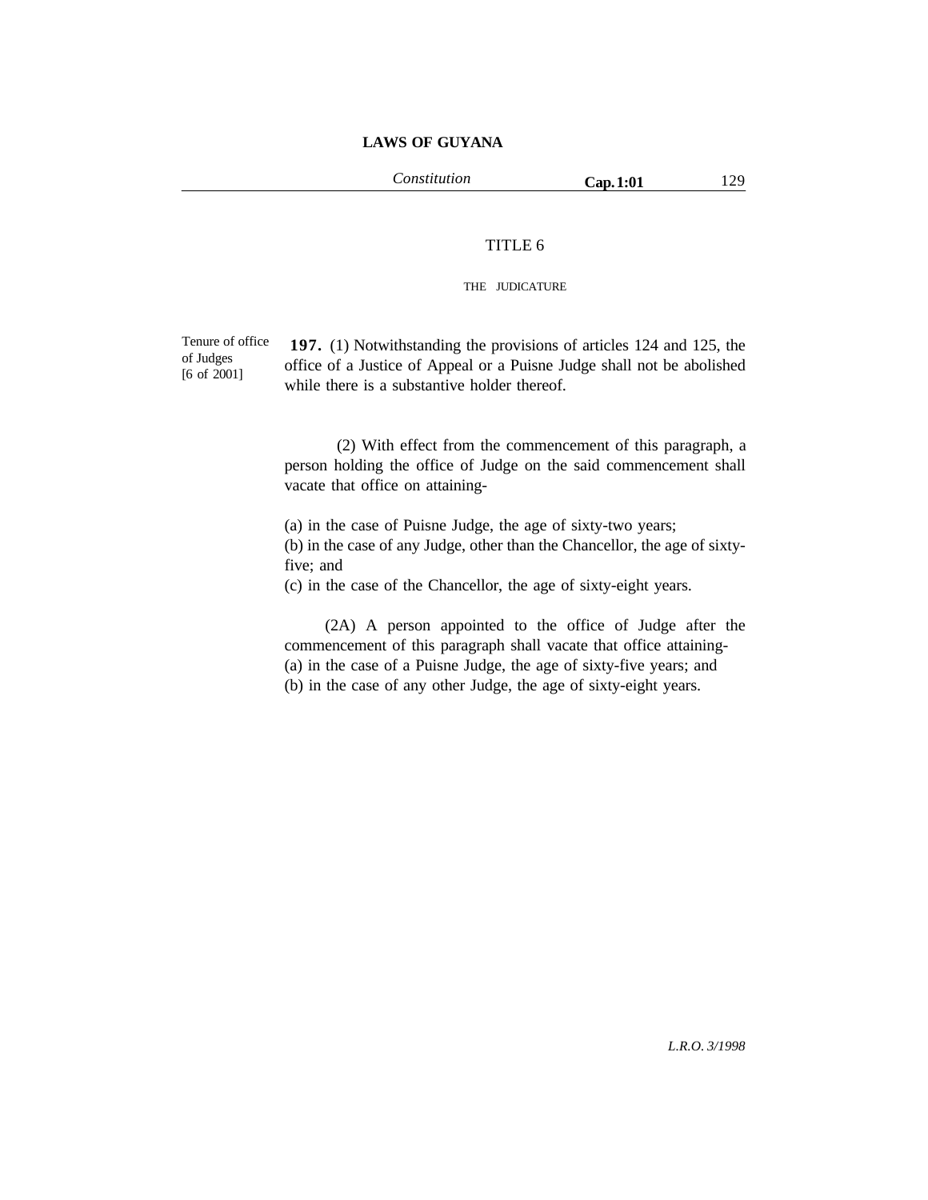# TITLE 6

## THE JUDICATURE

Tenure of office of Judges [6 of 2001]

**197.** (1) Notwithstanding the provisions of articles 124 and 125, the office of a Justice of Appeal or a Puisne Judge shall not be abolished while there is a substantive holder thereof.

(2) With effect from the commencement of this paragraph, a person holding the office of Judge on the said commencement shall vacate that office on attaining-

(a) in the case of Puisne Judge, the age of sixty-two years;
(b) in the case of any Judge, other than the Chancellor, the age of sixty-five; and
(c) in the case of the Chancellor, the age of sixty-eight years.

(2A) A person appointed to the office of Judge after the commencement of this paragraph shall vacate that office attaining-
(a) in the case of a Puisne Judge, the age of sixty-five years; and
(b) in the case of any other Judge, the age of sixty-eight years.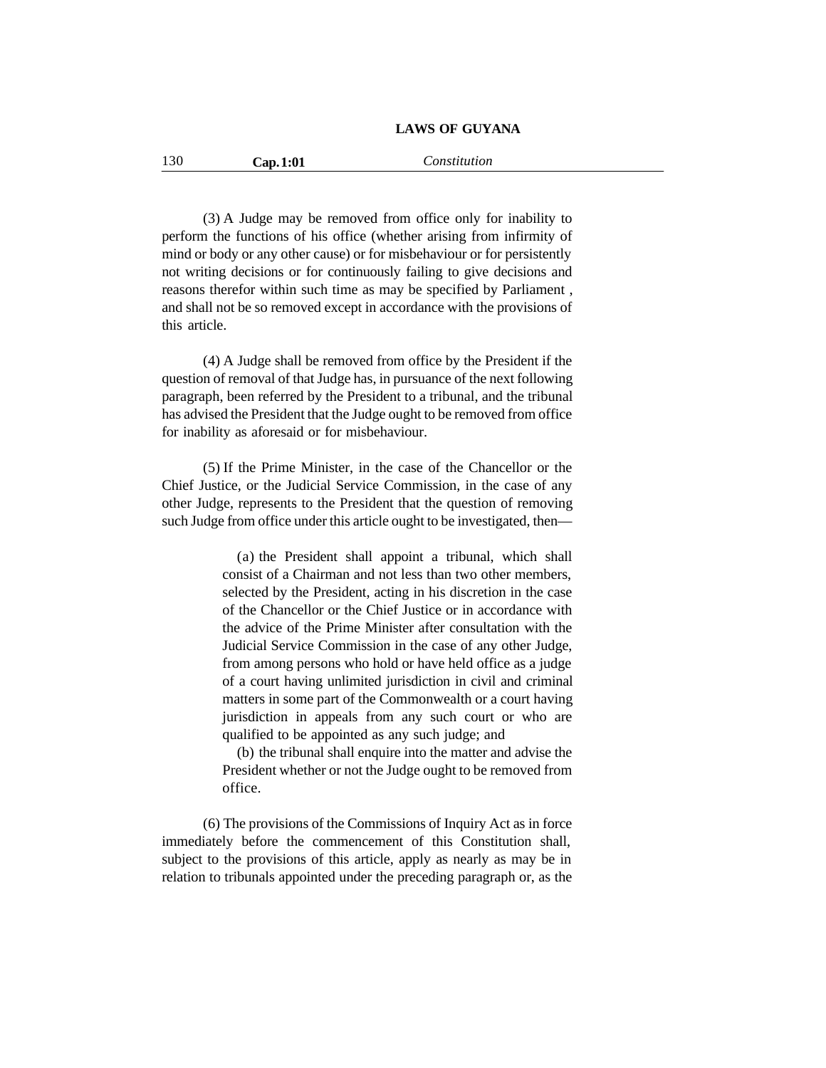(3) A Judge may be removed from office only for inability to perform the functions of his office (whether arising from infirmity of mind or body or any other cause) or for misbehaviour or for persistently not writing decisions or for continuously failing to give decisions and reasons therefor within such time as may be specified by Parliament , and shall not be so removed except in accordance with the provisions of this article.

(4) A Judge shall be removed from office by the President if the question of removal of that Judge has, in pursuance of the next following paragraph, been referred by the President to a tribunal, and the tribunal has advised the President that the Judge ought to be removed from office for inability as aforesaid or for misbehaviour.

(5) If the Prime Minister, in the case of the Chancellor or the Chief Justice, or the Judicial Service Commission, in the case of any other Judge, represents to the President that the question of removing such Judge from office under this article ought to be investigated, then—

> (a) the President shall appoint a tribunal, which shall consist of a Chairman and not less than two other members, selected by the President, acting in his discretion in the case of the Chancellor or the Chief Justice or in accordance with the advice of the Prime Minister after consultation with the Judicial Service Commission in the case of any other Judge, from among persons who hold or have held office as a judge of a court having unlimited jurisdiction in civil and criminal matters in some part of the Commonwealth or a court having jurisdiction in appeals from any such court or who are qualified to be appointed as any such judge; and
>
> (b) the tribunal shall enquire into the matter and advise the President whether or not the Judge ought to be removed from office.

(6) The provisions of the Commissions of Inquiry Act as in force immediately before the commencement of this Constitution shall, subject to the provisions of this article, apply as nearly as may be in relation to tribunals appointed under the preceding paragraph or, as the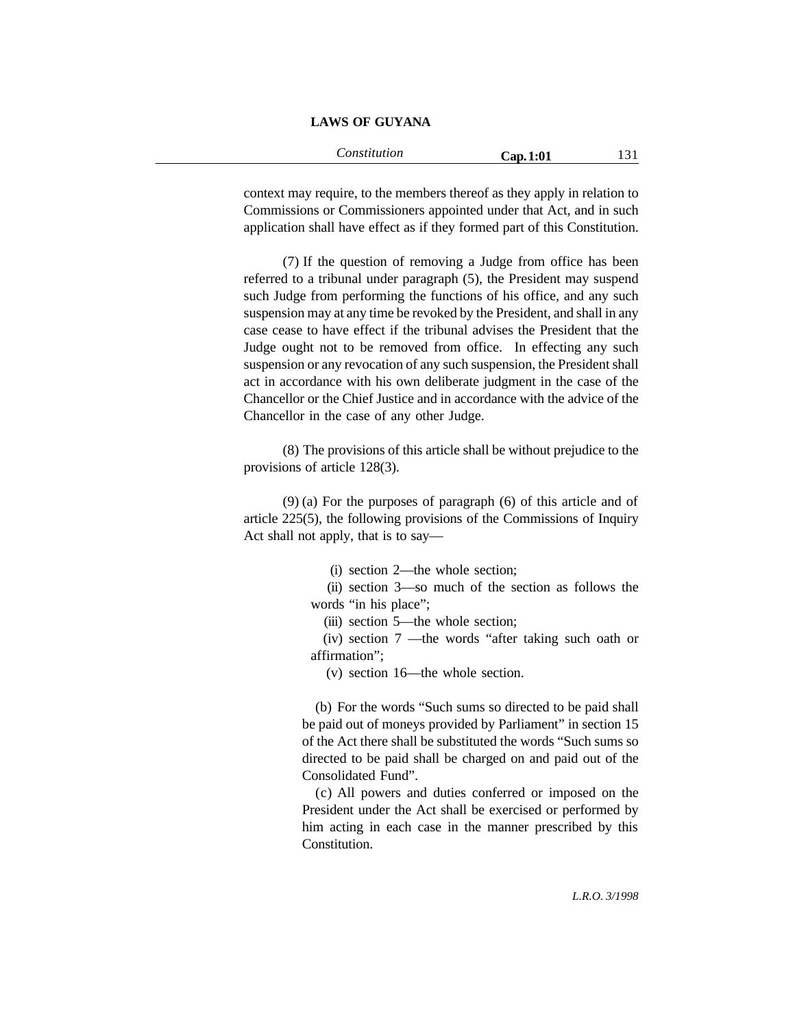context may require, to the members thereof as they apply in relation to Commissions or Commissioners appointed under that Act, and in such application shall have effect as if they formed part of this Constitution.

(7) If the question of removing a Judge from office has been referred to a tribunal under paragraph (5), the President may suspend such Judge from performing the functions of his office, and any such suspension may at any time be revoked by the President, and shall in any case cease to have effect if the tribunal advises the President that the Judge ought not to be removed from office. In effecting any such suspension or any revocation of any such suspension, the President shall act in accordance with his own deliberate judgment in the case of the Chancellor or the Chief Justice and in accordance with the advice of the Chancellor in the case of any other Judge.

(8) The provisions of this article shall be without prejudice to the provisions of article 128(3).

(9) (a) For the purposes of paragraph (6) of this article and of article 225(5), the following provisions of the Commissions of Inquiry Act shall not apply, that is to say—

(i) section 2—the whole section;

(ii) section 3—so much of the section as follows the words "in his place";

(iii) section 5—the whole section;

(iv) section 7 —the words "after taking such oath or affirmation";

(v) section 16—the whole section.

(b) For the words "Such sums so directed to be paid shall be paid out of moneys provided by Parliament" in section 15 of the Act there shall be substituted the words "Such sums so directed to be paid shall be charged on and paid out of the Consolidated Fund".

(c) All powers and duties conferred or imposed on the President under the Act shall be exercised or performed by him acting in each case in the manner prescribed by this Constitution.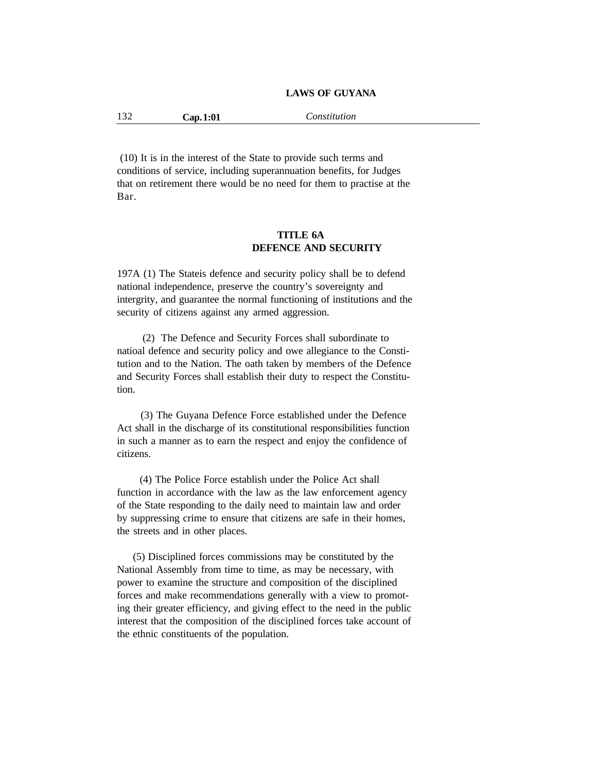(10) It is in the interest of the State to provide such terms and conditions of service, including superannuation benefits, for Judges that on retirement there would be no need for them to practise at the Bar.

## TITLE 6A
## DEFENCE AND SECURITY

197A (1) The Stateis defence and security policy shall be to defend national independence, preserve the country's sovereignty and intergrity, and guarantee the normal functioning of institutions and the security of citizens against any armed aggression.

(2) The Defence and Security Forces shall subordinate to natioal defence and security policy and owe allegiance to the Constitution and to the Nation. The oath taken by members of the Defence and Security Forces shall establish their duty to respect the Constitution.

(3) The Guyana Defence Force established under the Defence Act shall in the discharge of its constitutional responsibilities function in such a manner as to earn the respect and enjoy the confidence of citizens.

(4) The Police Force establish under the Police Act shall function in accordance with the law as the law enforcement agency of the State responding to the daily need to maintain law and order by suppressing crime to ensure that citizens are safe in their homes, the streets and in other places.

(5) Disciplined forces commissions may be constituted by the National Assembly from time to time, as may be necessary, with power to examine the structure and composition of the disciplined forces and make recommendations generally with a view to promoting their greater efficiency, and giving effect to the need in the public interest that the composition of the disciplined forces take account of the ethnic constituents of the population.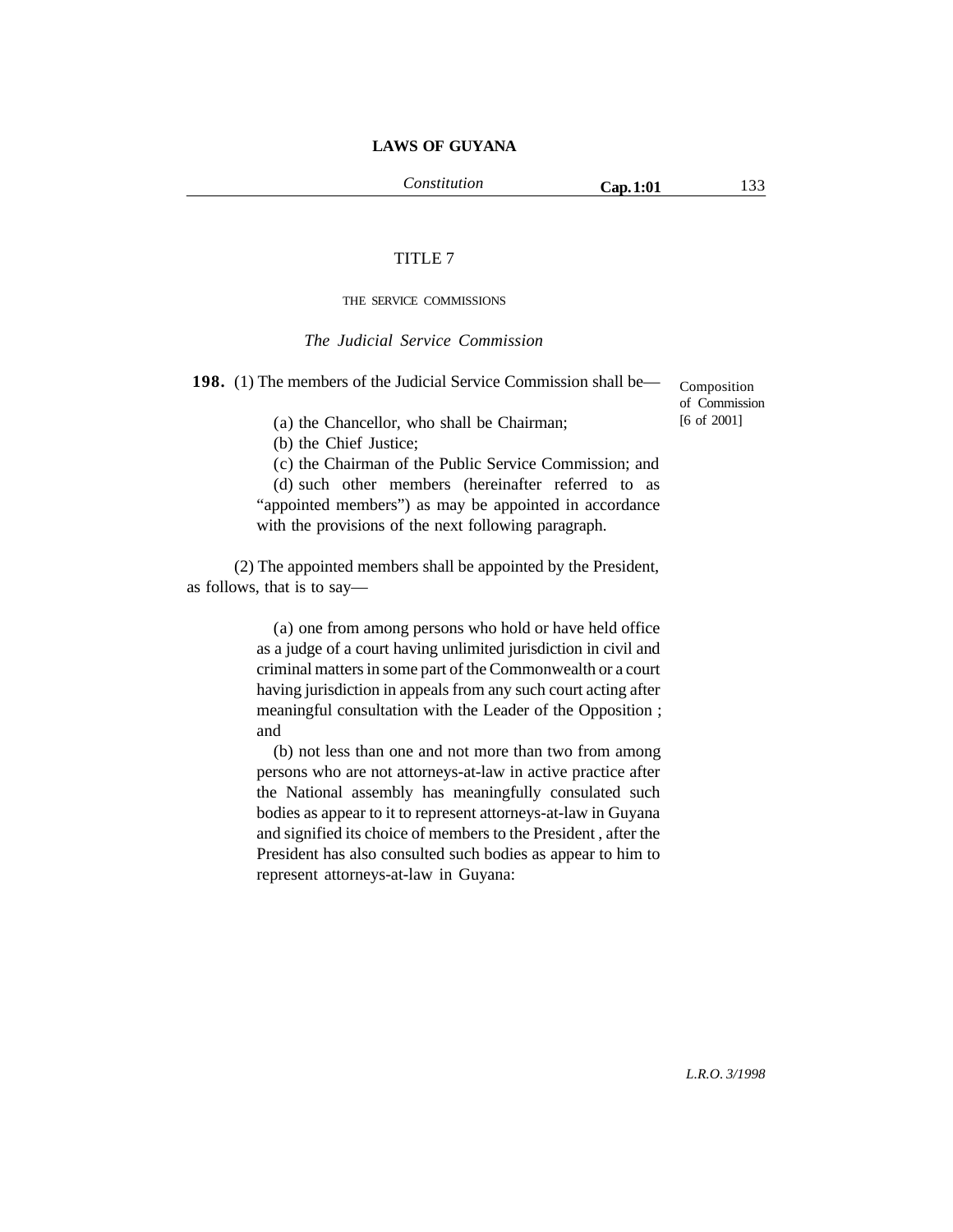TITLE 7

THE SERVICE COMMISSIONS

*The Judicial Service Commission*

**198.** (1) The members of the Judicial Service Commission shall be—

Composition of Commission [6 of 2001]

(a) the Chancellor, who shall be Chairman;

(b) the Chief Justice;

(c) the Chairman of the Public Service Commission; and

(d) such other members (hereinafter referred to as "appointed members") as may be appointed in accordance with the provisions of the next following paragraph.

(2) The appointed members shall be appointed by the President, as follows, that is to say—

(a) one from among persons who hold or have held office as a judge of a court having unlimited jurisdiction in civil and criminal matters in some part of the Commonwealth or a court having jurisdiction in appeals from any such court acting after meaningful consultation with the Leader of the Opposition ; and

(b) not less than one and not more than two from among persons who are not attorneys-at-law in active practice after the National assembly has meaningfully consulated such bodies as appear to it to represent attorneys-at-law in Guyana and signified its choice of members to the President , after the President has also consulted such bodies as appear to him to represent attorneys-at-law in Guyana: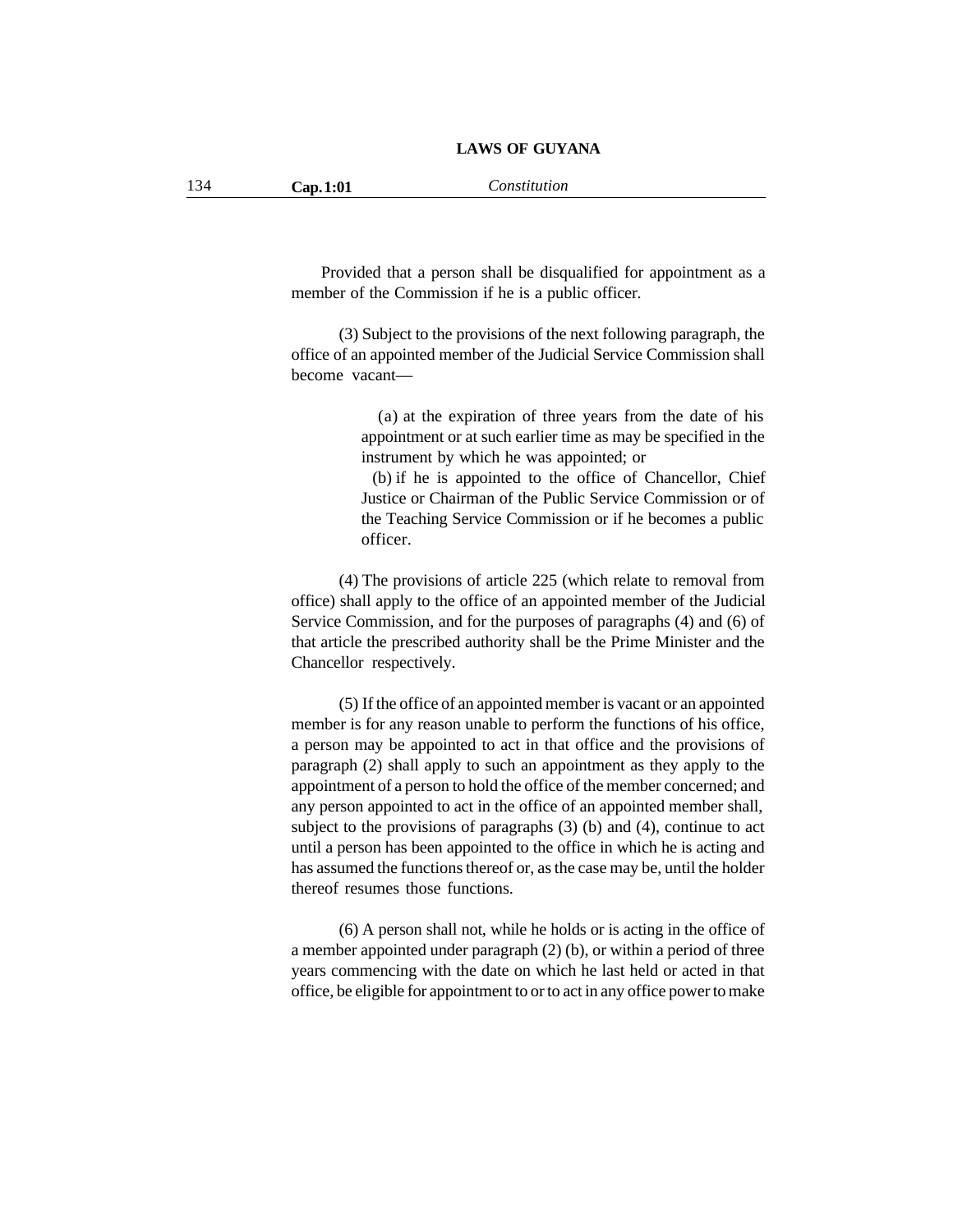Provided that a person shall be disqualified for appointment as a member of the Commission if he is a public officer.

(3) Subject to the provisions of the next following paragraph, the office of an appointed member of the Judicial Service Commission shall become vacant—

(a) at the expiration of three years from the date of his appointment or at such earlier time as may be specified in the instrument by which he was appointed; or

(b) if he is appointed to the office of Chancellor, Chief Justice or Chairman of the Public Service Commission or of the Teaching Service Commission or if he becomes a public officer.

(4) The provisions of article 225 (which relate to removal from office) shall apply to the office of an appointed member of the Judicial Service Commission, and for the purposes of paragraphs (4) and (6) of that article the prescribed authority shall be the Prime Minister and the Chancellor respectively.

(5) If the office of an appointed member is vacant or an appointed member is for any reason unable to perform the functions of his office, a person may be appointed to act in that office and the provisions of paragraph (2) shall apply to such an appointment as they apply to the appointment of a person to hold the office of the member concerned; and any person appointed to act in the office of an appointed member shall, subject to the provisions of paragraphs (3) (b) and (4), continue to act until a person has been appointed to the office in which he is acting and has assumed the functions thereof or, as the case may be, until the holder thereof resumes those functions.

(6) A person shall not, while he holds or is acting in the office of a member appointed under paragraph (2) (b), or within a period of three years commencing with the date on which he last held or acted in that office, be eligible for appointment to or to act in any office power to make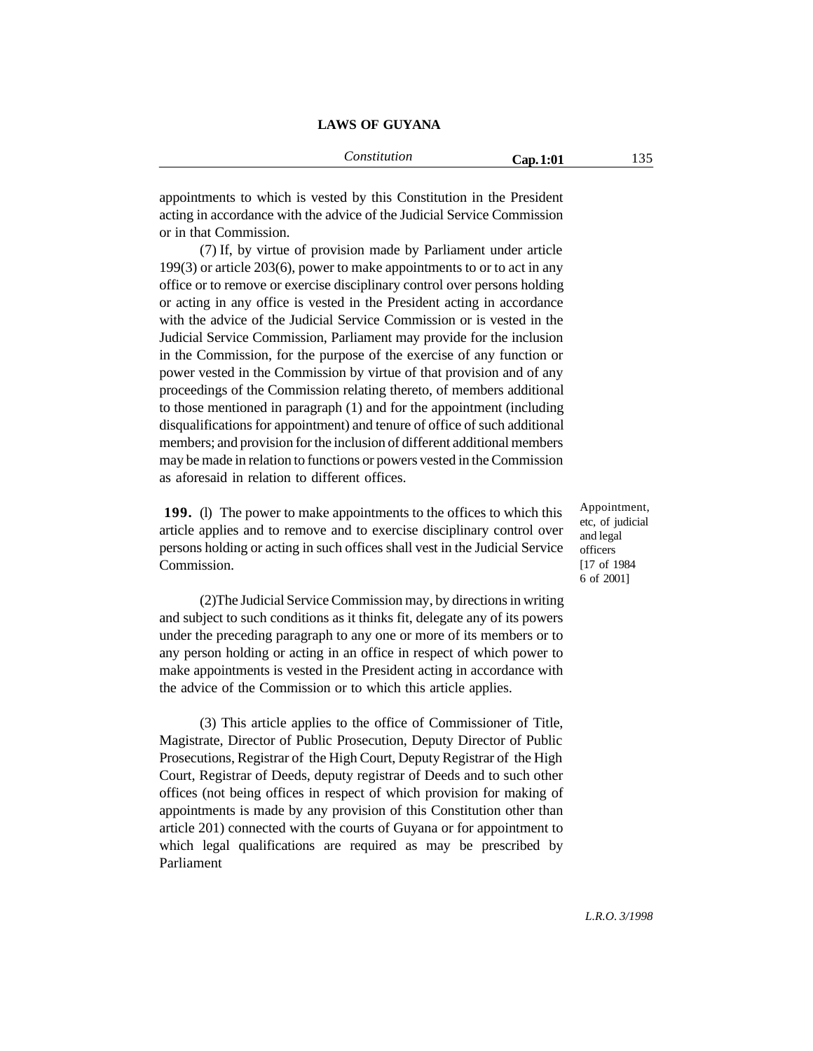appointments to which is vested by this Constitution in the President acting in accordance with the advice of the Judicial Service Commission or in that Commission.

(7) If, by virtue of provision made by Parliament under article 199(3) or article 203(6), power to make appointments to or to act in any office or to remove or exercise disciplinary control over persons holding or acting in any office is vested in the President acting in accordance with the advice of the Judicial Service Commission or is vested in the Judicial Service Commission, Parliament may provide for the inclusion in the Commission, for the purpose of the exercise of any function or power vested in the Commission by virtue of that provision and of any proceedings of the Commission relating thereto, of members additional to those mentioned in paragraph (1) and for the appointment (including disqualifications for appointment) and tenure of office of such additional members; and provision for the inclusion of different additional members may be made in relation to functions or powers vested in the Commission as aforesaid in relation to different offices.

Appointment, etc, of judicial and legal officers [17 of 1984 6 of 2001]

**199.** (l) The power to make appointments to the offices to which this article applies and to remove and to exercise disciplinary control over persons holding or acting in such offices shall vest in the Judicial Service Commission.

(2)The Judicial Service Commission may, by directions in writing and subject to such conditions as it thinks fit, delegate any of its powers under the preceding paragraph to any one or more of its members or to any person holding or acting in an office in respect of which power to make appointments is vested in the President acting in accordance with the advice of the Commission or to which this article applies.

(3) This article applies to the office of Commissioner of Title, Magistrate, Director of Public Prosecution, Deputy Director of Public Prosecutions, Registrar of the High Court, Deputy Registrar of the High Court, Registrar of Deeds, deputy registrar of Deeds and to such other offices (not being offices in respect of which provision for making of appointments is made by any provision of this Constitution other than article 201) connected with the courts of Guyana or for appointment to which legal qualifications are required as may be prescribed by Parliament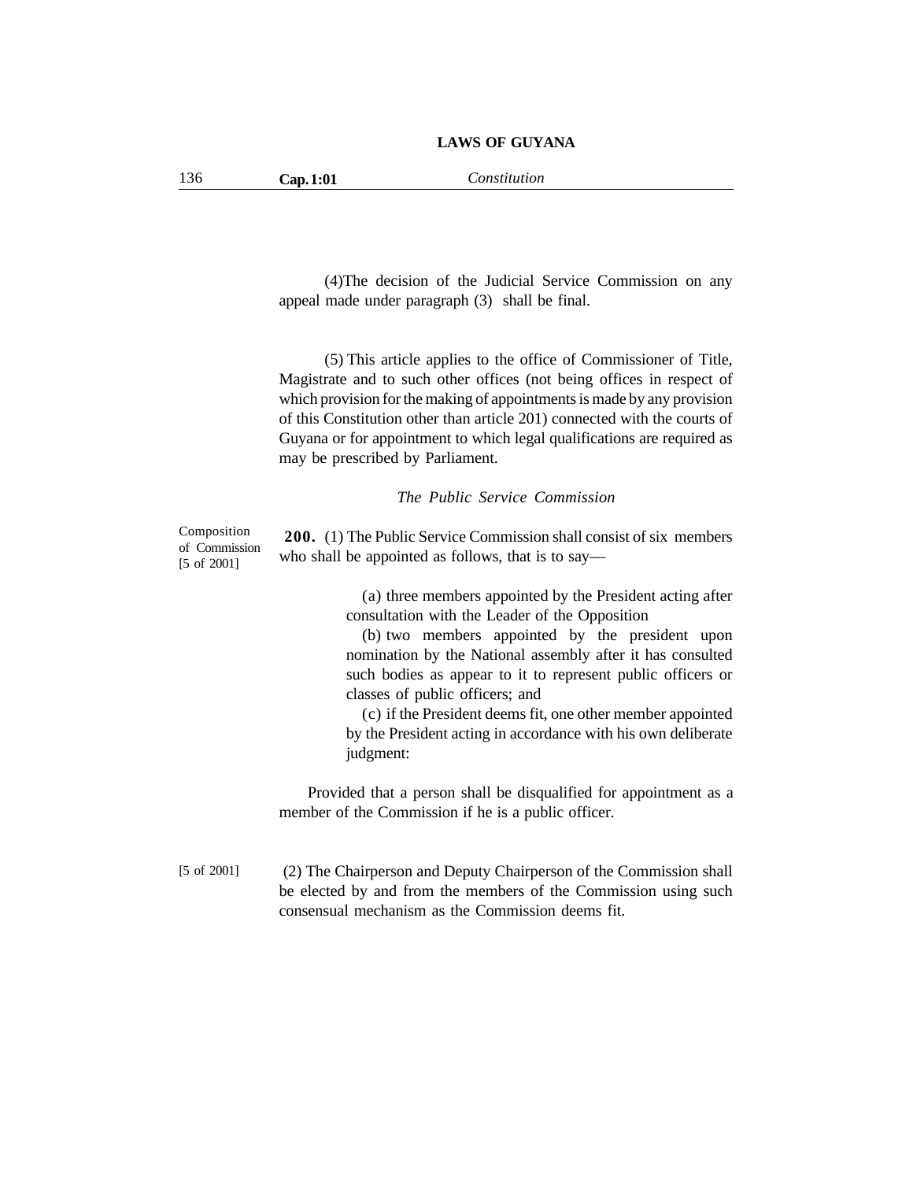(4)The decision of the Judicial Service Commission on any appeal made under paragraph (3) shall be final.

(5) This article applies to the office of Commissioner of Title, Magistrate and to such other offices (not being offices in respect of which provision for the making of appointments is made by any provision of this Constitution other than article 201) connected with the courts of Guyana or for appointment to which legal qualifications are required as may be prescribed by Parliament.

*The Public Service Commission*

Composition of Commission [5 of 2001]

**200.** (1) The Public Service Commission shall consist of six members who shall be appointed as follows, that is to say—

(a) three members appointed by the President acting after consultation with the Leader of the Opposition

(b) two members appointed by the president upon nomination by the National assembly after it has consulted such bodies as appear to it to represent public officers or classes of public officers; and

(c) if the President deems fit, one other member appointed by the President acting in accordance with his own deliberate judgment:

Provided that a person shall be disqualified for appointment as a member of the Commission if he is a public officer.

[5 of 2001]

(2) The Chairperson and Deputy Chairperson of the Commission shall be elected by and from the members of the Commission using such consensual mechanism as the Commission deems fit.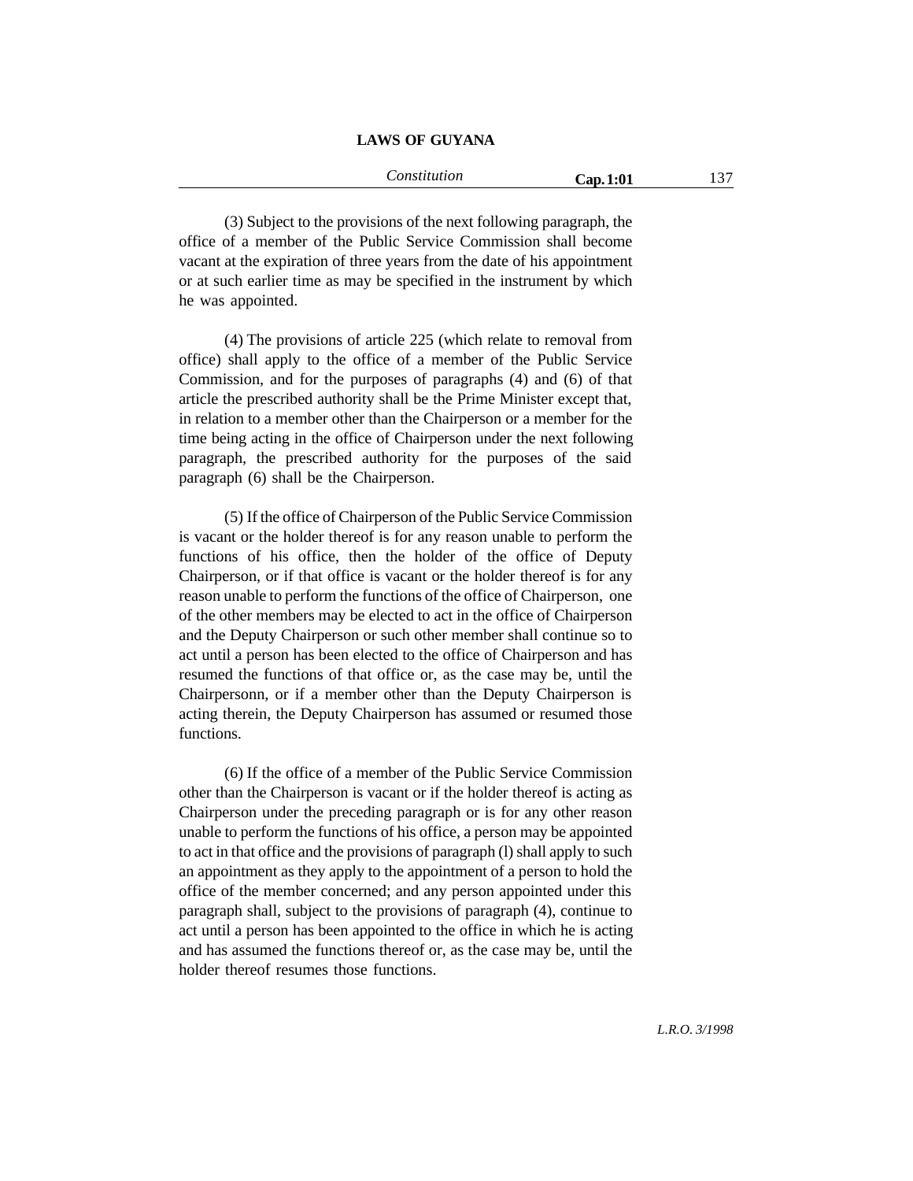(3) Subject to the provisions of the next following paragraph, the office of a member of the Public Service Commission shall become vacant at the expiration of three years from the date of his appointment or at such earlier time as may be specified in the instrument by which he was appointed.

(4) The provisions of article 225 (which relate to removal from office) shall apply to the office of a member of the Public Service Commission, and for the purposes of paragraphs (4) and (6) of that article the prescribed authority shall be the Prime Minister except that, in relation to a member other than the Chairperson or a member for the time being acting in the office of Chairperson under the next following paragraph, the prescribed authority for the purposes of the said paragraph (6) shall be the Chairperson.

(5) If the office of Chairperson of the Public Service Commission is vacant or the holder thereof is for any reason unable to perform the functions of his office, then the holder of the office of Deputy Chairperson, or if that office is vacant or the holder thereof is for any reason unable to perform the functions of the office of Chairperson, one of the other members may be elected to act in the office of Chairperson and the Deputy Chairperson or such other member shall continue so to act until a person has been elected to the office of Chairperson and has resumed the functions of that office or, as the case may be, until the Chairpersonn, or if a member other than the Deputy Chairperson is acting therein, the Deputy Chairperson has assumed or resumed those functions.

(6) If the office of a member of the Public Service Commission other than the Chairperson is vacant or if the holder thereof is acting as Chairperson under the preceding paragraph or is for any other reason unable to perform the functions of his office, a person may be appointed to act in that office and the provisions of paragraph (l) shall apply to such an appointment as they apply to the appointment of a person to hold the office of the member concerned; and any person appointed under this paragraph shall, subject to the provisions of paragraph (4), continue to act until a person has been appointed to the office in which he is acting and has assumed the functions thereof or, as the case may be, until the holder thereof resumes those functions.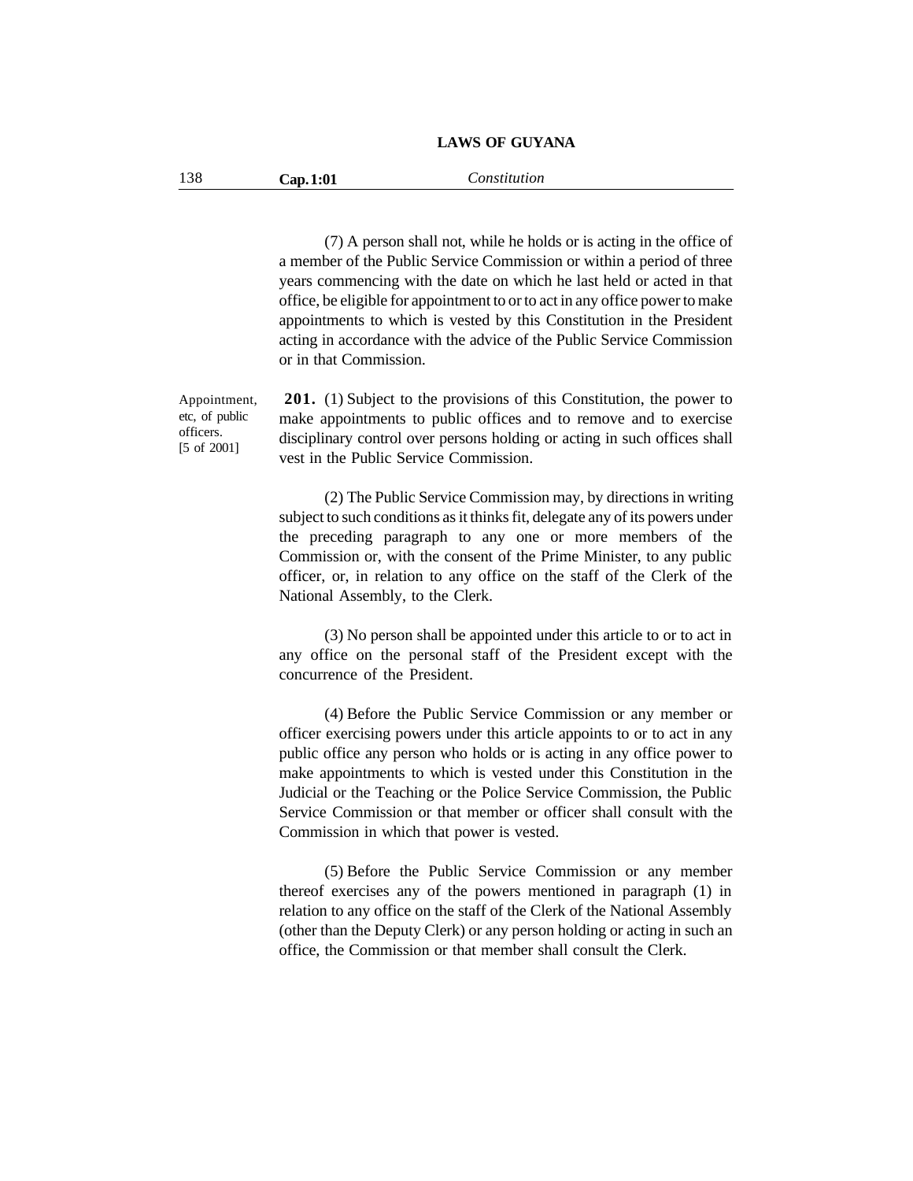(7) A person shall not, while he holds or is acting in the office of a member of the Public Service Commission or within a period of three years commencing with the date on which he last held or acted in that office, be eligible for appointment to or to act in any office power to make appointments to which is vested by this Constitution in the President acting in accordance with the advice of the Public Service Commission or in that Commission.

Appointment, etc, of public officers.
[5 of 2001]

**201.** (1) Subject to the provisions of this Constitution, the power to make appointments to public offices and to remove and to exercise disciplinary control over persons holding or acting in such offices shall vest in the Public Service Commission.

(2) The Public Service Commission may, by directions in writing subject to such conditions as it thinks fit, delegate any of its powers under the preceding paragraph to any one or more members of the Commission or, with the consent of the Prime Minister, to any public officer, or, in relation to any office on the staff of the Clerk of the National Assembly, to the Clerk.

(3) No person shall be appointed under this article to or to act in any office on the personal staff of the President except with the concurrence of the President.

(4) Before the Public Service Commission or any member or officer exercising powers under this article appoints to or to act in any public office any person who holds or is acting in any office power to make appointments to which is vested under this Constitution in the Judicial or the Teaching or the Police Service Commission, the Public Service Commission or that member or officer shall consult with the Commission in which that power is vested.

(5) Before the Public Service Commission or any member thereof exercises any of the powers mentioned in paragraph (1) in relation to any office on the staff of the Clerk of the National Assembly (other than the Deputy Clerk) or any person holding or acting in such an office, the Commission or that member shall consult the Clerk.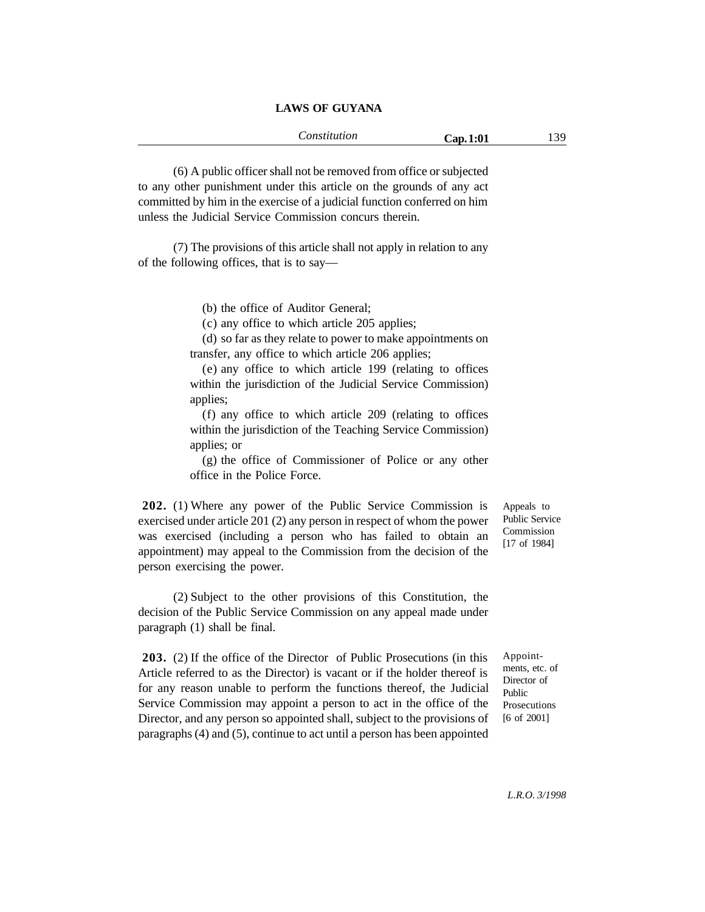(6) A public officer shall not be removed from office or subjected to any other punishment under this article on the grounds of any act committed by him in the exercise of a judicial function conferred on him unless the Judicial Service Commission concurs therein.

(7) The provisions of this article shall not apply in relation to any of the following offices, that is to say—

(b) the office of Auditor General;

(c) any office to which article 205 applies;

(d) so far as they relate to power to make appointments on transfer, any office to which article 206 applies;

(e) any office to which article 199 (relating to offices within the jurisdiction of the Judicial Service Commission) applies;

(f) any office to which article 209 (relating to offices within the jurisdiction of the Teaching Service Commission) applies; or

(g) the office of Commissioner of Police or any other office in the Police Force.

Appeals to Public Service Commission [17 of 1984]

**202.** (1) Where any power of the Public Service Commission is exercised under article 201 (2) any person in respect of whom the power was exercised (including a person who has failed to obtain an appointment) may appeal to the Commission from the decision of the person exercising the power.

(2) Subject to the other provisions of this Constitution, the decision of the Public Service Commission on any appeal made under paragraph (1) shall be final.

Appointments, etc. of Director of Public Prosecutions [6 of 2001]

**203.** (2) If the office of the Director of Public Prosecutions (in this Article referred to as the Director) is vacant or if the holder thereof is for any reason unable to perform the functions thereof, the Judicial Service Commission may appoint a person to act in the office of the Director, and any person so appointed shall, subject to the provisions of paragraphs (4) and (5), continue to act until a person has been appointed

*L.R.O. 3/1998*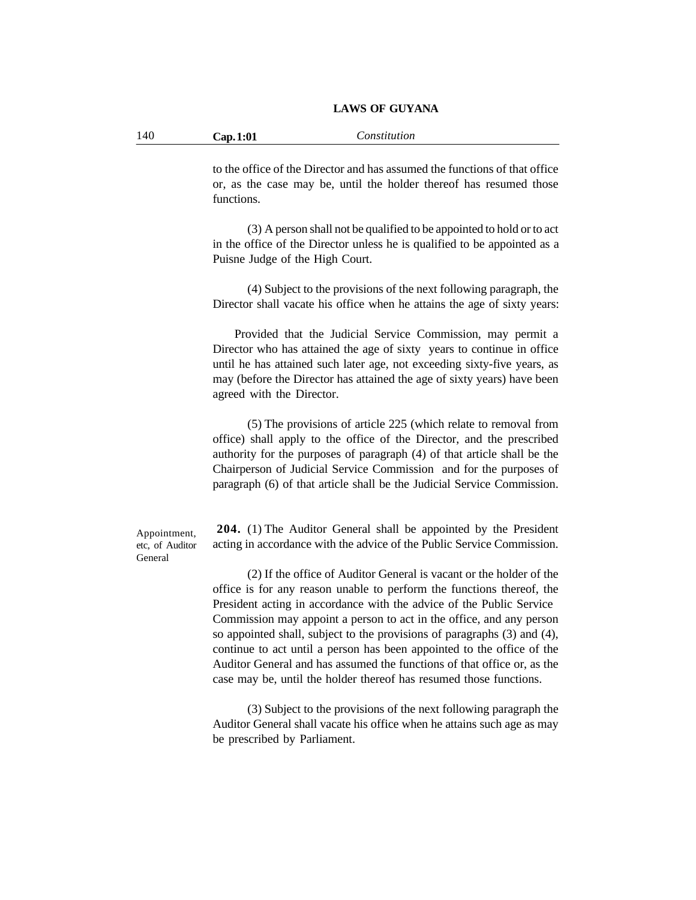to the office of the Director and has assumed the functions of that office or, as the case may be, until the holder thereof has resumed those functions.

(3) A person shall not be qualified to be appointed to hold or to act in the office of the Director unless he is qualified to be appointed as a Puisne Judge of the High Court.

(4) Subject to the provisions of the next following paragraph, the Director shall vacate his office when he attains the age of sixty years:

Provided that the Judicial Service Commission, may permit a Director who has attained the age of sixty years to continue in office until he has attained such later age, not exceeding sixty-five years, as may (before the Director has attained the age of sixty years) have been agreed with the Director.

(5) The provisions of article 225 (which relate to removal from office) shall apply to the office of the Director, and the prescribed authority for the purposes of paragraph (4) of that article shall be the Chairperson of Judicial Service Commission and for the purposes of paragraph (6) of that article shall be the Judicial Service Commission.

Appointment, etc, of Auditor General

**204.** (1) The Auditor General shall be appointed by the President acting in accordance with the advice of the Public Service Commission.

(2) If the office of Auditor General is vacant or the holder of the office is for any reason unable to perform the functions thereof, the President acting in accordance with the advice of the Public Service Commission may appoint a person to act in the office, and any person so appointed shall, subject to the provisions of paragraphs (3) and (4), continue to act until a person has been appointed to the office of the Auditor General and has assumed the functions of that office or, as the case may be, until the holder thereof has resumed those functions.

(3) Subject to the provisions of the next following paragraph the Auditor General shall vacate his office when he attains such age as may be prescribed by Parliament.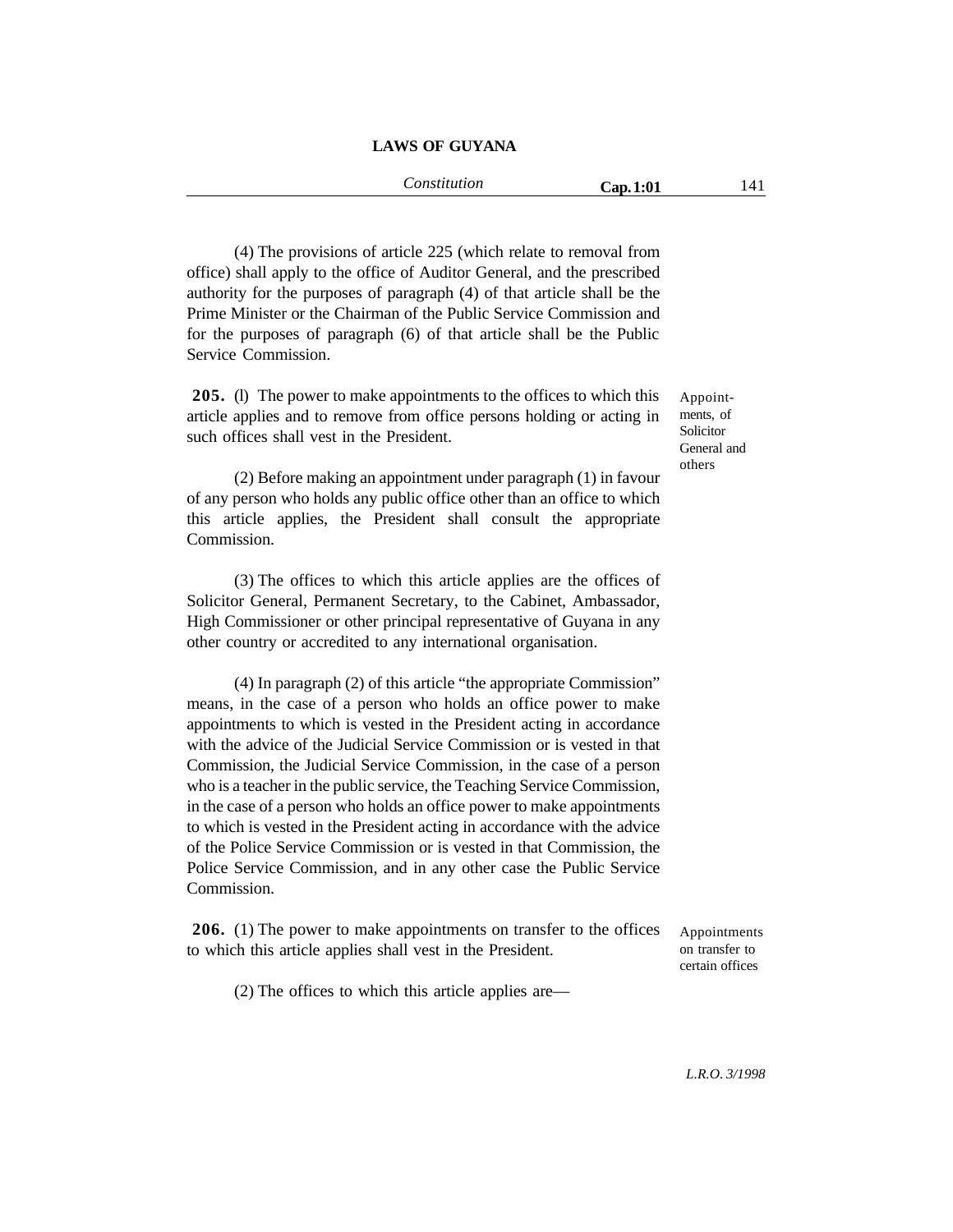(4) The provisions of article 225 (which relate to removal from office) shall apply to the office of Auditor General, and the prescribed authority for the purposes of paragraph (4) of that article shall be the Prime Minister or the Chairman of the Public Service Commission and for the purposes of paragraph (6) of that article shall be the Public Service Commission.

*Appointments, of Solicitor General and others*

**205.** (l) The power to make appointments to the offices to which this article applies and to remove from office persons holding or acting in such offices shall vest in the President.

(2) Before making an appointment under paragraph (1) in favour of any person who holds any public office other than an office to which this article applies, the President shall consult the appropriate Commission.

(3) The offices to which this article applies are the offices of Solicitor General, Permanent Secretary, to the Cabinet, Ambassador, High Commissioner or other principal representative of Guyana in any other country or accredited to any international organisation.

(4) In paragraph (2) of this article "the appropriate Commission" means, in the case of a person who holds an office power to make appointments to which is vested in the President acting in accordance with the advice of the Judicial Service Commission or is vested in that Commission, the Judicial Service Commission, in the case of a person who is a teacher in the public service, the Teaching Service Commission, in the case of a person who holds an office power to make appointments to which is vested in the President acting in accordance with the advice of the Police Service Commission or is vested in that Commission, the Police Service Commission, and in any other case the Public Service Commission.

*Appointments on transfer to certain offices*

**206.** (1) The power to make appointments on transfer to the offices to which this article applies shall vest in the President.

(2) The offices to which this article applies are—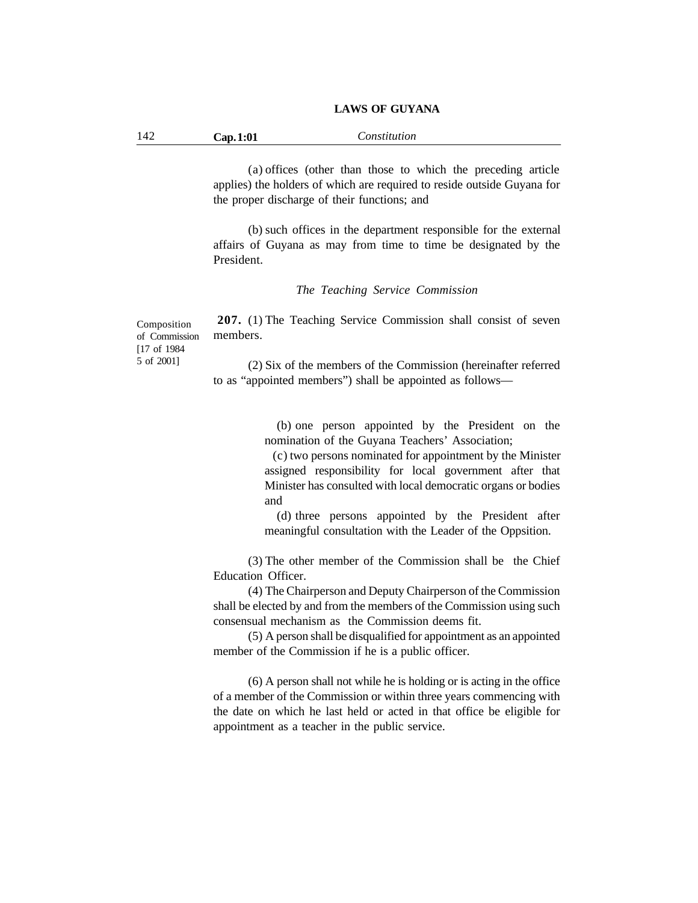(a) offices (other than those to which the preceding article applies) the holders of which are required to reside outside Guyana for the proper discharge of their functions; and

(b) such offices in the department responsible for the external affairs of Guyana as may from time to time be designated by the President.

*The Teaching Service Commission*

Composition of Commission [17 of 1984 5 of 2001]

**207.** (1) The Teaching Service Commission shall consist of seven members.

(2) Six of the members of the Commission (hereinafter referred to as "appointed members") shall be appointed as follows—

(b) one person appointed by the President on the nomination of the Guyana Teachers' Association;

(c) two persons nominated for appointment by the Minister assigned responsibility for local government after that Minister has consulted with local democratic organs or bodies and

(d) three persons appointed by the President after meaningful consultation with the Leader of the Oppsition.

(3) The other member of the Commission shall be the Chief Education Officer.

(4) The Chairperson and Deputy Chairperson of the Commission shall be elected by and from the members of the Commission using such consensual mechanism as the Commission deems fit.

(5) A person shall be disqualified for appointment as an appointed member of the Commission if he is a public officer.

(6) A person shall not while he is holding or is acting in the office of a member of the Commission or within three years commencing with the date on which he last held or acted in that office be eligible for appointment as a teacher in the public service.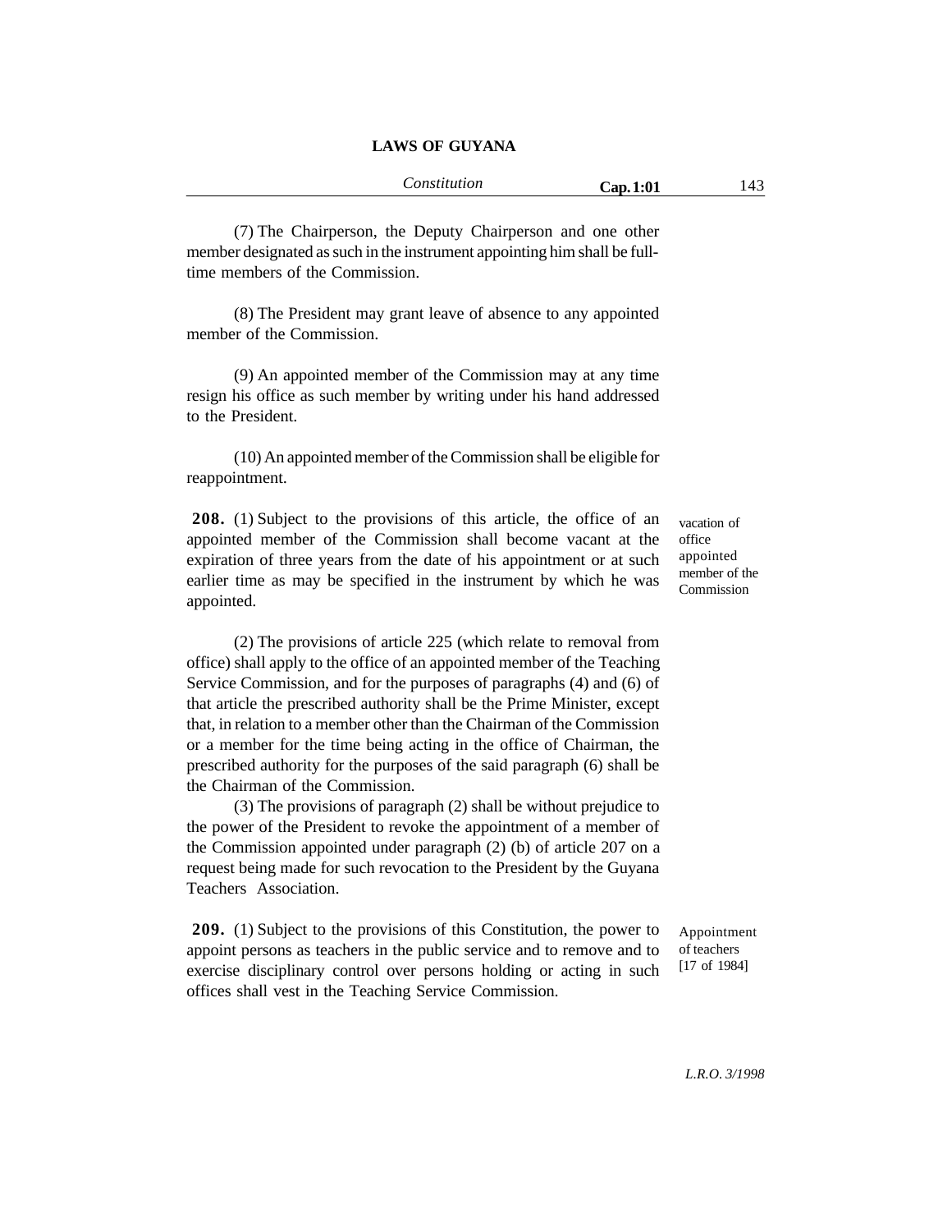(7) The Chairperson, the Deputy Chairperson and one other member designated as such in the instrument appointing him shall be full-time members of the Commission.

(8) The President may grant leave of absence to any appointed member of the Commission.

(9) An appointed member of the Commission may at any time resign his office as such member by writing under his hand addressed to the President.

(10) An appointed member of the Commission shall be eligible for reappointment.

vacation of office appointed member of the Commission

**208.** (1) Subject to the provisions of this article, the office of an appointed member of the Commission shall become vacant at the expiration of three years from the date of his appointment or at such earlier time as may be specified in the instrument by which he was appointed.

(2) The provisions of article 225 (which relate to removal from office) shall apply to the office of an appointed member of the Teaching Service Commission, and for the purposes of paragraphs (4) and (6) of that article the prescribed authority shall be the Prime Minister, except that, in relation to a member other than the Chairman of the Commission or a member for the time being acting in the office of Chairman, the prescribed authority for the purposes of the said paragraph (6) shall be the Chairman of the Commission.

(3) The provisions of paragraph (2) shall be without prejudice to the power of the President to revoke the appointment of a member of the Commission appointed under paragraph (2) (b) of article 207 on a request being made for such revocation to the President by the Guyana Teachers Association.

Appointment of teachers [17 of 1984]

**209.** (1) Subject to the provisions of this Constitution, the power to appoint persons as teachers in the public service and to remove and to exercise disciplinary control over persons holding or acting in such offices shall vest in the Teaching Service Commission.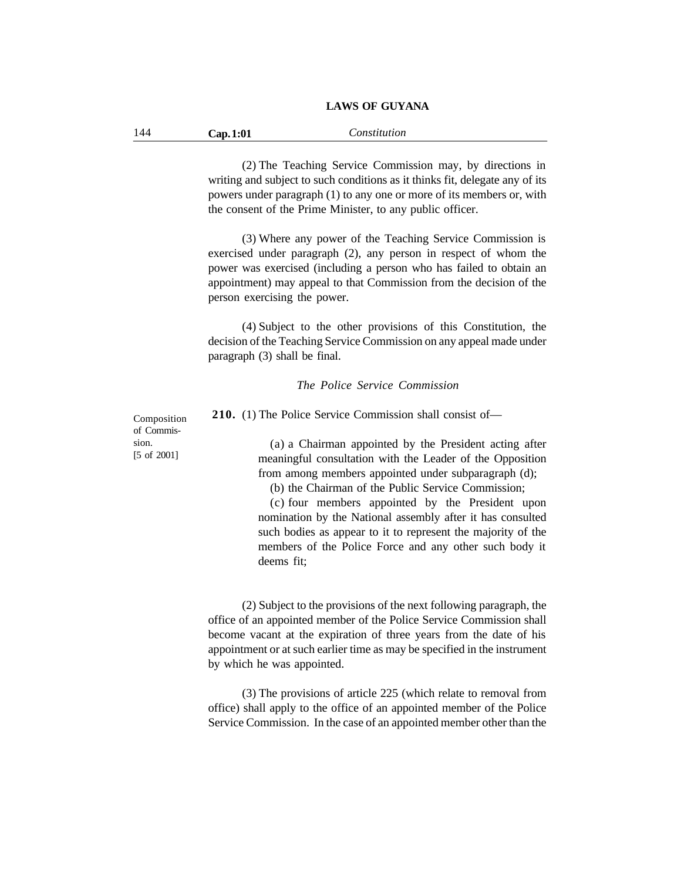(2) The Teaching Service Commission may, by directions in writing and subject to such conditions as it thinks fit, delegate any of its powers under paragraph (1) to any one or more of its members or, with the consent of the Prime Minister, to any public officer.

(3) Where any power of the Teaching Service Commission is exercised under paragraph (2), any person in respect of whom the power was exercised (including a person who has failed to obtain an appointment) may appeal to that Commission from the decision of the person exercising the power.

(4) Subject to the other provisions of this Constitution, the decision of the Teaching Service Commission on any appeal made under paragraph (3) shall be final.

### *The Police Service Commission*

Composition of Commission. [5 of 2001]

**210.** (1) The Police Service Commission shall consist of—

(a) a Chairman appointed by the President acting after meaningful consultation with the Leader of the Opposition from among members appointed under subparagraph (d);

(b) the Chairman of the Public Service Commission;

(c) four members appointed by the President upon nomination by the National assembly after it has consulted such bodies as appear to it to represent the majority of the members of the Police Force and any other such body it deems fit;

(2) Subject to the provisions of the next following paragraph, the office of an appointed member of the Police Service Commission shall become vacant at the expiration of three years from the date of his appointment or at such earlier time as may be specified in the instrument by which he was appointed.

(3) The provisions of article 225 (which relate to removal from office) shall apply to the office of an appointed member of the Police Service Commission. In the case of an appointed member other than the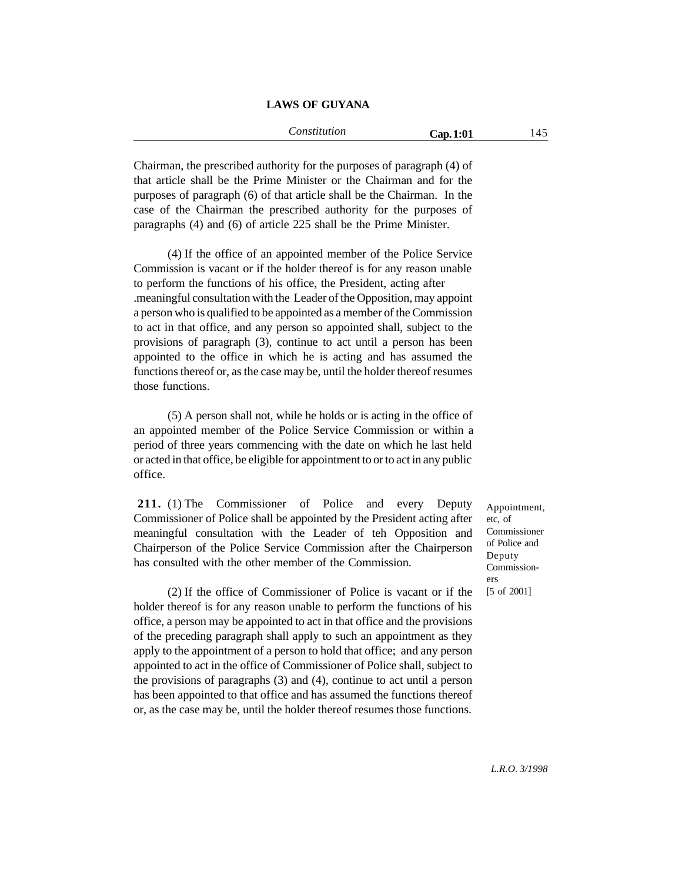Chairman, the prescribed authority for the purposes of paragraph (4) of that article shall be the Prime Minister or the Chairman and for the purposes of paragraph (6) of that article shall be the Chairman. In the case of the Chairman the prescribed authority for the purposes of paragraphs (4) and (6) of article 225 shall be the Prime Minister.

(4) If the office of an appointed member of the Police Service Commission is vacant or if the holder thereof is for any reason unable to perform the functions of his office, the President, acting after .meaningful consultation with the Leader of the Opposition, may appoint a person who is qualified to be appointed as a member of the Commission to act in that office, and any person so appointed shall, subject to the provisions of paragraph (3), continue to act until a person has been appointed to the office in which he is acting and has assumed the functions thereof or, as the case may be, until the holder thereof resumes those functions.

(5) A person shall not, while he holds or is acting in the office of an appointed member of the Police Service Commission or within a period of three years commencing with the date on which he last held or acted in that office, be eligible for appointment to or to act in any public office.

Appointment, etc, of Commissioner of Police and Deputy Commissioners [5 of 2001]

**211.** (1) The Commissioner of Police and every Deputy Commissioner of Police shall be appointed by the President acting after meaningful consultation with the Leader of teh Opposition and Chairperson of the Police Service Commission after the Chairperson has consulted with the other member of the Commission.

(2) If the office of Commissioner of Police is vacant or if the holder thereof is for any reason unable to perform the functions of his office, a person may be appointed to act in that office and the provisions of the preceding paragraph shall apply to such an appointment as they apply to the appointment of a person to hold that office; and any person appointed to act in the office of Commissioner of Police shall, subject to the provisions of paragraphs (3) and (4), continue to act until a person has been appointed to that office and has assumed the functions thereof or, as the case may be, until the holder thereof resumes those functions.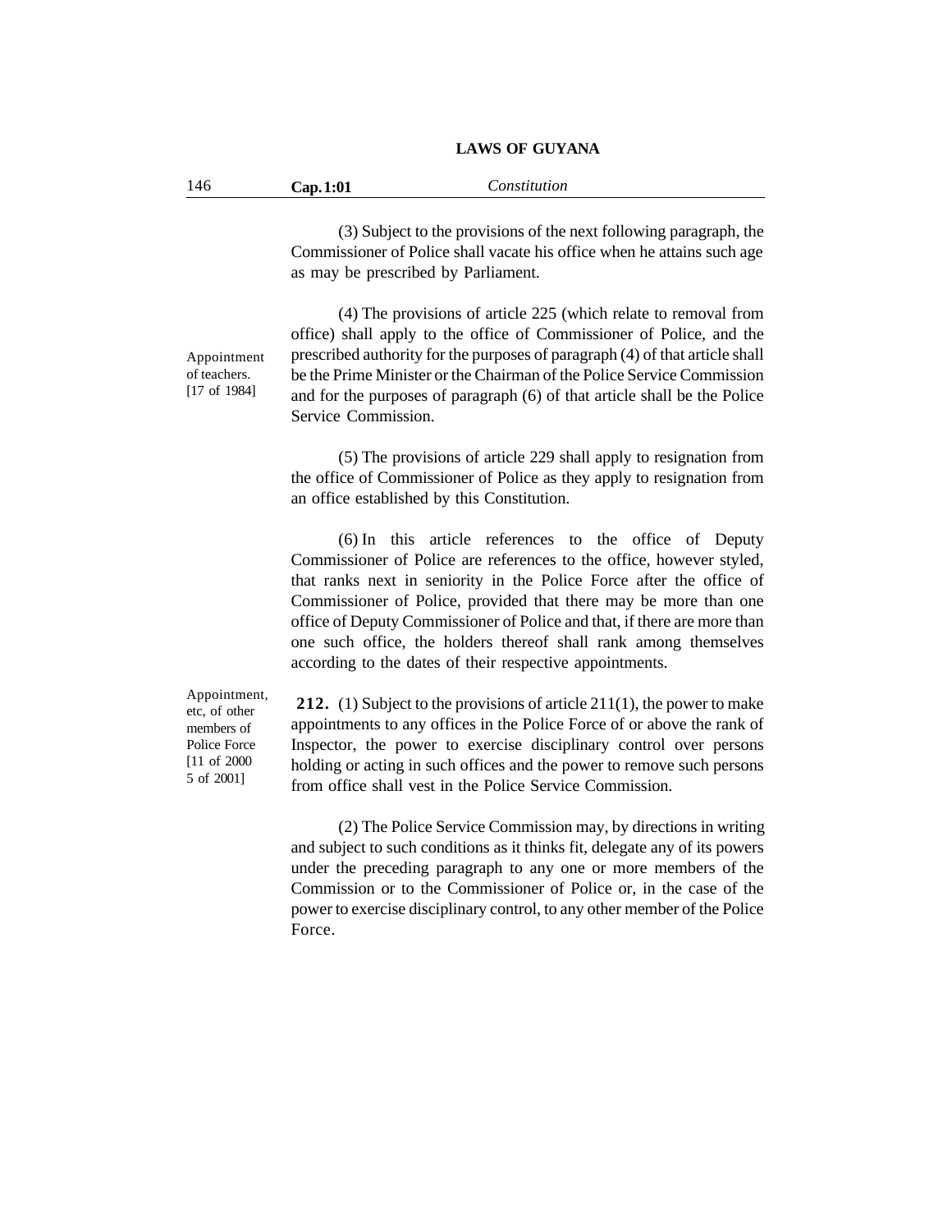(3) Subject to the provisions of the next following paragraph, the Commissioner of Police shall vacate his office when he attains such age as may be prescribed by Parliament.

(4) The provisions of article 225 (which relate to removal from office) shall apply to the office of Commissioner of Police, and the prescribed authority for the purposes of paragraph (4) of that article shall be the Prime Minister or the Chairman of the Police Service Commission and for the purposes of paragraph (6) of that article shall be the Police Service Commission.

Appointment of teachers. [17 of 1984]

(5) The provisions of article 229 shall apply to resignation from the office of Commissioner of Police as they apply to resignation from an office established by this Constitution.

(6) In this article references to the office of Deputy Commissioner of Police are references to the office, however styled, that ranks next in seniority in the Police Force after the office of Commissioner of Police, provided that there may be more than one office of Deputy Commissioner of Police and that, if there are more than one such office, the holders thereof shall rank among themselves according to the dates of their respective appointments.

Appointment, etc, of other members of Police Force [11 of 2000 5 of 2001]

**212.** (1) Subject to the provisions of article 211(1), the power to make appointments to any offices in the Police Force of or above the rank of Inspector, the power to exercise disciplinary control over persons holding or acting in such offices and the power to remove such persons from office shall vest in the Police Service Commission.

(2) The Police Service Commission may, by directions in writing and subject to such conditions as it thinks fit, delegate any of its powers under the preceding paragraph to any one or more members of the Commission or to the Commissioner of Police or, in the case of the power to exercise disciplinary control, to any other member of the Police Force.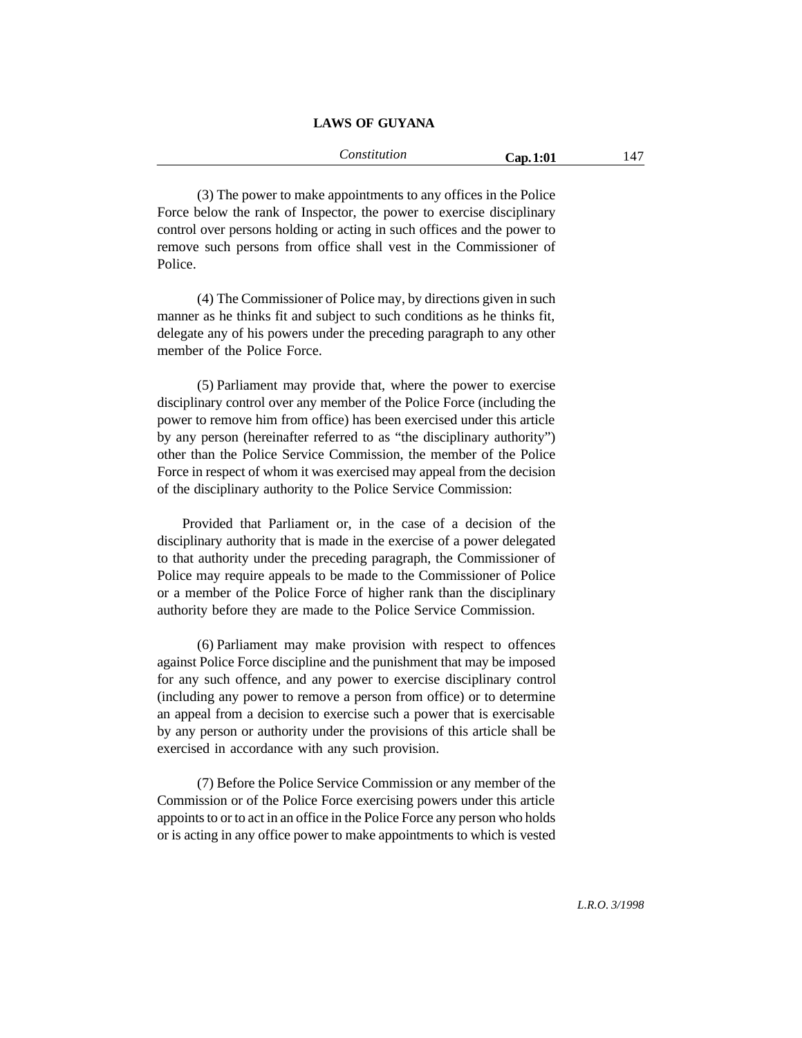(3) The power to make appointments to any offices in the Police Force below the rank of Inspector, the power to exercise disciplinary control over persons holding or acting in such offices and the power to remove such persons from office shall vest in the Commissioner of Police.

(4) The Commissioner of Police may, by directions given in such manner as he thinks fit and subject to such conditions as he thinks fit, delegate any of his powers under the preceding paragraph to any other member of the Police Force.

(5) Parliament may provide that, where the power to exercise disciplinary control over any member of the Police Force (including the power to remove him from office) has been exercised under this article by any person (hereinafter referred to as "the disciplinary authority") other than the Police Service Commission, the member of the Police Force in respect of whom it was exercised may appeal from the decision of the disciplinary authority to the Police Service Commission:

Provided that Parliament or, in the case of a decision of the disciplinary authority that is made in the exercise of a power delegated to that authority under the preceding paragraph, the Commissioner of Police may require appeals to be made to the Commissioner of Police or a member of the Police Force of higher rank than the disciplinary authority before they are made to the Police Service Commission.

(6) Parliament may make provision with respect to offences against Police Force discipline and the punishment that may be imposed for any such offence, and any power to exercise disciplinary control (including any power to remove a person from office) or to determine an appeal from a decision to exercise such a power that is exercisable by any person or authority under the provisions of this article shall be exercised in accordance with any such provision.

(7) Before the Police Service Commission or any member of the Commission or of the Police Force exercising powers under this article appoints to or to act in an office in the Police Force any person who holds or is acting in any office power to make appointments to which is vested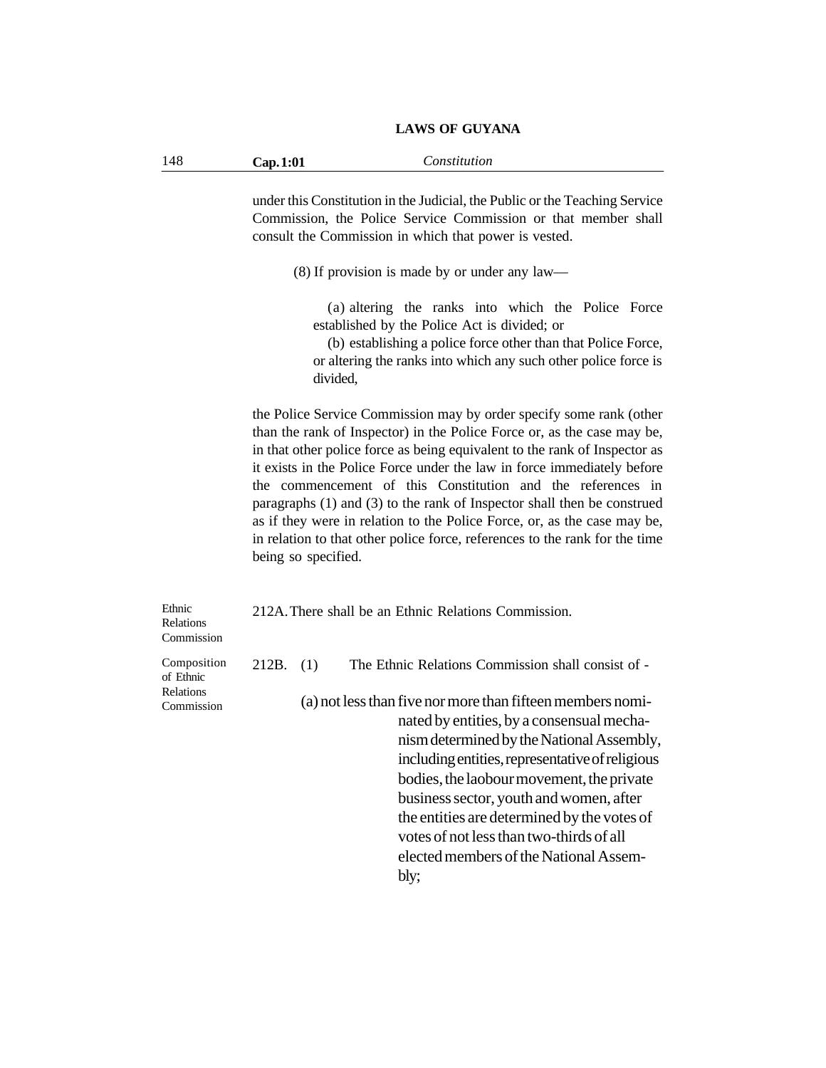under this Constitution in the Judicial, the Public or the Teaching Service Commission, the Police Service Commission or that member shall consult the Commission in which that power is vested.

(8) If provision is made by or under any law—

(a) altering the ranks into which the Police Force established by the Police Act is divided; or

(b) establishing a police force other than that Police Force, or altering the ranks into which any such other police force is divided,

the Police Service Commission may by order specify some rank (other than the rank of Inspector) in the Police Force or, as the case may be, in that other police force as being equivalent to the rank of Inspector as it exists in the Police Force under the law in force immediately before the commencement of this Constitution and the references in paragraphs (1) and (3) to the rank of Inspector shall then be construed as if they were in relation to the Police Force, or, as the case may be, in relation to that other police force, references to the rank for the time being so specified.

Ethnic Relations Commission

212A. There shall be an Ethnic Relations Commission.

Composition of Ethnic Relations Commission

212B. (1) The Ethnic Relations Commission shall consist of -

(a) not less than five nor more than fifteen members nominated by entities, by a consensual mechanism determined by the National Assembly, including entities, representative of religious bodies, the laobour movement, the private business sector, youth and women, after the entities are determined by the votes of votes of not less than two-thirds of all elected members of the National Assembly;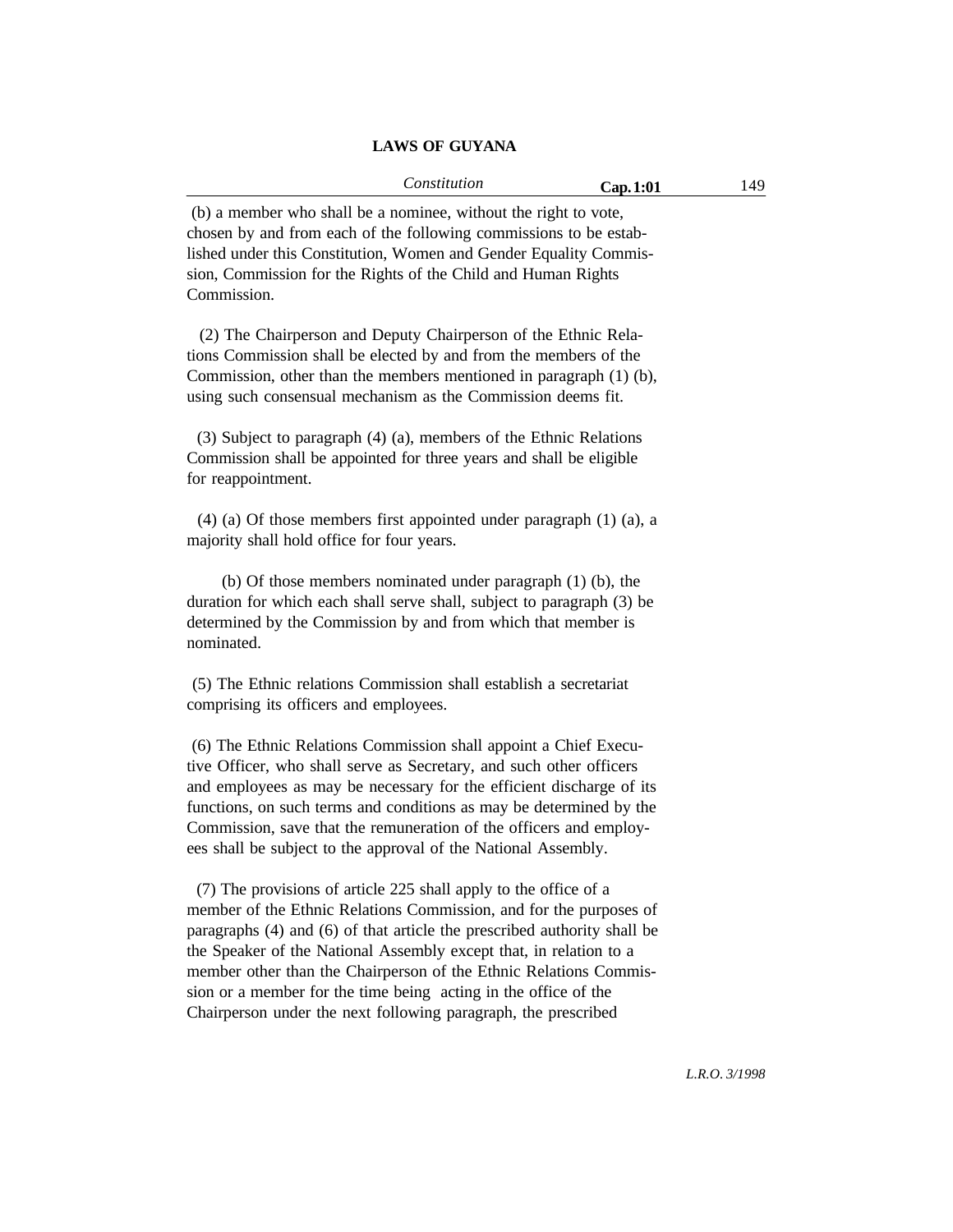(b) a member who shall be a nominee, without the right to vote, chosen by and from each of the following commissions to be established under this Constitution, Women and Gender Equality Commission, Commission for the Rights of the Child and Human Rights Commission.

(2) The Chairperson and Deputy Chairperson of the Ethnic Relations Commission shall be elected by and from the members of the Commission, other than the members mentioned in paragraph (1) (b), using such consensual mechanism as the Commission deems fit.

(3) Subject to paragraph (4) (a), members of the Ethnic Relations Commission shall be appointed for three years and shall be eligible for reappointment.

(4) (a) Of those members first appointed under paragraph (1) (a), a majority shall hold office for four years.

(b) Of those members nominated under paragraph (1) (b), the duration for which each shall serve shall, subject to paragraph (3) be determined by the Commission by and from which that member is nominated.

(5) The Ethnic relations Commission shall establish a secretariat comprising its officers and employees.

(6) The Ethnic Relations Commission shall appoint a Chief Executive Officer, who shall serve as Secretary, and such other officers and employees as may be necessary for the efficient discharge of its functions, on such terms and conditions as may be determined by the Commission, save that the remuneration of the officers and employees shall be subject to the approval of the National Assembly.

(7) The provisions of article 225 shall apply to the office of a member of the Ethnic Relations Commission, and for the purposes of paragraphs (4) and (6) of that article the prescribed authority shall be the Speaker of the National Assembly except that, in relation to a member other than the Chairperson of the Ethnic Relations Commission or a member for the time being acting in the office of the Chairperson under the next following paragraph, the prescribed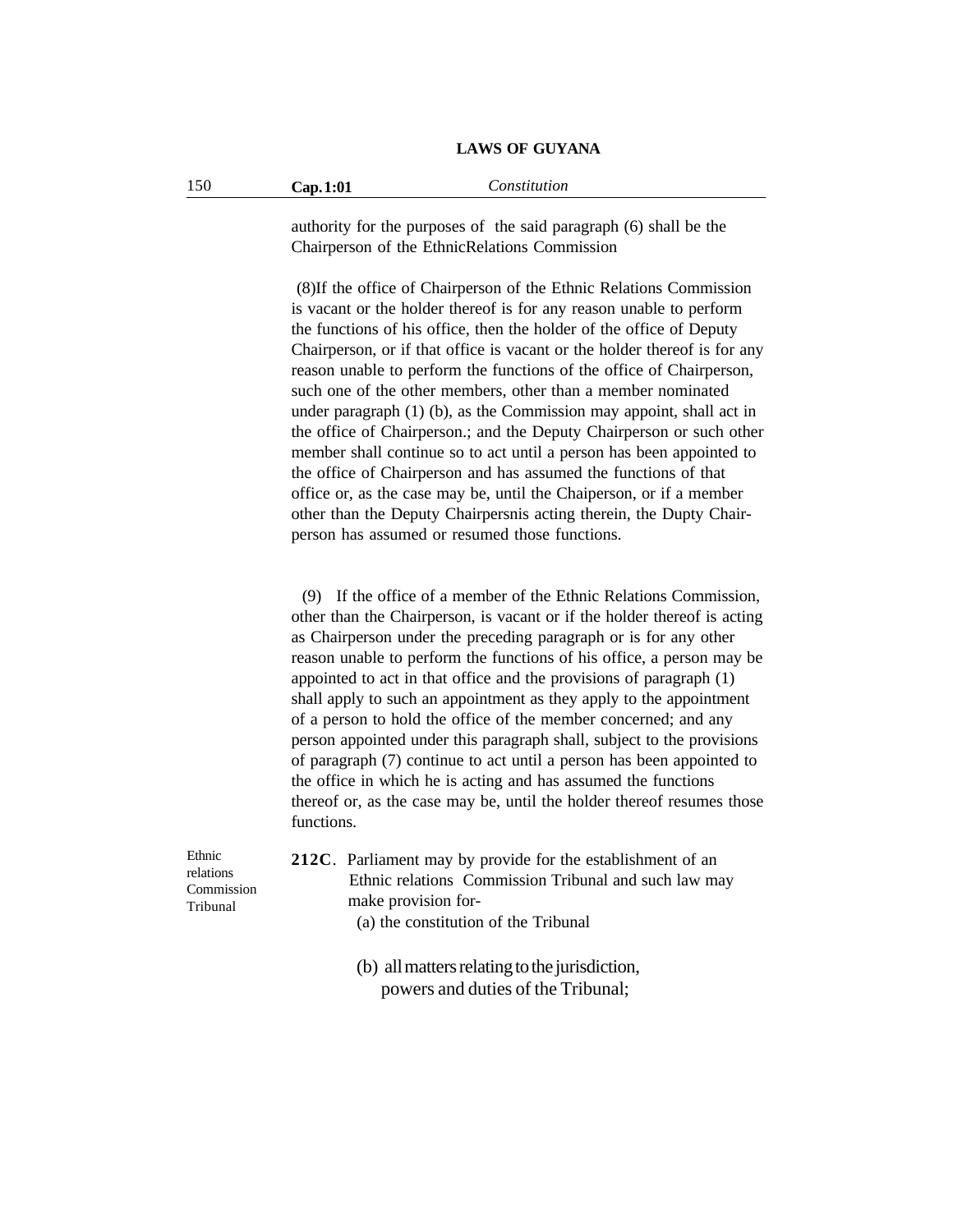authority for the purposes of the said paragraph (6) shall be the Chairperson of the EthnicRelations Commission

(8)If the office of Chairperson of the Ethnic Relations Commission is vacant or the holder thereof is for any reason unable to perform the functions of his office, then the holder of the office of Deputy Chairperson, or if that office is vacant or the holder thereof is for any reason unable to perform the functions of the office of Chairperson, such one of the other members, other than a member nominated under paragraph (1) (b), as the Commission may appoint, shall act in the office of Chairperson.; and the Deputy Chairperson or such other member shall continue so to act until a person has been appointed to the office of Chairperson and has assumed the functions of that office or, as the case may be, until the Chaiperson, or if a member other than the Deputy Chairpersnis acting therein, the Dupty Chairperson has assumed or resumed those functions.

(9) If the office of a member of the Ethnic Relations Commission, other than the Chairperson, is vacant or if the holder thereof is acting as Chairperson under the preceding paragraph or is for any other reason unable to perform the functions of his office, a person may be appointed to act in that office and the provisions of paragraph (1) shall apply to such an appointment as they apply to the appointment of a person to hold the office of the member concerned; and any person appointed under this paragraph shall, subject to the provisions of paragraph (7) continue to act until a person has been appointed to the office in which he is acting and has assumed the functions thereof or, as the case may be, until the holder thereof resumes those functions.

Ethnic relations Commission Tribunal

**212C**. Parliament may by provide for the establishment of an Ethnic relations Commission Tribunal and such law may make provision for-

(a) the constitution of the Tribunal

(b) all matters relating to the jurisdiction, powers and duties of the Tribunal;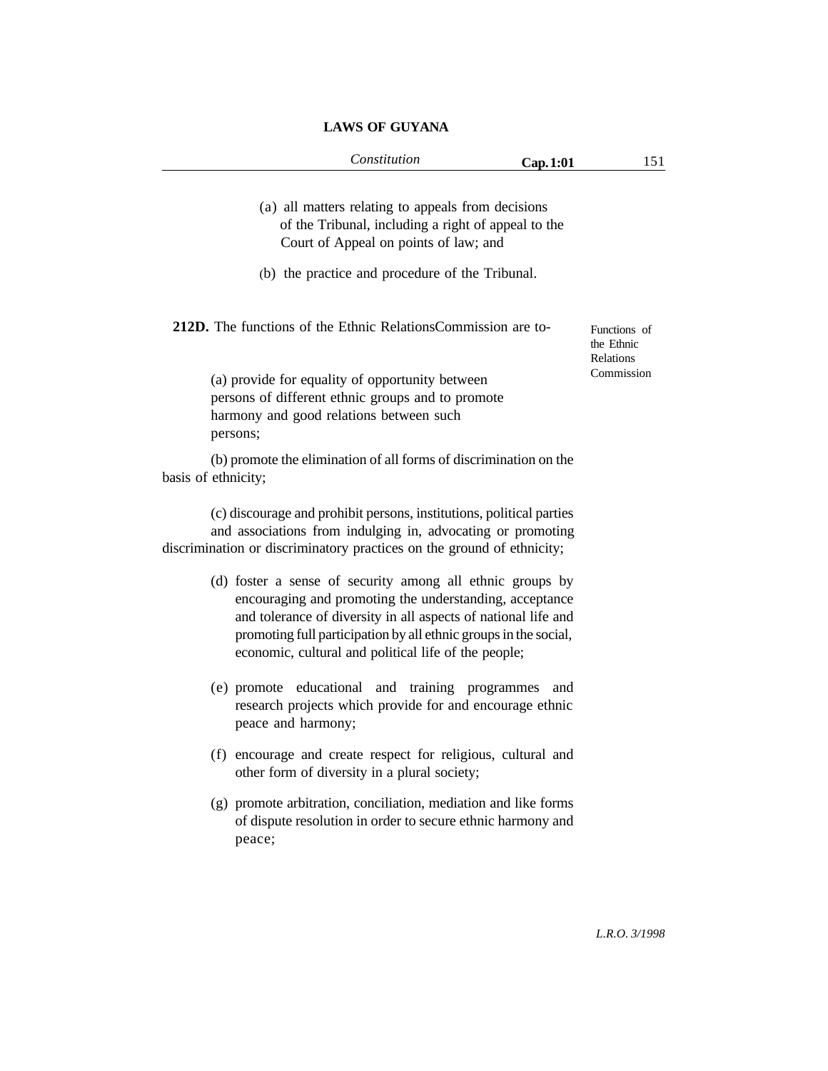(a) all matters relating to appeals from decisions of the Tribunal, including a right of appeal to the Court of Appeal on points of law; and

(b) the practice and procedure of the Tribunal.

Functions of the Ethnic Relations Commission

**212D.** The functions of the Ethnic RelationsCommission are to-

(a) provide for equality of opportunity between persons of different ethnic groups and to promote harmony and good relations between such persons;

(b) promote the elimination of all forms of discrimination on the basis of ethnicity;

(c) discourage and prohibit persons, institutions, political parties and associations from indulging in, advocating or promoting discrimination or discriminatory practices on the ground of ethnicity;

(d) foster a sense of security among all ethnic groups by encouraging and promoting the understanding, acceptance and tolerance of diversity in all aspects of national life and promoting full participation by all ethnic groups in the social, economic, cultural and political life of the people;

(e) promote educational and training programmes and research projects which provide for and encourage ethnic peace and harmony;

(f) encourage and create respect for religious, cultural and other form of diversity in a plural society;

(g) promote arbitration, conciliation, mediation and like forms of dispute resolution in order to secure ethnic harmony and peace;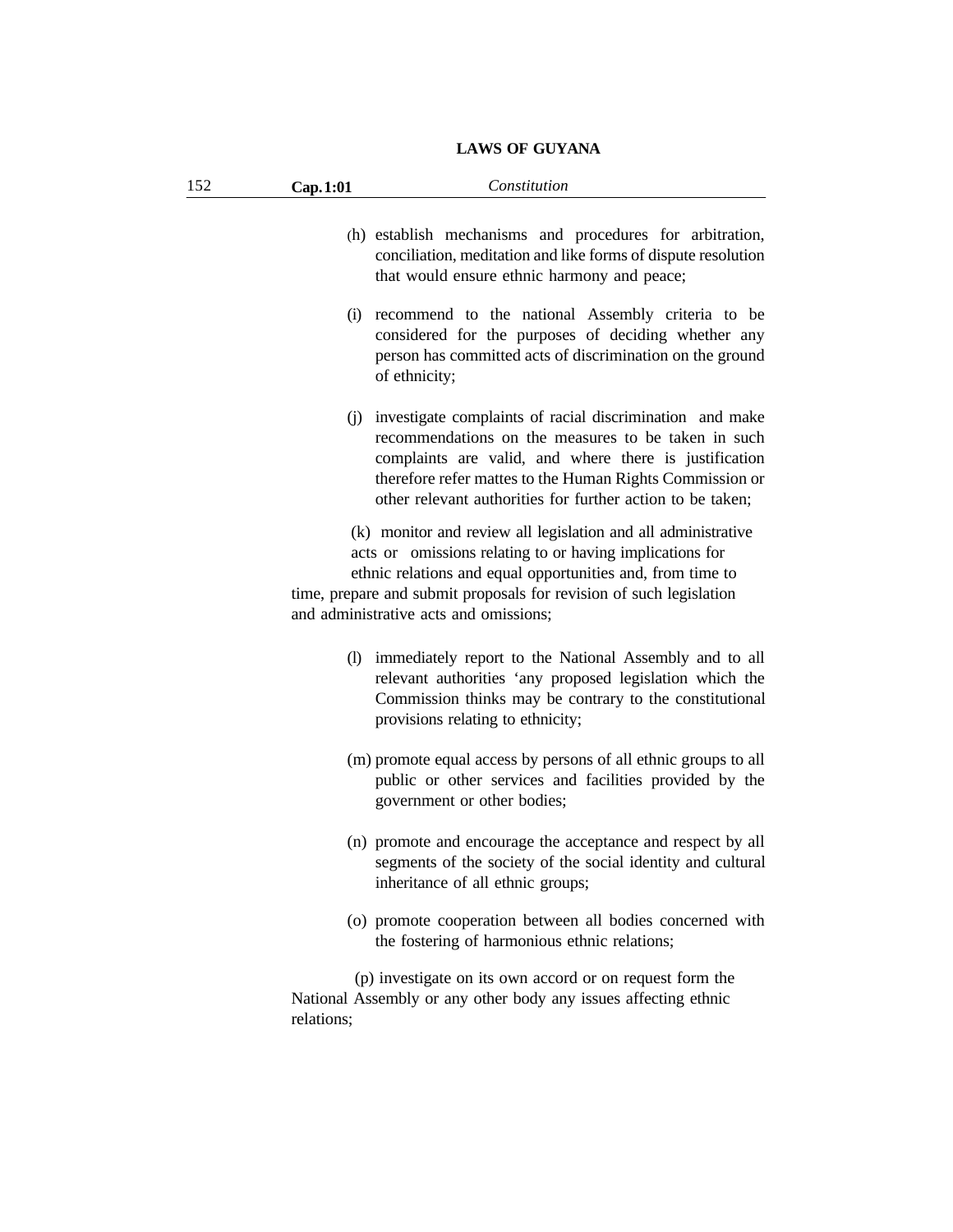(h) establish mechanisms and procedures for arbitration, conciliation, meditation and like forms of dispute resolution that would ensure ethnic harmony and peace;

(i) recommend to the national Assembly criteria to be considered for the purposes of deciding whether any person has committed acts of discrimination on the ground of ethnicity;

(j) investigate complaints of racial discrimination and make recommendations on the measures to be taken in such complaints are valid, and where there is justification therefore refer mattes to the Human Rights Commission or other relevant authorities for further action to be taken;

(k) monitor and review all legislation and all administrative acts or omissions relating to or having implications for ethnic relations and equal opportunities and, from time to time, prepare and submit proposals for revision of such legislation and administrative acts and omissions;

(l) immediately report to the National Assembly and to all relevant authorities ‘any proposed legislation which the Commission thinks may be contrary to the constitutional provisions relating to ethnicity;

(m) promote equal access by persons of all ethnic groups to all public or other services and facilities provided by the government or other bodies;

(n) promote and encourage the acceptance and respect by all segments of the society of the social identity and cultural inheritance of all ethnic groups;

(o) promote cooperation between all bodies concerned with the fostering of harmonious ethnic relations;

(p) investigate on its own accord or on request form the National Assembly or any other body any issues affecting ethnic relations;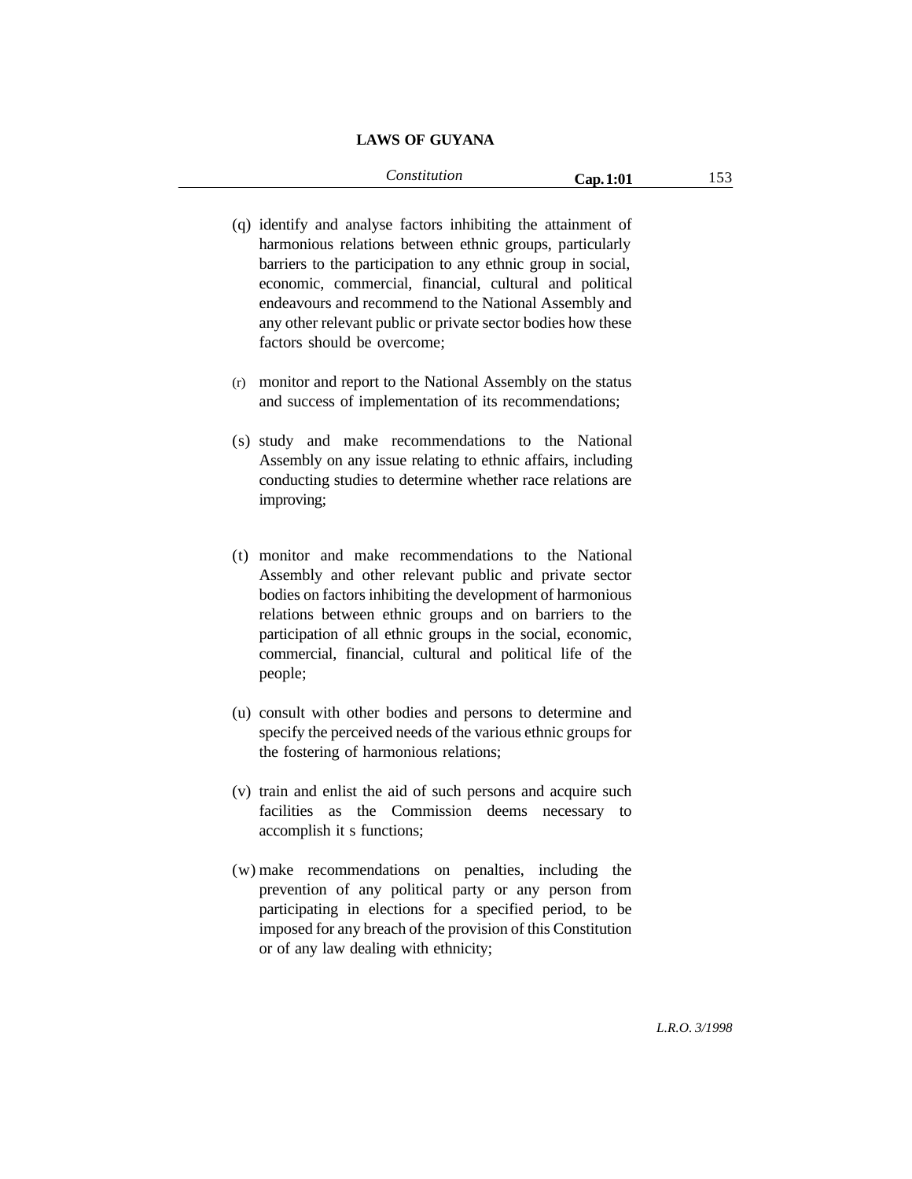(q) identify and analyse factors inhibiting the attainment of harmonious relations between ethnic groups, particularly barriers to the participation to any ethnic group in social, economic, commercial, financial, cultural and political endeavours and recommend to the National Assembly and any other relevant public or private sector bodies how these factors should be overcome;

(r) monitor and report to the National Assembly on the status and success of implementation of its recommendations;

(s) study and make recommendations to the National Assembly on any issue relating to ethnic affairs, including conducting studies to determine whether race relations are improving;

(t) monitor and make recommendations to the National Assembly and other relevant public and private sector bodies on factors inhibiting the development of harmonious relations between ethnic groups and on barriers to the participation of all ethnic groups in the social, economic, commercial, financial, cultural and political life of the people;

(u) consult with other bodies and persons to determine and specify the perceived needs of the various ethnic groups for the fostering of harmonious relations;

(v) train and enlist the aid of such persons and acquire such facilities as the Commission deems necessary to accomplish it s functions;

(w) make recommendations on penalties, including the prevention of any political party or any person from participating in elections for a specified period, to be imposed for any breach of the provision of this Constitution or of any law dealing with ethnicity;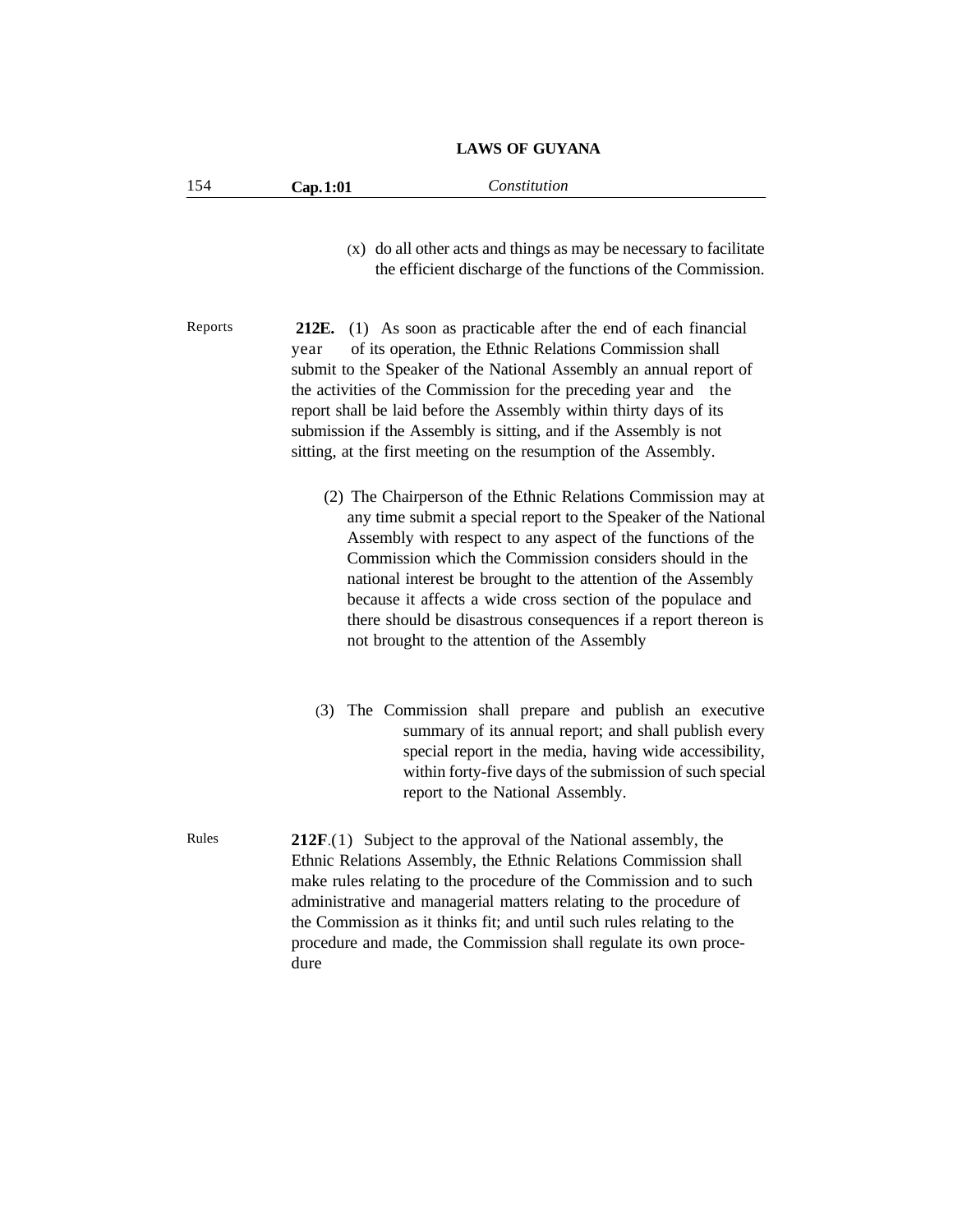(x) do all other acts and things as may be necessary to facilitate the efficient discharge of the functions of the Commission.

Reports

**212E.** (1) As soon as practicable after the end of each financial year of its operation, the Ethnic Relations Commission shall submit to the Speaker of the National Assembly an annual report of the activities of the Commission for the preceding year and the report shall be laid before the Assembly within thirty days of its submission if the Assembly is sitting, and if the Assembly is not sitting, at the first meeting on the resumption of the Assembly.

(2) The Chairperson of the Ethnic Relations Commission may at any time submit a special report to the Speaker of the National Assembly with respect to any aspect of the functions of the Commission which the Commission considers should in the national interest be brought to the attention of the Assembly because it affects a wide cross section of the populace and there should be disastrous consequences if a report thereon is not brought to the attention of the Assembly

(3) The Commission shall prepare and publish an executive summary of its annual report; and shall publish every special report in the media, having wide accessibility, within forty-five days of the submission of such special report to the National Assembly.

Rules

**212F**.(1) Subject to the approval of the National assembly, the Ethnic Relations Assembly, the Ethnic Relations Commission shall make rules relating to the procedure of the Commission and to such administrative and managerial matters relating to the procedure of the Commission as it thinks fit; and until such rules relating to the procedure and made, the Commission shall regulate its own procedure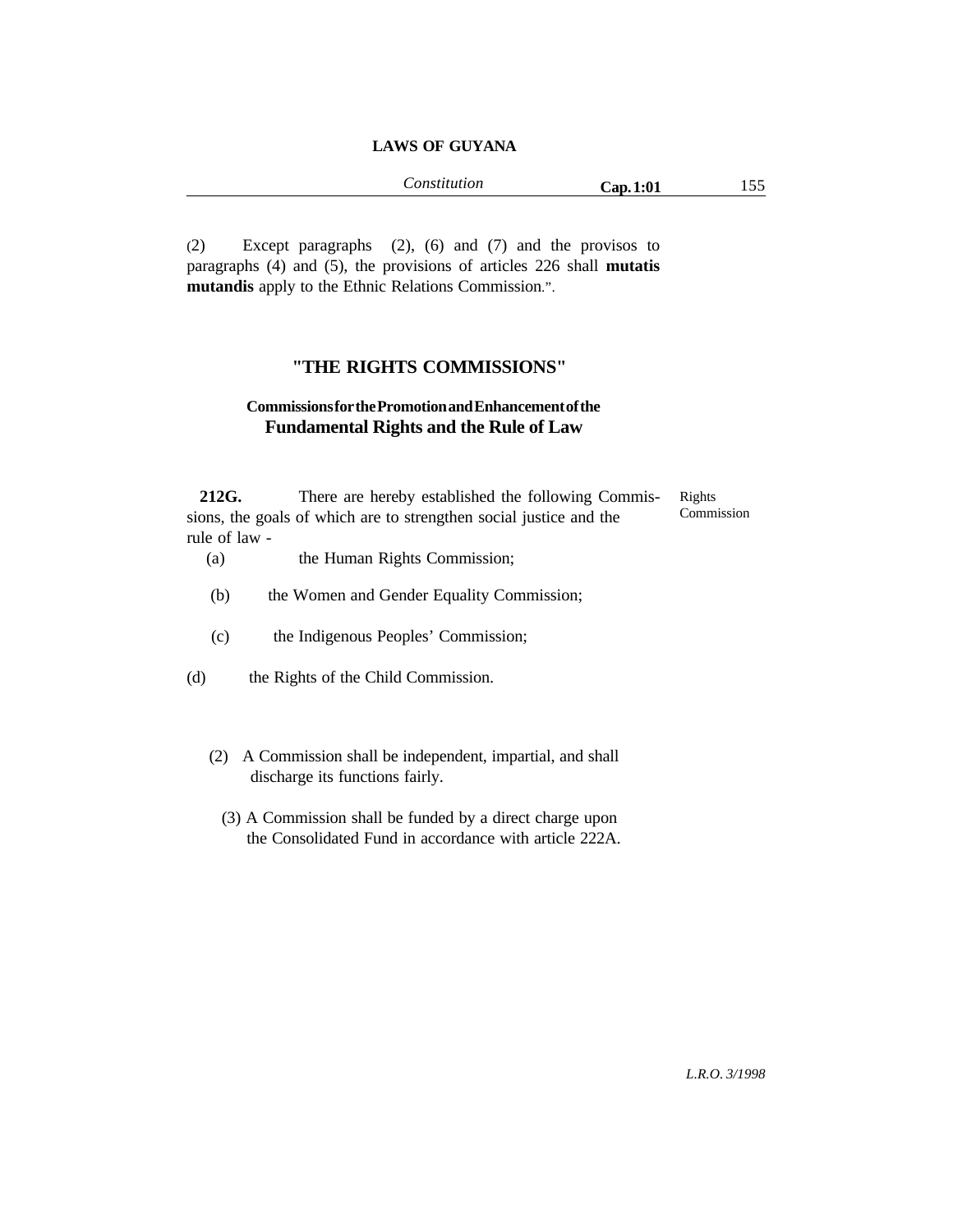(2) Except paragraphs (2), (6) and (7) and the provisos to paragraphs (4) and (5), the provisions of articles 226 shall **mutatis mutandis** apply to the Ethnic Relations Commission.".

## "THE RIGHTS COMMISSIONS"

### Commissions for the Promotion and Enhancement of the Fundamental Rights and the Rule of Law

Rights Commission

**212G.** There are hereby established the following Commissions, the goals of which are to strengthen social justice and the rule of law -

(a) the Human Rights Commission;

(b) the Women and Gender Equality Commission;

(c) the Indigenous Peoples' Commission;

(d) the Rights of the Child Commission.

(2) A Commission shall be independent, impartial, and shall discharge its functions fairly.

(3) A Commission shall be funded by a direct charge upon the Consolidated Fund in accordance with article 222A.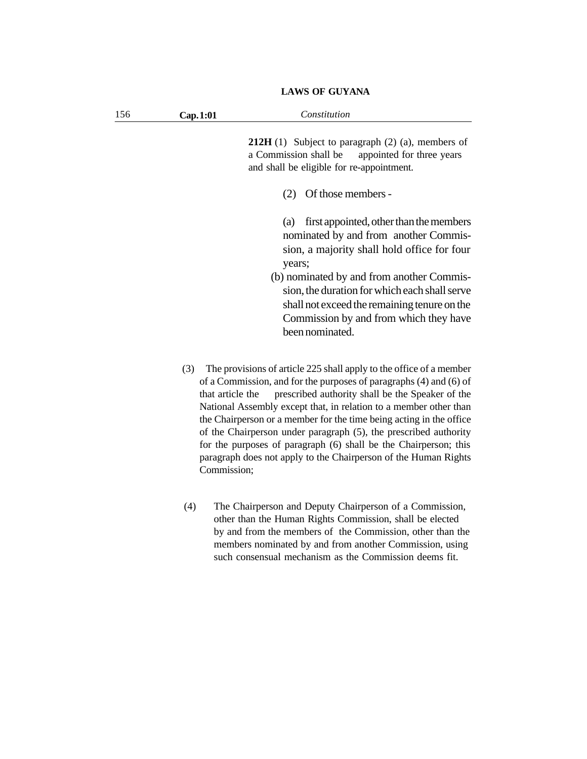**212H** (1) Subject to paragraph (2) (a), members of a Commission shall be appointed for three years and shall be eligible for re-appointment.

(2) Of those members -

(a) first appointed, other than the members nominated by and from another Commission, a majority shall hold office for four years;

(b) nominated by and from another Commission, the duration for which each shall serve shall not exceed the remaining tenure on the Commission by and from which they have been nominated.

(3) The provisions of article 225 shall apply to the office of a member of a Commission, and for the purposes of paragraphs (4) and (6) of that article the prescribed authority shall be the Speaker of the National Assembly except that, in relation to a member other than the Chairperson or a member for the time being acting in the office of the Chairperson under paragraph (5), the prescribed authority for the purposes of paragraph (6) shall be the Chairperson; this paragraph does not apply to the Chairperson of the Human Rights Commission;

(4) The Chairperson and Deputy Chairperson of a Commission, other than the Human Rights Commission, shall be elected by and from the members of the Commission, other than the members nominated by and from another Commission, using such consensual mechanism as the Commission deems fit.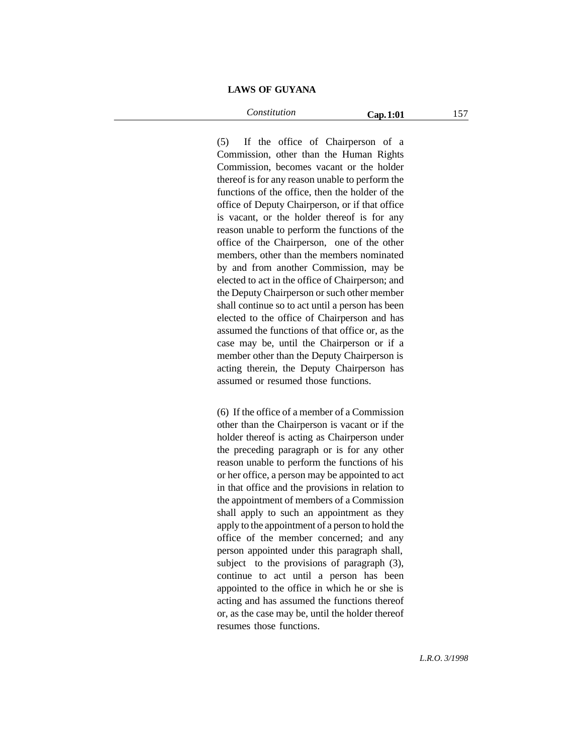(5) If the office of Chairperson of a Commission, other than the Human Rights Commission, becomes vacant or the holder thereof is for any reason unable to perform the functions of the office, then the holder of the office of Deputy Chairperson, or if that office is vacant, or the holder thereof is for any reason unable to perform the functions of the office of the Chairperson, one of the other members, other than the members nominated by and from another Commission, may be elected to act in the office of Chairperson; and the Deputy Chairperson or such other member shall continue so to act until a person has been elected to the office of Chairperson and has assumed the functions of that office or, as the case may be, until the Chairperson or if a member other than the Deputy Chairperson is acting therein, the Deputy Chairperson has assumed or resumed those functions.

(6) If the office of a member of a Commission other than the Chairperson is vacant or if the holder thereof is acting as Chairperson under the preceding paragraph or is for any other reason unable to perform the functions of his or her office, a person may be appointed to act in that office and the provisions in relation to the appointment of members of a Commission shall apply to such an appointment as they apply to the appointment of a person to hold the office of the member concerned; and any person appointed under this paragraph shall, subject to the provisions of paragraph (3), continue to act until a person has been appointed to the office in which he or she is acting and has assumed the functions thereof or, as the case may be, until the holder thereof resumes those functions.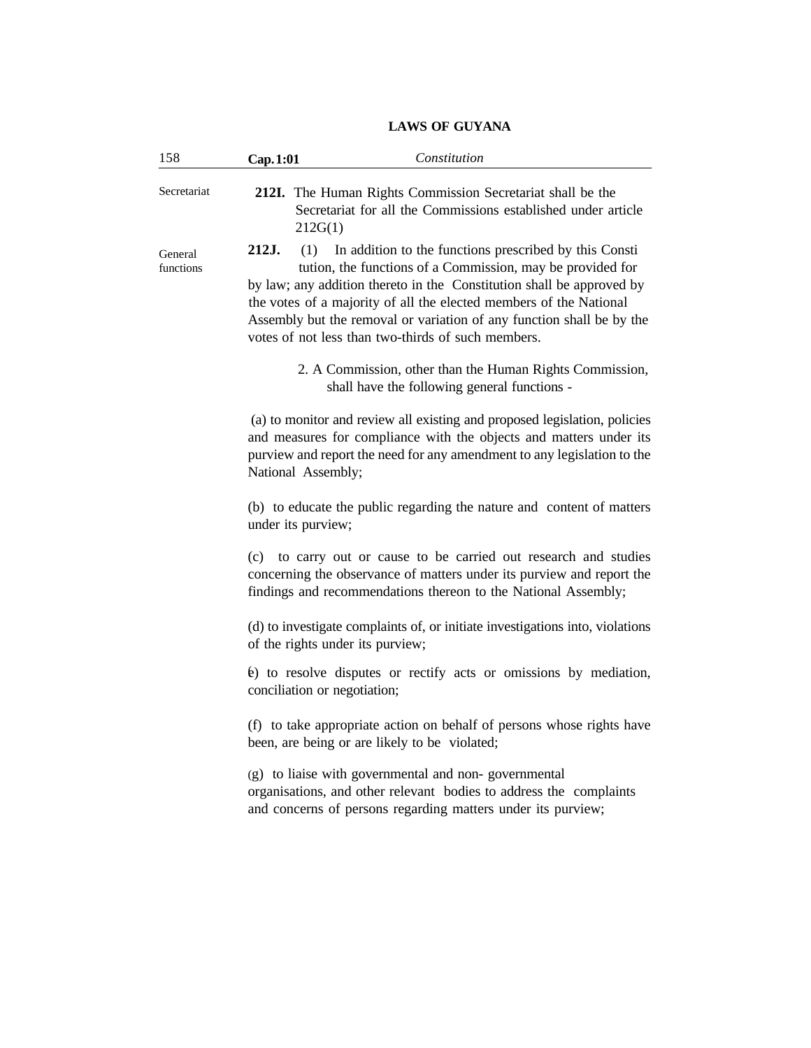Secretariat

**212I.** The Human Rights Commission Secretariat shall be the Secretariat for all the Commissions established under article 212G(1)

General functions

**212J.** (1) In addition to the functions prescribed by this Constitution, the functions of a Commission, may be provided for by law; any addition thereto in the Constitution shall be approved by the votes of a majority of all the elected members of the National Assembly but the removal or variation of any function shall be by the votes of not less than two-thirds of such members.

2. A Commission, other than the Human Rights Commission, shall have the following general functions -

(a) to monitor and review all existing and proposed legislation, policies and measures for compliance with the objects and matters under its purview and report the need for any amendment to any legislation to the National Assembly;

(b) to educate the public regarding the nature and content of matters under its purview;

(c) to carry out or cause to be carried out research and studies concerning the observance of matters under its purview and report the findings and recommendations thereon to the National Assembly;

(d) to investigate complaints of, or initiate investigations into, violations of the rights under its purview;

(e) to resolve disputes or rectify acts or omissions by mediation, conciliation or negotiation;

(f) to take appropriate action on behalf of persons whose rights have been, are being or are likely to be violated;

(g) to liaise with governmental and non- governmental organisations, and other relevant bodies to address the complaints and concerns of persons regarding matters under its purview;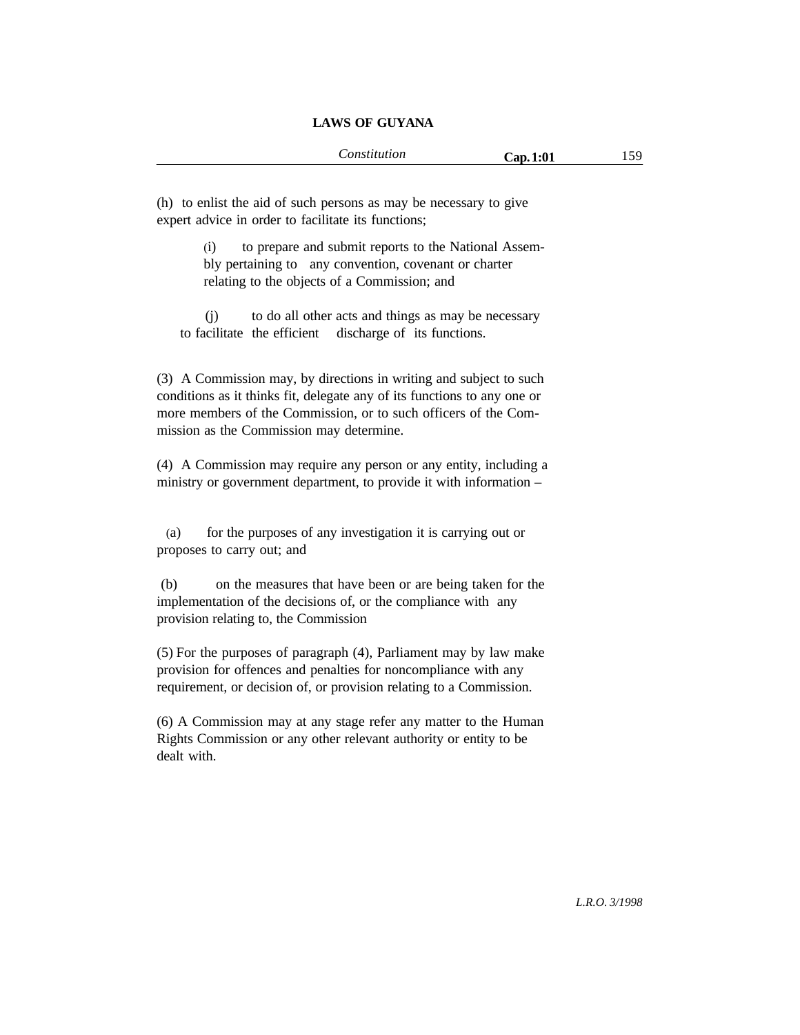(h) to enlist the aid of such persons as may be necessary to give expert advice in order to facilitate its functions;

(i) to prepare and submit reports to the National Assembly pertaining to any convention, covenant or charter relating to the objects of a Commission; and

(j) to do all other acts and things as may be necessary to facilitate the efficient discharge of its functions.

(3) A Commission may, by directions in writing and subject to such conditions as it thinks fit, delegate any of its functions to any one or more members of the Commission, or to such officers of the Commission as the Commission may determine.

(4) A Commission may require any person or any entity, including a ministry or government department, to provide it with information –

(a) for the purposes of any investigation it is carrying out or proposes to carry out; and

(b) on the measures that have been or are being taken for the implementation of the decisions of, or the compliance with any provision relating to, the Commission

(5) For the purposes of paragraph (4), Parliament may by law make provision for offences and penalties for noncompliance with any requirement, or decision of, or provision relating to a Commission.

(6) A Commission may at any stage refer any matter to the Human Rights Commission or any other relevant authority or entity to be dealt with.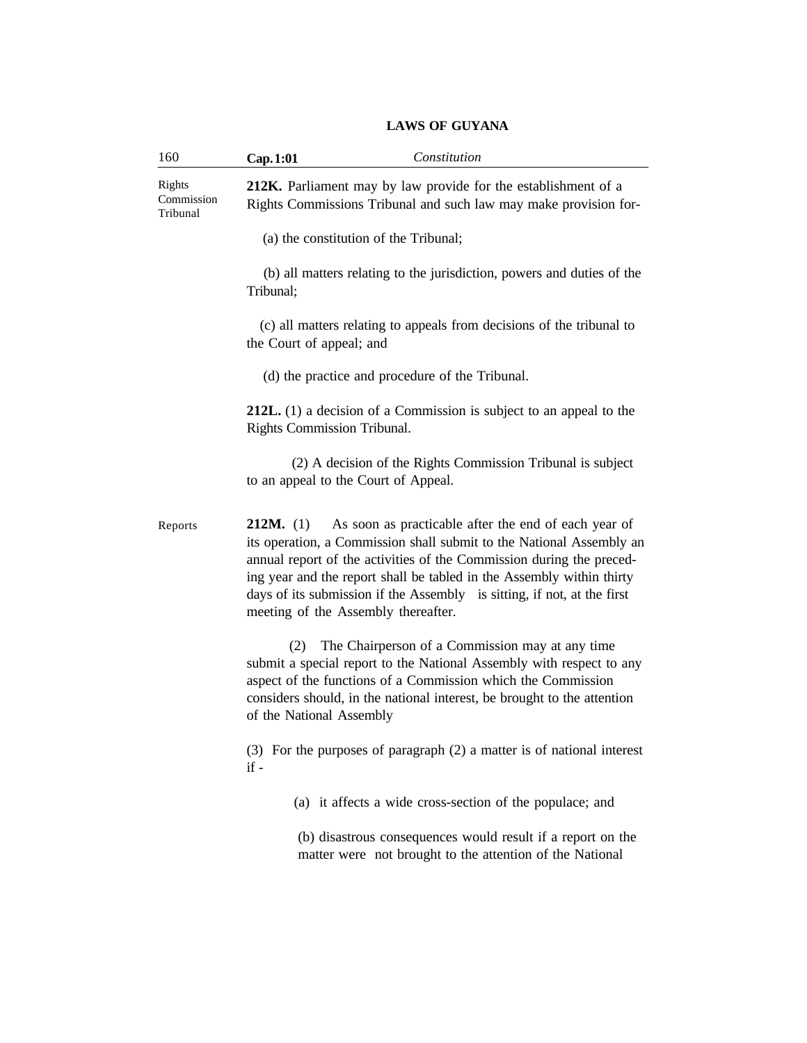Rights Commission Tribunal

**212K.** Parliament may by law provide for the establishment of a Rights Commissions Tribunal and such law may make provision for-

(a) the constitution of the Tribunal;

(b) all matters relating to the jurisdiction, powers and duties of the Tribunal;

(c) all matters relating to appeals from decisions of the tribunal to the Court of appeal; and

(d) the practice and procedure of the Tribunal.

**212L.** (1) a decision of a Commission is subject to an appeal to the Rights Commission Tribunal.

(2) A decision of the Rights Commission Tribunal is subject to an appeal to the Court of Appeal.

Reports

**212M.** (1) As soon as practicable after the end of each year of its operation, a Commission shall submit to the National Assembly an annual report of the activities of the Commission during the preceding year and the report shall be tabled in the Assembly within thirty days of its submission if the Assembly is sitting, if not, at the first meeting of the Assembly thereafter.

(2) The Chairperson of a Commission may at any time submit a special report to the National Assembly with respect to any aspect of the functions of a Commission which the Commission considers should, in the national interest, be brought to the attention of the National Assembly

(3) For the purposes of paragraph (2) a matter is of national interest if -

(a) it affects a wide cross-section of the populace; and

(b) disastrous consequences would result if a report on the matter were not brought to the attention of the National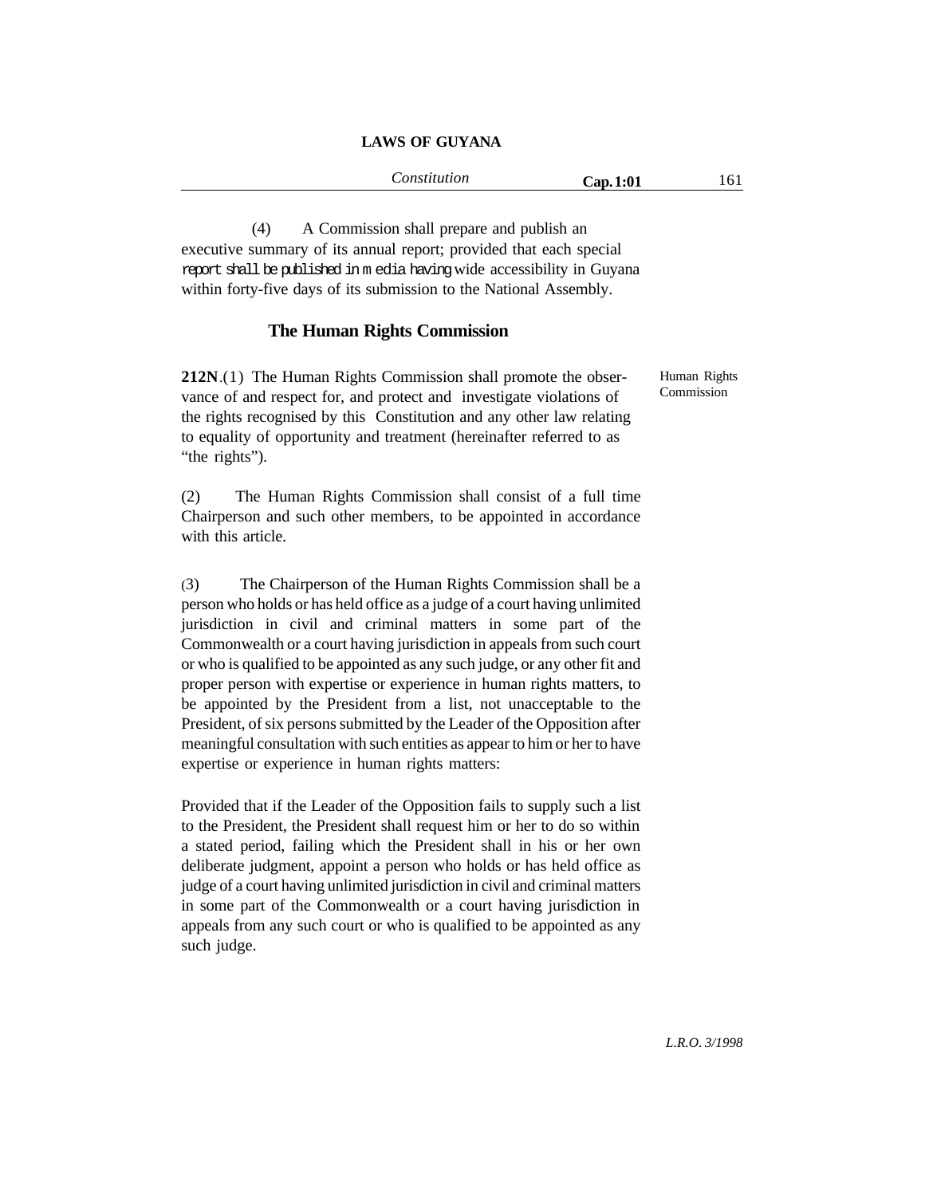(4) A Commission shall prepare and publish an executive summary of its annual report; provided that each special report shall be published in media having wide accessibility in Guyana within forty-five days of its submission to the National Assembly.

## The Human Rights Commission

Human Rights Commission

**212N**.(1) The Human Rights Commission shall promote the observance of and respect for, and protect and investigate violations of the rights recognised by this Constitution and any other law relating to equality of opportunity and treatment (hereinafter referred to as "the rights").

(2) The Human Rights Commission shall consist of a full time Chairperson and such other members, to be appointed in accordance with this article.

(3) The Chairperson of the Human Rights Commission shall be a person who holds or has held office as a judge of a court having unlimited jurisdiction in civil and criminal matters in some part of the Commonwealth or a court having jurisdiction in appeals from such court or who is qualified to be appointed as any such judge, or any other fit and proper person with expertise or experience in human rights matters, to be appointed by the President from a list, not unacceptable to the President, of six persons submitted by the Leader of the Opposition after meaningful consultation with such entities as appear to him or her to have expertise or experience in human rights matters:

Provided that if the Leader of the Opposition fails to supply such a list to the President, the President shall request him or her to do so within a stated period, failing which the President shall in his or her own deliberate judgment, appoint a person who holds or has held office as judge of a court having unlimited jurisdiction in civil and criminal matters in some part of the Commonwealth or a court having jurisdiction in appeals from any such court or who is qualified to be appointed as any such judge.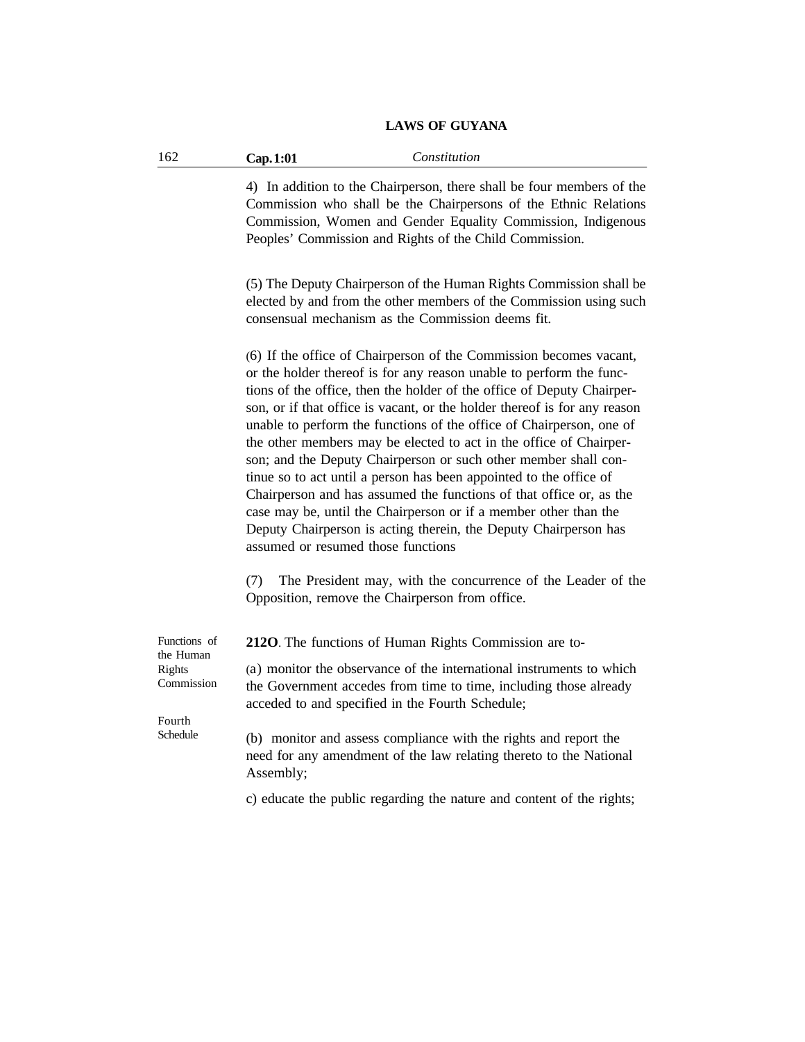4) In addition to the Chairperson, there shall be four members of the Commission who shall be the Chairpersons of the Ethnic Relations Commission, Women and Gender Equality Commission, Indigenous Peoples' Commission and Rights of the Child Commission.

(5) The Deputy Chairperson of the Human Rights Commission shall be elected by and from the other members of the Commission using such consensual mechanism as the Commission deems fit.

(6) If the office of Chairperson of the Commission becomes vacant, or the holder thereof is for any reason unable to perform the functions of the office, then the holder of the office of Deputy Chairperson, or if that office is vacant, or the holder thereof is for any reason unable to perform the functions of the office of Chairperson, one of the other members may be elected to act in the office of Chairperson; and the Deputy Chairperson or such other member shall continue so to act until a person has been appointed to the office of Chairperson and has assumed the functions of that office or, as the case may be, until the Chairperson or if a member other than the Deputy Chairperson is acting therein, the Deputy Chairperson has assumed or resumed those functions

(7) The President may, with the concurrence of the Leader of the Opposition, remove the Chairperson from office.

Functions of the Human Rights Commission

**212O**. The functions of Human Rights Commission are to-

(a) monitor the observance of the international instruments to which the Government accedes from time to time, including those already acceded to and specified in the Fourth Schedule;

Fourth Schedule

(b) monitor and assess compliance with the rights and report the need for any amendment of the law relating thereto to the National Assembly;

c) educate the public regarding the nature and content of the rights;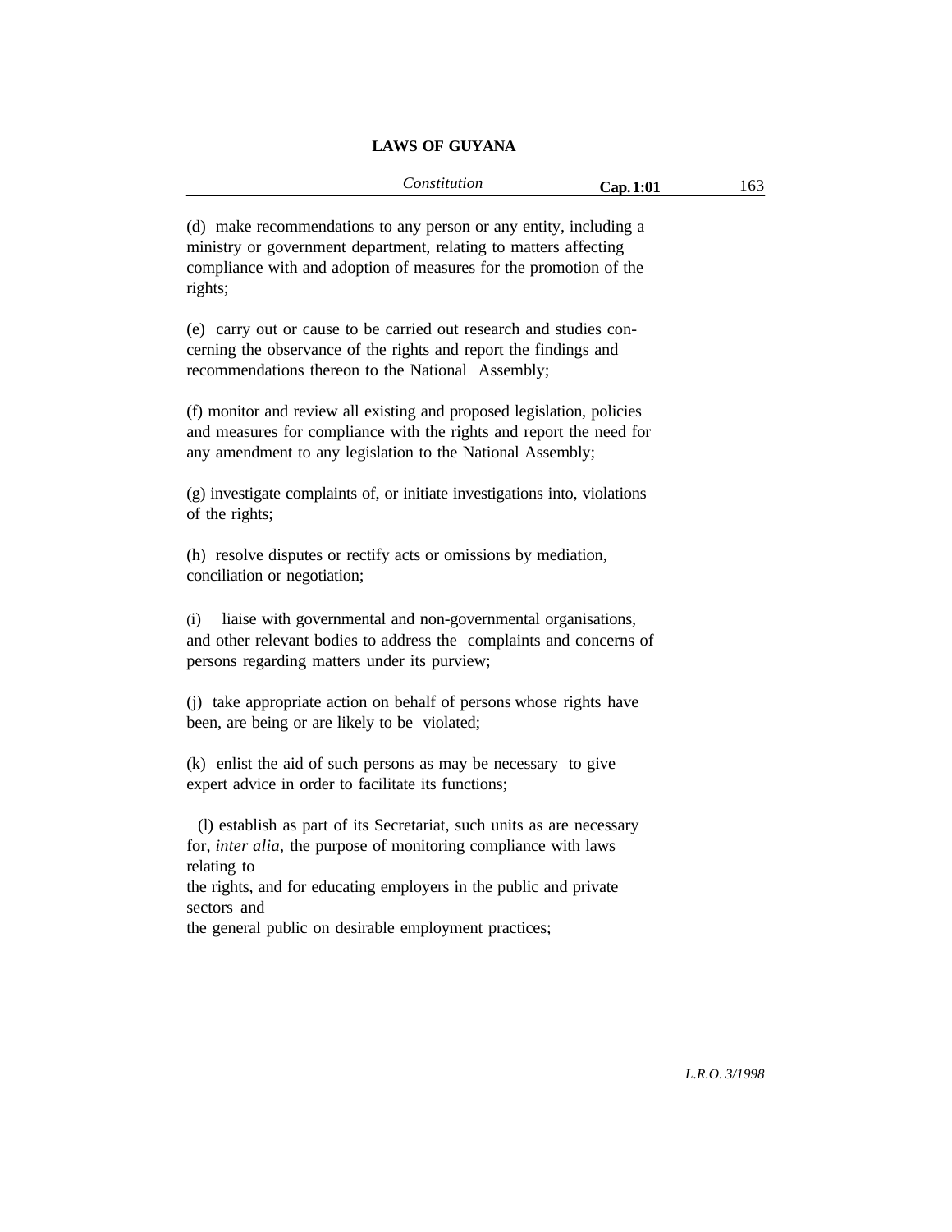(d) make recommendations to any person or any entity, including a ministry or government department, relating to matters affecting compliance with and adoption of measures for the promotion of the rights;

(e) carry out or cause to be carried out research and studies concerning the observance of the rights and report the findings and recommendations thereon to the National Assembly;

(f) monitor and review all existing and proposed legislation, policies and measures for compliance with the rights and report the need for any amendment to any legislation to the National Assembly;

(g) investigate complaints of, or initiate investigations into, violations of the rights;

(h) resolve disputes or rectify acts or omissions by mediation, conciliation or negotiation;

(i) liaise with governmental and non-governmental organisations, and other relevant bodies to address the complaints and concerns of persons regarding matters under its purview;

(j) take appropriate action on behalf of persons whose rights have been, are being or are likely to be violated;

(k) enlist the aid of such persons as may be necessary to give expert advice in order to facilitate its functions;

(l) establish as part of its Secretariat, such units as are necessary for, *inter alia*, the purpose of monitoring compliance with laws relating to the rights, and for educating employers in the public and private sectors and the general public on desirable employment practices;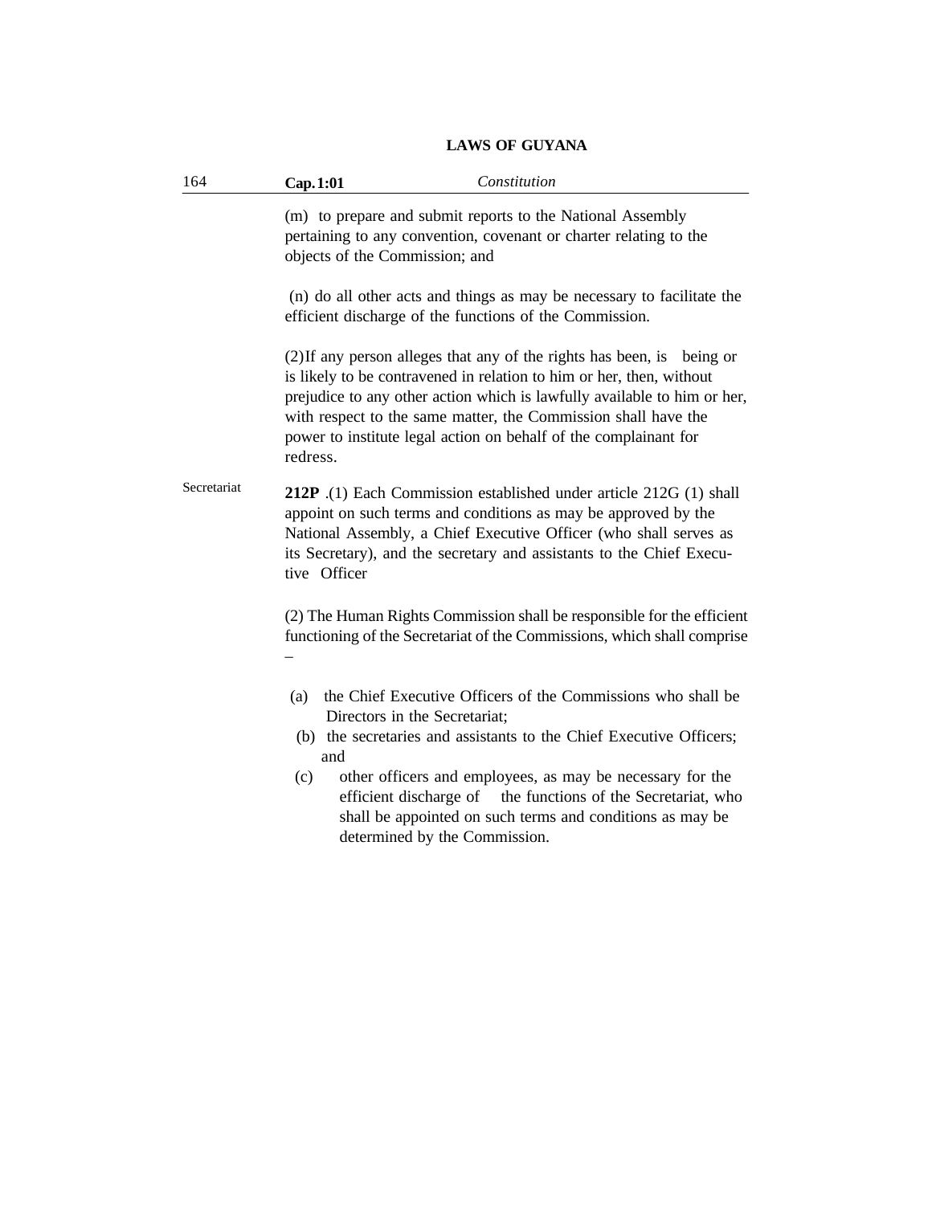(m) to prepare and submit reports to the National Assembly pertaining to any convention, covenant or charter relating to the objects of the Commission; and

(n) do all other acts and things as may be necessary to facilitate the efficient discharge of the functions of the Commission.

(2)If any person alleges that any of the rights has been, is being or is likely to be contravened in relation to him or her, then, without prejudice to any other action which is lawfully available to him or her, with respect to the same matter, the Commission shall have the power to institute legal action on behalf of the complainant for redress.

Secretariat

**212P** .(1) Each Commission established under article 212G (1) shall appoint on such terms and conditions as may be approved by the National Assembly, a Chief Executive Officer (who shall serves as its Secretary), and the secretary and assistants to the Chief Executive Officer

(2) The Human Rights Commission shall be responsible for the efficient functioning of the Secretariat of the Commissions, which shall comprise –

(a) the Chief Executive Officers of the Commissions who shall be Directors in the Secretariat;

(b) the secretaries and assistants to the Chief Executive Officers; and

(c) other officers and employees, as may be necessary for the efficient discharge of the functions of the Secretariat, who shall be appointed on such terms and conditions as may be determined by the Commission.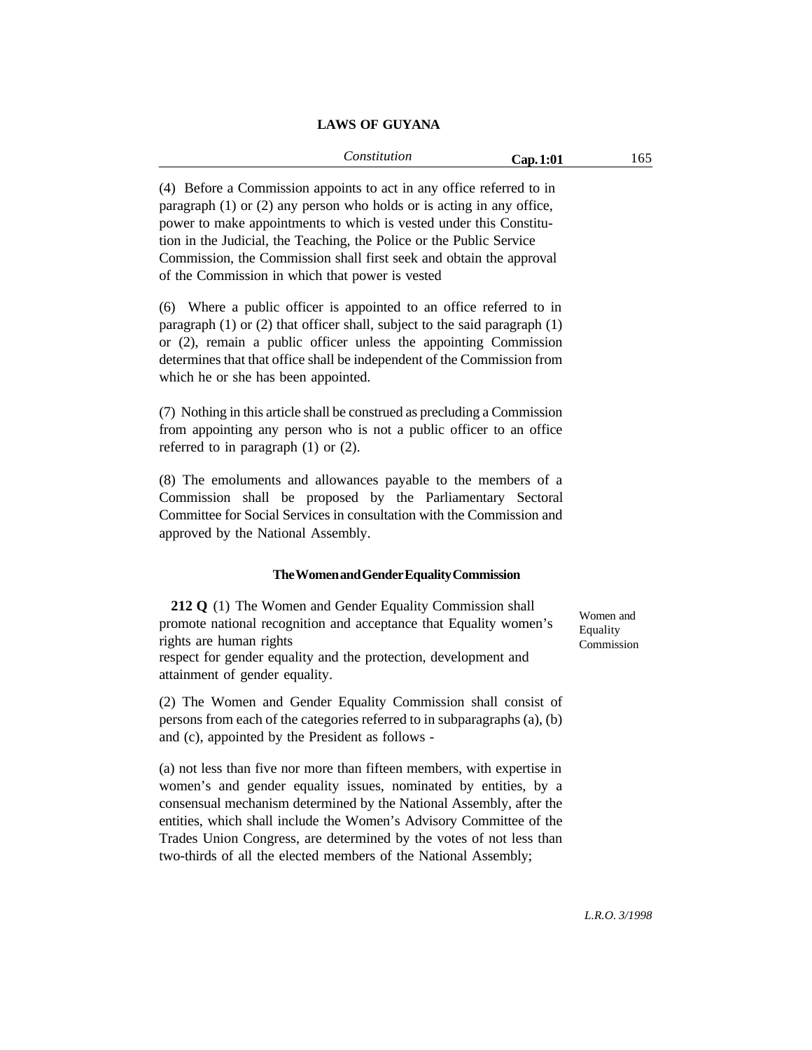(4) Before a Commission appoints to act in any office referred to in paragraph (1) or (2) any person who holds or is acting in any office, power to make appointments to which is vested under this Constitution in the Judicial, the Teaching, the Police or the Public Service Commission, the Commission shall first seek and obtain the approval of the Commission in which that power is vested

(6) Where a public officer is appointed to an office referred to in paragraph (1) or (2) that officer shall, subject to the said paragraph (1) or (2), remain a public officer unless the appointing Commission determines that that office shall be independent of the Commission from which he or she has been appointed.

(7) Nothing in this article shall be construed as precluding a Commission from appointing any person who is not a public officer to an office referred to in paragraph (1) or (2).

(8) The emoluments and allowances payable to the members of a Commission shall be proposed by the Parliamentary Sectoral Committee for Social Services in consultation with the Commission and approved by the National Assembly.

### The Women and Gender Equality Commission

Women and Equality Commission

**212 Q** (1) The Women and Gender Equality Commission shall promote national recognition and acceptance that Equality women's rights are human rights
respect for gender equality and the protection, development and attainment of gender equality.

(2) The Women and Gender Equality Commission shall consist of persons from each of the categories referred to in subparagraphs (a), (b) and (c), appointed by the President as follows -

(a) not less than five nor more than fifteen members, with expertise in women's and gender equality issues, nominated by entities, by a consensual mechanism determined by the National Assembly, after the entities, which shall include the Women's Advisory Committee of the Trades Union Congress, are determined by the votes of not less than two-thirds of all the elected members of the National Assembly;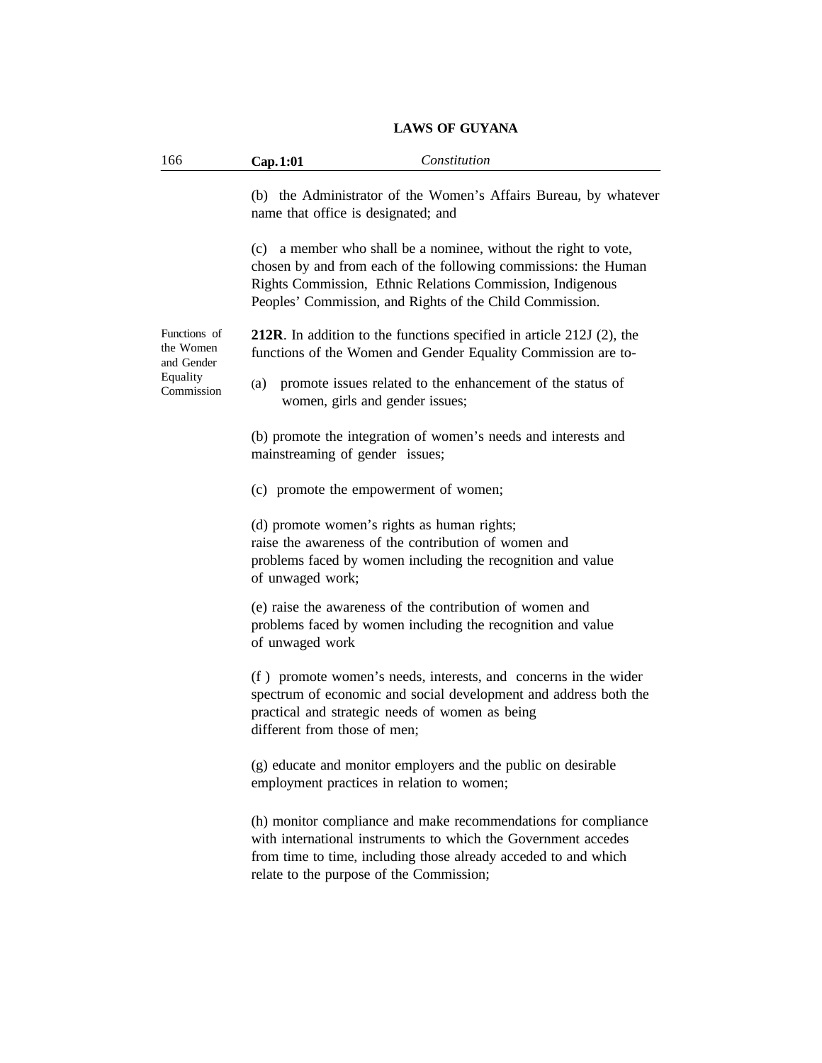(b) the Administrator of the Women's Affairs Bureau, by whatever name that office is designated; and

(c) a member who shall be a nominee, without the right to vote, chosen by and from each of the following commissions: the Human Rights Commission, Ethnic Relations Commission, Indigenous Peoples' Commission, and Rights of the Child Commission.

Functions of the Women and Gender Equality Commission

**212R**. In addition to the functions specified in article 212J (2), the functions of the Women and Gender Equality Commission are to-

(a) promote issues related to the enhancement of the status of women, girls and gender issues;

(b) promote the integration of women's needs and interests and mainstreaming of gender issues;

(c) promote the empowerment of women;

(d) promote women's rights as human rights;
raise the awareness of the contribution of women and problems faced by women including the recognition and value of unwaged work;

(e) raise the awareness of the contribution of women and problems faced by women including the recognition and value of unwaged work

(f ) promote women's needs, interests, and concerns in the wider spectrum of economic and social development and address both the practical and strategic needs of women as being different from those of men;

(g) educate and monitor employers and the public on desirable employment practices in relation to women;

(h) monitor compliance and make recommendations for compliance with international instruments to which the Government accedes from time to time, including those already acceded to and which relate to the purpose of the Commission;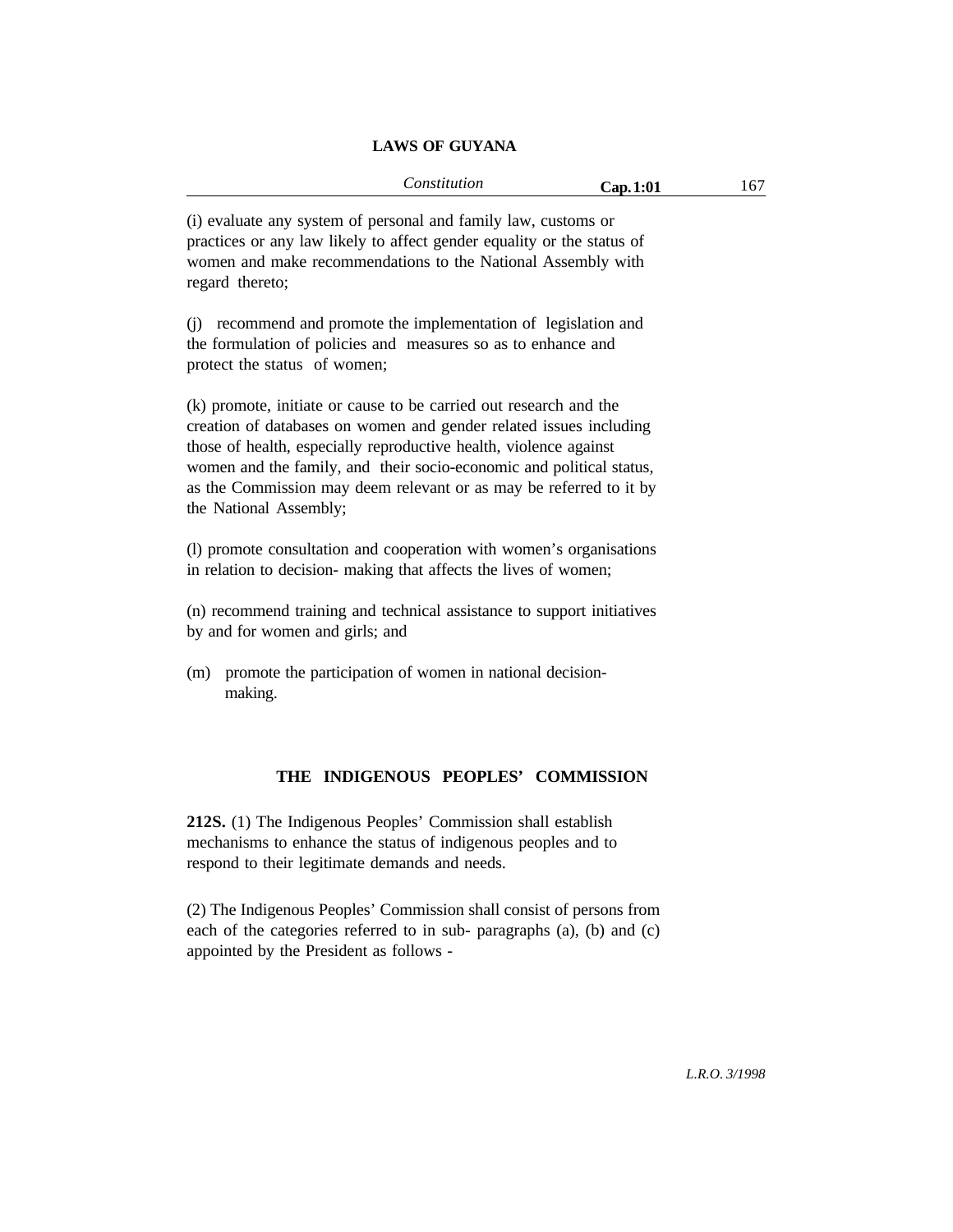(i) evaluate any system of personal and family law, customs or practices or any law likely to affect gender equality or the status of women and make recommendations to the National Assembly with regard thereto;

(j) recommend and promote the implementation of legislation and the formulation of policies and measures so as to enhance and protect the status of women;

(k) promote, initiate or cause to be carried out research and the creation of databases on women and gender related issues including those of health, especially reproductive health, violence against women and the family, and their socio-economic and political status, as the Commission may deem relevant or as may be referred to it by the National Assembly;

(l) promote consultation and cooperation with women's organisations in relation to decision- making that affects the lives of women;

(n) recommend training and technical assistance to support initiatives by and for women and girls; and

(m) promote the participation of women in national decision-making.

## THE INDIGENOUS PEOPLES' COMMISSION

**212S.** (1) The Indigenous Peoples' Commission shall establish mechanisms to enhance the status of indigenous peoples and to respond to their legitimate demands and needs.

(2) The Indigenous Peoples' Commission shall consist of persons from each of the categories referred to in sub- paragraphs (a), (b) and (c) appointed by the President as follows -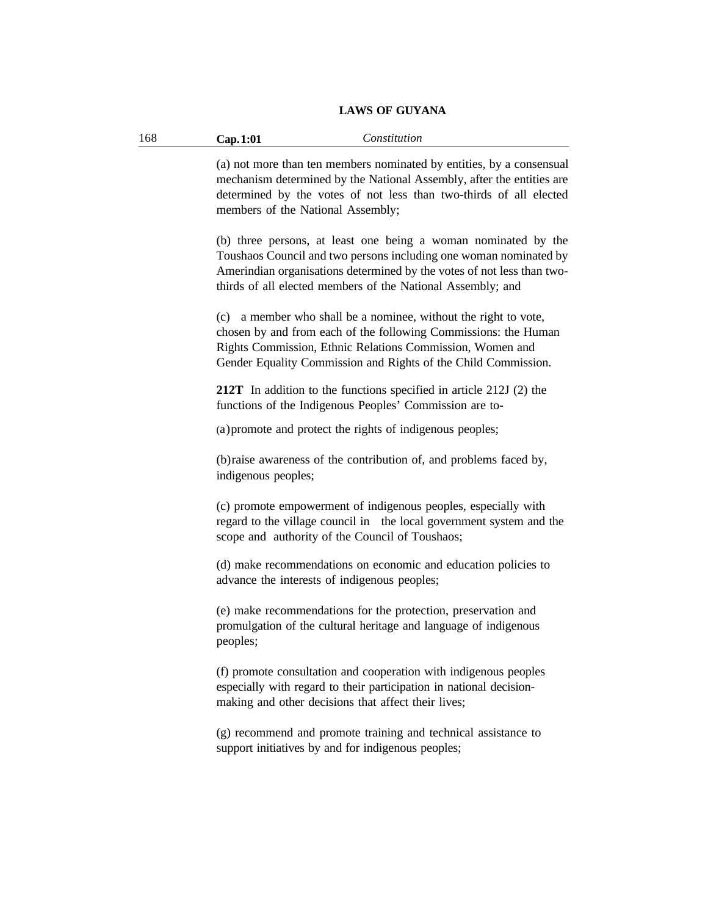(a) not more than ten members nominated by entities, by a consensual mechanism determined by the National Assembly, after the entities are determined by the votes of not less than two-thirds of all elected members of the National Assembly;

(b) three persons, at least one being a woman nominated by the Toushaos Council and two persons including one woman nominated by Amerindian organisations determined by the votes of not less than two-thirds of all elected members of the National Assembly; and

(c) a member who shall be a nominee, without the right to vote, chosen by and from each of the following Commissions: the Human Rights Commission, Ethnic Relations Commission, Women and Gender Equality Commission and Rights of the Child Commission.

**212T** In addition to the functions specified in article 212J (2) the functions of the Indigenous Peoples' Commission are to-

(a) promote and protect the rights of indigenous peoples;

(b) raise awareness of the contribution of, and problems faced by, indigenous peoples;

(c) promote empowerment of indigenous peoples, especially with regard to the village council in the local government system and the scope and authority of the Council of Toushaos;

(d) make recommendations on economic and education policies to advance the interests of indigenous peoples;

(e) make recommendations for the protection, preservation and promulgation of the cultural heritage and language of indigenous peoples;

(f) promote consultation and cooperation with indigenous peoples especially with regard to their participation in national decision-making and other decisions that affect their lives;

(g) recommend and promote training and technical assistance to support initiatives by and for indigenous peoples;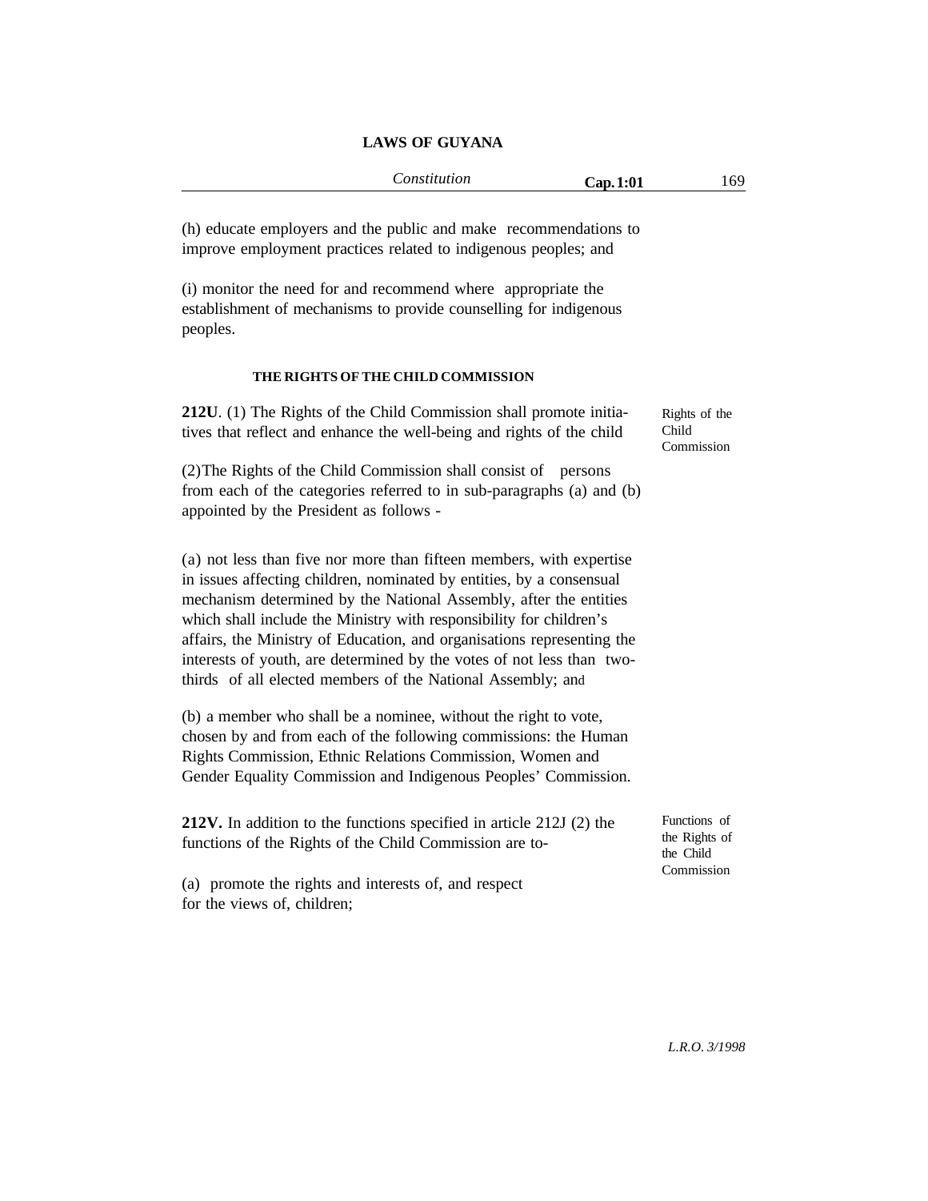(h) educate employers and the public and make recommendations to improve employment practices related to indigenous peoples; and

(i) monitor the need for and recommend where appropriate the establishment of mechanisms to provide counselling for indigenous peoples.

### THE RIGHTS OF THE CHILD COMMISSION

Rights of the Child Commission

**212U**. (1) The Rights of the Child Commission shall promote initiatives that reflect and enhance the well-being and rights of the child

(2) The Rights of the Child Commission shall consist of persons from each of the categories referred to in sub-paragraphs (a) and (b) appointed by the President as follows -

(a) not less than five nor more than fifteen members, with expertise in issues affecting children, nominated by entities, by a consensual mechanism determined by the National Assembly, after the entities which shall include the Ministry with responsibility for children's affairs, the Ministry of Education, and organisations representing the interests of youth, are determined by the votes of not less than two-thirds of all elected members of the National Assembly; and

(b) a member who shall be a nominee, without the right to vote, chosen by and from each of the following commissions: the Human Rights Commission, Ethnic Relations Commission, Women and Gender Equality Commission and Indigenous Peoples' Commission.

Functions of the Rights of the Child Commission

**212V.** In addition to the functions specified in article 212J (2) the functions of the Rights of the Child Commission are to-

(a) promote the rights and interests of, and respect for the views of, children;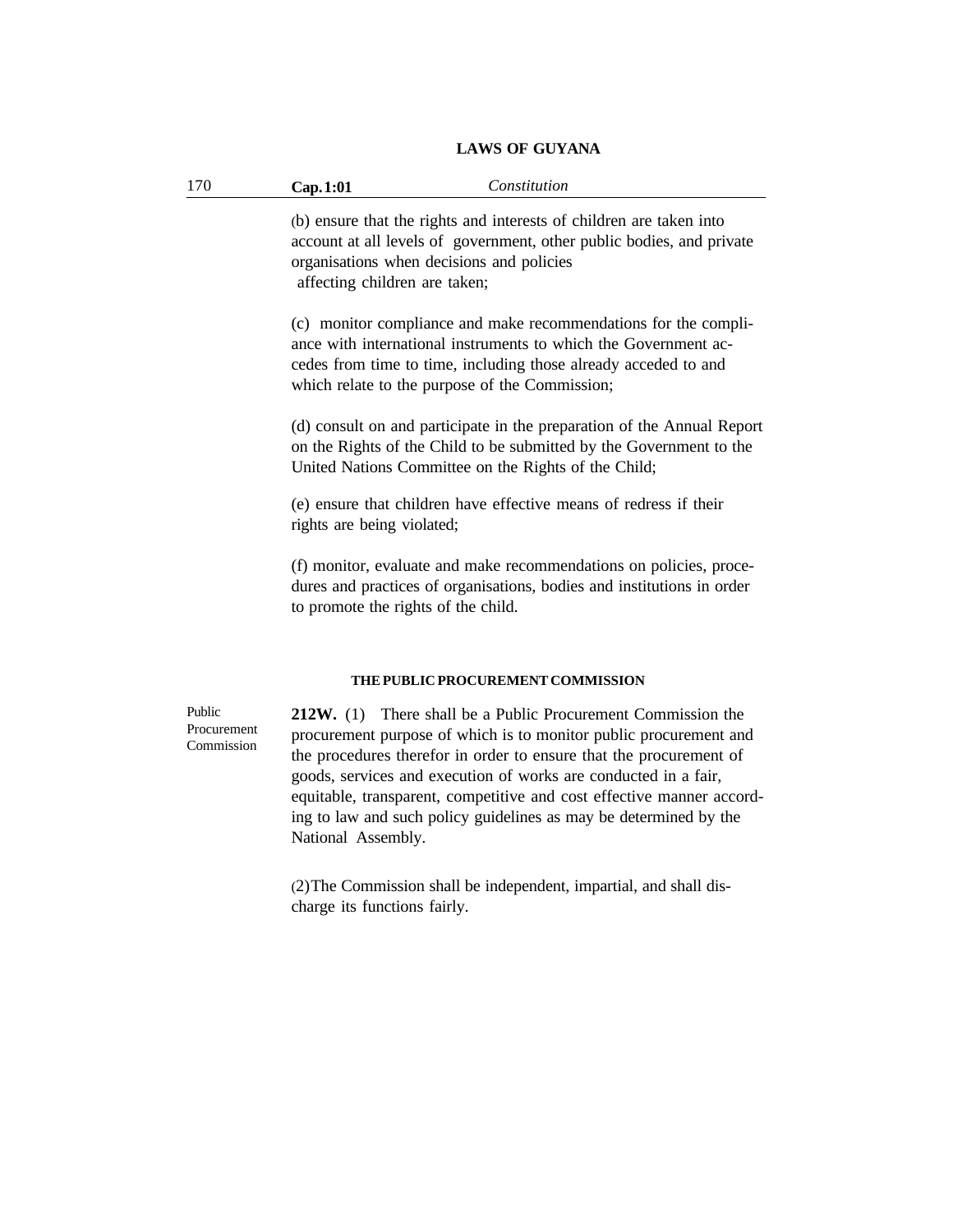(b) ensure that the rights and interests of children are taken into account at all levels of government, other public bodies, and private organisations when decisions and policies affecting children are taken;

(c) monitor compliance and make recommendations for the compliance with international instruments to which the Government accedes from time to time, including those already acceded to and which relate to the purpose of the Commission;

(d) consult on and participate in the preparation of the Annual Report on the Rights of the Child to be submitted by the Government to the United Nations Committee on the Rights of the Child;

(e) ensure that children have effective means of redress if their rights are being violated;

(f) monitor, evaluate and make recommendations on policies, procedures and practices of organisations, bodies and institutions in order to promote the rights of the child.

### THE PUBLIC PROCUREMENT COMMISSION

Public Procurement Commission

**212W.** (1) There shall be a Public Procurement Commission the procurement purpose of which is to monitor public procurement and the procedures therefor in order to ensure that the procurement of goods, services and execution of works are conducted in a fair, equitable, transparent, competitive and cost effective manner according to law and such policy guidelines as may be determined by the National Assembly.

(2) The Commission shall be independent, impartial, and shall discharge its functions fairly.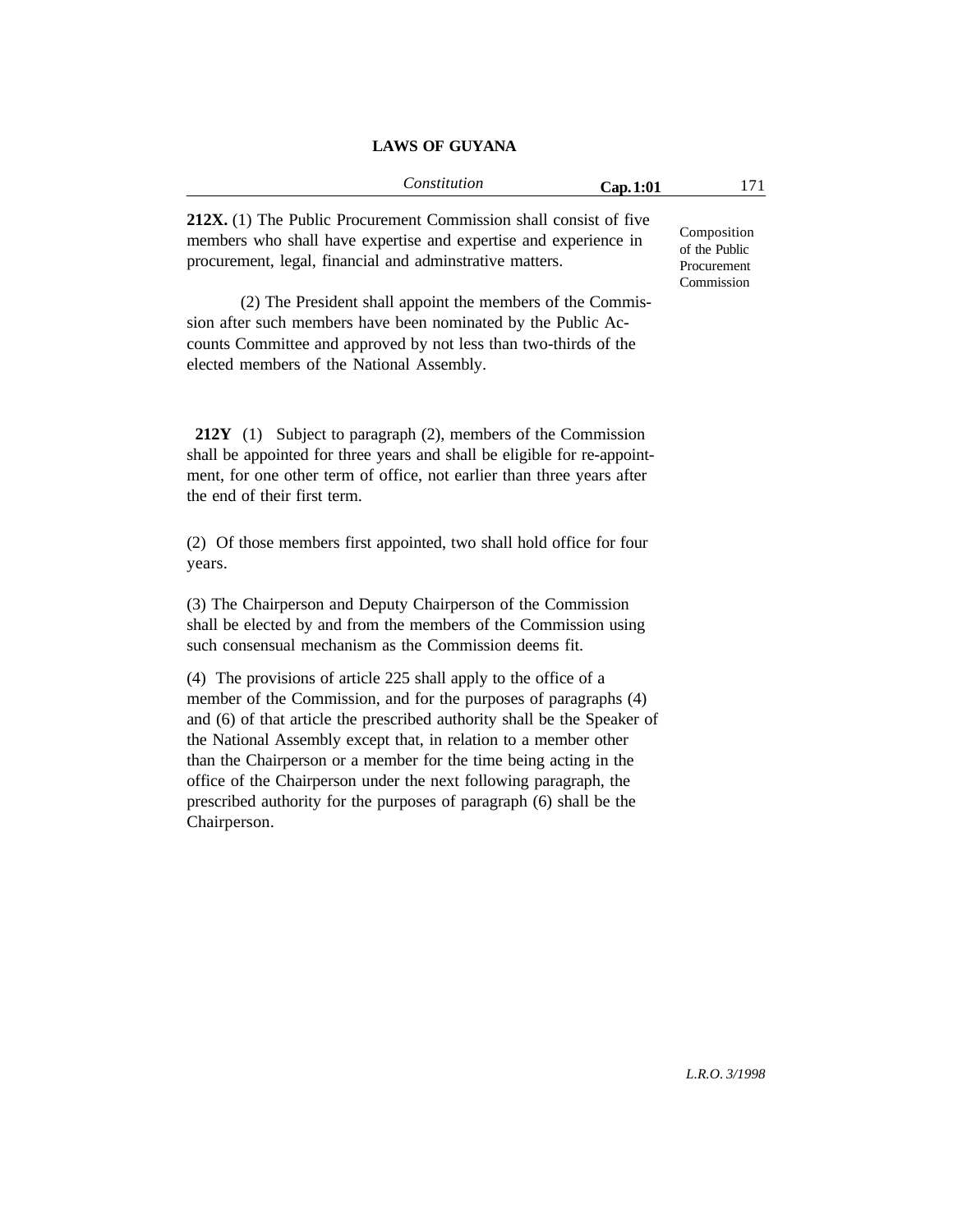**212X.** (1) The Public Procurement Commission shall consist of five members who shall have expertise and expertise and experience in procurement, legal, financial and adminstrative matters.

Composition of the Public Procurement Commission

(2) The President shall appoint the members of the Commission after such members have been nominated by the Public Accounts Committee and approved by not less than two-thirds of the elected members of the National Assembly.

**212Y** (1) Subject to paragraph (2), members of the Commission shall be appointed for three years and shall be eligible for re-appointment, for one other term of office, not earlier than three years after the end of their first term.

(2) Of those members first appointed, two shall hold office for four years.

(3) The Chairperson and Deputy Chairperson of the Commission shall be elected by and from the members of the Commission using such consensual mechanism as the Commission deems fit.

(4) The provisions of article 225 shall apply to the office of a member of the Commission, and for the purposes of paragraphs (4) and (6) of that article the prescribed authority shall be the Speaker of the National Assembly except that, in relation to a member other than the Chairperson or a member for the time being acting in the office of the Chairperson under the next following paragraph, the prescribed authority for the purposes of paragraph (6) shall be the Chairperson.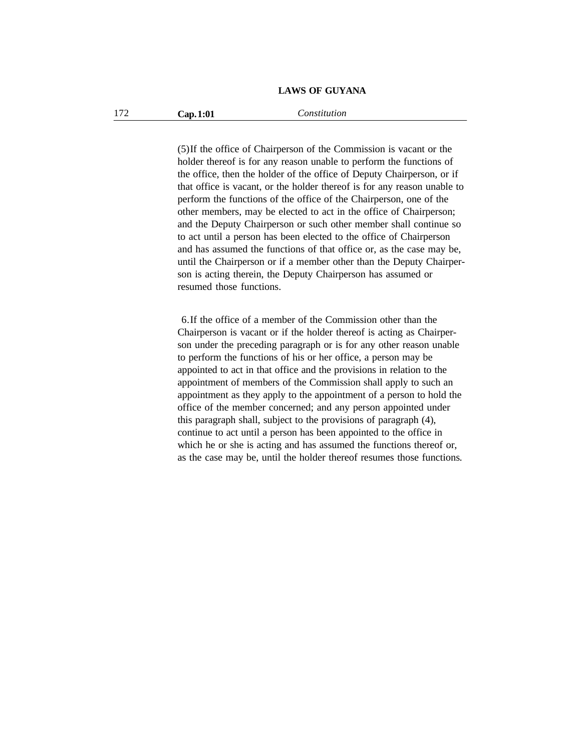(5)If the office of Chairperson of the Commission is vacant or the holder thereof is for any reason unable to perform the functions of the office, then the holder of the office of Deputy Chairperson, or if that office is vacant, or the holder thereof is for any reason unable to perform the functions of the office of the Chairperson, one of the other members, may be elected to act in the office of Chairperson; and the Deputy Chairperson or such other member shall continue so to act until a person has been elected to the office of Chairperson and has assumed the functions of that office or, as the case may be, until the Chairperson or if a member other than the Deputy Chairperson is acting therein, the Deputy Chairperson has assumed or resumed those functions.

6.If the office of a member of the Commission other than the Chairperson is vacant or if the holder thereof is acting as Chairperson under the preceding paragraph or is for any other reason unable to perform the functions of his or her office, a person may be appointed to act in that office and the provisions in relation to the appointment of members of the Commission shall apply to such an appointment as they apply to the appointment of a person to hold the office of the member concerned; and any person appointed under this paragraph shall, subject to the provisions of paragraph (4), continue to act until a person has been appointed to the office in which he or she is acting and has assumed the functions thereof or, as the case may be, until the holder thereof resumes those functions.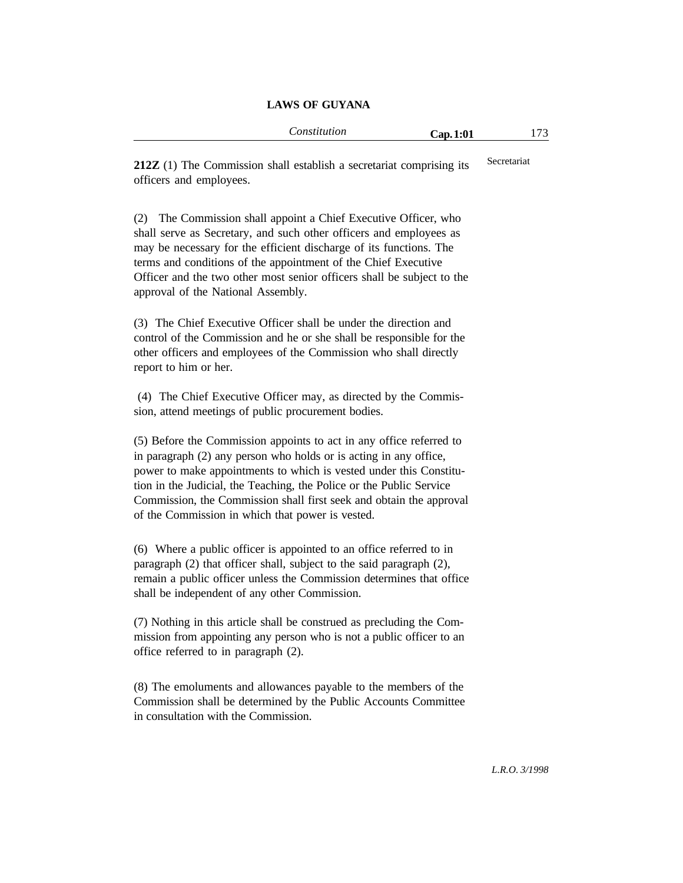**212Z** (1) The Commission shall establish a secretariat comprising its officers and employees.

Secretariat

(2) The Commission shall appoint a Chief Executive Officer, who shall serve as Secretary, and such other officers and employees as may be necessary for the efficient discharge of its functions. The terms and conditions of the appointment of the Chief Executive Officer and the two other most senior officers shall be subject to the approval of the National Assembly.

(3) The Chief Executive Officer shall be under the direction and control of the Commission and he or she shall be responsible for the other officers and employees of the Commission who shall directly report to him or her.

(4) The Chief Executive Officer may, as directed by the Commission, attend meetings of public procurement bodies.

(5) Before the Commission appoints to act in any office referred to in paragraph (2) any person who holds or is acting in any office, power to make appointments to which is vested under this Constitution in the Judicial, the Teaching, the Police or the Public Service Commission, the Commission shall first seek and obtain the approval of the Commission in which that power is vested.

(6) Where a public officer is appointed to an office referred to in paragraph (2) that officer shall, subject to the said paragraph (2), remain a public officer unless the Commission determines that office shall be independent of any other Commission.

(7) Nothing in this article shall be construed as precluding the Commission from appointing any person who is not a public officer to an office referred to in paragraph (2).

(8) The emoluments and allowances payable to the members of the Commission shall be determined by the Public Accounts Committee in consultation with the Commission.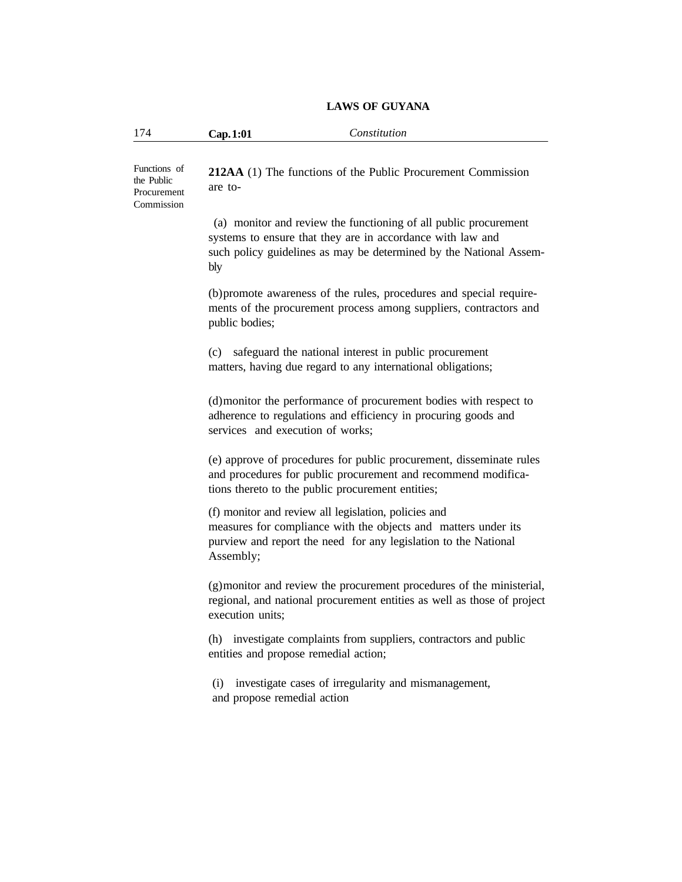Functions of the Public Procurement Commission

**212AA** (1) The functions of the Public Procurement Commission are to-

(a) monitor and review the functioning of all public procurement systems to ensure that they are in accordance with law and such policy guidelines as may be determined by the National Assembly

(b) promote awareness of the rules, procedures and special requirements of the procurement process among suppliers, contractors and public bodies;

(c) safeguard the national interest in public procurement matters, having due regard to any international obligations;

(d) monitor the performance of procurement bodies with respect to adherence to regulations and efficiency in procuring goods and services and execution of works;

(e) approve of procedures for public procurement, disseminate rules and procedures for public procurement and recommend modifications thereto to the public procurement entities;

(f) monitor and review all legislation, policies and measures for compliance with the objects and matters under its purview and report the need for any legislation to the National Assembly;

(g) monitor and review the procurement procedures of the ministerial, regional, and national procurement entities as well as those of project execution units;

(h) investigate complaints from suppliers, contractors and public entities and propose remedial action;

(i) investigate cases of irregularity and mismanagement, and propose remedial action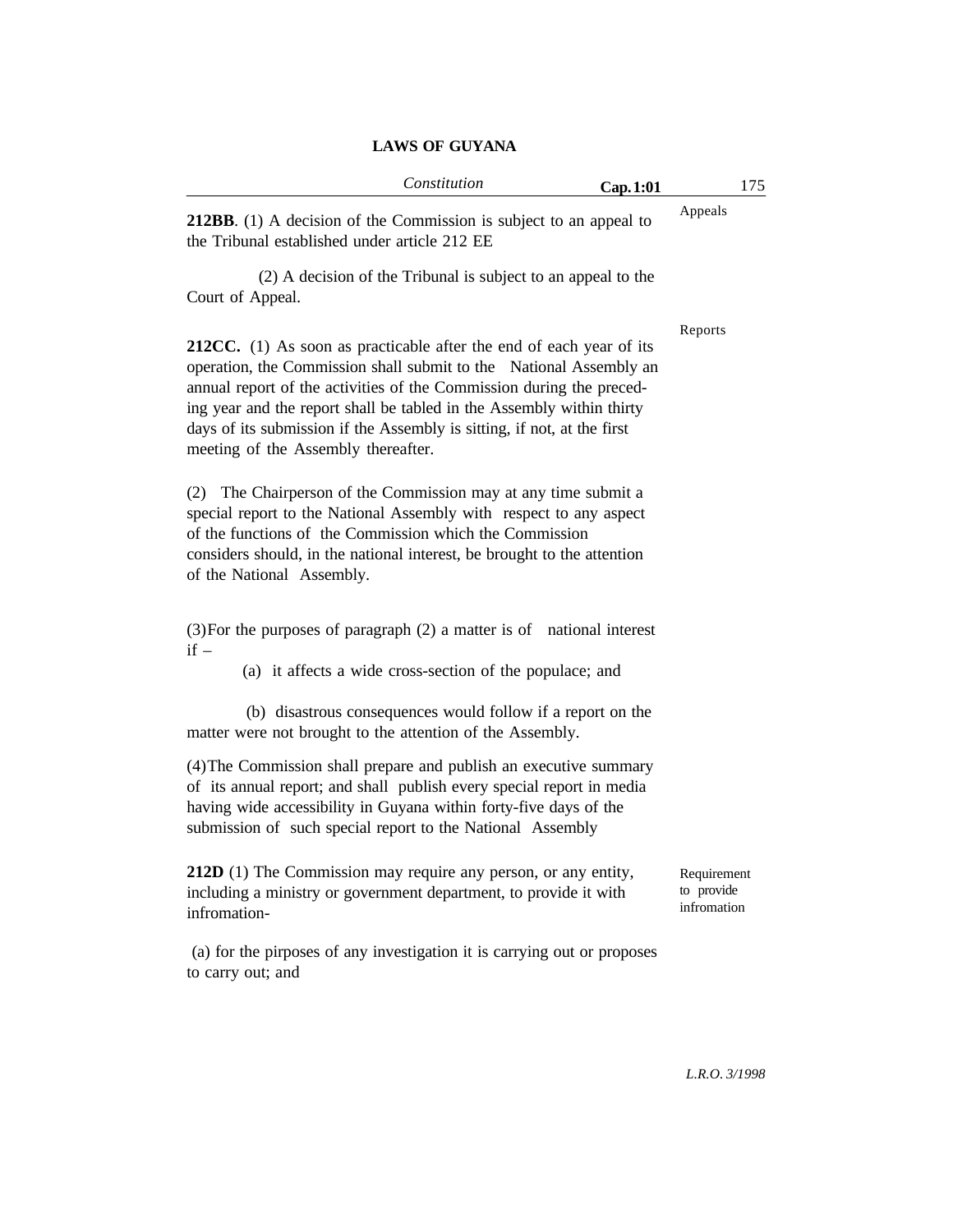**212BB**. (1) A decision of the Commission is subject to an appeal to the Tribunal established under article 212 EE

Appeals

(2) A decision of the Tribunal is subject to an appeal to the Court of Appeal.

Reports

**212CC.** (1) As soon as practicable after the end of each year of its operation, the Commission shall submit to the National Assembly an annual report of the activities of the Commission during the preceding year and the report shall be tabled in the Assembly within thirty days of its submission if the Assembly is sitting, if not, at the first meeting of the Assembly thereafter.

(2) The Chairperson of the Commission may at any time submit a special report to the National Assembly with respect to any aspect of the functions of the Commission which the Commission considers should, in the national interest, be brought to the attention of the National Assembly.

(3)For the purposes of paragraph (2) a matter is of national interest if –

(a) it affects a wide cross-section of the populace; and

(b) disastrous consequences would follow if a report on the matter were not brought to the attention of the Assembly.

(4)The Commission shall prepare and publish an executive summary of its annual report; and shall publish every special report in media having wide accessibility in Guyana within forty-five days of the submission of such special report to the National Assembly

Requirement to provide infromation

**212D** (1) The Commission may require any person, or any entity, including a ministry or government department, to provide it with infromation-

(a) for the pirposes of any investigation it is carrying out or proposes to carry out; and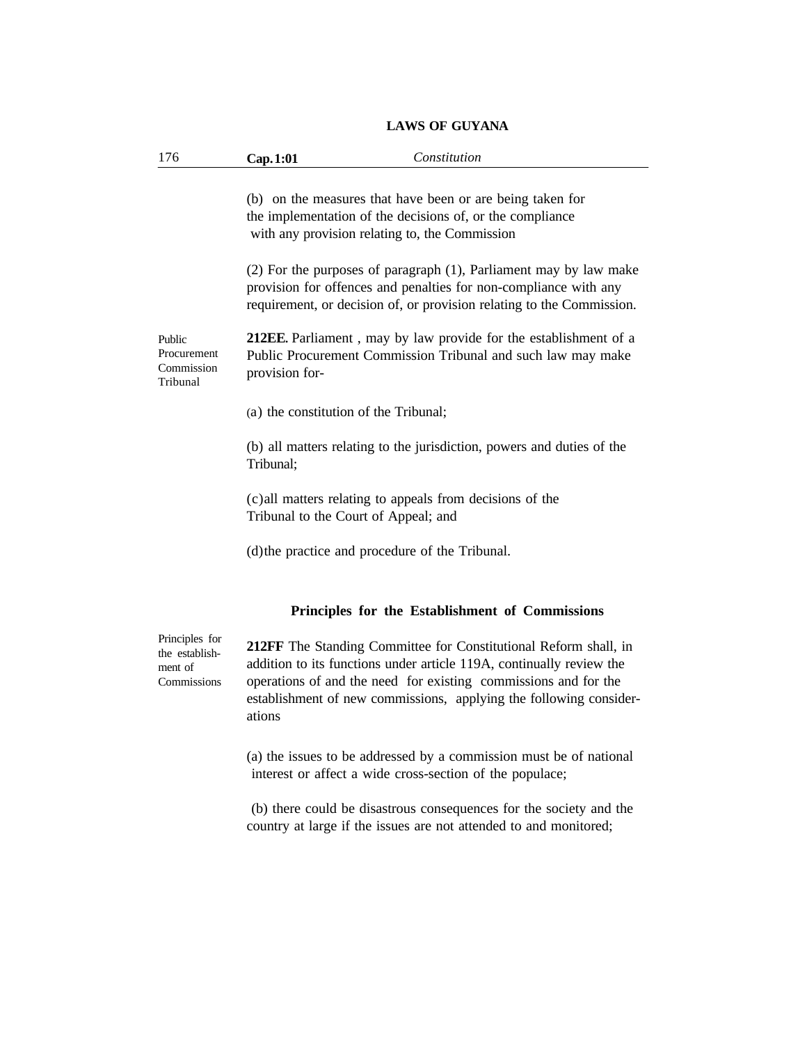(b) on the measures that have been or are being taken for the implementation of the decisions of, or the compliance with any provision relating to, the Commission

(2) For the purposes of paragraph (1), Parliament may by law make provision for offences and penalties for non-compliance with any requirement, or decision of, or provision relating to the Commission.

Public Procurement Commission Tribunal

**212EE.** Parliament , may by law provide for the establishment of a Public Procurement Commission Tribunal and such law may make provision for-

(a) the constitution of the Tribunal;

(b) all matters relating to the jurisdiction, powers and duties of the Tribunal;

(c)all matters relating to appeals from decisions of the Tribunal to the Court of Appeal; and

(d)the practice and procedure of the Tribunal.

### Principles for the Establishment of Commissions

Principles for the establishment of Commissions

**212FF** The Standing Committee for Constitutional Reform shall, in addition to its functions under article 119A, continually review the operations of and the need for existing commissions and for the establishment of new commissions, applying the following considerations

(a) the issues to be addressed by a commission must be of national interest or affect a wide cross-section of the populace;

(b) there could be disastrous consequences for the society and the country at large if the issues are not attended to and monitored;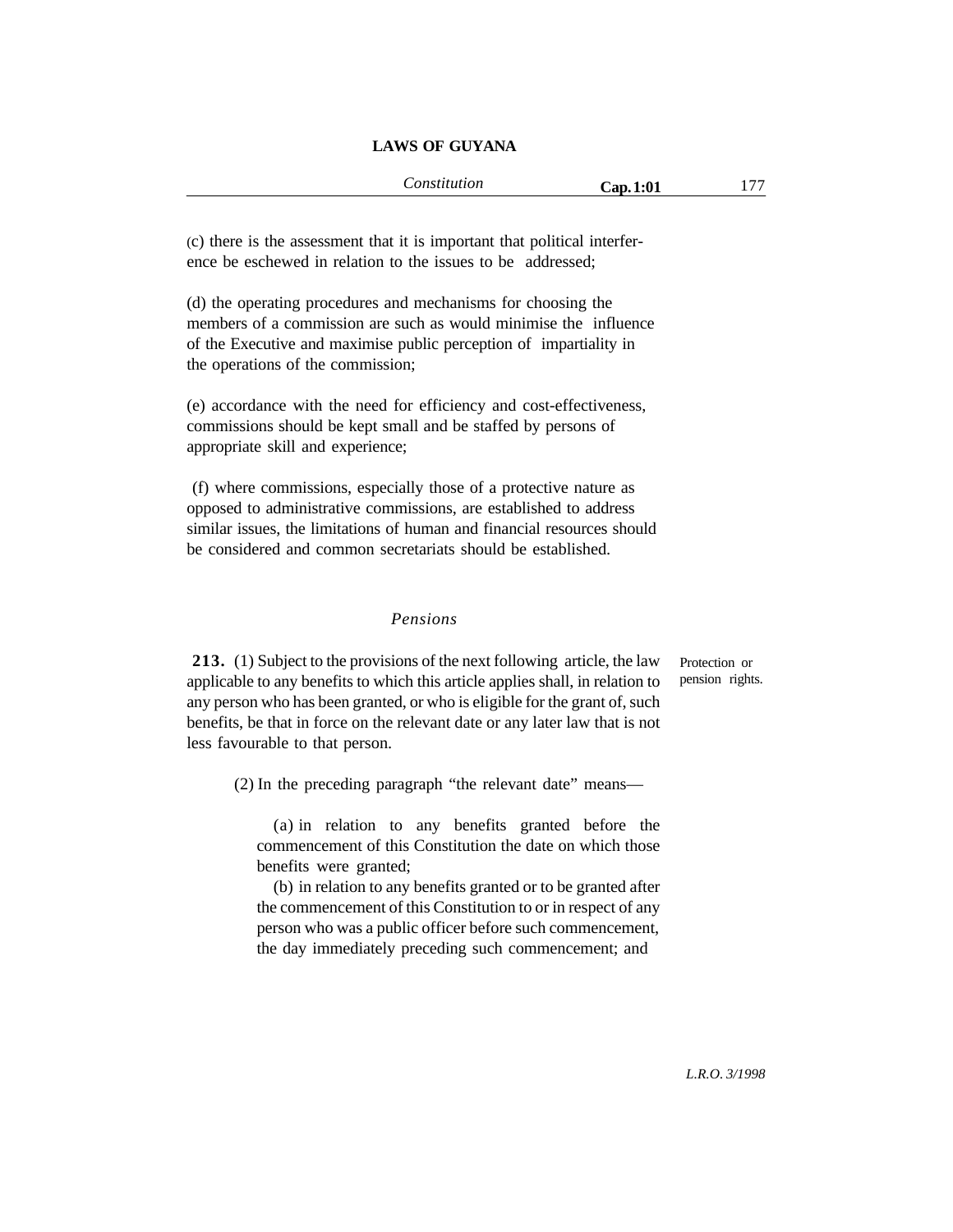(c) there is the assessment that it is important that political interference be eschewed in relation to the issues to be addressed;

(d) the operating procedures and mechanisms for choosing the members of a commission are such as would minimise the influence of the Executive and maximise public perception of impartiality in the operations of the commission;

(e) accordance with the need for efficiency and cost-effectiveness, commissions should be kept small and be staffed by persons of appropriate skill and experience;

(f) where commissions, especially those of a protective nature as opposed to administrative commissions, are established to address similar issues, the limitations of human and financial resources should be considered and common secretariats should be established.

*Pensions*

Protection or pension rights.

**213.** (1) Subject to the provisions of the next following article, the law applicable to any benefits to which this article applies shall, in relation to any person who has been granted, or who is eligible for the grant of, such benefits, be that in force on the relevant date or any later law that is not less favourable to that person.

(2) In the preceding paragraph "the relevant date" means—

(a) in relation to any benefits granted before the commencement of this Constitution the date on which those benefits were granted;

(b) in relation to any benefits granted or to be granted after the commencement of this Constitution to or in respect of any person who was a public officer before such commencement, the day immediately preceding such commencement; and

L.R.O. 3/1998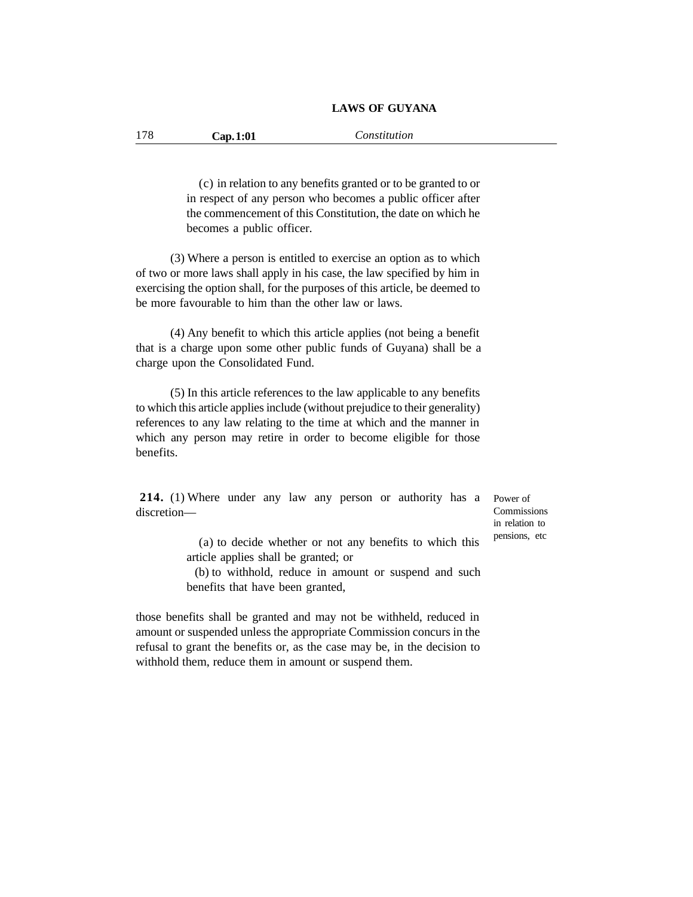(c) in relation to any benefits granted or to be granted to or in respect of any person who becomes a public officer after the commencement of this Constitution, the date on which he becomes a public officer.

(3) Where a person is entitled to exercise an option as to which of two or more laws shall apply in his case, the law specified by him in exercising the option shall, for the purposes of this article, be deemed to be more favourable to him than the other law or laws.

(4) Any benefit to which this article applies (not being a benefit that is a charge upon some other public funds of Guyana) shall be a charge upon the Consolidated Fund.

(5) In this article references to the law applicable to any benefits to which this article applies include (without prejudice to their generality) references to any law relating to the time at which and the manner in which any person may retire in order to become eligible for those benefits.

Power of Commissions in relation to pensions, etc

**214.** (1) Where under any law any person or authority has a discretion—

(a) to decide whether or not any benefits to which this article applies shall be granted; or

(b) to withhold, reduce in amount or suspend and such benefits that have been granted,

those benefits shall be granted and may not be withheld, reduced in amount or suspended unless the appropriate Commission concurs in the refusal to grant the benefits or, as the case may be, in the decision to withhold them, reduce them in amount or suspend them.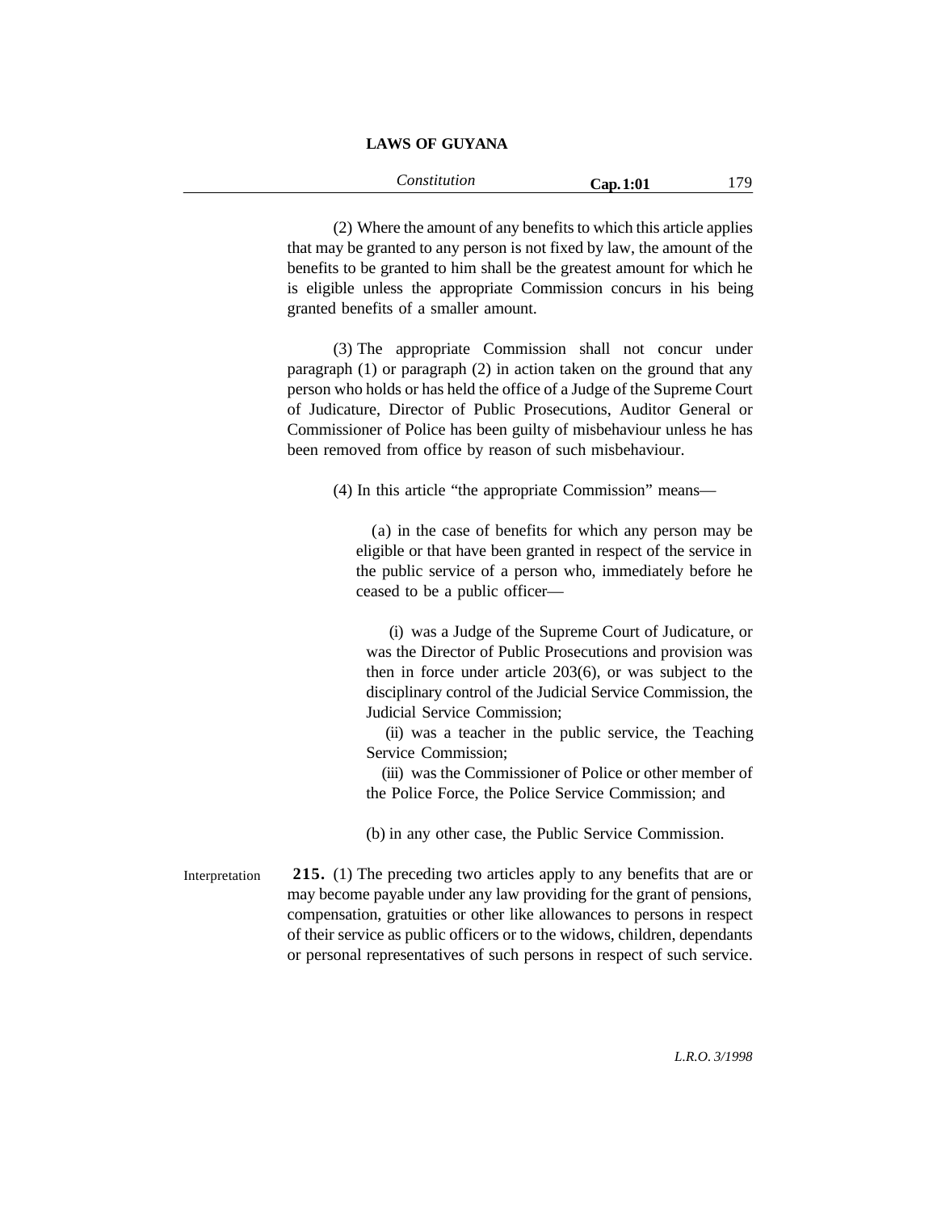(2) Where the amount of any benefits to which this article applies that may be granted to any person is not fixed by law, the amount of the benefits to be granted to him shall be the greatest amount for which he is eligible unless the appropriate Commission concurs in his being granted benefits of a smaller amount.

(3) The appropriate Commission shall not concur under paragraph (1) or paragraph (2) in action taken on the ground that any person who holds or has held the office of a Judge of the Supreme Court of Judicature, Director of Public Prosecutions, Auditor General or Commissioner of Police has been guilty of misbehaviour unless he has been removed from office by reason of such misbehaviour.

(4) In this article "the appropriate Commission" means—

(a) in the case of benefits for which any person may be eligible or that have been granted in respect of the service in the public service of a person who, immediately before he ceased to be a public officer—

(i) was a Judge of the Supreme Court of Judicature, or was the Director of Public Prosecutions and provision was then in force under article 203(6), or was subject to the disciplinary control of the Judicial Service Commission, the Judicial Service Commission;

(ii) was a teacher in the public service, the Teaching Service Commission;

(iii) was the Commissioner of Police or other member of the Police Force, the Police Service Commission; and

(b) in any other case, the Public Service Commission.

Interpretation

**215.** (1) The preceding two articles apply to any benefits that are or may become payable under any law providing for the grant of pensions, compensation, gratuities or other like allowances to persons in respect of their service as public officers or to the widows, children, dependants or personal representatives of such persons in respect of such service.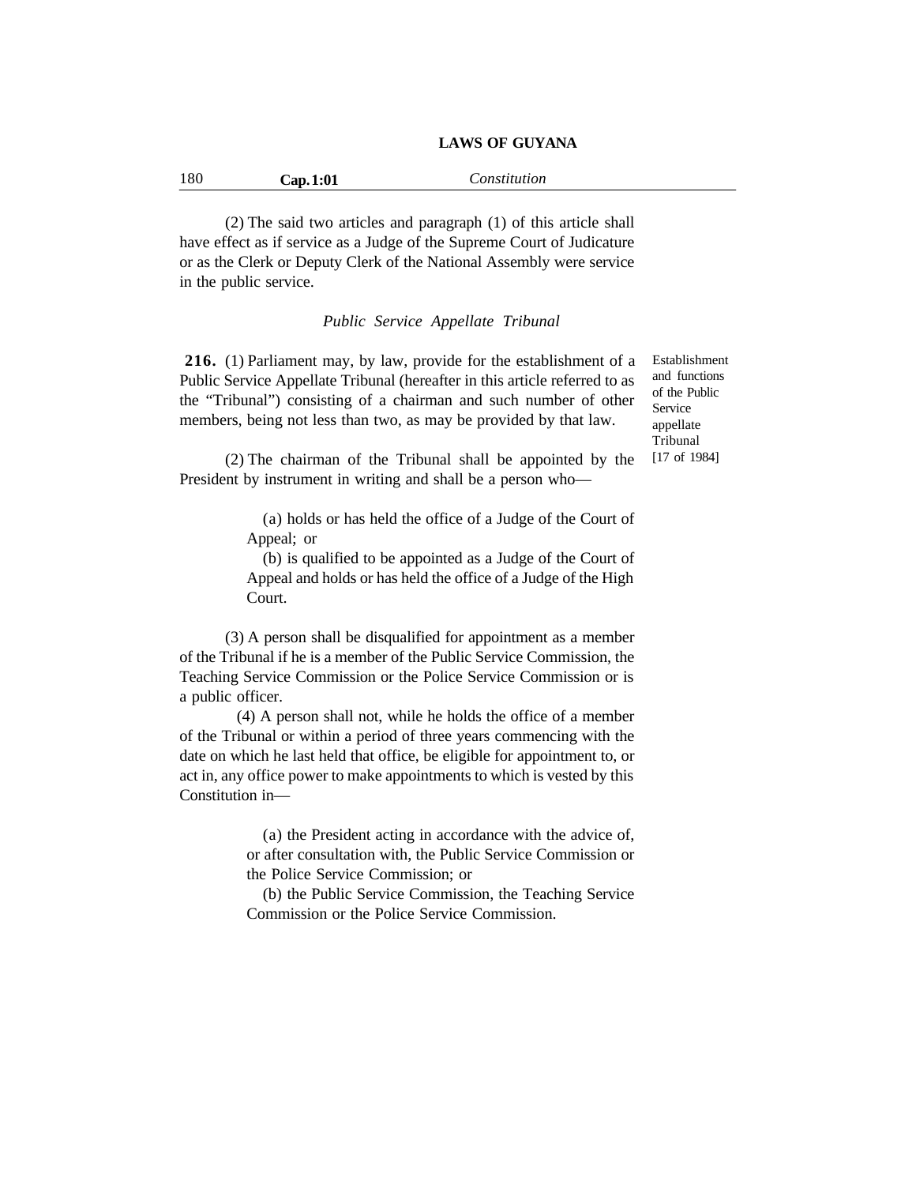(2) The said two articles and paragraph (1) of this article shall have effect as if service as a Judge of the Supreme Court of Judicature or as the Clerk or Deputy Clerk of the National Assembly were service in the public service.

### *Public Service Appellate Tribunal*

Establishment and functions of the Public Service appellate Tribunal [17 of 1984]

**216.** (1) Parliament may, by law, provide for the establishment of a Public Service Appellate Tribunal (hereafter in this article referred to as the "Tribunal") consisting of a chairman and such number of other members, being not less than two, as may be provided by that law.

(2) The chairman of the Tribunal shall be appointed by the President by instrument in writing and shall be a person who—

(a) holds or has held the office of a Judge of the Court of Appeal; or

(b) is qualified to be appointed as a Judge of the Court of Appeal and holds or has held the office of a Judge of the High Court.

(3) A person shall be disqualified for appointment as a member of the Tribunal if he is a member of the Public Service Commission, the Teaching Service Commission or the Police Service Commission or is a public officer.

(4) A person shall not, while he holds the office of a member of the Tribunal or within a period of three years commencing with the date on which he last held that office, be eligible for appointment to, or act in, any office power to make appointments to which is vested by this Constitution in—

(a) the President acting in accordance with the advice of, or after consultation with, the Public Service Commission or the Police Service Commission; or

(b) the Public Service Commission, the Teaching Service Commission or the Police Service Commission.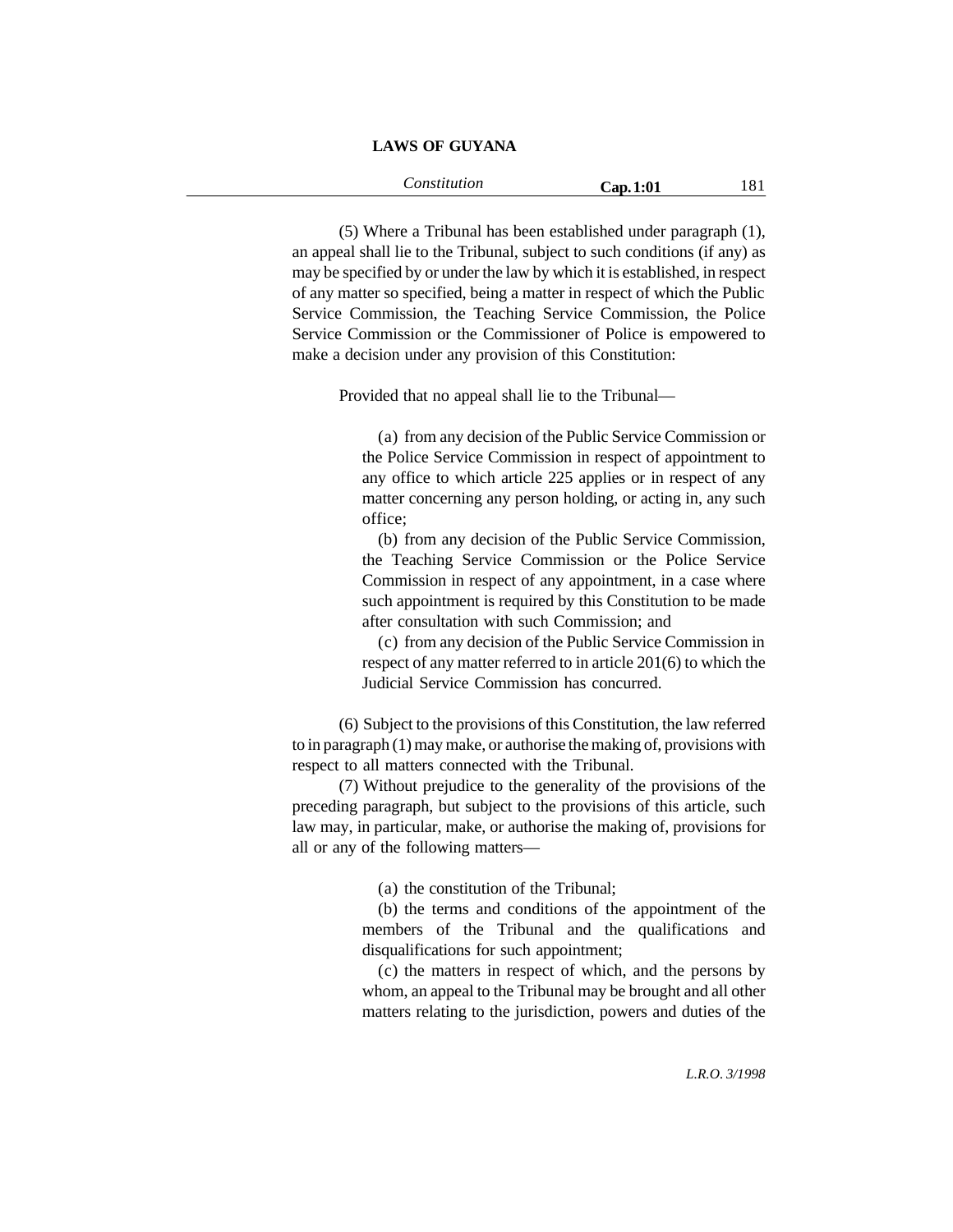(5) Where a Tribunal has been established under paragraph (1), an appeal shall lie to the Tribunal, subject to such conditions (if any) as may be specified by or under the law by which it is established, in respect of any matter so specified, being a matter in respect of which the Public Service Commission, the Teaching Service Commission, the Police Service Commission or the Commissioner of Police is empowered to make a decision under any provision of this Constitution:

Provided that no appeal shall lie to the Tribunal—

(a) from any decision of the Public Service Commission or the Police Service Commission in respect of appointment to any office to which article 225 applies or in respect of any matter concerning any person holding, or acting in, any such office;

(b) from any decision of the Public Service Commission, the Teaching Service Commission or the Police Service Commission in respect of any appointment, in a case where such appointment is required by this Constitution to be made after consultation with such Commission; and

(c) from any decision of the Public Service Commission in respect of any matter referred to in article 201(6) to which the Judicial Service Commission has concurred.

(6) Subject to the provisions of this Constitution, the law referred to in paragraph (1) may make, or authorise the making of, provisions with respect to all matters connected with the Tribunal.

(7) Without prejudice to the generality of the provisions of the preceding paragraph, but subject to the provisions of this article, such law may, in particular, make, or authorise the making of, provisions for all or any of the following matters—

(a) the constitution of the Tribunal;

(b) the terms and conditions of the appointment of the members of the Tribunal and the qualifications and disqualifications for such appointment;

(c) the matters in respect of which, and the persons by whom, an appeal to the Tribunal may be brought and all other matters relating to the jurisdiction, powers and duties of the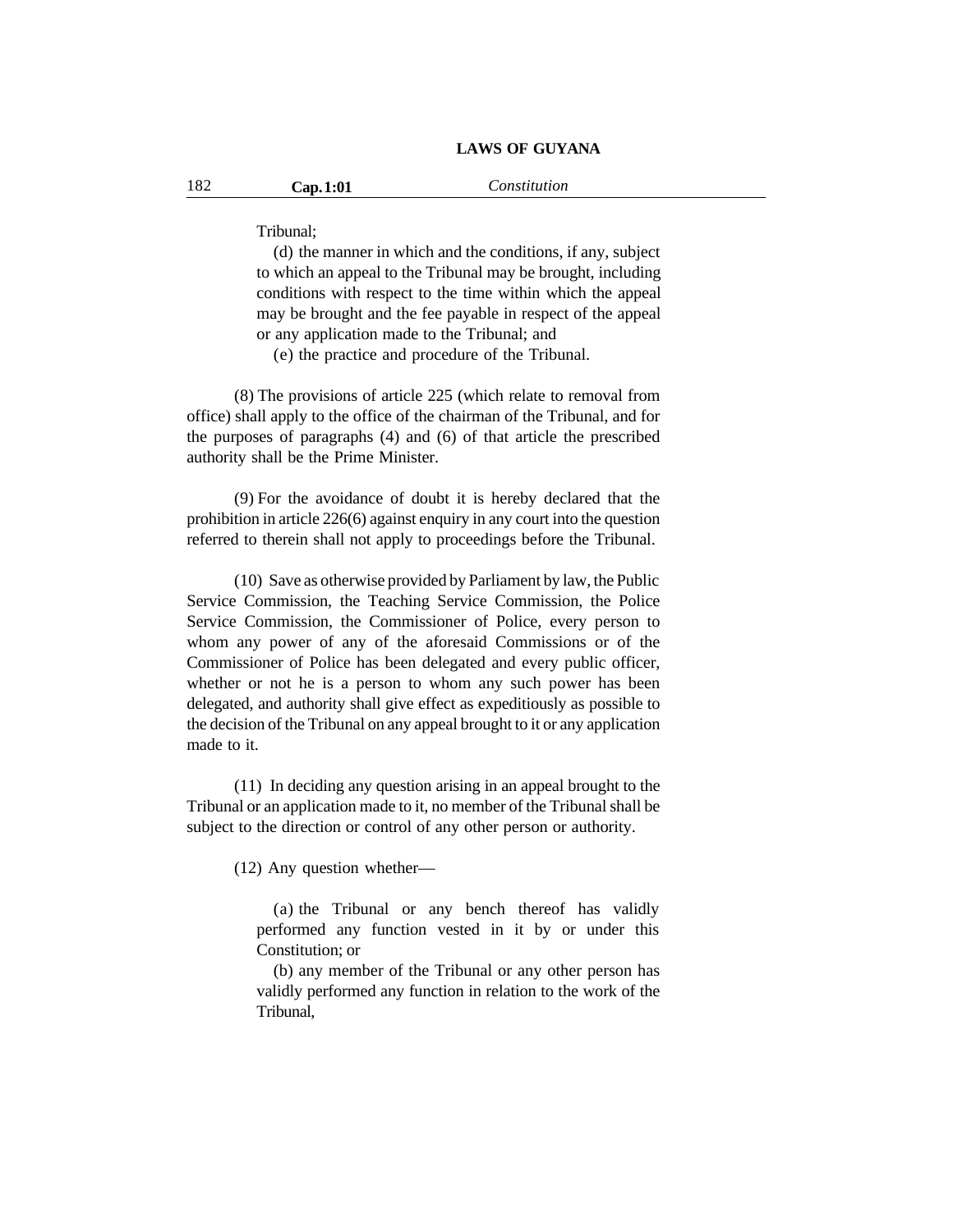Tribunal;

(d) the manner in which and the conditions, if any, subject to which an appeal to the Tribunal may be brought, including conditions with respect to the time within which the appeal may be brought and the fee payable in respect of the appeal or any application made to the Tribunal; and

(e) the practice and procedure of the Tribunal.

(8) The provisions of article 225 (which relate to removal from office) shall apply to the office of the chairman of the Tribunal, and for the purposes of paragraphs (4) and (6) of that article the prescribed authority shall be the Prime Minister.

(9) For the avoidance of doubt it is hereby declared that the prohibition in article 226(6) against enquiry in any court into the question referred to therein shall not apply to proceedings before the Tribunal.

(10) Save as otherwise provided by Parliament by law, the Public Service Commission, the Teaching Service Commission, the Police Service Commission, the Commissioner of Police, every person to whom any power of any of the aforesaid Commissions or of the Commissioner of Police has been delegated and every public officer, whether or not he is a person to whom any such power has been delegated, and authority shall give effect as expeditiously as possible to the decision of the Tribunal on any appeal brought to it or any application made to it.

(11) In deciding any question arising in an appeal brought to the Tribunal or an application made to it, no member of the Tribunal shall be subject to the direction or control of any other person or authority.

(12) Any question whether—

(a) the Tribunal or any bench thereof has validly performed any function vested in it by or under this Constitution; or

(b) any member of the Tribunal or any other person has validly performed any function in relation to the work of the Tribunal,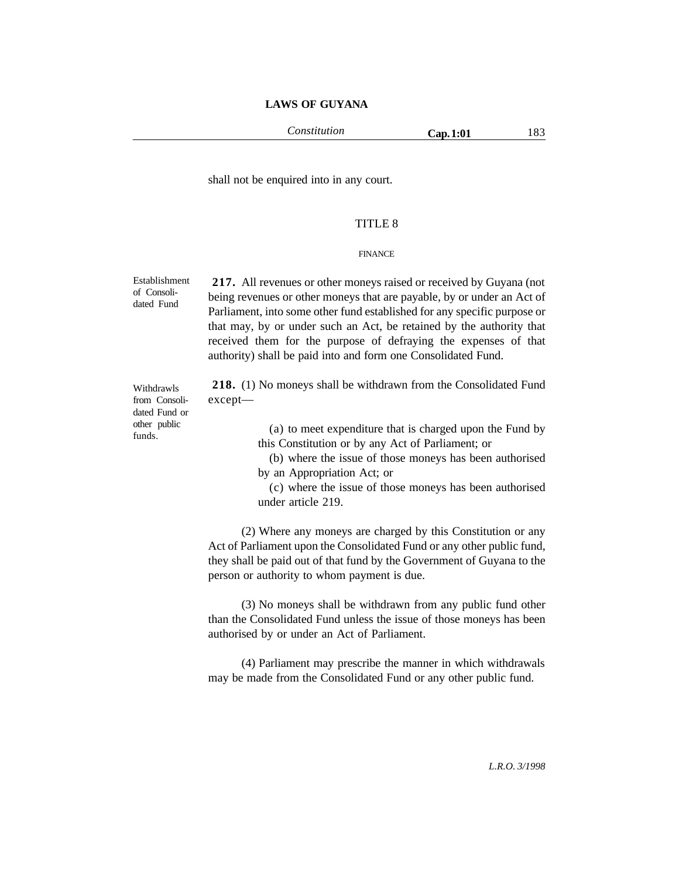shall not be enquired into in any court.

## TITLE 8

### FINANCE

Establishment of Consolidated Fund

**217.** All revenues or other moneys raised or received by Guyana (not being revenues or other moneys that are payable, by or under an Act of Parliament, into some other fund established for any specific purpose or that may, by or under such an Act, be retained by the authority that received them for the purpose of defraying the expenses of that authority) shall be paid into and form one Consolidated Fund.

Withdrawls from Consolidated Fund or other public funds.

**218.** (1) No moneys shall be withdrawn from the Consolidated Fund except—

(a) to meet expenditure that is charged upon the Fund by this Constitution or by any Act of Parliament; or

(b) where the issue of those moneys has been authorised by an Appropriation Act; or

(c) where the issue of those moneys has been authorised under article 219.

(2) Where any moneys are charged by this Constitution or any Act of Parliament upon the Consolidated Fund or any other public fund, they shall be paid out of that fund by the Government of Guyana to the person or authority to whom payment is due.

(3) No moneys shall be withdrawn from any public fund other than the Consolidated Fund unless the issue of those moneys has been authorised by or under an Act of Parliament.

(4) Parliament may prescribe the manner in which withdrawals may be made from the Consolidated Fund or any other public fund.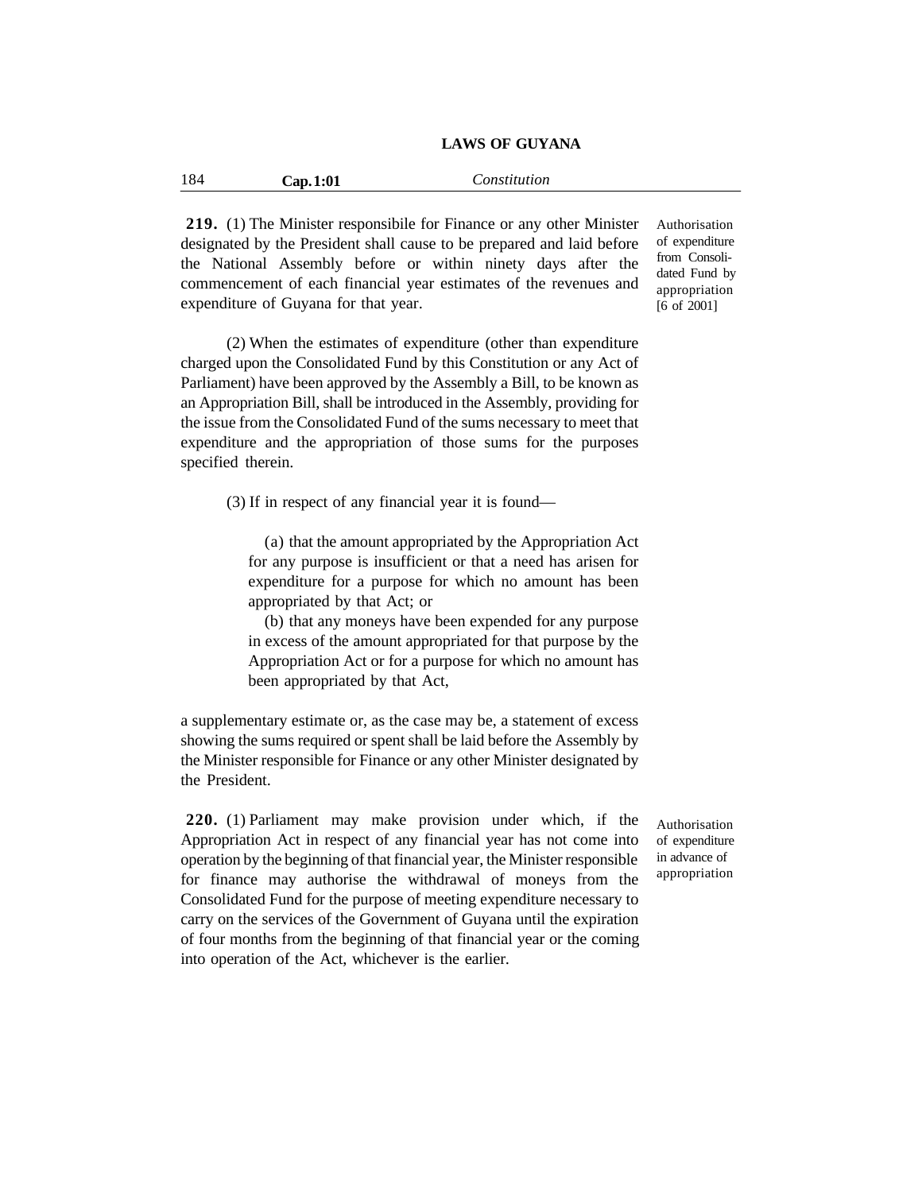**219.** (1) The Minister responsibile for Finance or any other Minister designated by the President shall cause to be prepared and laid before the National Assembly before or within ninety days after the commencement of each financial year estimates of the revenues and expenditure of Guyana for that year.

Authorisation of expenditure from Consolidated Fund by appropriation [6 of 2001]

(2) When the estimates of expenditure (other than expenditure charged upon the Consolidated Fund by this Constitution or any Act of Parliament) have been approved by the Assembly a Bill, to be known as an Appropriation Bill, shall be introduced in the Assembly, providing for the issue from the Consolidated Fund of the sums necessary to meet that expenditure and the appropriation of those sums for the purposes specified therein.

(3) If in respect of any financial year it is found—

(a) that the amount appropriated by the Appropriation Act for any purpose is insufficient or that a need has arisen for expenditure for a purpose for which no amount has been appropriated by that Act; or

(b) that any moneys have been expended for any purpose in excess of the amount appropriated for that purpose by the Appropriation Act or for a purpose for which no amount has been appropriated by that Act,

a supplementary estimate or, as the case may be, a statement of excess showing the sums required or spent shall be laid before the Assembly by the Minister responsible for Finance or any other Minister designated by the President.

**220.** (1) Parliament may make provision under which, if the Appropriation Act in respect of any financial year has not come into operation by the beginning of that financial year, the Minister responsible for finance may authorise the withdrawal of moneys from the Consolidated Fund for the purpose of meeting expenditure necessary to carry on the services of the Government of Guyana until the expiration of four months from the beginning of that financial year or the coming into operation of the Act, whichever is the earlier.

Authorisation of expenditure in advance of appropriation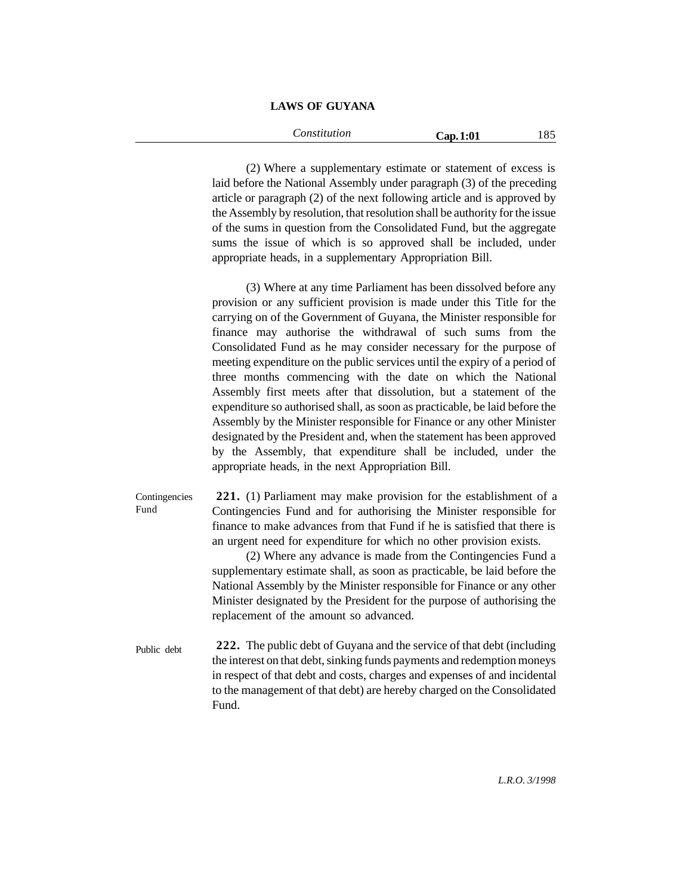(2) Where a supplementary estimate or statement of excess is laid before the National Assembly under paragraph (3) of the preceding article or paragraph (2) of the next following article and is approved by the Assembly by resolution, that resolution shall be authority for the issue of the sums in question from the Consolidated Fund, but the aggregate sums the issue of which is so approved shall be included, under appropriate heads, in a supplementary Appropriation Bill.

(3) Where at any time Parliament has been dissolved before any provision or any sufficient provision is made under this Title for the carrying on of the Government of Guyana, the Minister responsible for finance may authorise the withdrawal of such sums from the Consolidated Fund as he may consider necessary for the purpose of meeting expenditure on the public services until the expiry of a period of three months commencing with the date on which the National Assembly first meets after that dissolution, but a statement of the expenditure so authorised shall, as soon as practicable, be laid before the Assembly by the Minister responsible for Finance or any other Minister designated by the President and, when the statement has been approved by the Assembly, that expenditure shall be included, under the appropriate heads, in the next Appropriation Bill.

Contingencies Fund

**221.** (1) Parliament may make provision for the establishment of a Contingencies Fund and for authorising the Minister responsible for finance to make advances from that Fund if he is satisfied that there is an urgent need for expenditure for which no other provision exists.

(2) Where any advance is made from the Contingencies Fund a supplementary estimate shall, as soon as practicable, be laid before the National Assembly by the Minister responsible for Finance or any other Minister designated by the President for the purpose of authorising the replacement of the amount so advanced.

Public debt

**222.** The public debt of Guyana and the service of that debt (including the interest on that debt, sinking funds payments and redemption moneys in respect of that debt and costs, charges and expenses of and incidental to the management of that debt) are hereby charged on the Consolidated Fund.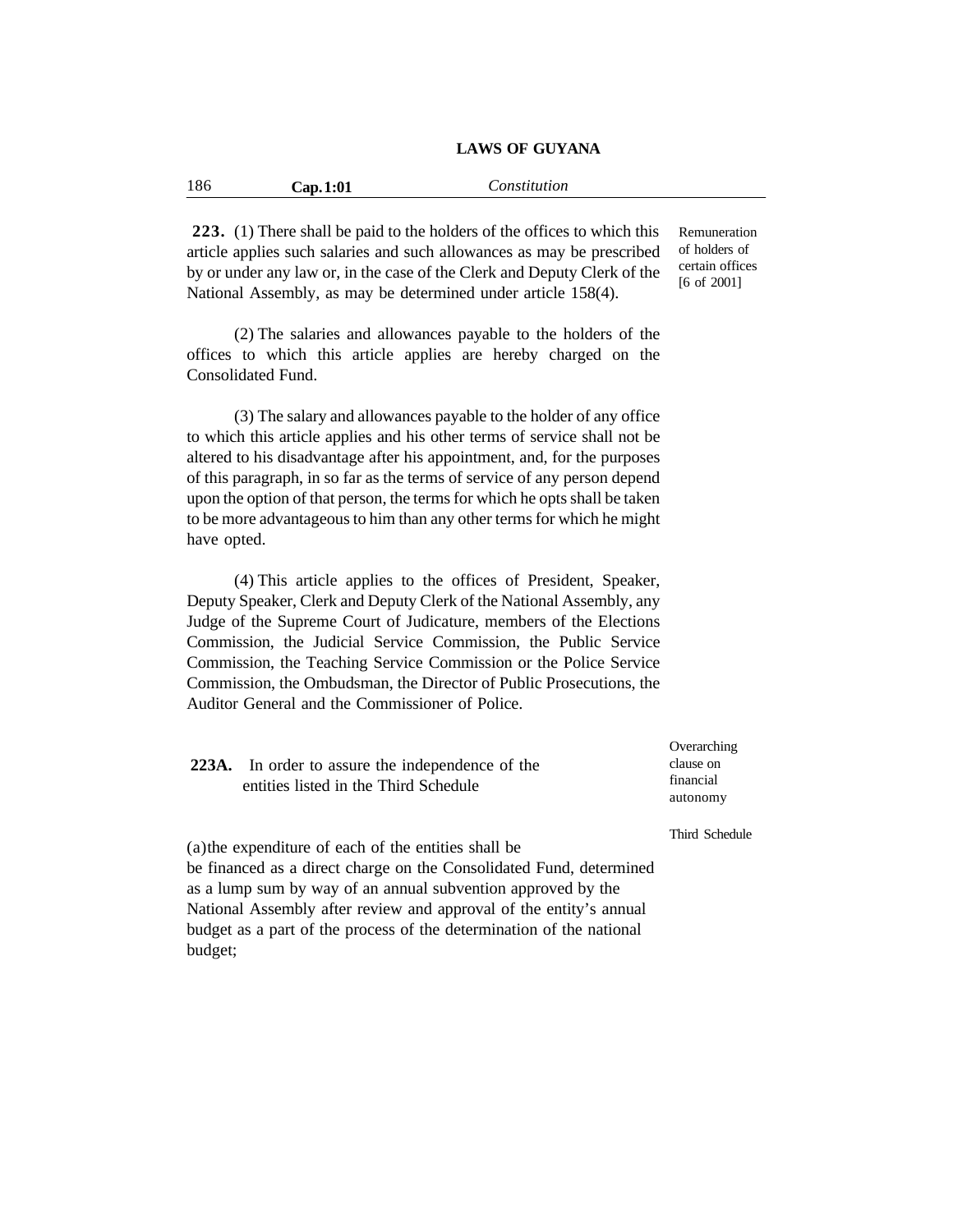**223.** (1) There shall be paid to the holders of the offices to which this article applies such salaries and such allowances as may be prescribed by or under any law or, in the case of the Clerk and Deputy Clerk of the National Assembly, as may be determined under article 158(4).

Remuneration of holders of certain offices [6 of 2001]

(2) The salaries and allowances payable to the holders of the offices to which this article applies are hereby charged on the Consolidated Fund.

(3) The salary and allowances payable to the holder of any office to which this article applies and his other terms of service shall not be altered to his disadvantage after his appointment, and, for the purposes of this paragraph, in so far as the terms of service of any person depend upon the option of that person, the terms for which he opts shall be taken to be more advantageous to him than any other terms for which he might have opted.

(4) This article applies to the offices of President, Speaker, Deputy Speaker, Clerk and Deputy Clerk of the National Assembly, any Judge of the Supreme Court of Judicature, members of the Elections Commission, the Judicial Service Commission, the Public Service Commission, the Teaching Service Commission or the Police Service Commission, the Ombudsman, the Director of Public Prosecutions, the Auditor General and the Commissioner of Police.

**223A.** In order to assure the independence of the entities listed in the Third Schedule

Overarching clause on financial autonomy

Third Schedule

(a) the expenditure of each of the entities shall be be financed as a direct charge on the Consolidated Fund, determined as a lump sum by way of an annual subvention approved by the National Assembly after review and approval of the entity's annual budget as a part of the process of the determination of the national budget;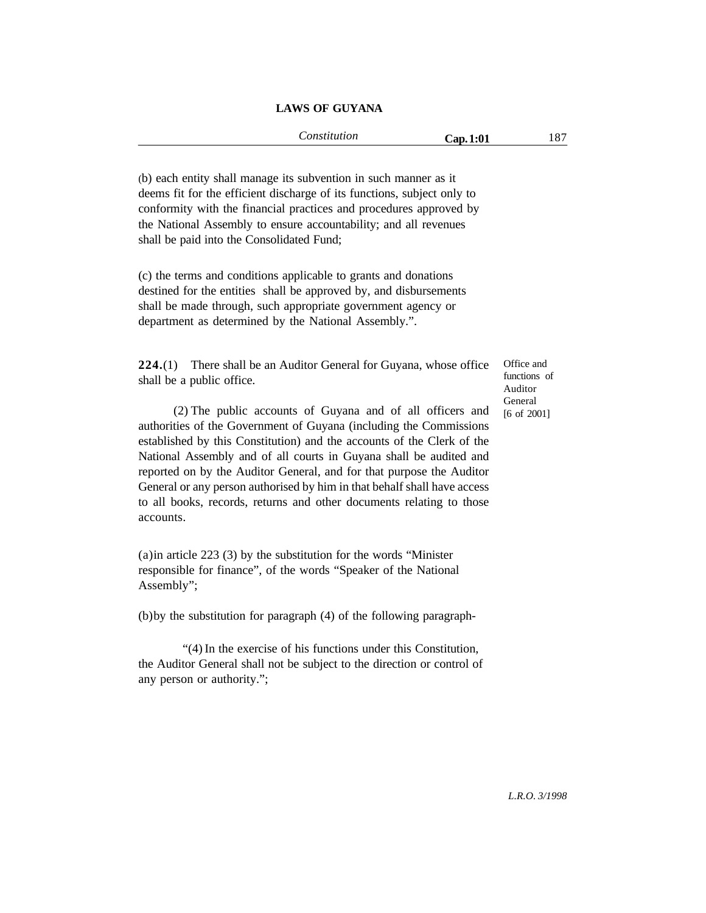(b) each entity shall manage its subvention in such manner as it deems fit for the efficient discharge of its functions, subject only to conformity with the financial practices and procedures approved by the National Assembly to ensure accountability; and all revenues shall be paid into the Consolidated Fund;

(c) the terms and conditions applicable to grants and donations destined for the entities shall be approved by, and disbursements shall be made through, such appropriate government agency or department as determined by the National Assembly.".

Office and functions of Auditor General [6 of 2001]

**224.**(1) There shall be an Auditor General for Guyana, whose office shall be a public office.

(2) The public accounts of Guyana and of all officers and authorities of the Government of Guyana (including the Commissions established by this Constitution) and the accounts of the Clerk of the National Assembly and of all courts in Guyana shall be audited and reported on by the Auditor General, and for that purpose the Auditor General or any person authorised by him in that behalf shall have access to all books, records, returns and other documents relating to those accounts.

(a) in article 223 (3) by the substitution for the words "Minister responsible for finance", of the words "Speaker of the National Assembly";

(b) by the substitution for paragraph (4) of the following paragraph-

"(4) In the exercise of his functions under this Constitution, the Auditor General shall not be subject to the direction or control of any person or authority.";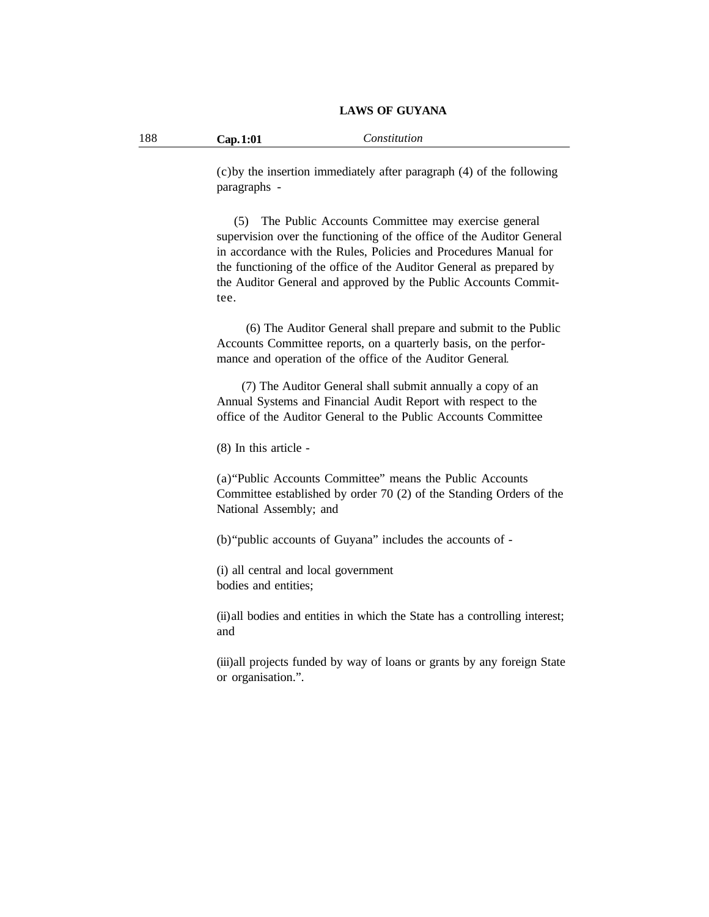(c)by the insertion immediately after paragraph (4) of the following paragraphs -

(5) The Public Accounts Committee may exercise general supervision over the functioning of the office of the Auditor General in accordance with the Rules, Policies and Procedures Manual for the functioning of the office of the Auditor General as prepared by the Auditor General and approved by the Public Accounts Committee.

(6) The Auditor General shall prepare and submit to the Public Accounts Committee reports, on a quarterly basis, on the performance and operation of the office of the Auditor General.

(7) The Auditor General shall submit annually a copy of an Annual Systems and Financial Audit Report with respect to the office of the Auditor General to the Public Accounts Committee

(8) In this article -

(a)"Public Accounts Committee" means the Public Accounts Committee established by order 70 (2) of the Standing Orders of the National Assembly; and

(b)"public accounts of Guyana" includes the accounts of -

(i) all central and local government bodies and entities;

(ii)all bodies and entities in which the State has a controlling interest; and

(iii)all projects funded by way of loans or grants by any foreign State or organisation.".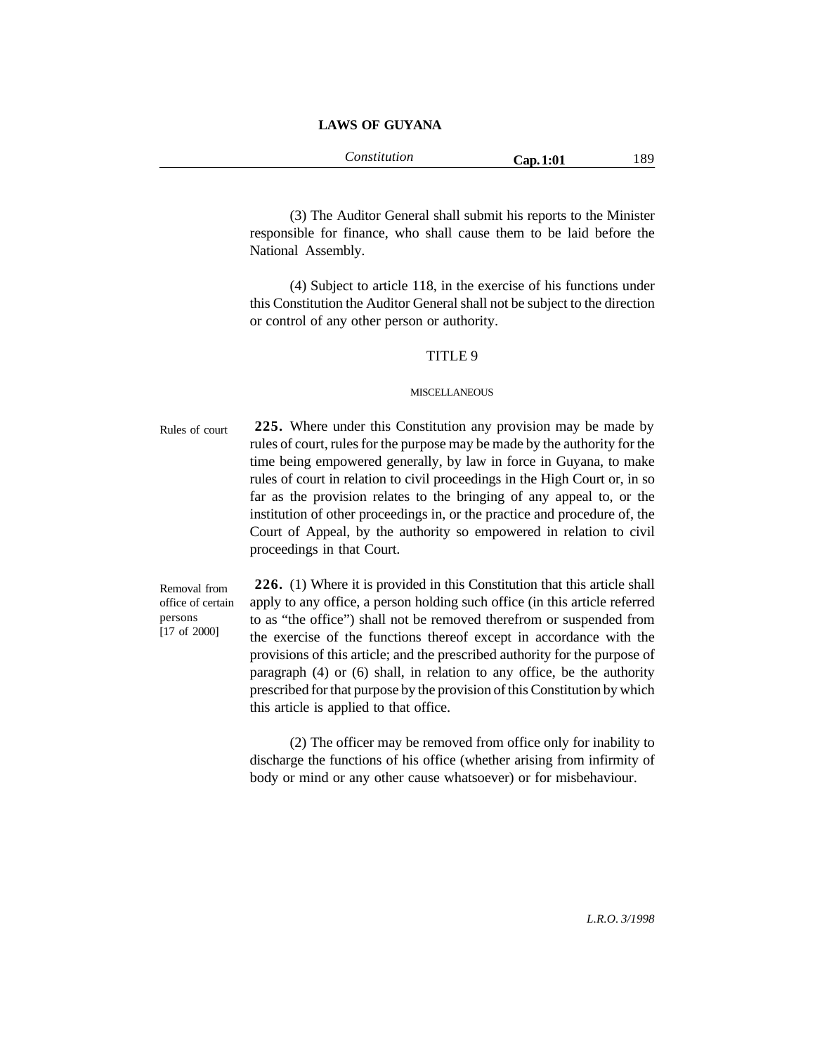(3) The Auditor General shall submit his reports to the Minister responsible for finance, who shall cause them to be laid before the National Assembly.

(4) Subject to article 118, in the exercise of his functions under this Constitution the Auditor General shall not be subject to the direction or control of any other person or authority.

## TITLE 9

### MISCELLANEOUS

Rules of court

**225.** Where under this Constitution any provision may be made by rules of court, rules for the purpose may be made by the authority for the time being empowered generally, by law in force in Guyana, to make rules of court in relation to civil proceedings in the High Court or, in so far as the provision relates to the bringing of any appeal to, or the institution of other proceedings in, or the practice and procedure of, the Court of Appeal, by the authority so empowered in relation to civil proceedings in that Court.

Removal from office of certain persons [17 of 2000]

**226.** (1) Where it is provided in this Constitution that this article shall apply to any office, a person holding such office (in this article referred to as "the office") shall not be removed therefrom or suspended from the exercise of the functions thereof except in accordance with the provisions of this article; and the prescribed authority for the purpose of paragraph (4) or (6) shall, in relation to any office, be the authority prescribed for that purpose by the provision of this Constitution by which this article is applied to that office.

(2) The officer may be removed from office only for inability to discharge the functions of his office (whether arising from infirmity of body or mind or any other cause whatsoever) or for misbehaviour.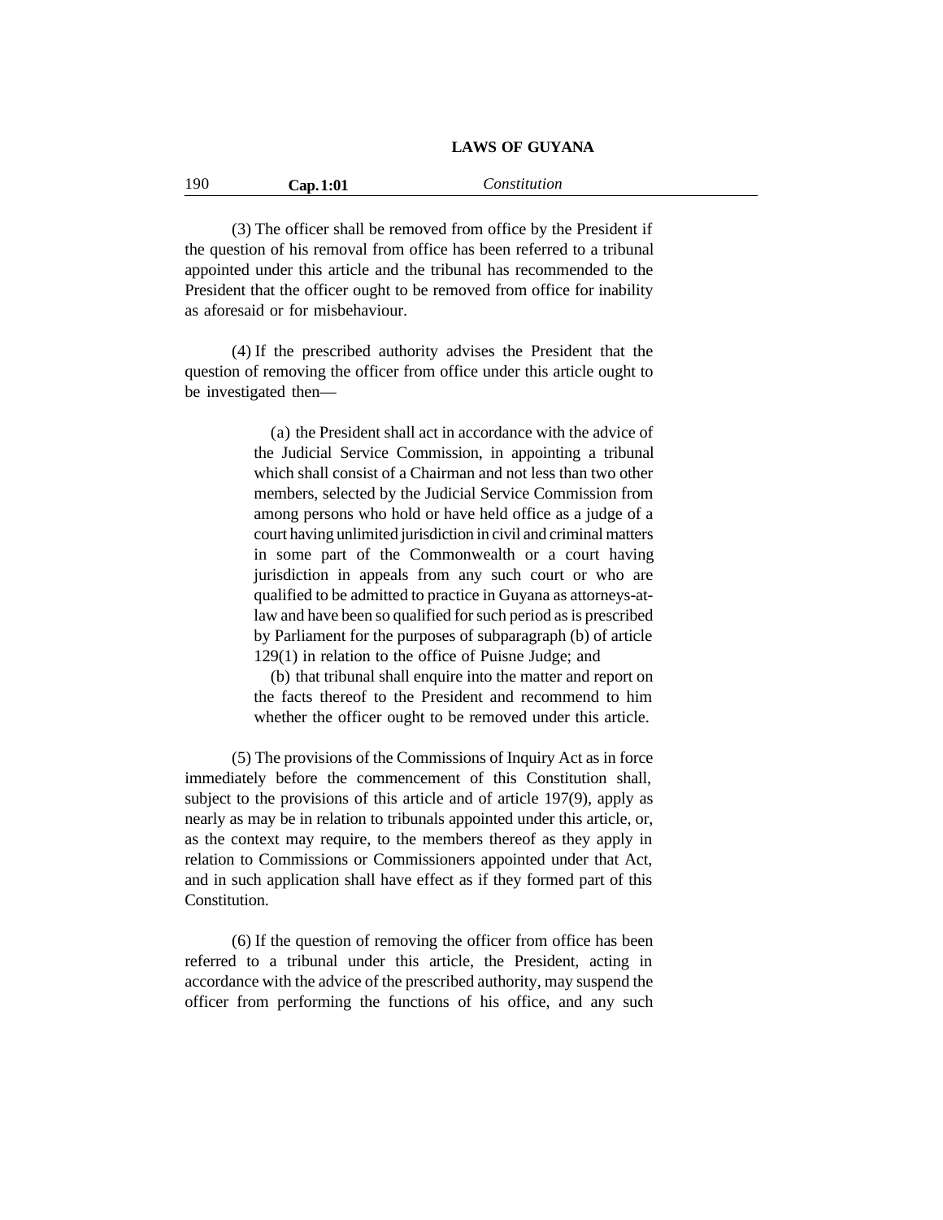(3) The officer shall be removed from office by the President if the question of his removal from office has been referred to a tribunal appointed under this article and the tribunal has recommended to the President that the officer ought to be removed from office for inability as aforesaid or for misbehaviour.

(4) If the prescribed authority advises the President that the question of removing the officer from office under this article ought to be investigated then—

> (a) the President shall act in accordance with the advice of the Judicial Service Commission, in appointing a tribunal which shall consist of a Chairman and not less than two other members, selected by the Judicial Service Commission from among persons who hold or have held office as a judge of a court having unlimited jurisdiction in civil and criminal matters in some part of the Commonwealth or a court having jurisdiction in appeals from any such court or who are qualified to be admitted to practice in Guyana as attorneys-at-law and have been so qualified for such period as is prescribed by Parliament for the purposes of subparagraph (b) of article 129(1) in relation to the office of Puisne Judge; and
>
> (b) that tribunal shall enquire into the matter and report on the facts thereof to the President and recommend to him whether the officer ought to be removed under this article.

(5) The provisions of the Commissions of Inquiry Act as in force immediately before the commencement of this Constitution shall, subject to the provisions of this article and of article 197(9), apply as nearly as may be in relation to tribunals appointed under this article, or, as the context may require, to the members thereof as they apply in relation to Commissions or Commissioners appointed under that Act, and in such application shall have effect as if they formed part of this Constitution.

(6) If the question of removing the officer from office has been referred to a tribunal under this article, the President, acting in accordance with the advice of the prescribed authority, may suspend the officer from performing the functions of his office, and any such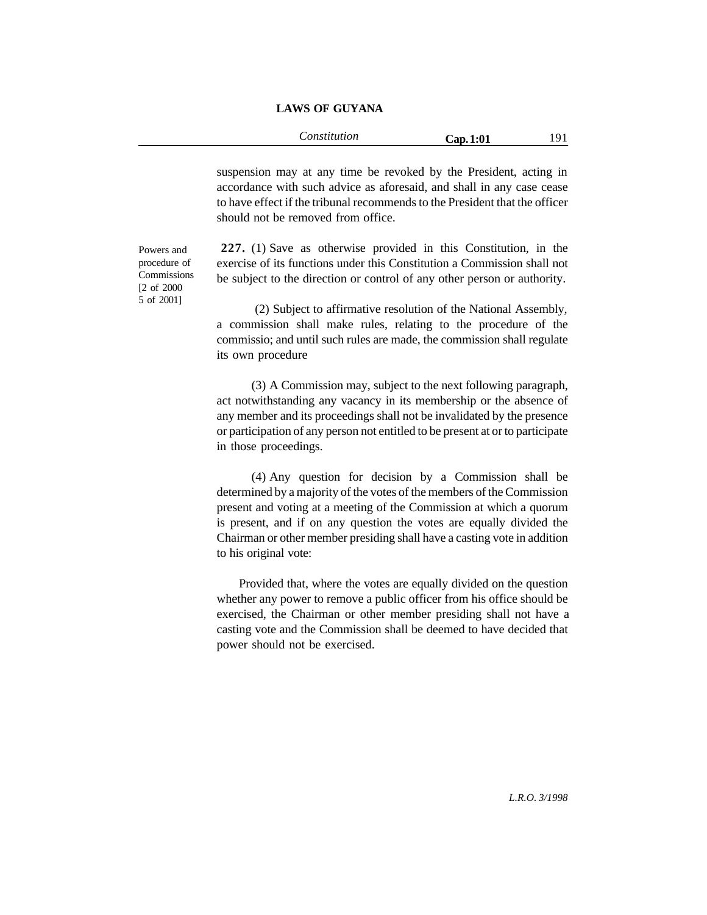suspension may at any time be revoked by the President, acting in accordance with such advice as aforesaid, and shall in any case cease to have effect if the tribunal recommends to the President that the officer should not be removed from office.

Powers and procedure of Commissions [2 of 2000 5 of 2001]

**227.** (1) Save as otherwise provided in this Constitution, in the exercise of its functions under this Constitution a Commission shall not be subject to the direction or control of any other person or authority.

(2) Subject to affirmative resolution of the National Assembly, a commission shall make rules, relating to the procedure of the commissio; and until such rules are made, the commission shall regulate its own procedure

(3) A Commission may, subject to the next following paragraph, act notwithstanding any vacancy in its membership or the absence of any member and its proceedings shall not be invalidated by the presence or participation of any person not entitled to be present at or to participate in those proceedings.

(4) Any question for decision by a Commission shall be determined by a majority of the votes of the members of the Commission present and voting at a meeting of the Commission at which a quorum is present, and if on any question the votes are equally divided the Chairman or other member presiding shall have a casting vote in addition to his original vote:

Provided that, where the votes are equally divided on the question whether any power to remove a public officer from his office should be exercised, the Chairman or other member presiding shall not have a casting vote and the Commission shall be deemed to have decided that power should not be exercised.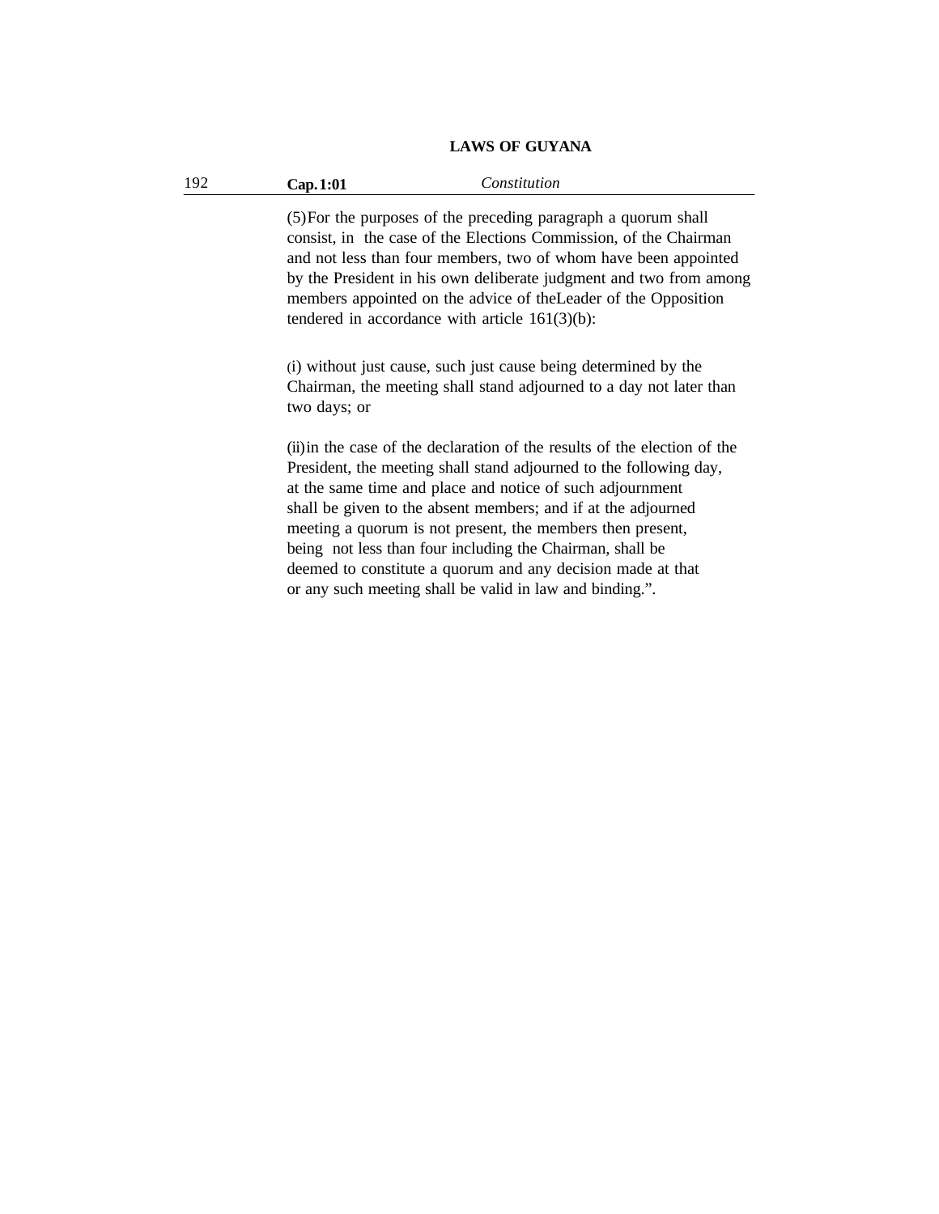(5) For the purposes of the preceding paragraph a quorum shall consist, in the case of the Elections Commission, of the Chairman and not less than four members, two of whom have been appointed by the President in his own deliberate judgment and two from among members appointed on the advice of theLeader of the Opposition tendered in accordance with article 161(3)(b):

(i) without just cause, such just cause being determined by the Chairman, the meeting shall stand adjourned to a day not later than two days; or

(ii) in the case of the declaration of the results of the election of the President, the meeting shall stand adjourned to the following day, at the same time and place and notice of such adjournment shall be given to the absent members; and if at the adjourned meeting a quorum is not present, the members then present, being not less than four including the Chairman, shall be deemed to constitute a quorum and any decision made at that or any such meeting shall be valid in law and binding.".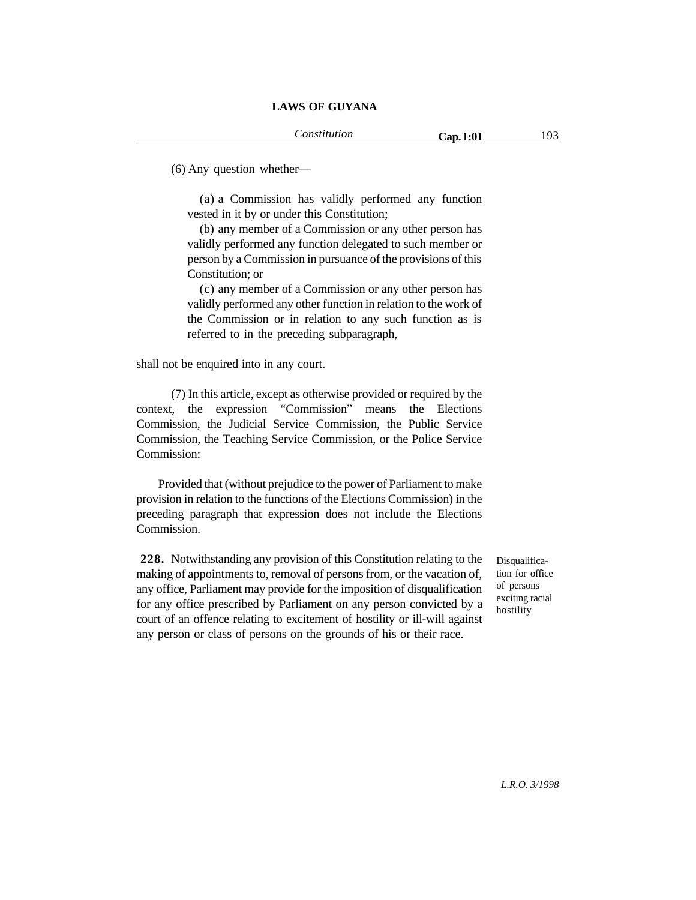(6) Any question whether—

(a) a Commission has validly performed any function vested in it by or under this Constitution;

(b) any member of a Commission or any other person has validly performed any function delegated to such member or person by a Commission in pursuance of the provisions of this Constitution; or

(c) any member of a Commission or any other person has validly performed any other function in relation to the work of the Commission or in relation to any such function as is referred to in the preceding subparagraph,

shall not be enquired into in any court.

(7) In this article, except as otherwise provided or required by the context, the expression "Commission" means the Elections Commission, the Judicial Service Commission, the Public Service Commission, the Teaching Service Commission, or the Police Service Commission:

Provided that (without prejudice to the power of Parliament to make provision in relation to the functions of the Elections Commission) in the preceding paragraph that expression does not include the Elections Commission.

*Disqualification for office of persons exciting racial hostility*

**228.** Notwithstanding any provision of this Constitution relating to the making of appointments to, removal of persons from, or the vacation of, any office, Parliament may provide for the imposition of disqualification for any office prescribed by Parliament on any person convicted by a court of an offence relating to excitement of hostility or ill-will against any person or class of persons on the grounds of his or their race.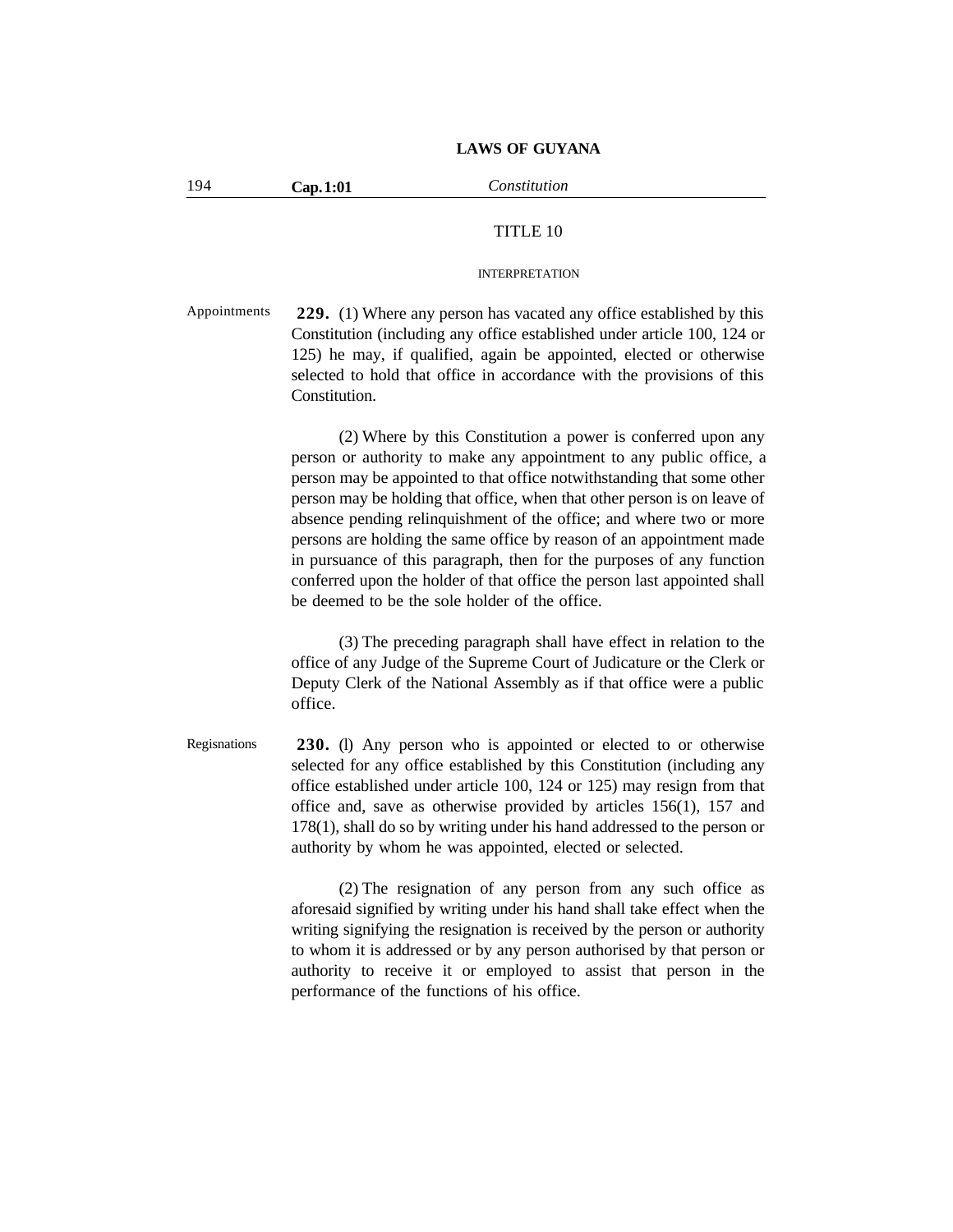## TITLE 10

### INTERPRETATION

Appointments

**229.** (1) Where any person has vacated any office established by this Constitution (including any office established under article 100, 124 or 125) he may, if qualified, again be appointed, elected or otherwise selected to hold that office in accordance with the provisions of this Constitution.

(2) Where by this Constitution a power is conferred upon any person or authority to make any appointment to any public office, a person may be appointed to that office notwithstanding that some other person may be holding that office, when that other person is on leave of absence pending relinquishment of the office; and where two or more persons are holding the same office by reason of an appointment made in pursuance of this paragraph, then for the purposes of any function conferred upon the holder of that office the person last appointed shall be deemed to be the sole holder of the office.

(3) The preceding paragraph shall have effect in relation to the office of any Judge of the Supreme Court of Judicature or the Clerk or Deputy Clerk of the National Assembly as if that office were a public office.

Regisnations

**230.** (l) Any person who is appointed or elected to or otherwise selected for any office established by this Constitution (including any office established under article 100, 124 or 125) may resign from that office and, save as otherwise provided by articles 156(1), 157 and 178(1), shall do so by writing under his hand addressed to the person or authority by whom he was appointed, elected or selected.

(2) The resignation of any person from any such office as aforesaid signified by writing under his hand shall take effect when the writing signifying the resignation is received by the person or authority to whom it is addressed or by any person authorised by that person or authority to receive it or employed to assist that person in the performance of the functions of his office.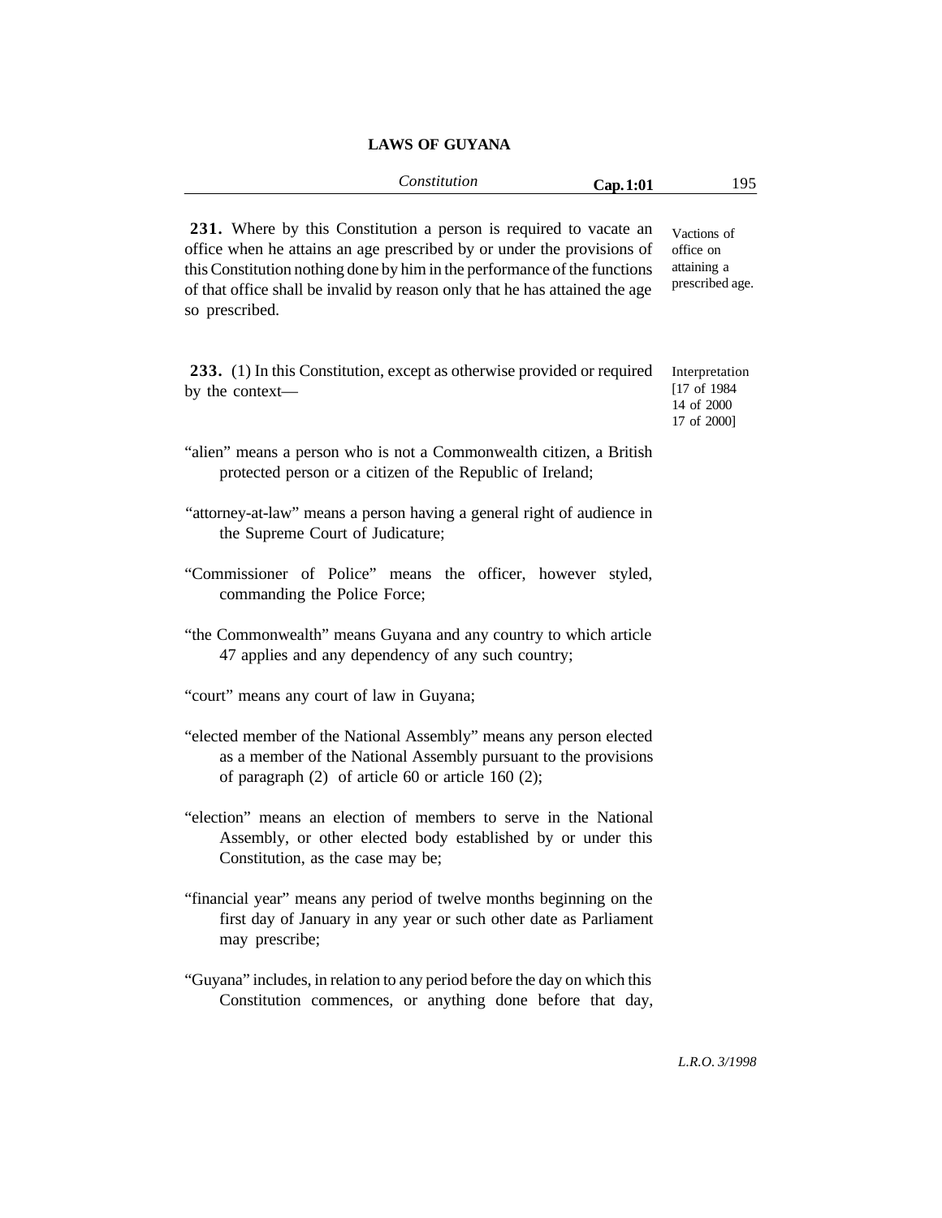**231.** Where by this Constitution a person is required to vacate an office when he attains an age prescribed by or under the provisions of this Constitution nothing done by him in the performance of the functions of that office shall be invalid by reason only that he has attained the age so prescribed.

Vactions of office on attaining a prescribed age.

**233.** (1) In this Constitution, except as otherwise provided or required by the context—

Interpretation [17 of 1984 14 of 2000 17 of 2000]

"alien" means a person who is not a Commonwealth citizen, a British protected person or a citizen of the Republic of Ireland;

"attorney-at-law" means a person having a general right of audience in the Supreme Court of Judicature;

"Commissioner of Police" means the officer, however styled, commanding the Police Force;

"the Commonwealth" means Guyana and any country to which article 47 applies and any dependency of any such country;

"court" means any court of law in Guyana;

"elected member of the National Assembly" means any person elected as a member of the National Assembly pursuant to the provisions of paragraph (2) of article 60 or article 160 (2);

"election" means an election of members to serve in the National Assembly, or other elected body established by or under this Constitution, as the case may be;

"financial year" means any period of twelve months beginning on the first day of January in any year or such other date as Parliament may prescribe;

"Guyana" includes, in relation to any period before the day on which this Constitution commences, or anything done before that day,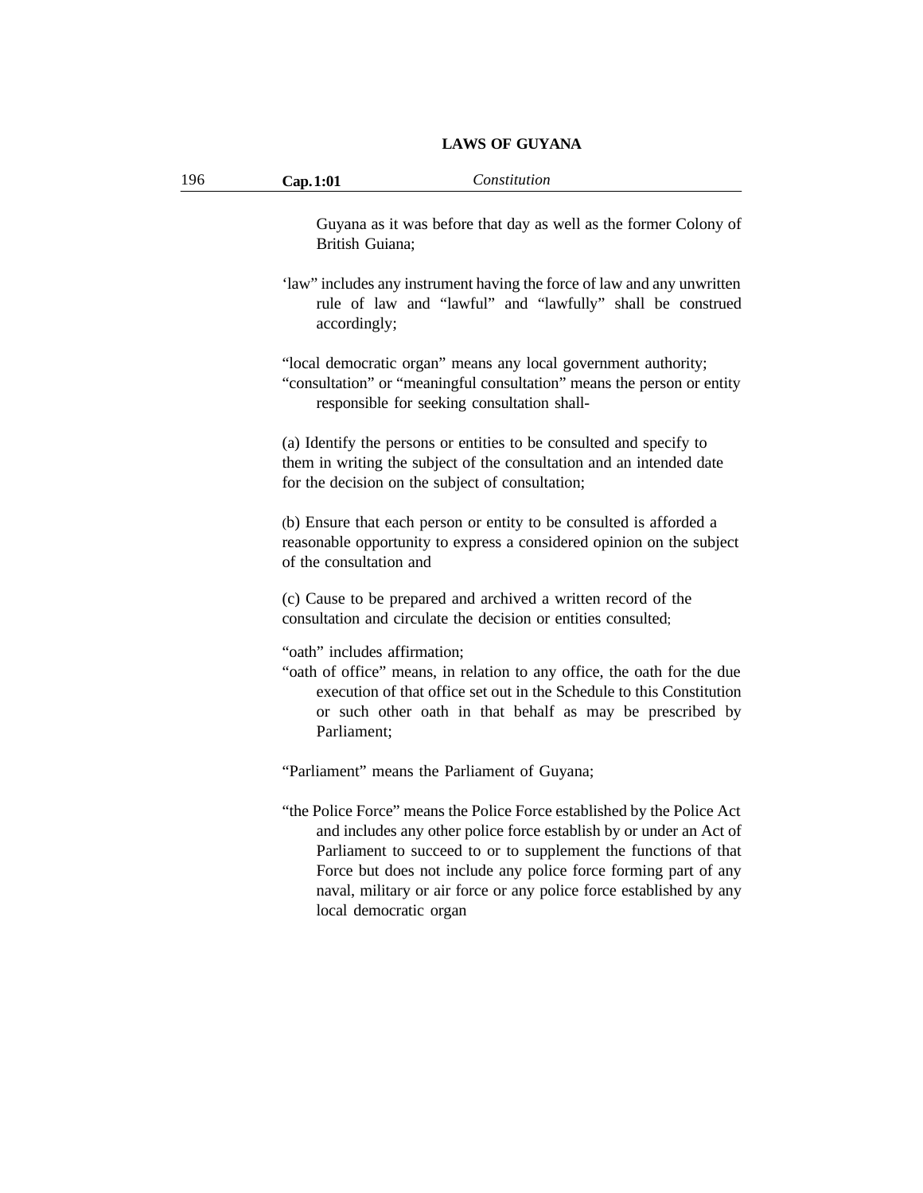Guyana as it was before that day as well as the former Colony of British Guiana;

'law" includes any instrument having the force of law and any unwritten rule of law and "lawful" and "lawfully" shall be construed accordingly;

"local democratic organ" means any local government authority;
"consultation" or "meaningful consultation" means the person or entity responsible for seeking consultation shall-

(a) Identify the persons or entities to be consulted and specify to them in writing the subject of the consultation and an intended date for the decision on the subject of consultation;

(b) Ensure that each person or entity to be consulted is afforded a reasonable opportunity to express a considered opinion on the subject of the consultation and

(c) Cause to be prepared and archived a written record of the consultation and circulate the decision or entities consulted;

"oath" includes affirmation;
"oath of office" means, in relation to any office, the oath for the due execution of that office set out in the Schedule to this Constitution or such other oath in that behalf as may be prescribed by Parliament;

"Parliament" means the Parliament of Guyana;

"the Police Force" means the Police Force established by the Police Act and includes any other police force establish by or under an Act of Parliament to succeed to or to supplement the functions of that Force but does not include any police force forming part of any naval, military or air force or any police force established by any local democratic organ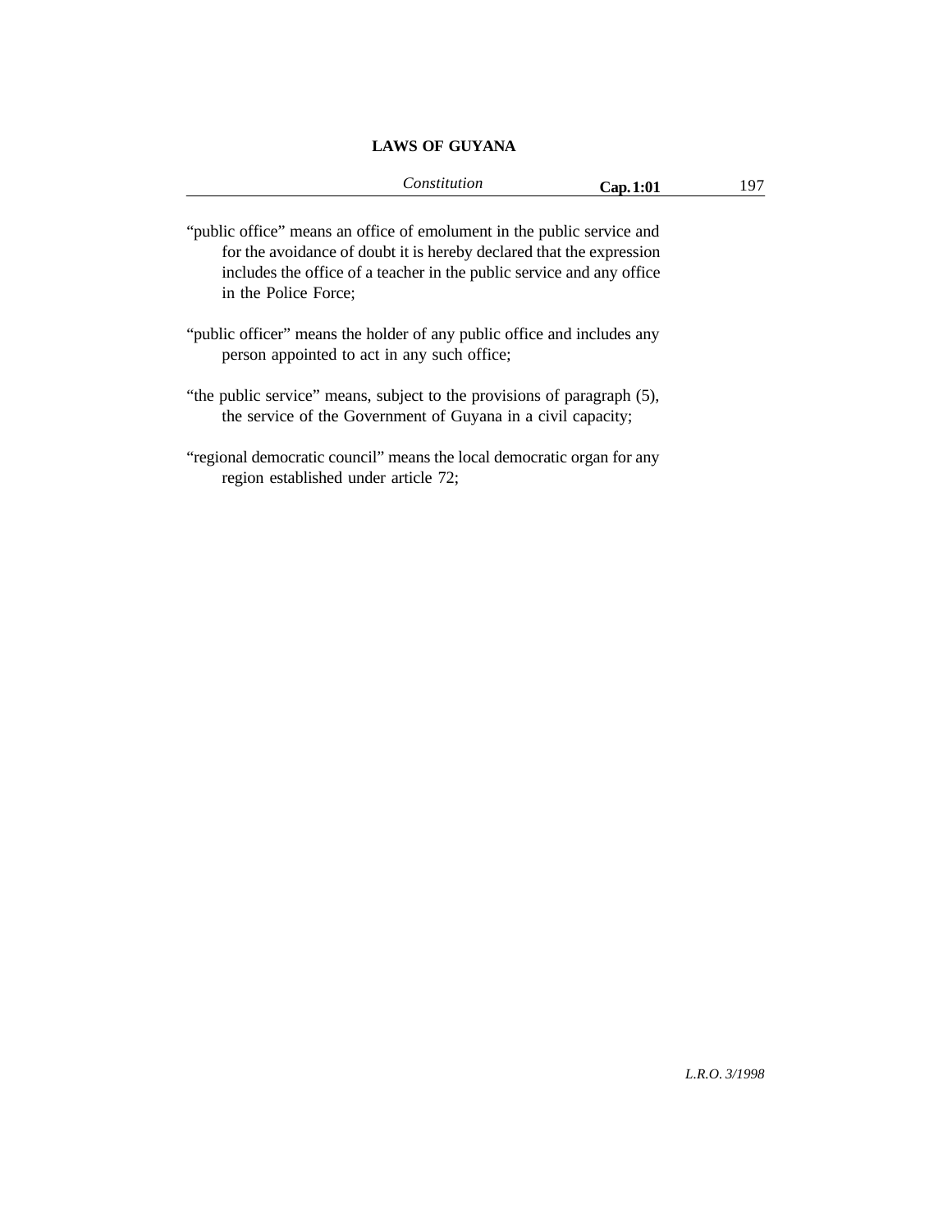"public office" means an office of emolument in the public service and for the avoidance of doubt it is hereby declared that the expression includes the office of a teacher in the public service and any office in the Police Force;

"public officer" means the holder of any public office and includes any person appointed to act in any such office;

"the public service" means, subject to the provisions of paragraph (5), the service of the Government of Guyana in a civil capacity;

"regional democratic council" means the local democratic organ for any region established under article 72;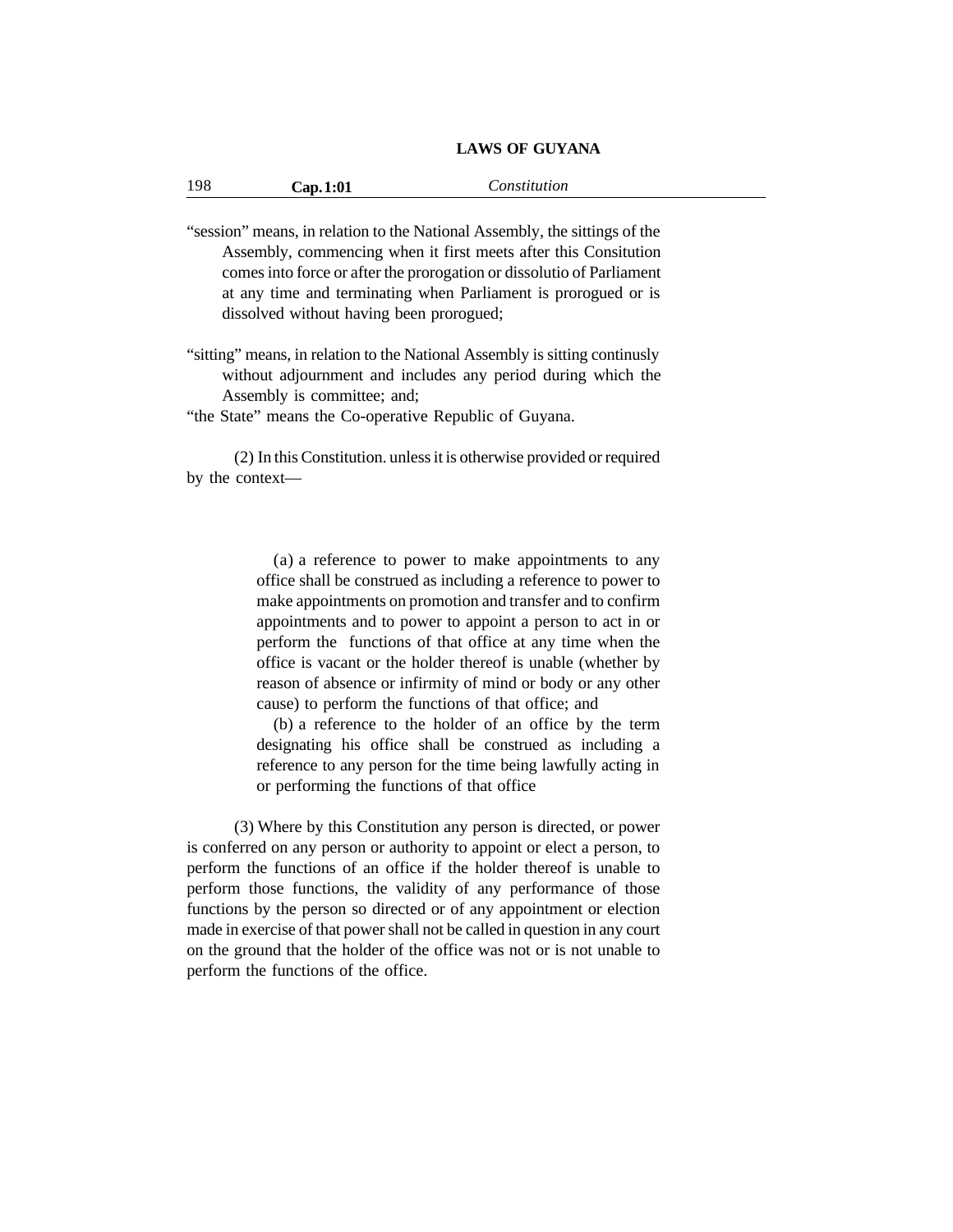"session" means, in relation to the National Assembly, the sittings of the Assembly, commencing when it first meets after this Consitution comes into force or after the prorogation or dissolutio of Parliament at any time and terminating when Parliament is prorogued or is dissolved without having been prorogued;

"sitting" means, in relation to the National Assembly is sitting continusly without adjournment and includes any period during which the Assembly is committee; and;

"the State" means the Co-operative Republic of Guyana.

(2) In this Constitution. unless it is otherwise provided or required by the context—

(a) a reference to power to make appointments to any office shall be construed as including a reference to power to make appointments on promotion and transfer and to confirm appointments and to power to appoint a person to act in or perform the functions of that office at any time when the office is vacant or the holder thereof is unable (whether by reason of absence or infirmity of mind or body or any other cause) to perform the functions of that office; and

(b) a reference to the holder of an office by the term designating his office shall be construed as including a reference to any person for the time being lawfully acting in or performing the functions of that office

(3) Where by this Constitution any person is directed, or power is conferred on any person or authority to appoint or elect a person, to perform the functions of an office if the holder thereof is unable to perform those functions, the validity of any performance of those functions by the person so directed or of any appointment or election made in exercise of that power shall not be called in question in any court on the ground that the holder of the office was not or is not unable to perform the functions of the office.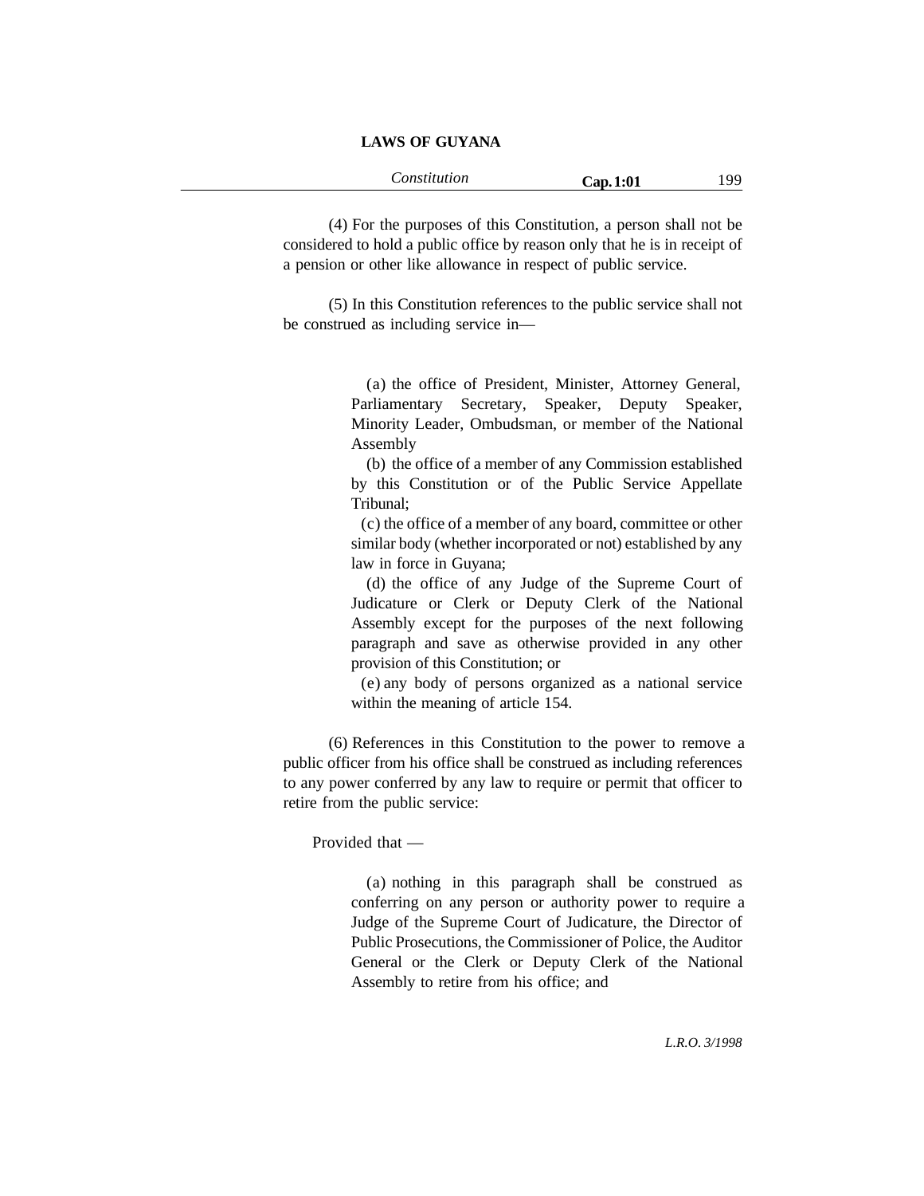(4) For the purposes of this Constitution, a person shall not be considered to hold a public office by reason only that he is in receipt of a pension or other like allowance in respect of public service.

(5) In this Constitution references to the public service shall not be construed as including service in—

(a) the office of President, Minister, Attorney General, Parliamentary Secretary, Speaker, Deputy Speaker, Minority Leader, Ombudsman, or member of the National Assembly

(b) the office of a member of any Commission established by this Constitution or of the Public Service Appellate Tribunal;

(c) the office of a member of any board, committee or other similar body (whether incorporated or not) established by any law in force in Guyana;

(d) the office of any Judge of the Supreme Court of Judicature or Clerk or Deputy Clerk of the National Assembly except for the purposes of the next following paragraph and save as otherwise provided in any other provision of this Constitution; or

(e) any body of persons organized as a national service within the meaning of article 154.

(6) References in this Constitution to the power to remove a public officer from his office shall be construed as including references to any power conferred by any law to require or permit that officer to retire from the public service:

Provided that —

(a) nothing in this paragraph shall be construed as conferring on any person or authority power to require a Judge of the Supreme Court of Judicature, the Director of Public Prosecutions, the Commissioner of Police, the Auditor General or the Clerk or Deputy Clerk of the National Assembly to retire from his office; and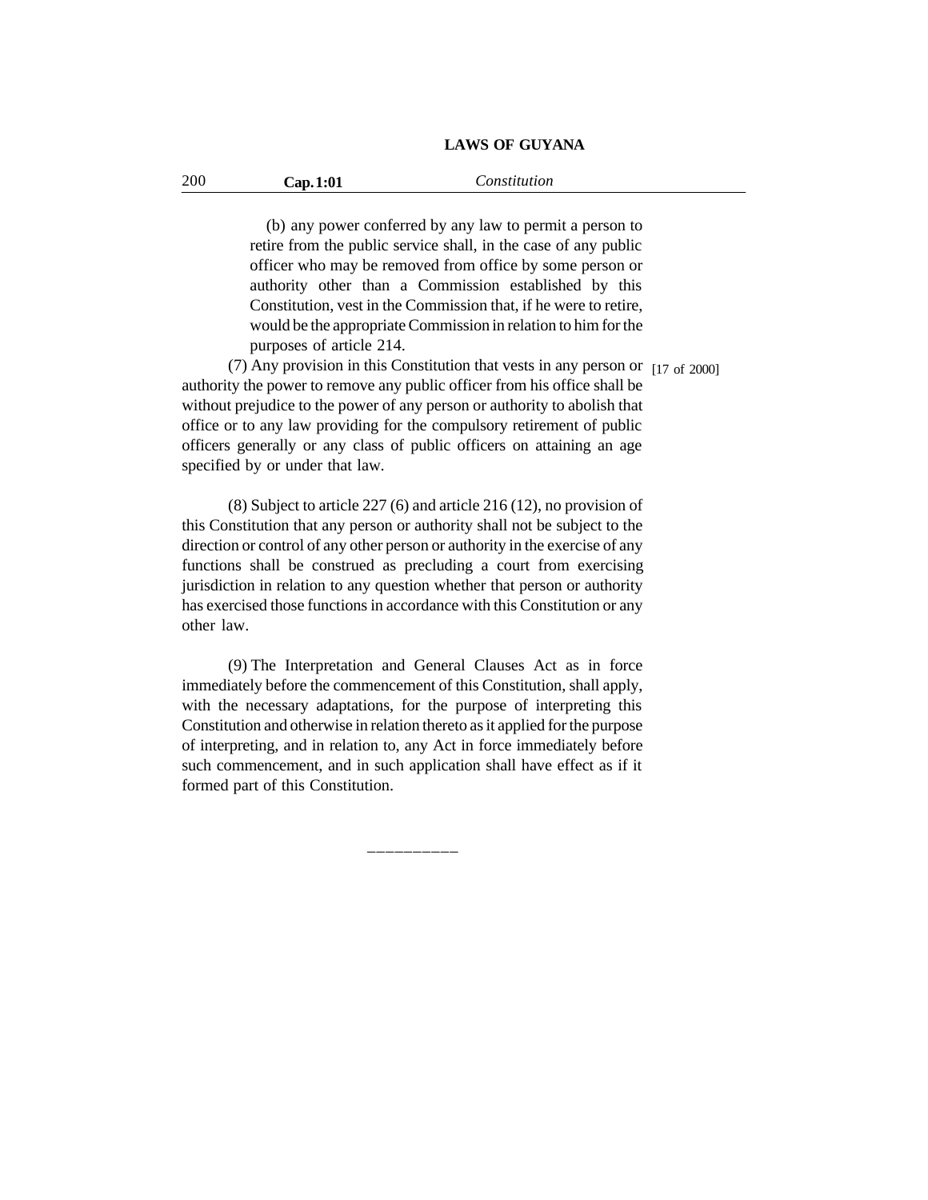(b) any power conferred by any law to permit a person to retire from the public service shall, in the case of any public officer who may be removed from office by some person or authority other than a Commission established by this Constitution, vest in the Commission that, if he were to retire, would be the appropriate Commission in relation to him for the purposes of article 214.

(7) Any provision in this Constitution that vests in any person or authority the power to remove any public officer from his office shall be without prejudice to the power of any person or authority to abolish that office or to any law providing for the compulsory retirement of public officers generally or any class of public officers on attaining an age specified by or under that law. [17 of 2000]

(8) Subject to article 227 (6) and article 216 (12), no provision of this Constitution that any person or authority shall not be subject to the direction or control of any other person or authority in the exercise of any functions shall be construed as precluding a court from exercising jurisdiction in relation to any question whether that person or authority has exercised those functions in accordance with this Constitution or any other law.

(9) The Interpretation and General Clauses Act as in force immediately before the commencement of this Constitution, shall apply, with the necessary adaptations, for the purpose of interpreting this Constitution and otherwise in relation thereto as it applied for the purpose of interpreting, and in relation to, any Act in force immediately before such commencement, and in such application shall have effect as if it formed part of this Constitution.

\_\_\_\_\_\_\_\_\_\_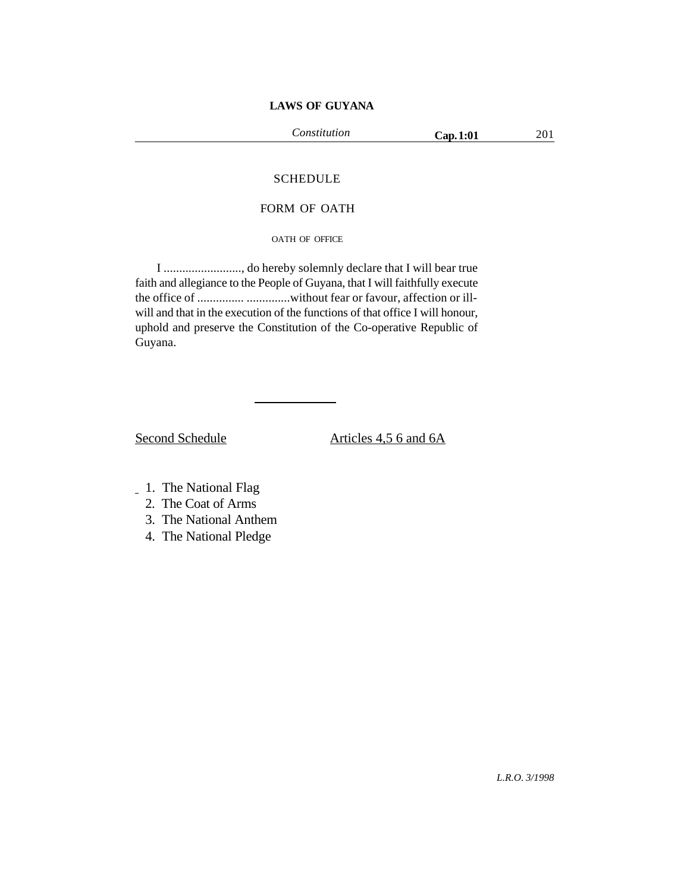## SCHEDULE

### FORM OF OATH

#### OATH OF OFFICE

I ........................., do hereby solemnly declare that I will bear true faith and allegiance to the People of Guyana, that I will faithfully execute the office of .............. .............without fear or favour, affection or ill-will and that in the execution of the functions of that office I will honour, uphold and preserve the Constitution of the Co-operative Republic of Guyana.

---

Second Schedule — Articles 4,5 6 and 6A

1. The National Flag
2. The Coat of Arms
3. The National Anthem
4. The National Pledge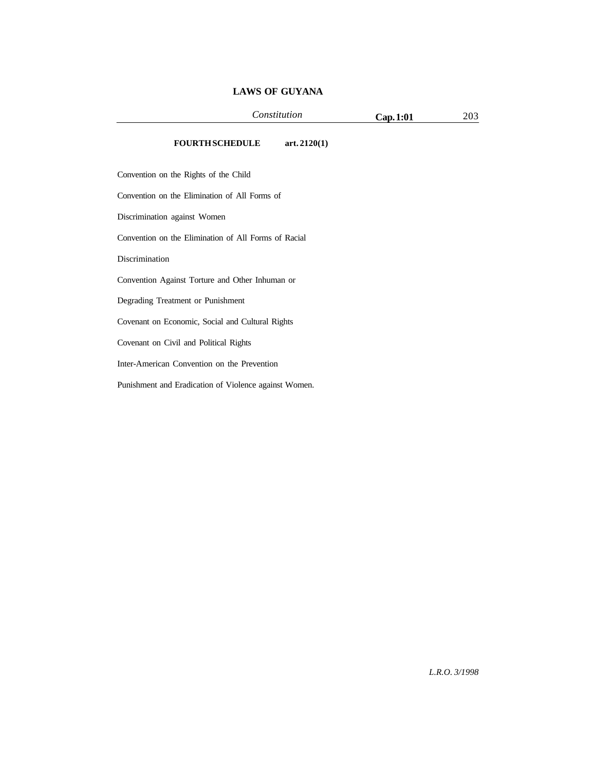**FOURTH SCHEDULE art. 2120(1)**

Convention on the Rights of the Child

Convention on the Elimination of All Forms of

Discrimination against Women

Convention on the Elimination of All Forms of Racial

Discrimination

Convention Against Torture and Other Inhuman or

Degrading Treatment or Punishment

Covenant on Economic, Social and Cultural Rights

Covenant on Civil and Political Rights

Inter-American Convention on the Prevention

Punishment and Eradication of Violence against Women.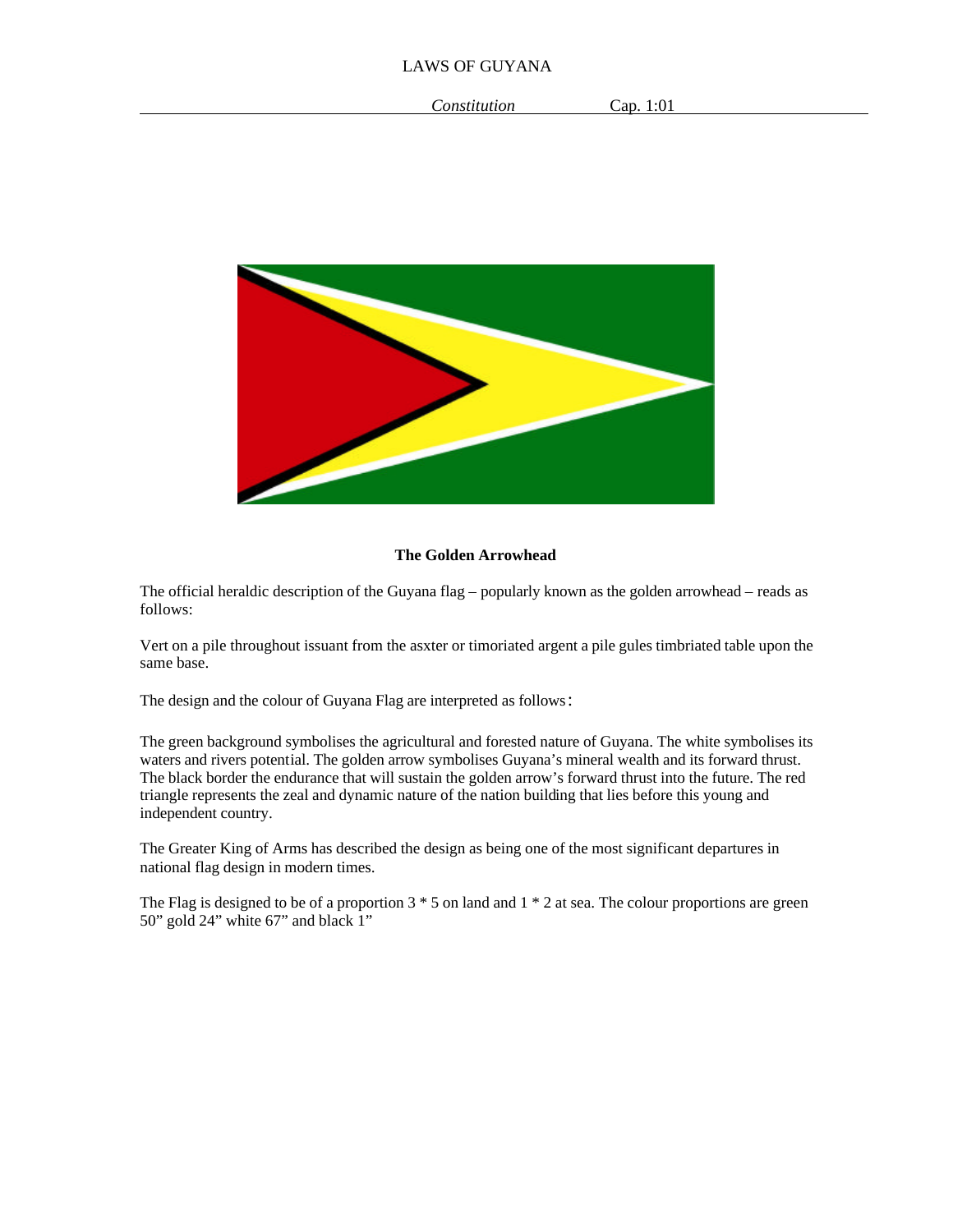**The Golden Arrowhead**

The official heraldic description of the Guyana flag – popularly known as the golden arrowhead – reads as follows:

Vert on a pile throughout issuant from the asxter or timoriated argent a pile gules timbriated table upon the same base.

The design and the colour of Guyana Flag are interpreted as follows：

The green background symbolises the agricultural and forested nature of Guyana. The white symbolises its waters and rivers potential. The golden arrow symbolises Guyana's mineral wealth and its forward thrust. The black border the endurance that will sustain the golden arrow's forward thrust into the future. The red triangle represents the zeal and dynamic nature of the nation building that lies before this young and independent country.

The Greater King of Arms has described the design as being one of the most significant departures in national flag design in modern times.

The Flag is designed to be of a proportion 3 * 5 on land and 1 * 2 at sea. The colour proportions are green 50" gold 24" white 67" and black 1"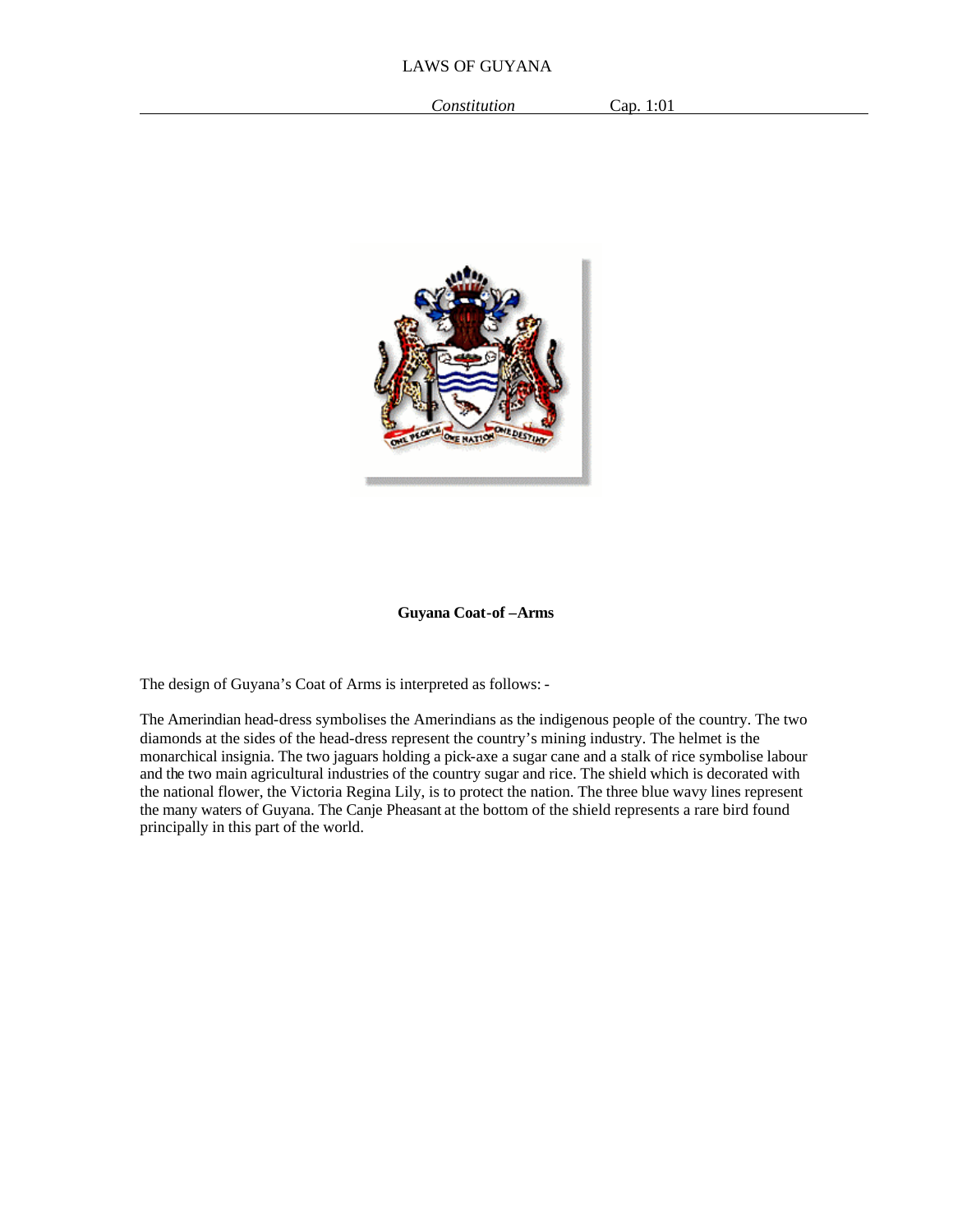**Guyana Coat-of –Arms**

The design of Guyana's Coat of Arms is interpreted as follows: -

The Amerindian head-dress symbolises the Amerindians as the indigenous people of the country. The two diamonds at the sides of the head-dress represent the country's mining industry. The helmet is the monarchical insignia. The two jaguars holding a pick-axe a sugar cane and a stalk of rice symbolise labour and the two main agricultural industries of the country sugar and rice. The shield which is decorated with the national flower, the Victoria Regina Lily, is to protect the nation. The three blue wavy lines represent the many waters of Guyana. The Canje Pheasant at the bottom of the shield represents a rare bird found principally in this part of the world.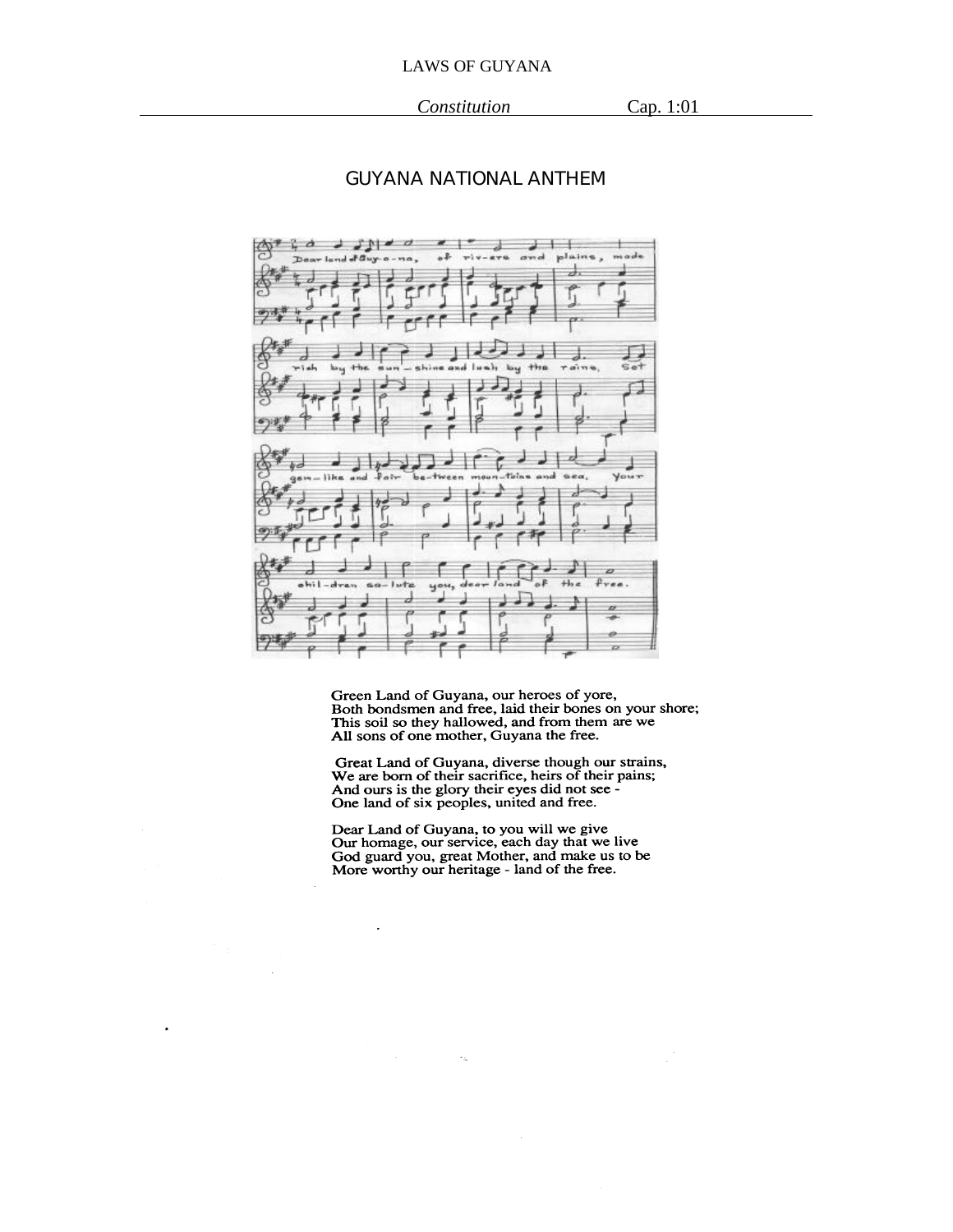# GUYANA NATIONAL ANTHEM

Green Land of Guyana, our heroes of yore,
Both bondsmen and free, laid their bones on your shore;
This soil so they hallowed, and from them are we
All sons of one mother, Guyana the free.

Great Land of Guyana, diverse though our strains,
We are born of their sacrifice, heirs of their pains;
And ours is the glory their eyes did not see -
One land of six peoples, united and free.

Dear Land of Guyana, to you will we give
Our homage, our service, each day that we live
God guard you, great Mother, and make us to be
More worthy our heritage - land of the free.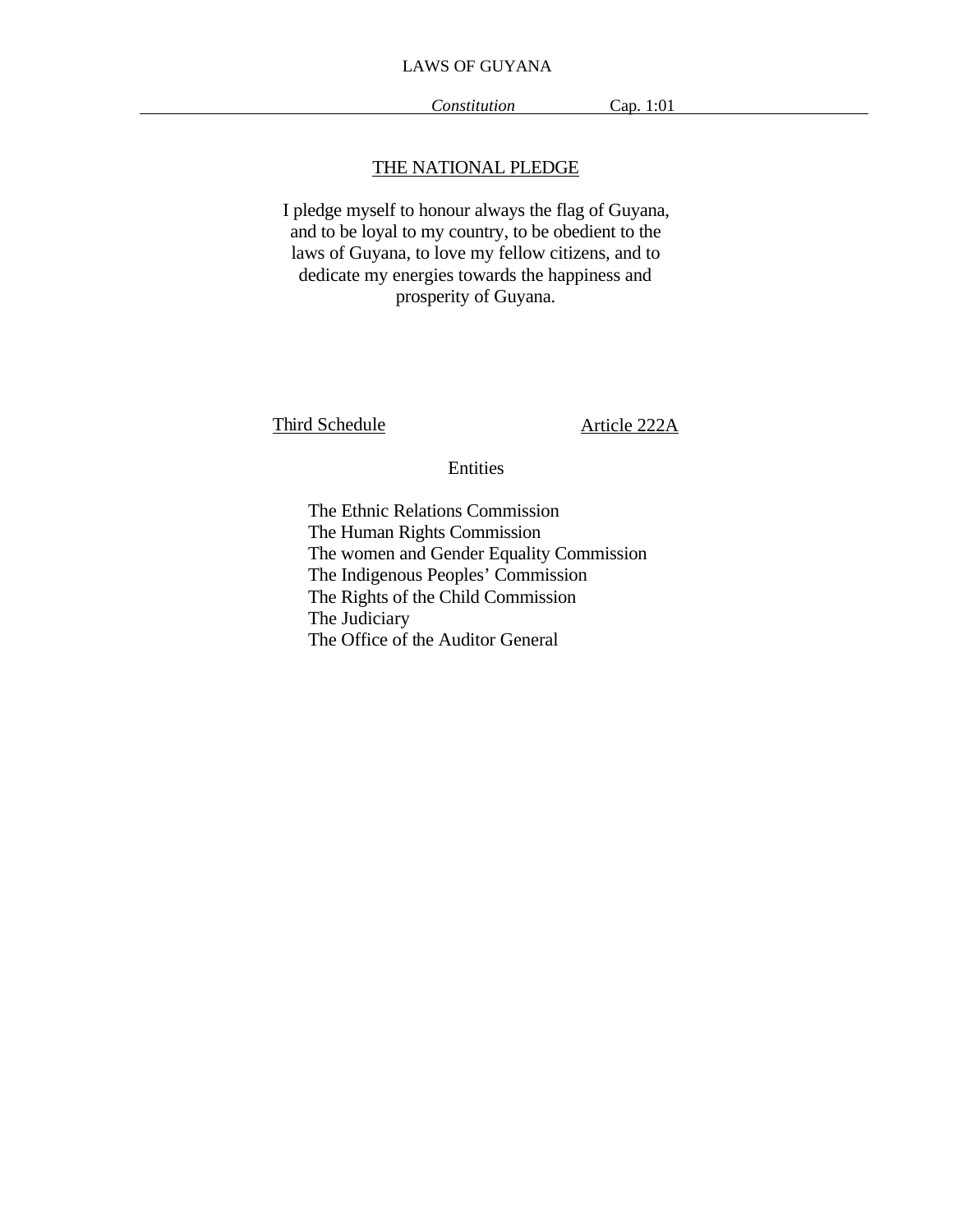## THE NATIONAL PLEDGE

I pledge myself to honour always the flag of Guyana, and to be loyal to my country, to be obedient to the laws of Guyana, to love my fellow citizens, and to dedicate my energies towards the happiness and prosperity of Guyana.

## Third Schedule — Article 222A

### Entities

The Ethnic Relations Commission
The Human Rights Commission
The women and Gender Equality Commission
The Indigenous Peoples' Commission
The Rights of the Child Commission
The Judiciary
The Office of the Auditor General